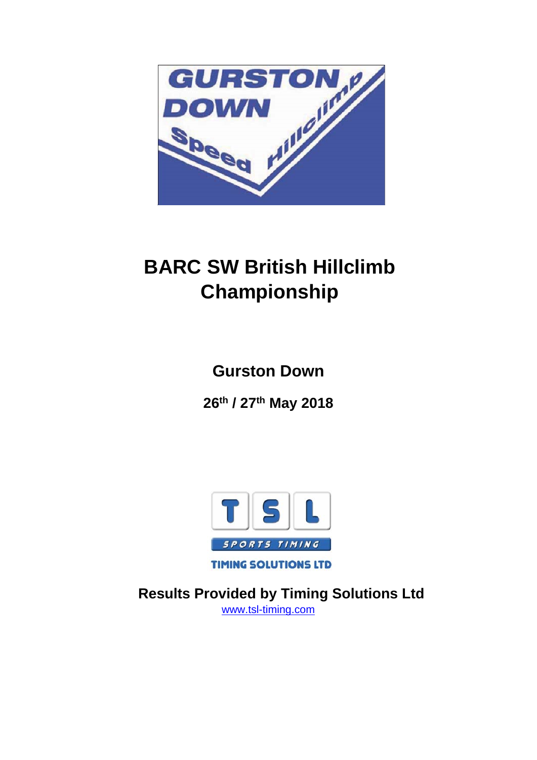# BARC SW British Hillclimb Championship

## Gurston Down

**26th / 27th May 2018**

**Results Provided by Timing Solutions Ltd**

www.tsl-timing.com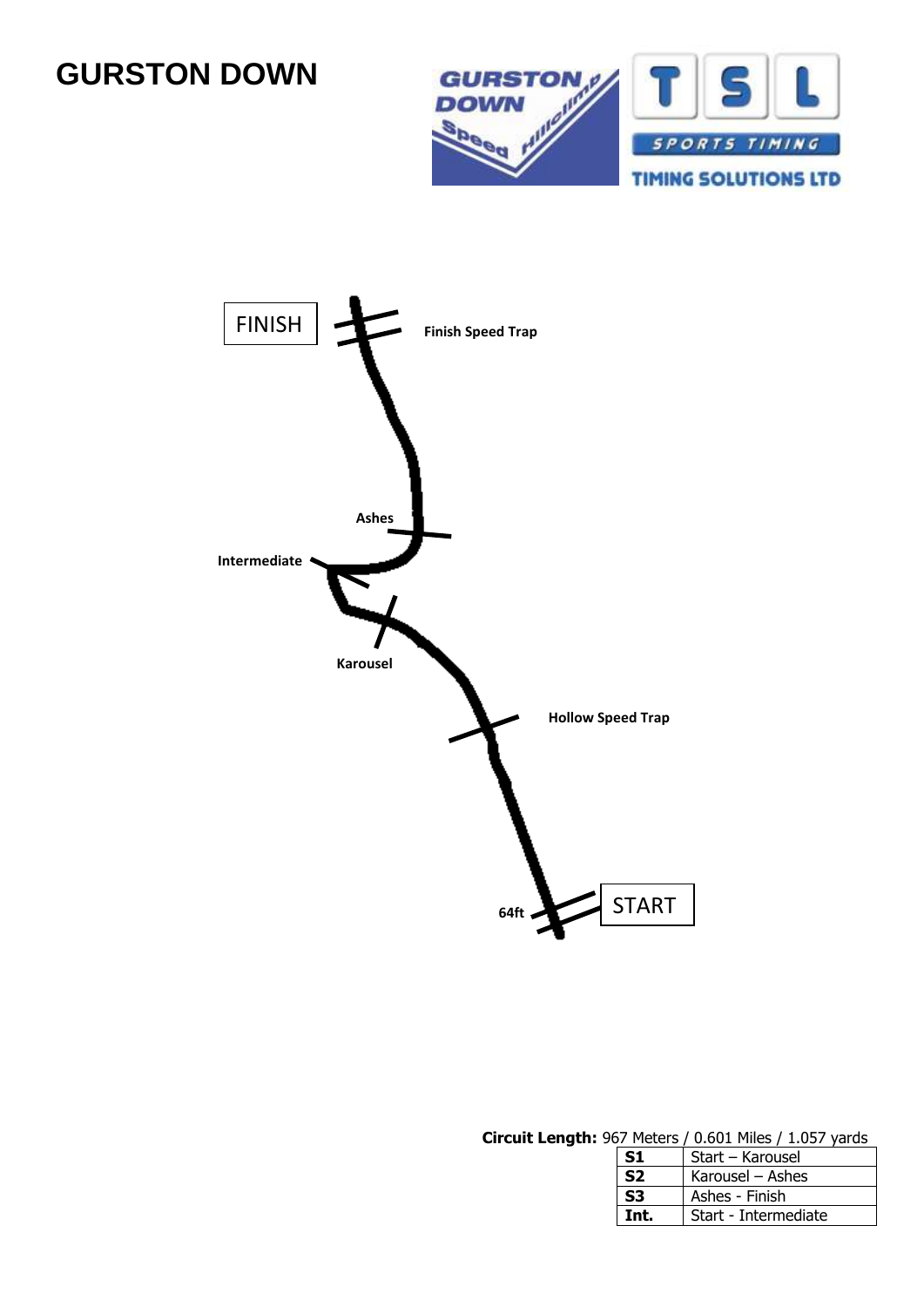# GURSTON DOWN

FINISH

Finish Speed Trap

Ashes

Intermediate

Karousel

Hollow Speed Trap

64ft

START

**Circuit Length:** 967 Meters / 0.601 Miles / 1.057 yards

| | |
|---|---|
| **S1** | Start – Karousel |
| **S2** | Karousel – Ashes |
| **S3** | Ashes - Finish |
| **Int.** | Start - Intermediate |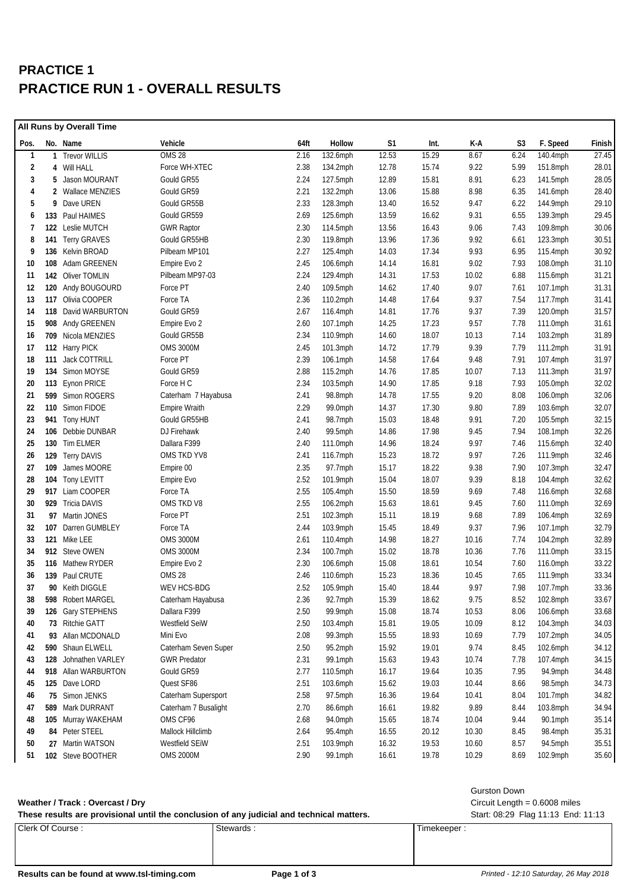# PRACTICE 1
# PRACTICE RUN 1 - OVERALL RESULTS

**All Runs by Overall Time**

| Pos. | No. | Name | Vehicle | 64ft | Hollow | S1 | Int. | K-A | S3 | F. Speed | Finish |
|---|---|---|---|---|---|---|---|---|---|---|---|
| 1 | 1 | Trevor WILLIS | OMS 28 | 2.16 | 132.6mph | 12.53 | 15.29 | 8.67 | 6.24 | 140.4mph | 27.45 |
| 2 | 4 | Will HALL | Force WH-XTEC | 2.38 | 134.2mph | 12.78 | 15.74 | 9.22 | 5.99 | 151.8mph | 28.01 |
| 3 | 5 | Jason MOURANT | Gould GR55 | 2.24 | 127.5mph | 12.89 | 15.81 | 8.91 | 6.23 | 141.5mph | 28.05 |
| 4 | 2 | Wallace MENZIES | Gould GR59 | 2.21 | 132.2mph | 13.06 | 15.88 | 8.98 | 6.35 | 141.6mph | 28.40 |
| 5 | 9 | Dave UREN | Gould GR55B | 2.33 | 128.3mph | 13.40 | 16.52 | 9.47 | 6.22 | 144.9mph | 29.10 |
| 6 | 133 | Paul HAIMES | Gould GR559 | 2.69 | 125.6mph | 13.59 | 16.62 | 9.31 | 6.55 | 139.3mph | 29.45 |
| 7 | 122 | Leslie MUTCH | GWR Raptor | 2.30 | 114.5mph | 13.56 | 16.43 | 9.06 | 7.43 | 109.8mph | 30.06 |
| 8 | 141 | Terry GRAVES | Gould GR55HB | 2.30 | 119.8mph | 13.96 | 17.36 | 9.92 | 6.61 | 123.3mph | 30.51 |
| 9 | 136 | Kelvin BROAD | Pilbeam MP101 | 2.27 | 125.4mph | 14.03 | 17.34 | 9.93 | 6.95 | 115.4mph | 30.92 |
| 10 | 108 | Adam GREENEN | Empire Evo 2 | 2.45 | 106.6mph | 14.14 | 16.81 | 9.02 | 7.93 | 108.0mph | 31.10 |
| 11 | 142 | Oliver TOMLIN | Pilbeam MP97-03 | 2.24 | 129.4mph | 14.31 | 17.53 | 10.02 | 6.88 | 115.6mph | 31.21 |
| 12 | 120 | Andy BOUGOURD | Force PT | 2.40 | 109.5mph | 14.62 | 17.40 | 9.07 | 7.61 | 107.1mph | 31.31 |
| 13 | 117 | Olivia COOPER | Force TA | 2.36 | 110.2mph | 14.48 | 17.64 | 9.37 | 7.54 | 117.7mph | 31.41 |
| 14 | 118 | David WARBURTON | Gould GR59 | 2.67 | 116.4mph | 14.81 | 17.76 | 9.37 | 7.39 | 120.0mph | 31.57 |
| 15 | 908 | Andy GREENEN | Empire Evo 2 | 2.60 | 107.1mph | 14.25 | 17.23 | 9.57 | 7.78 | 111.0mph | 31.61 |
| 16 | 709 | Nicola MENZIES | Gould GR55B | 2.34 | 110.9mph | 14.60 | 18.07 | 10.13 | 7.14 | 103.2mph | 31.89 |
| 17 | 112 | Harry PICK | OMS 3000M | 2.45 | 101.3mph | 14.72 | 17.79 | 9.39 | 7.79 | 111.2mph | 31.91 |
| 18 | 111 | Jack COTTRILL | Force PT | 2.39 | 106.1mph | 14.58 | 17.64 | 9.48 | 7.91 | 107.4mph | 31.97 |
| 19 | 134 | Simon MOYSE | Gould GR59 | 2.88 | 115.2mph | 14.76 | 17.85 | 10.07 | 7.13 | 111.3mph | 31.97 |
| 20 | 113 | Eynon PRICE | Force H C | 2.34 | 103.5mph | 14.90 | 17.85 | 9.18 | 7.93 | 105.0mph | 32.02 |
| 21 | 599 | Simon ROGERS | Caterham 7 Hayabusa | 2.41 | 98.8mph | 14.78 | 17.55 | 9.20 | 8.08 | 106.0mph | 32.06 |
| 22 | 110 | Simon FIDOE | Empire Wraith | 2.29 | 99.0mph | 14.37 | 17.30 | 9.80 | 7.89 | 103.6mph | 32.07 |
| 23 | 941 | Tony HUNT | Gould GR55HB | 2.41 | 98.7mph | 15.03 | 18.48 | 9.91 | 7.20 | 105.5mph | 32.15 |
| 24 | 106 | Debbie DUNBAR | DJ Firehawk | 2.40 | 99.5mph | 14.86 | 17.98 | 9.45 | 7.94 | 108.1mph | 32.26 |
| 25 | 130 | Tim ELMER | Dallara F399 | 2.40 | 111.0mph | 14.96 | 18.24 | 9.97 | 7.46 | 115.6mph | 32.40 |
| 26 | 129 | Terry DAVIS | OMS TKD YV8 | 2.41 | 116.7mph | 15.23 | 18.72 | 9.97 | 7.26 | 111.9mph | 32.46 |
| 27 | 109 | James MOORE | Empire 00 | 2.35 | 97.7mph | 15.17 | 18.22 | 9.38 | 7.90 | 107.3mph | 32.47 |
| 28 | 104 | Tony LEVITT | Empire Evo | 2.52 | 101.9mph | 15.04 | 18.07 | 9.39 | 8.18 | 104.4mph | 32.62 |
| 29 | 917 | Liam COOPER | Force TA | 2.55 | 105.4mph | 15.50 | 18.59 | 9.69 | 7.48 | 116.6mph | 32.68 |
| 30 | 929 | Tricia DAVIS | OMS TKD V8 | 2.55 | 106.2mph | 15.63 | 18.61 | 9.45 | 7.60 | 111.0mph | 32.69 |
| 31 | 97 | Martin JONES | Force PT | 2.51 | 102.3mph | 15.11 | 18.19 | 9.68 | 7.89 | 106.4mph | 32.69 |
| 32 | 107 | Darren GUMBLEY | Force TA | 2.44 | 103.9mph | 15.45 | 18.49 | 9.37 | 7.96 | 107.1mph | 32.79 |
| 33 | 121 | Mike LEE | OMS 3000M | 2.61 | 110.4mph | 14.98 | 18.27 | 10.16 | 7.74 | 104.2mph | 32.89 |
| 34 | 912 | Steve OWEN | OMS 3000M | 2.34 | 100.7mph | 15.02 | 18.78 | 10.36 | 7.76 | 111.0mph | 33.15 |
| 35 | 116 | Mathew RYDER | Empire Evo 2 | 2.30 | 106.6mph | 15.08 | 18.61 | 10.54 | 7.60 | 116.0mph | 33.22 |
| 36 | 139 | Paul CRUTE | OMS 28 | 2.46 | 110.6mph | 15.23 | 18.36 | 10.45 | 7.65 | 111.9mph | 33.34 |
| 37 | 90 | Keith DIGGLE | WEV HCS-BDG | 2.52 | 105.9mph | 15.40 | 18.44 | 9.97 | 7.98 | 107.7mph | 33.36 |
| 38 | 598 | Robert MARGEL | Caterham Hayabusa | 2.36 | 92.7mph | 15.39 | 18.62 | 9.75 | 8.52 | 102.8mph | 33.67 |
| 39 | 126 | Gary STEPHENS | Dallara F399 | 2.50 | 99.9mph | 15.08 | 18.74 | 10.53 | 8.06 | 106.6mph | 33.68 |
| 40 | 73 | Ritchie GATT | Westfield SeiW | 2.50 | 103.4mph | 15.81 | 19.05 | 10.09 | 8.12 | 104.3mph | 34.03 |
| 41 | 93 | Allan MCDONALD | Mini Evo | 2.08 | 99.3mph | 15.55 | 18.93 | 10.69 | 7.79 | 107.2mph | 34.05 |
| 42 | 590 | Shaun ELWELL | Caterham Seven Super | 2.50 | 95.2mph | 15.92 | 19.01 | 9.74 | 8.45 | 102.6mph | 34.12 |
| 43 | 128 | Johnathen VARLEY | GWR Predator | 2.31 | 99.1mph | 15.63 | 19.43 | 10.74 | 7.78 | 107.4mph | 34.15 |
| 44 | 918 | Allan WARBURTON | Gould GR59 | 2.77 | 110.5mph | 16.17 | 19.64 | 10.35 | 7.95 | 94.9mph | 34.48 |
| 45 | 125 | Dave LORD | Quest SF86 | 2.51 | 103.6mph | 15.62 | 19.03 | 10.44 | 8.66 | 98.5mph | 34.73 |
| 46 | 75 | Simon JENKS | Caterham Supersport | 2.58 | 97.5mph | 16.36 | 19.64 | 10.41 | 8.04 | 101.7mph | 34.82 |
| 47 | 589 | Mark DURRANT | Caterham 7 Busalight | 2.70 | 86.6mph | 16.61 | 19.82 | 9.89 | 8.44 | 103.8mph | 34.94 |
| 48 | 105 | Murray WAKEHAM | OMS CF96 | 2.68 | 94.0mph | 15.65 | 18.74 | 10.04 | 9.44 | 90.1mph | 35.14 |
| 49 | 84 | Peter STEEL | Mallock Hillclimb | 2.64 | 95.4mph | 16.55 | 20.12 | 10.30 | 8.45 | 98.4mph | 35.31 |
| 50 | 27 | Martin WATSON | Westfield SEiW | 2.51 | 103.9mph | 16.32 | 19.53 | 10.60 | 8.57 | 94.5mph | 35.51 |
| 51 | 102 | Steve BOOTHER | OMS 2000M | 2.90 | 99.1mph | 16.61 | 19.78 | 10.29 | 8.69 | 102.9mph | 35.60 |

**Weather / Track : Overcast / Dry**

**These results are provisional until the conclusion of any judicial and technical matters.**

Gurston Down
Circuit Length = 0.6008 miles
Start: 08:29 Flag 11:13 End: 11:13

| Clerk Of Course : | Stewards : | Timekeeper : |
|---|---|---|
| | | |

**Results can be found at www.tsl-timing.com**

*Printed - 12:10 Saturday, 26 May 2018*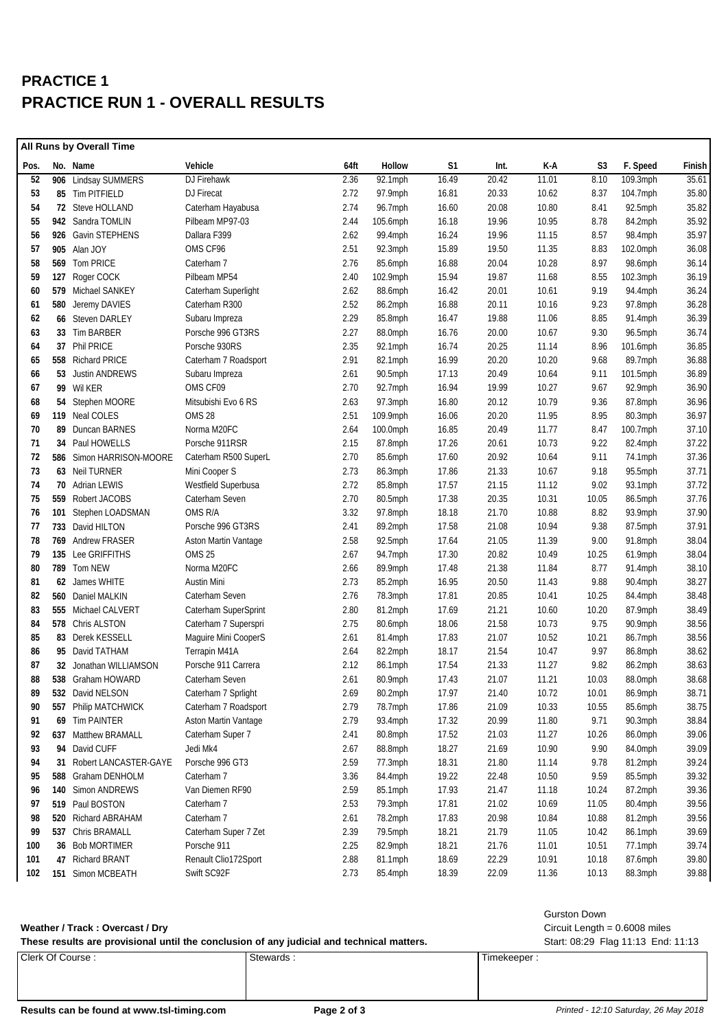# PRACTICE 1
# PRACTICE RUN 1 - OVERALL RESULTS

**All Runs by Overall Time**

| Pos. | No. | Name | Vehicle | 64ft | Hollow | S1 | Int. | K-A | S3 | F. Speed | Finish |
|---|---|---|---|---|---|---|---|---|---|---|---|
| 52 | 906 | Lindsay SUMMERS | DJ Firehawk | 2.36 | 92.1mph | 16.49 | 20.42 | 11.01 | 8.10 | 109.3mph | 35.61 |
| 53 | 85 | Tim PITFIELD | DJ Firecat | 2.72 | 97.9mph | 16.81 | 20.33 | 10.62 | 8.37 | 104.7mph | 35.80 |
| 54 | 72 | Steve HOLLAND | Caterham Hayabusa | 2.74 | 96.7mph | 16.60 | 20.08 | 10.80 | 8.41 | 92.5mph | 35.82 |
| 55 | 942 | Sandra TOMLIN | Pilbeam MP97-03 | 2.44 | 105.6mph | 16.18 | 19.96 | 10.95 | 8.78 | 84.2mph | 35.92 |
| 56 | 926 | Gavin STEPHENS | Dallara F399 | 2.62 | 99.4mph | 16.24 | 19.96 | 11.15 | 8.57 | 98.4mph | 35.97 |
| 57 | 905 | Alan JOY | OMS CF96 | 2.51 | 92.3mph | 15.89 | 19.50 | 11.35 | 8.83 | 102.0mph | 36.08 |
| 58 | 569 | Tom PRICE | Caterham 7 | 2.76 | 85.6mph | 16.88 | 20.04 | 10.28 | 8.97 | 98.6mph | 36.14 |
| 59 | 127 | Roger COCK | Pilbeam MP54 | 2.40 | 102.9mph | 15.94 | 19.87 | 11.68 | 8.55 | 102.3mph | 36.19 |
| 60 | 579 | Michael SANKEY | Caterham Superlight | 2.62 | 88.6mph | 16.42 | 20.01 | 10.61 | 9.19 | 94.4mph | 36.24 |
| 61 | 580 | Jeremy DAVIES | Caterham R300 | 2.52 | 86.2mph | 16.88 | 20.11 | 10.16 | 9.23 | 97.8mph | 36.28 |
| 62 | 66 | Steven DARLEY | Subaru Impreza | 2.29 | 85.8mph | 16.47 | 19.88 | 11.06 | 8.85 | 91.4mph | 36.39 |
| 63 | 33 | Tim BARBER | Porsche 996 GT3RS | 2.27 | 88.0mph | 16.76 | 20.00 | 10.67 | 9.30 | 96.5mph | 36.74 |
| 64 | 37 | Phil PRICE | Porsche 930RS | 2.35 | 92.1mph | 16.74 | 20.25 | 11.14 | 8.96 | 101.6mph | 36.85 |
| 65 | 558 | Richard PRICE | Caterham 7 Roadsport | 2.91 | 82.1mph | 16.99 | 20.20 | 10.20 | 9.68 | 89.7mph | 36.88 |
| 66 | 53 | Justin ANDREWS | Subaru Impreza | 2.61 | 90.5mph | 17.13 | 20.49 | 10.64 | 9.11 | 101.5mph | 36.89 |
| 67 | 99 | Wil KER | OMS CF09 | 2.70 | 92.7mph | 16.94 | 19.99 | 10.27 | 9.67 | 92.9mph | 36.90 |
| 68 | 54 | Stephen MOORE | Mitsubishi Evo 6 RS | 2.63 | 97.3mph | 16.80 | 20.12 | 10.79 | 9.36 | 87.8mph | 36.96 |
| 69 | 119 | Neal COLES | OMS 28 | 2.51 | 109.9mph | 16.06 | 20.20 | 11.95 | 8.95 | 80.3mph | 36.97 |
| 70 | 89 | Duncan BARNES | Norma M20FC | 2.64 | 100.0mph | 16.85 | 20.49 | 11.77 | 8.47 | 100.7mph | 37.10 |
| 71 | 34 | Paul HOWELLS | Porsche 911RSR | 2.15 | 87.8mph | 17.26 | 20.61 | 10.73 | 9.22 | 82.4mph | 37.22 |
| 72 | 586 | Simon HARRISON-MOORE | Caterham R500 SuperL | 2.70 | 85.6mph | 17.60 | 20.92 | 10.64 | 9.11 | 74.1mph | 37.36 |
| 73 | 63 | Neil TURNER | Mini Cooper S | 2.73 | 86.3mph | 17.86 | 21.33 | 10.67 | 9.18 | 95.5mph | 37.71 |
| 74 | 70 | Adrian LEWIS | Westfield Superbusa | 2.72 | 85.8mph | 17.57 | 21.15 | 11.12 | 9.02 | 93.1mph | 37.72 |
| 75 | 559 | Robert JACOBS | Caterham Seven | 2.70 | 80.5mph | 17.38 | 20.35 | 10.31 | 10.05 | 86.5mph | 37.76 |
| 76 | 101 | Stephen LOADSMAN | OMS R/A | 3.32 | 97.8mph | 18.18 | 21.70 | 10.88 | 8.82 | 93.9mph | 37.90 |
| 77 | 733 | David HILTON | Porsche 996 GT3RS | 2.41 | 89.2mph | 17.58 | 21.08 | 10.94 | 9.38 | 87.5mph | 37.91 |
| 78 | 769 | Andrew FRASER | Aston Martin Vantage | 2.58 | 92.5mph | 17.64 | 21.05 | 11.39 | 9.00 | 91.8mph | 38.04 |
| 79 | 135 | Lee GRIFFITHS | OMS 25 | 2.67 | 94.7mph | 17.30 | 20.82 | 10.49 | 10.25 | 61.9mph | 38.04 |
| 80 | 789 | Tom NEW | Norma M20FC | 2.66 | 89.9mph | 17.48 | 21.38 | 11.84 | 8.77 | 91.4mph | 38.10 |
| 81 | 62 | James WHITE | Austin Mini | 2.73 | 85.2mph | 16.95 | 20.50 | 11.43 | 9.88 | 90.4mph | 38.27 |
| 82 | 560 | Daniel MALKIN | Caterham Seven | 2.76 | 78.3mph | 17.81 | 20.85 | 10.41 | 10.25 | 84.4mph | 38.48 |
| 83 | 555 | Michael CALVERT | Caterham SuperSprint | 2.80 | 81.2mph | 17.69 | 21.21 | 10.60 | 10.20 | 87.9mph | 38.49 |
| 84 | 578 | Chris ALSTON | Caterham 7 Superspri | 2.75 | 80.6mph | 18.06 | 21.58 | 10.73 | 9.75 | 90.9mph | 38.56 |
| 85 | 83 | Derek KESSELL | Maguire Mini CooperS | 2.61 | 81.4mph | 17.83 | 21.07 | 10.52 | 10.21 | 86.7mph | 38.56 |
| 86 | 95 | David TATHAM | Terrapin M41A | 2.64 | 82.2mph | 18.17 | 21.54 | 10.47 | 9.97 | 86.8mph | 38.62 |
| 87 | 32 | Jonathan WILLIAMSON | Porsche 911 Carrera | 2.12 | 86.1mph | 17.54 | 21.33 | 11.27 | 9.82 | 86.2mph | 38.63 |
| 88 | 538 | Graham HOWARD | Caterham Seven | 2.61 | 80.9mph | 17.43 | 21.07 | 11.21 | 10.03 | 88.0mph | 38.68 |
| 89 | 532 | David NELSON | Caterham 7 Sprlight | 2.69 | 80.2mph | 17.97 | 21.40 | 10.72 | 10.01 | 86.9mph | 38.71 |
| 90 | 557 | Philip MATCHWICK | Caterham 7 Roadsport | 2.79 | 78.7mph | 17.86 | 21.09 | 10.33 | 10.55 | 85.6mph | 38.75 |
| 91 | 69 | Tim PAINTER | Aston Martin Vantage | 2.79 | 93.4mph | 17.32 | 20.99 | 11.80 | 9.71 | 90.3mph | 38.84 |
| 92 | 637 | Matthew BRAMALL | Caterham Super 7 | 2.41 | 80.8mph | 17.52 | 21.03 | 11.27 | 10.26 | 86.0mph | 39.06 |
| 93 | 94 | David CUFF | Jedi Mk4 | 2.67 | 88.8mph | 18.27 | 21.69 | 10.90 | 9.90 | 84.0mph | 39.09 |
| 94 | 31 | Robert LANCASTER-GAYE | Porsche 996 GT3 | 2.59 | 77.3mph | 18.31 | 21.80 | 11.14 | 9.78 | 81.2mph | 39.24 |
| 95 | 588 | Graham DENHOLM | Caterham 7 | 3.36 | 84.4mph | 19.22 | 22.48 | 10.50 | 9.59 | 85.5mph | 39.32 |
| 96 | 140 | Simon ANDREWS | Van Diemen RF90 | 2.59 | 85.1mph | 17.93 | 21.47 | 11.18 | 10.24 | 87.2mph | 39.36 |
| 97 | 519 | Paul BOSTON | Caterham 7 | 2.53 | 79.3mph | 17.81 | 21.02 | 10.69 | 11.05 | 80.4mph | 39.56 |
| 98 | 520 | Richard ABRAHAM | Caterham 7 | 2.61 | 78.2mph | 17.83 | 20.98 | 10.84 | 10.88 | 81.2mph | 39.56 |
| 99 | 537 | Chris BRAMALL | Caterham Super 7 Zet | 2.39 | 79.5mph | 18.21 | 21.79 | 11.05 | 10.42 | 86.1mph | 39.69 |
| 100 | 36 | Bob MORTIMER | Porsche 911 | 2.25 | 82.9mph | 18.21 | 21.76 | 11.01 | 10.51 | 77.1mph | 39.74 |
| 101 | 47 | Richard BRANT | Renault Clio172Sport | 2.88 | 81.1mph | 18.69 | 22.29 | 10.91 | 10.18 | 87.6mph | 39.80 |
| 102 | 151 | Simon MCBEATH | Swift SC92F | 2.73 | 85.4mph | 18.39 | 22.09 | 11.36 | 10.13 | 88.3mph | 39.88 |

**Weather / Track : Overcast / Dry**

**These results are provisional until the conclusion of any judicial and technical matters.**

Gurston Down
Circuit Length = 0.6008 miles
Start: 08:29 Flag 11:13 End: 11:13

| Clerk Of Course : | Stewards : | Timekeeper : |
|---|---|---|
| | | |

**Results can be found at www.tsl-timing.com**

*Printed - 12:10 Saturday, 26 May 2018*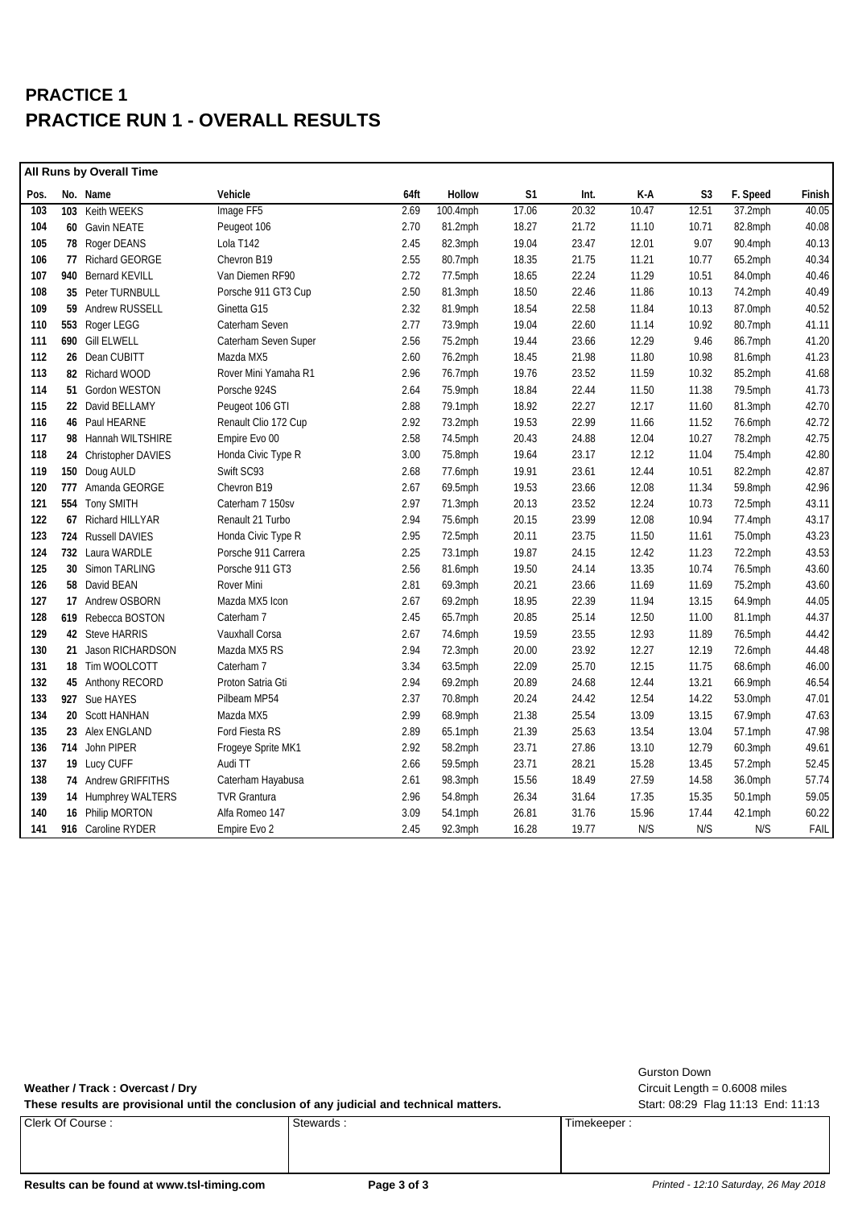# PRACTICE 1

# PRACTICE RUN 1 - OVERALL RESULTS

**All Runs by Overall Time**

| Pos. | No. | Name | Vehicle | 64ft | Hollow | S1 | Int. | K-A | S3 | F. Speed | Finish |
|---|---|---|---|---|---|---|---|---|---|---|---|
| 103 | 103 | Keith WEEKS | Image FF5 | 2.69 | 100.4mph | 17.06 | 20.32 | 10.47 | 12.51 | 37.2mph | 40.05 |
| 104 | 60 | Gavin NEATE | Peugeot 106 | 2.70 | 81.2mph | 18.27 | 21.72 | 11.10 | 10.71 | 82.8mph | 40.08 |
| 105 | 78 | Roger DEANS | Lola T142 | 2.45 | 82.3mph | 19.04 | 23.47 | 12.01 | 9.07 | 90.4mph | 40.13 |
| 106 | 77 | Richard GEORGE | Chevron B19 | 2.55 | 80.7mph | 18.35 | 21.75 | 11.21 | 10.77 | 65.2mph | 40.34 |
| 107 | 940 | Bernard KEVILL | Van Diemen RF90 | 2.72 | 77.5mph | 18.65 | 22.24 | 11.29 | 10.51 | 84.0mph | 40.46 |
| 108 | 35 | Peter TURNBULL | Porsche 911 GT3 Cup | 2.50 | 81.3mph | 18.50 | 22.46 | 11.86 | 10.13 | 74.2mph | 40.49 |
| 109 | 59 | Andrew RUSSELL | Ginetta G15 | 2.32 | 81.9mph | 18.54 | 22.58 | 11.84 | 10.13 | 87.0mph | 40.52 |
| 110 | 553 | Roger LEGG | Caterham Seven | 2.77 | 73.9mph | 19.04 | 22.60 | 11.14 | 10.92 | 80.7mph | 41.11 |
| 111 | 690 | Gill ELWELL | Caterham Seven Super | 2.56 | 75.2mph | 19.44 | 23.66 | 12.29 | 9.46 | 86.7mph | 41.20 |
| 112 | 26 | Dean CUBITT | Mazda MX5 | 2.60 | 76.2mph | 18.45 | 21.98 | 11.80 | 10.98 | 81.6mph | 41.23 |
| 113 | 82 | Richard WOOD | Rover Mini Yamaha R1 | 2.96 | 76.7mph | 19.76 | 23.52 | 11.59 | 10.32 | 85.2mph | 41.68 |
| 114 | 51 | Gordon WESTON | Porsche 924S | 2.64 | 75.9mph | 18.84 | 22.44 | 11.50 | 11.38 | 79.5mph | 41.73 |
| 115 | 22 | David BELLAMY | Peugeot 106 GTI | 2.88 | 79.1mph | 18.92 | 22.27 | 12.17 | 11.60 | 81.3mph | 42.70 |
| 116 | 46 | Paul HEARNE | Renault Clio 172 Cup | 2.92 | 73.2mph | 19.53 | 22.99 | 11.66 | 11.52 | 76.6mph | 42.72 |
| 117 | 98 | Hannah WILTSHIRE | Empire Evo 00 | 2.58 | 74.5mph | 20.43 | 24.88 | 12.04 | 10.27 | 78.2mph | 42.75 |
| 118 | 24 | Christopher DAVIES | Honda Civic Type R | 3.00 | 75.8mph | 19.64 | 23.17 | 12.12 | 11.04 | 75.4mph | 42.80 |
| 119 | 150 | Doug AULD | Swift SC93 | 2.68 | 77.6mph | 19.91 | 23.61 | 12.44 | 10.51 | 82.2mph | 42.87 |
| 120 | 777 | Amanda GEORGE | Chevron B19 | 2.67 | 69.5mph | 19.53 | 23.66 | 12.08 | 11.34 | 59.8mph | 42.96 |
| 121 | 554 | Tony SMITH | Caterham 7 150sv | 2.97 | 71.3mph | 20.13 | 23.52 | 12.24 | 10.73 | 72.5mph | 43.11 |
| 122 | 67 | Richard HILLYAR | Renault 21 Turbo | 2.94 | 75.6mph | 20.15 | 23.99 | 12.08 | 10.94 | 77.4mph | 43.17 |
| 123 | 724 | Russell DAVIES | Honda Civic Type R | 2.95 | 72.5mph | 20.11 | 23.75 | 11.50 | 11.61 | 75.0mph | 43.23 |
| 124 | 732 | Laura WARDLE | Porsche 911 Carrera | 2.25 | 73.1mph | 19.87 | 24.15 | 12.42 | 11.23 | 72.2mph | 43.53 |
| 125 | 30 | Simon TARLING | Porsche 911 GT3 | 2.56 | 81.6mph | 19.50 | 24.14 | 13.35 | 10.74 | 76.5mph | 43.60 |
| 126 | 58 | David BEAN | Rover Mini | 2.81 | 69.3mph | 20.21 | 23.66 | 11.69 | 11.69 | 75.2mph | 43.60 |
| 127 | 17 | Andrew OSBORN | Mazda MX5 Icon | 2.67 | 69.2mph | 18.95 | 22.39 | 11.94 | 13.15 | 64.9mph | 44.05 |
| 128 | 619 | Rebecca BOSTON | Caterham 7 | 2.45 | 65.7mph | 20.85 | 25.14 | 12.50 | 11.00 | 81.1mph | 44.37 |
| 129 | 42 | Steve HARRIS | Vauxhall Corsa | 2.67 | 74.6mph | 19.59 | 23.55 | 12.93 | 11.89 | 76.5mph | 44.42 |
| 130 | 21 | Jason RICHARDSON | Mazda MX5 RS | 2.94 | 72.3mph | 20.00 | 23.92 | 12.27 | 12.19 | 72.6mph | 44.48 |
| 131 | 18 | Tim WOOLCOTT | Caterham 7 | 3.34 | 63.5mph | 22.09 | 25.70 | 12.15 | 11.75 | 68.6mph | 46.00 |
| 132 | 45 | Anthony RECORD | Proton Satria Gti | 2.94 | 69.2mph | 20.89 | 24.68 | 12.44 | 13.21 | 66.9mph | 46.54 |
| 133 | 927 | Sue HAYES | Pilbeam MP54 | 2.37 | 70.8mph | 20.24 | 24.42 | 12.54 | 14.22 | 53.0mph | 47.01 |
| 134 | 20 | Scott HANHAN | Mazda MX5 | 2.99 | 68.9mph | 21.38 | 25.54 | 13.09 | 13.15 | 67.9mph | 47.63 |
| 135 | 23 | Alex ENGLAND | Ford Fiesta RS | 2.89 | 65.1mph | 21.39 | 25.63 | 13.54 | 13.04 | 57.1mph | 47.98 |
| 136 | 714 | John PIPER | Frogeye Sprite MK1 | 2.92 | 58.2mph | 23.71 | 27.86 | 13.10 | 12.79 | 60.3mph | 49.61 |
| 137 | 19 | Lucy CUFF | Audi TT | 2.66 | 59.5mph | 23.71 | 28.21 | 15.28 | 13.45 | 57.2mph | 52.45 |
| 138 | 74 | Andrew GRIFFITHS | Caterham Hayabusa | 2.61 | 98.3mph | 15.56 | 18.49 | 27.59 | 14.58 | 36.0mph | 57.74 |
| 139 | 14 | Humphrey WALTERS | TVR Grantura | 2.96 | 54.8mph | 26.34 | 31.64 | 17.35 | 15.35 | 50.1mph | 59.05 |
| 140 | 16 | Philip MORTON | Alfa Romeo 147 | 3.09 | 54.1mph | 26.81 | 31.76 | 15.96 | 17.44 | 42.1mph | 60.22 |
| 141 | 916 | Caroline RYDER | Empire Evo 2 | 2.45 | 92.3mph | 16.28 | 19.77 | N/S | N/S | N/S | FAIL |

Gurston Down
Circuit Length = 0.6008 miles
Start: 08:29 Flag 11:13 End: 11:13

**Weather / Track : Overcast / Dry**

**These results are provisional until the conclusion of any judicial and technical matters.**

| Clerk Of Course : | Stewards : | Timekeeper : |
|---|---|---|
| | | |

**Results can be found at www.tsl-timing.com**

*Printed - 12:10 Saturday, 26 May 2018*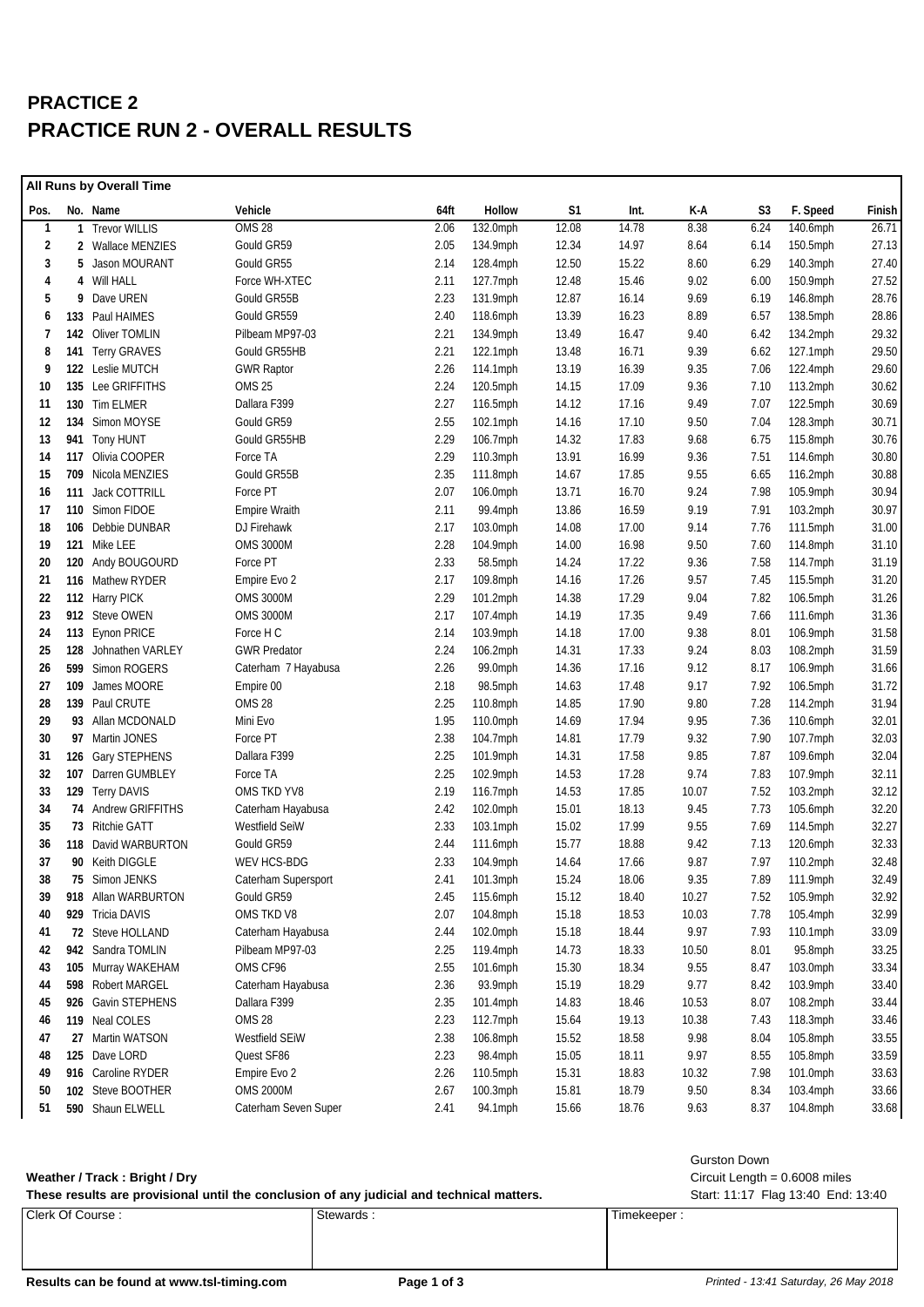# PRACTICE 2
# PRACTICE RUN 2 - OVERALL RESULTS

**All Runs by Overall Time**

| Pos. | No. | Name | Vehicle | 64ft | Hollow | S1 | Int. | K-A | S3 | F. Speed | Finish |
|---|---|---|---|---|---|---|---|---|---|---|---|
| 1 | 1 | Trevor WILLIS | OMS 28 | 2.06 | 132.0mph | 12.08 | 14.78 | 8.38 | 6.24 | 140.6mph | 26.71 |
| 2 | 2 | Wallace MENZIES | Gould GR59 | 2.05 | 134.9mph | 12.34 | 14.97 | 8.64 | 6.14 | 150.5mph | 27.13 |
| 3 | 5 | Jason MOURANT | Gould GR55 | 2.14 | 128.4mph | 12.50 | 15.22 | 8.60 | 6.29 | 140.3mph | 27.40 |
| 4 | 4 | Will HALL | Force WH-XTEC | 2.11 | 127.7mph | 12.48 | 15.46 | 9.02 | 6.00 | 150.9mph | 27.52 |
| 5 | 9 | Dave UREN | Gould GR55B | 2.23 | 131.9mph | 12.87 | 16.14 | 9.69 | 6.19 | 146.8mph | 28.76 |
| 6 | 133 | Paul HAIMES | Gould GR559 | 2.40 | 118.6mph | 13.39 | 16.23 | 8.89 | 6.57 | 138.5mph | 28.86 |
| 7 | 142 | Oliver TOMLIN | Pilbeam MP97-03 | 2.21 | 134.9mph | 13.49 | 16.47 | 9.40 | 6.42 | 134.2mph | 29.32 |
| 8 | 141 | Terry GRAVES | Gould GR55HB | 2.21 | 122.1mph | 13.48 | 16.71 | 9.39 | 6.62 | 127.1mph | 29.50 |
| 9 | 122 | Leslie MUTCH | GWR Raptor | 2.26 | 114.1mph | 13.19 | 16.39 | 9.35 | 7.06 | 122.4mph | 29.60 |
| 10 | 135 | Lee GRIFFITHS | OMS 25 | 2.24 | 120.5mph | 14.15 | 17.09 | 9.36 | 7.10 | 113.2mph | 30.62 |
| 11 | 130 | Tim ELMER | Dallara F399 | 2.27 | 116.5mph | 14.12 | 17.16 | 9.49 | 7.07 | 122.5mph | 30.69 |
| 12 | 134 | Simon MOYSE | Gould GR59 | 2.55 | 102.1mph | 14.16 | 17.10 | 9.50 | 7.04 | 128.3mph | 30.71 |
| 13 | 941 | Tony HUNT | Gould GR55HB | 2.29 | 106.7mph | 14.32 | 17.83 | 9.68 | 6.75 | 115.8mph | 30.76 |
| 14 | 117 | Olivia COOPER | Force TA | 2.29 | 110.3mph | 13.91 | 16.99 | 9.36 | 7.51 | 114.6mph | 30.80 |
| 15 | 709 | Nicola MENZIES | Gould GR55B | 2.35 | 111.8mph | 14.67 | 17.85 | 9.55 | 6.65 | 116.2mph | 30.88 |
| 16 | 111 | Jack COTTRILL | Force PT | 2.07 | 106.0mph | 13.71 | 16.70 | 9.24 | 7.98 | 105.9mph | 30.94 |
| 17 | 110 | Simon FIDOE | Empire Wraith | 2.11 | 99.4mph | 13.86 | 16.59 | 9.19 | 7.91 | 103.2mph | 30.97 |
| 18 | 106 | Debbie DUNBAR | DJ Firehawk | 2.17 | 103.0mph | 14.08 | 17.00 | 9.14 | 7.76 | 111.5mph | 31.00 |
| 19 | 121 | Mike LEE | OMS 3000M | 2.28 | 104.9mph | 14.00 | 16.98 | 9.50 | 7.60 | 114.8mph | 31.10 |
| 20 | 120 | Andy BOUGOURD | Force PT | 2.33 | 58.5mph | 14.24 | 17.22 | 9.36 | 7.58 | 114.7mph | 31.19 |
| 21 | 116 | Mathew RYDER | Empire Evo 2 | 2.17 | 109.8mph | 14.16 | 17.26 | 9.57 | 7.45 | 115.5mph | 31.20 |
| 22 | 112 | Harry PICK | OMS 3000M | 2.29 | 101.2mph | 14.38 | 17.29 | 9.04 | 7.82 | 106.5mph | 31.26 |
| 23 | 912 | Steve OWEN | OMS 3000M | 2.17 | 107.4mph | 14.19 | 17.35 | 9.49 | 7.66 | 111.6mph | 31.36 |
| 24 | 113 | Eynon PRICE | Force H C | 2.14 | 103.9mph | 14.18 | 17.00 | 9.38 | 8.01 | 106.9mph | 31.58 |
| 25 | 128 | Johnathen VARLEY | GWR Predator | 2.24 | 106.2mph | 14.31 | 17.33 | 9.24 | 8.03 | 108.2mph | 31.59 |
| 26 | 599 | Simon ROGERS | Caterham 7 Hayabusa | 2.26 | 99.0mph | 14.36 | 17.16 | 9.12 | 8.17 | 106.9mph | 31.66 |
| 27 | 109 | James MOORE | Empire 00 | 2.18 | 98.5mph | 14.63 | 17.48 | 9.17 | 7.92 | 106.5mph | 31.72 |
| 28 | 139 | Paul CRUTE | OMS 28 | 2.25 | 110.8mph | 14.85 | 17.90 | 9.80 | 7.28 | 114.2mph | 31.94 |
| 29 | 93 | Allan MCDONALD | Mini Evo | 1.95 | 110.0mph | 14.69 | 17.94 | 9.95 | 7.36 | 110.6mph | 32.01 |
| 30 | 97 | Martin JONES | Force PT | 2.38 | 104.7mph | 14.81 | 17.79 | 9.32 | 7.90 | 107.7mph | 32.03 |
| 31 | 126 | Gary STEPHENS | Dallara F399 | 2.25 | 101.9mph | 14.31 | 17.58 | 9.85 | 7.87 | 109.6mph | 32.04 |
| 32 | 107 | Darren GUMBLEY | Force TA | 2.25 | 102.9mph | 14.53 | 17.28 | 9.74 | 7.83 | 107.9mph | 32.11 |
| 33 | 129 | Terry DAVIS | OMS TKD YV8 | 2.19 | 116.7mph | 14.53 | 17.85 | 10.07 | 7.52 | 103.2mph | 32.12 |
| 34 | 74 | Andrew GRIFFITHS | Caterham Hayabusa | 2.42 | 102.0mph | 15.01 | 18.13 | 9.45 | 7.73 | 105.6mph | 32.20 |
| 35 | 73 | Ritchie GATT | Westfield SeiW | 2.33 | 103.1mph | 15.02 | 17.99 | 9.55 | 7.69 | 114.5mph | 32.27 |
| 36 | 118 | David WARBURTON | Gould GR59 | 2.44 | 111.6mph | 15.77 | 18.88 | 9.42 | 7.13 | 120.6mph | 32.33 |
| 37 | 90 | Keith DIGGLE | WEV HCS-BDG | 2.33 | 104.9mph | 14.64 | 17.66 | 9.87 | 7.97 | 110.2mph | 32.48 |
| 38 | 75 | Simon JENKS | Caterham Supersport | 2.41 | 101.3mph | 15.24 | 18.06 | 9.35 | 7.89 | 111.9mph | 32.49 |
| 39 | 918 | Allan WARBURTON | Gould GR59 | 2.45 | 115.6mph | 15.12 | 18.40 | 10.27 | 7.52 | 105.9mph | 32.92 |
| 40 | 929 | Tricia DAVIS | OMS TKD V8 | 2.07 | 104.8mph | 15.18 | 18.53 | 10.03 | 7.78 | 105.4mph | 32.99 |
| 41 | 72 | Steve HOLLAND | Caterham Hayabusa | 2.44 | 102.0mph | 15.18 | 18.44 | 9.97 | 7.93 | 110.1mph | 33.09 |
| 42 | 942 | Sandra TOMLIN | Pilbeam MP97-03 | 2.25 | 119.4mph | 14.73 | 18.33 | 10.50 | 8.01 | 95.8mph | 33.25 |
| 43 | 105 | Murray WAKEHAM | OMS CF96 | 2.55 | 101.6mph | 15.30 | 18.34 | 9.55 | 8.47 | 103.0mph | 33.34 |
| 44 | 598 | Robert MARGEL | Caterham Hayabusa | 2.36 | 93.9mph | 15.19 | 18.29 | 9.77 | 8.42 | 103.9mph | 33.40 |
| 45 | 926 | Gavin STEPHENS | Dallara F399 | 2.35 | 101.4mph | 14.83 | 18.46 | 10.53 | 8.07 | 108.2mph | 33.44 |
| 46 | 119 | Neal COLES | OMS 28 | 2.23 | 112.7mph | 15.64 | 19.13 | 10.38 | 7.43 | 118.3mph | 33.46 |
| 47 | 27 | Martin WATSON | Westfield SEiW | 2.38 | 106.8mph | 15.52 | 18.58 | 9.98 | 8.04 | 105.8mph | 33.55 |
| 48 | 125 | Dave LORD | Quest SF86 | 2.23 | 98.4mph | 15.05 | 18.11 | 9.97 | 8.55 | 105.8mph | 33.59 |
| 49 | 916 | Caroline RYDER | Empire Evo 2 | 2.26 | 110.5mph | 15.31 | 18.83 | 10.32 | 7.98 | 101.0mph | 33.63 |
| 50 | 102 | Steve BOOTHER | OMS 2000M | 2.67 | 100.3mph | 15.81 | 18.79 | 9.50 | 8.34 | 103.4mph | 33.66 |
| 51 | 590 | Shaun ELWELL | Caterham Seven Super | 2.41 | 94.1mph | 15.66 | 18.76 | 9.63 | 8.37 | 104.8mph | 33.68 |

**Weather / Track : Bright / Dry**

**These results are provisional until the conclusion of any judicial and technical matters.**

Gurston Down
Circuit Length = 0.6008 miles
Start: 11:17 Flag 13:40 End: 13:40

| Clerk Of Course : | Stewards : | Timekeeper : |
|---|---|---|
| | | |

**Results can be found at www.tsl-timing.com**

*Printed - 13:41 Saturday, 26 May 2018*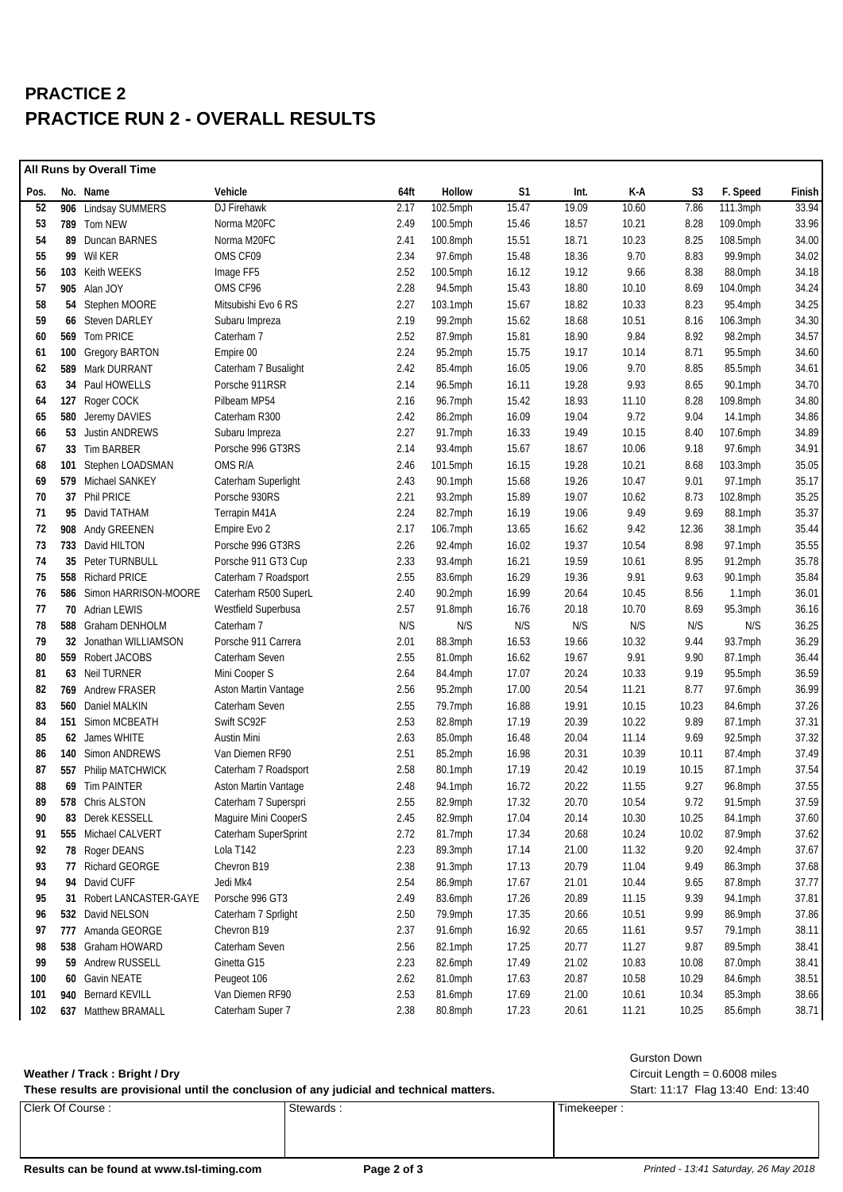# PRACTICE 2
# PRACTICE RUN 2 - OVERALL RESULTS

**All Runs by Overall Time**

| Pos. | No. | Name | Vehicle | 64ft | Hollow | S1 | Int. | K-A | S3 | F. Speed | Finish |
|---|---|---|---|---|---|---|---|---|---|---|---|
| 52 | 906 | Lindsay SUMMERS | DJ Firehawk | 2.17 | 102.5mph | 15.47 | 19.09 | 10.60 | 7.86 | 111.3mph | 33.94 |
| 53 | 789 | Tom NEW | Norma M20FC | 2.49 | 100.5mph | 15.46 | 18.57 | 10.21 | 8.28 | 109.0mph | 33.96 |
| 54 | 89 | Duncan BARNES | Norma M20FC | 2.41 | 100.8mph | 15.51 | 18.71 | 10.23 | 8.25 | 108.5mph | 34.00 |
| 55 | 99 | Wil KER | OMS CF09 | 2.34 | 97.6mph | 15.48 | 18.36 | 9.70 | 8.83 | 99.9mph | 34.02 |
| 56 | 103 | Keith WEEKS | Image FF5 | 2.52 | 100.5mph | 16.12 | 19.12 | 9.66 | 8.38 | 88.0mph | 34.18 |
| 57 | 905 | Alan JOY | OMS CF96 | 2.28 | 94.5mph | 15.43 | 18.80 | 10.10 | 8.69 | 104.0mph | 34.24 |
| 58 | 54 | Stephen MOORE | Mitsubishi Evo 6 RS | 2.27 | 103.1mph | 15.67 | 18.82 | 10.33 | 8.23 | 95.4mph | 34.25 |
| 59 | 66 | Steven DARLEY | Subaru Impreza | 2.19 | 99.2mph | 15.62 | 18.68 | 10.51 | 8.16 | 106.3mph | 34.30 |
| 60 | 569 | Tom PRICE | Caterham 7 | 2.52 | 87.9mph | 15.81 | 18.90 | 9.84 | 8.92 | 98.2mph | 34.57 |
| 61 | 100 | Gregory BARTON | Empire 00 | 2.24 | 95.2mph | 15.75 | 19.17 | 10.14 | 8.71 | 95.5mph | 34.60 |
| 62 | 589 | Mark DURRANT | Caterham 7 Busalight | 2.42 | 85.4mph | 16.05 | 19.06 | 9.70 | 8.85 | 85.5mph | 34.61 |
| 63 | 34 | Paul HOWELLS | Porsche 911RSR | 2.14 | 96.5mph | 16.11 | 19.28 | 9.93 | 8.65 | 90.1mph | 34.70 |
| 64 | 127 | Roger COCK | Pilbeam MP54 | 2.16 | 96.7mph | 15.42 | 18.93 | 11.10 | 8.28 | 109.8mph | 34.80 |
| 65 | 580 | Jeremy DAVIES | Caterham R300 | 2.42 | 86.2mph | 16.09 | 19.04 | 9.72 | 9.04 | 14.1mph | 34.86 |
| 66 | 53 | Justin ANDREWS | Subaru Impreza | 2.27 | 91.7mph | 16.33 | 19.49 | 10.15 | 8.40 | 107.6mph | 34.89 |
| 67 | 33 | Tim BARBER | Porsche 996 GT3RS | 2.14 | 93.4mph | 15.67 | 18.67 | 10.06 | 9.18 | 97.6mph | 34.91 |
| 68 | 101 | Stephen LOADSMAN | OMS R/A | 2.46 | 101.5mph | 16.15 | 19.28 | 10.21 | 8.68 | 103.3mph | 35.05 |
| 69 | 579 | Michael SANKEY | Caterham Superlight | 2.43 | 90.1mph | 15.68 | 19.26 | 10.47 | 9.01 | 97.1mph | 35.17 |
| 70 | 37 | Phil PRICE | Porsche 930RS | 2.21 | 93.2mph | 15.89 | 19.07 | 10.62 | 8.73 | 102.8mph | 35.25 |
| 71 | 95 | David TATHAM | Terrapin M41A | 2.24 | 82.7mph | 16.19 | 19.06 | 9.49 | 9.69 | 88.1mph | 35.37 |
| 72 | 908 | Andy GREENEN | Empire Evo 2 | 2.17 | 106.7mph | 13.65 | 16.62 | 9.42 | 12.36 | 38.1mph | 35.44 |
| 73 | 733 | David HILTON | Porsche 996 GT3RS | 2.26 | 92.4mph | 16.02 | 19.37 | 10.54 | 8.98 | 97.1mph | 35.55 |
| 74 | 35 | Peter TURNBULL | Porsche 911 GT3 Cup | 2.33 | 93.4mph | 16.21 | 19.59 | 10.61 | 8.95 | 91.2mph | 35.78 |
| 75 | 558 | Richard PRICE | Caterham 7 Roadsport | 2.55 | 83.6mph | 16.29 | 19.36 | 9.91 | 9.63 | 90.1mph | 35.84 |
| 76 | 586 | Simon HARRISON-MOORE | Caterham R500 SuperL | 2.40 | 90.2mph | 16.99 | 20.64 | 10.45 | 8.56 | 1.1mph | 36.01 |
| 77 | 70 | Adrian LEWIS | Westfield Superbusa | 2.57 | 91.8mph | 16.76 | 20.18 | 10.70 | 8.69 | 95.3mph | 36.16 |
| 78 | 588 | Graham DENHOLM | Caterham 7 | N/S | N/S | N/S | N/S | N/S | N/S | N/S | 36.25 |
| 79 | 32 | Jonathan WILLIAMSON | Porsche 911 Carrera | 2.01 | 88.3mph | 16.53 | 19.66 | 10.32 | 9.44 | 93.7mph | 36.29 |
| 80 | 559 | Robert JACOBS | Caterham Seven | 2.55 | 81.0mph | 16.62 | 19.67 | 9.91 | 9.90 | 87.1mph | 36.44 |
| 81 | 63 | Neil TURNER | Mini Cooper S | 2.64 | 84.4mph | 17.07 | 20.24 | 10.33 | 9.19 | 95.5mph | 36.59 |
| 82 | 769 | Andrew FRASER | Aston Martin Vantage | 2.56 | 95.2mph | 17.00 | 20.54 | 11.21 | 8.77 | 97.6mph | 36.99 |
| 83 | 560 | Daniel MALKIN | Caterham Seven | 2.55 | 79.7mph | 16.88 | 19.91 | 10.15 | 10.23 | 84.6mph | 37.26 |
| 84 | 151 | Simon MCBEATH | Swift SC92F | 2.53 | 82.8mph | 17.19 | 20.39 | 10.22 | 9.89 | 87.1mph | 37.31 |
| 85 | 62 | James WHITE | Austin Mini | 2.63 | 85.0mph | 16.48 | 20.04 | 11.14 | 9.69 | 92.5mph | 37.32 |
| 86 | 140 | Simon ANDREWS | Van Diemen RF90 | 2.51 | 85.2mph | 16.98 | 20.31 | 10.39 | 10.11 | 87.4mph | 37.49 |
| 87 | 557 | Philip MATCHWICK | Caterham 7 Roadsport | 2.58 | 80.1mph | 17.19 | 20.42 | 10.19 | 10.15 | 87.1mph | 37.54 |
| 88 | 69 | Tim PAINTER | Aston Martin Vantage | 2.48 | 94.1mph | 16.72 | 20.22 | 11.55 | 9.27 | 96.8mph | 37.55 |
| 89 | 578 | Chris ALSTON | Caterham 7 Superspri | 2.55 | 82.9mph | 17.32 | 20.70 | 10.54 | 9.72 | 91.5mph | 37.59 |
| 90 | 83 | Derek KESSELL | Maguire Mini CooperS | 2.45 | 82.9mph | 17.04 | 20.14 | 10.30 | 10.25 | 84.1mph | 37.60 |
| 91 | 555 | Michael CALVERT | Caterham SuperSprint | 2.72 | 81.7mph | 17.34 | 20.68 | 10.24 | 10.02 | 87.9mph | 37.62 |
| 92 | 78 | Roger DEANS | Lola T142 | 2.23 | 89.3mph | 17.14 | 21.00 | 11.32 | 9.20 | 92.4mph | 37.67 |
| 93 | 77 | Richard GEORGE | Chevron B19 | 2.38 | 91.3mph | 17.13 | 20.79 | 11.04 | 9.49 | 86.3mph | 37.68 |
| 94 | 94 | David CUFF | Jedi Mk4 | 2.54 | 86.9mph | 17.67 | 21.01 | 10.44 | 9.65 | 87.8mph | 37.77 |
| 95 | 31 | Robert LANCASTER-GAYE | Porsche 996 GT3 | 2.49 | 83.6mph | 17.26 | 20.89 | 11.15 | 9.39 | 94.1mph | 37.81 |
| 96 | 532 | David NELSON | Caterham 7 Sprlight | 2.50 | 79.9mph | 17.35 | 20.66 | 10.51 | 9.99 | 86.9mph | 37.86 |
| 97 | 777 | Amanda GEORGE | Chevron B19 | 2.37 | 91.6mph | 16.92 | 20.65 | 11.61 | 9.57 | 79.1mph | 38.11 |
| 98 | 538 | Graham HOWARD | Caterham Seven | 2.56 | 82.1mph | 17.25 | 20.77 | 11.27 | 9.87 | 89.5mph | 38.41 |
| 99 | 59 | Andrew RUSSELL | Ginetta G15 | 2.23 | 82.6mph | 17.49 | 21.02 | 10.83 | 10.08 | 87.0mph | 38.41 |
| 100 | 60 | Gavin NEATE | Peugeot 106 | 2.62 | 81.0mph | 17.63 | 20.87 | 10.58 | 10.29 | 84.6mph | 38.51 |
| 101 | 940 | Bernard KEVILL | Van Diemen RF90 | 2.53 | 81.6mph | 17.69 | 21.00 | 10.61 | 10.34 | 85.3mph | 38.66 |
| 102 | 637 | Matthew BRAMALL | Caterham Super 7 | 2.38 | 80.8mph | 17.23 | 20.61 | 11.21 | 10.25 | 85.6mph | 38.71 |

**Weather / Track : Bright / Dry**

**These results are provisional until the conclusion of any judicial and technical matters.**

Gurston Down
Circuit Length = 0.6008 miles
Start: 11:17 Flag 13:40 End: 13:40

| Clerk Of Course : | Stewards : | Timekeeper : |
|---|---|---|
| | | |

**Results can be found at www.tsl-timing.com**

*Printed - 13:41 Saturday, 26 May 2018*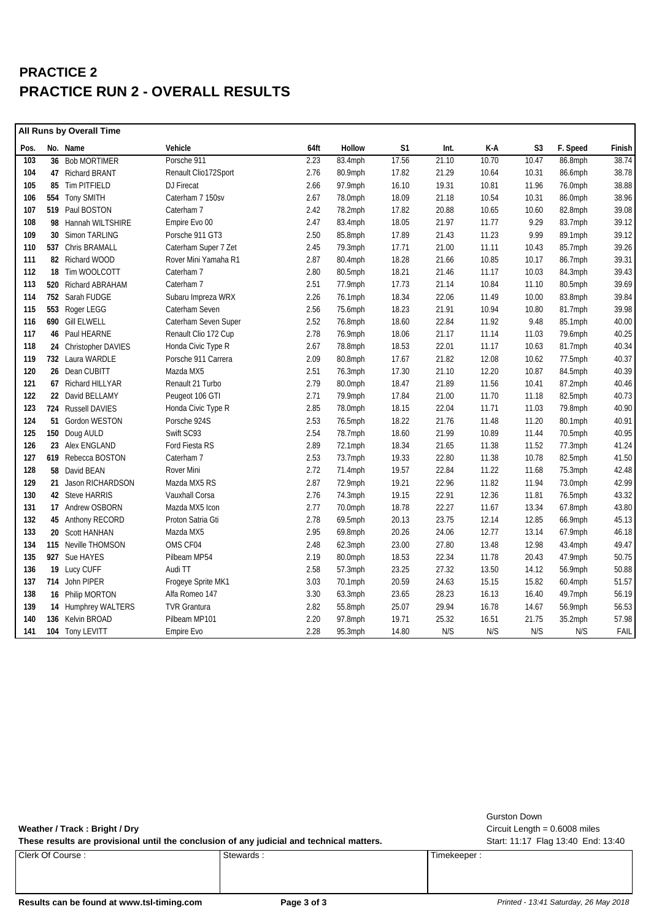# PRACTICE 2

# PRACTICE RUN 2 - OVERALL RESULTS

**All Runs by Overall Time**

| Pos. | No. | Name | Vehicle | 64ft | Hollow | S1 | Int. | K-A | S3 | F. Speed | Finish |
|---|---|---|---|---|---|---|---|---|---|---|---|
| 103 | 36 | Bob MORTIMER | Porsche 911 | 2.23 | 83.4mph | 17.56 | 21.10 | 10.70 | 10.47 | 86.8mph | 38.74 |
| 104 | 47 | Richard BRANT | Renault Clio172Sport | 2.76 | 80.9mph | 17.82 | 21.29 | 10.64 | 10.31 | 86.6mph | 38.78 |
| 105 | 85 | Tim PITFIELD | DJ Firecat | 2.66 | 97.9mph | 16.10 | 19.31 | 10.81 | 11.96 | 76.0mph | 38.88 |
| 106 | 554 | Tony SMITH | Caterham 7 150sv | 2.67 | 78.0mph | 18.09 | 21.18 | 10.54 | 10.31 | 86.0mph | 38.96 |
| 107 | 519 | Paul BOSTON | Caterham 7 | 2.42 | 78.2mph | 17.82 | 20.88 | 10.65 | 10.60 | 82.8mph | 39.08 |
| 108 | 98 | Hannah WILTSHIRE | Empire Evo 00 | 2.47 | 83.4mph | 18.05 | 21.97 | 11.77 | 9.29 | 83.7mph | 39.12 |
| 109 | 30 | Simon TARLING | Porsche 911 GT3 | 2.50 | 85.8mph | 17.89 | 21.43 | 11.23 | 9.99 | 89.1mph | 39.12 |
| 110 | 537 | Chris BRAMALL | Caterham Super 7 Zet | 2.45 | 79.3mph | 17.71 | 21.00 | 11.11 | 10.43 | 85.7mph | 39.26 |
| 111 | 82 | Richard WOOD | Rover Mini Yamaha R1 | 2.87 | 80.4mph | 18.28 | 21.66 | 10.85 | 10.17 | 86.7mph | 39.31 |
| 112 | 18 | Tim WOOLCOTT | Caterham 7 | 2.80 | 80.5mph | 18.21 | 21.46 | 11.17 | 10.03 | 84.3mph | 39.43 |
| 113 | 520 | Richard ABRAHAM | Caterham 7 | 2.51 | 77.9mph | 17.73 | 21.14 | 10.84 | 11.10 | 80.5mph | 39.69 |
| 114 | 752 | Sarah FUDGE | Subaru Impreza WRX | 2.26 | 76.1mph | 18.34 | 22.06 | 11.49 | 10.00 | 83.8mph | 39.84 |
| 115 | 553 | Roger LEGG | Caterham Seven | 2.56 | 75.6mph | 18.23 | 21.91 | 10.94 | 10.80 | 81.7mph | 39.98 |
| 116 | 690 | Gill ELWELL | Caterham Seven Super | 2.52 | 76.8mph | 18.60 | 22.84 | 11.92 | 9.48 | 85.1mph | 40.00 |
| 117 | 46 | Paul HEARNE | Renault Clio 172 Cup | 2.78 | 76.9mph | 18.06 | 21.17 | 11.14 | 11.03 | 79.6mph | 40.25 |
| 118 | 24 | Christopher DAVIES | Honda Civic Type R | 2.67 | 78.8mph | 18.53 | 22.01 | 11.17 | 10.63 | 81.7mph | 40.34 |
| 119 | 732 | Laura WARDLE | Porsche 911 Carrera | 2.09 | 80.8mph | 17.67 | 21.82 | 12.08 | 10.62 | 77.5mph | 40.37 |
| 120 | 26 | Dean CUBITT | Mazda MX5 | 2.51 | 76.3mph | 17.30 | 21.10 | 12.20 | 10.87 | 84.5mph | 40.39 |
| 121 | 67 | Richard HILLYAR | Renault 21 Turbo | 2.79 | 80.0mph | 18.47 | 21.89 | 11.56 | 10.41 | 87.2mph | 40.46 |
| 122 | 22 | David BELLAMY | Peugeot 106 GTI | 2.71 | 79.9mph | 17.84 | 21.00 | 11.70 | 11.18 | 82.5mph | 40.73 |
| 123 | 724 | Russell DAVIES | Honda Civic Type R | 2.85 | 78.0mph | 18.15 | 22.04 | 11.71 | 11.03 | 79.8mph | 40.90 |
| 124 | 51 | Gordon WESTON | Porsche 924S | 2.53 | 76.5mph | 18.22 | 21.76 | 11.48 | 11.20 | 80.1mph | 40.91 |
| 125 | 150 | Doug AULD | Swift SC93 | 2.54 | 78.7mph | 18.60 | 21.99 | 10.89 | 11.44 | 70.5mph | 40.95 |
| 126 | 23 | Alex ENGLAND | Ford Fiesta RS | 2.89 | 72.1mph | 18.34 | 21.65 | 11.38 | 11.52 | 77.3mph | 41.24 |
| 127 | 619 | Rebecca BOSTON | Caterham 7 | 2.53 | 73.7mph | 19.33 | 22.80 | 11.38 | 10.78 | 82.5mph | 41.50 |
| 128 | 58 | David BEAN | Rover Mini | 2.72 | 71.4mph | 19.57 | 22.84 | 11.22 | 11.68 | 75.3mph | 42.48 |
| 129 | 21 | Jason RICHARDSON | Mazda MX5 RS | 2.87 | 72.9mph | 19.21 | 22.96 | 11.82 | 11.94 | 73.0mph | 42.99 |
| 130 | 42 | Steve HARRIS | Vauxhall Corsa | 2.76 | 74.3mph | 19.15 | 22.91 | 12.36 | 11.81 | 76.5mph | 43.32 |
| 131 | 17 | Andrew OSBORN | Mazda MX5 Icon | 2.77 | 70.0mph | 18.78 | 22.27 | 11.67 | 13.34 | 67.8mph | 43.80 |
| 132 | 45 | Anthony RECORD | Proton Satria Gti | 2.78 | 69.5mph | 20.13 | 23.75 | 12.14 | 12.85 | 66.9mph | 45.13 |
| 133 | 20 | Scott HANHAN | Mazda MX5 | 2.95 | 69.8mph | 20.26 | 24.06 | 12.77 | 13.14 | 67.9mph | 46.18 |
| 134 | 115 | Neville THOMSON | OMS CF04 | 2.48 | 62.3mph | 23.00 | 27.80 | 13.48 | 12.98 | 43.4mph | 49.47 |
| 135 | 927 | Sue HAYES | Pilbeam MP54 | 2.19 | 80.0mph | 18.53 | 22.34 | 11.78 | 20.43 | 47.9mph | 50.75 |
| 136 | 19 | Lucy CUFF | Audi TT | 2.58 | 57.3mph | 23.25 | 27.32 | 13.50 | 14.12 | 56.9mph | 50.88 |
| 137 | 714 | John PIPER | Frogeye Sprite MK1 | 3.03 | 70.1mph | 20.59 | 24.63 | 15.15 | 15.82 | 60.4mph | 51.57 |
| 138 | 16 | Philip MORTON | Alfa Romeo 147 | 3.30 | 63.3mph | 23.65 | 28.23 | 16.13 | 16.40 | 49.7mph | 56.19 |
| 139 | 14 | Humphrey WALTERS | TVR Grantura | 2.82 | 55.8mph | 25.07 | 29.94 | 16.78 | 14.67 | 56.9mph | 56.53 |
| 140 | 136 | Kelvin BROAD | Pilbeam MP101 | 2.20 | 97.8mph | 19.71 | 25.32 | 16.51 | 21.75 | 35.2mph | 57.98 |
| 141 | 104 | Tony LEVITT | Empire Evo | 2.28 | 95.3mph | 14.80 | N/S | N/S | N/S | N/S | FAIL |

**Weather / Track : Bright / Dry**

**These results are provisional until the conclusion of any judicial and technical matters.**

Gurston Down
Circuit Length = 0.6008 miles
Start: 11:17 Flag 13:40 End: 13:40

| Clerk Of Course : | Stewards : | Timekeeper : |
|---|---|---|
| | | |

**Results can be found at www.tsl-timing.com**

*Printed - 13:41 Saturday, 26 May 2018*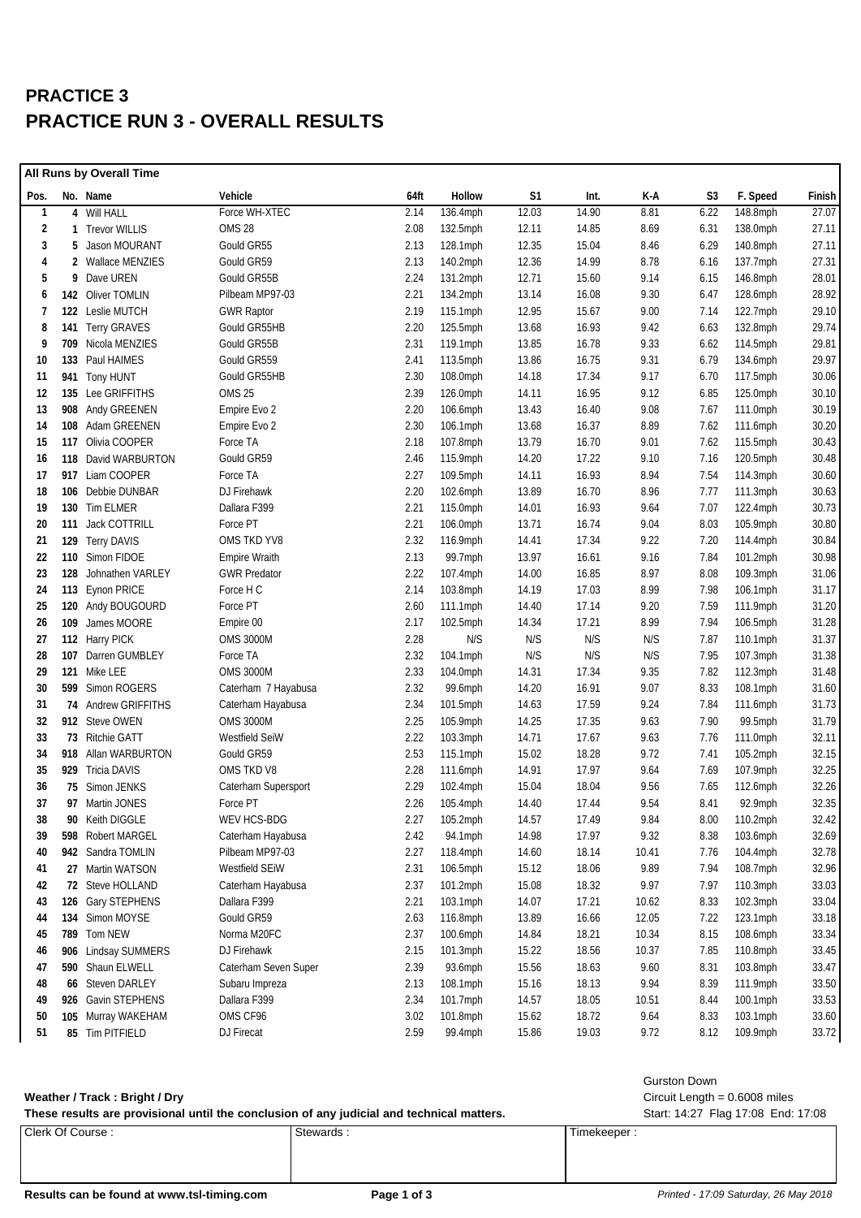# PRACTICE 3
# PRACTICE RUN 3 - OVERALL RESULTS

**All Runs by Overall Time**

| Pos. | No. | Name | Vehicle | 64ft | Hollow | S1 | Int. | K-A | S3 | F. Speed | Finish |
|---|---|---|---|---|---|---|---|---|---|---|---|
| 1 | 4 | Will HALL | Force WH-XTEC | 2.14 | 136.4mph | 12.03 | 14.90 | 8.81 | 6.22 | 148.8mph | 27.07 |
| 2 | 1 | Trevor WILLIS | OMS 28 | 2.08 | 132.5mph | 12.11 | 14.85 | 8.69 | 6.31 | 138.0mph | 27.11 |
| 3 | 5 | Jason MOURANT | Gould GR55 | 2.13 | 128.1mph | 12.35 | 15.04 | 8.46 | 6.29 | 140.8mph | 27.11 |
| 4 | 2 | Wallace MENZIES | Gould GR59 | 2.13 | 140.2mph | 12.36 | 14.99 | 8.78 | 6.16 | 137.7mph | 27.31 |
| 5 | 9 | Dave UREN | Gould GR55B | 2.24 | 131.2mph | 12.71 | 15.60 | 9.14 | 6.15 | 146.8mph | 28.01 |
| 6 | 142 | Oliver TOMLIN | Pilbeam MP97-03 | 2.21 | 134.2mph | 13.14 | 16.08 | 9.30 | 6.47 | 128.6mph | 28.92 |
| 7 | 122 | Leslie MUTCH | GWR Raptor | 2.19 | 115.1mph | 12.95 | 15.67 | 9.00 | 7.14 | 122.7mph | 29.10 |
| 8 | 141 | Terry GRAVES | Gould GR55HB | 2.20 | 125.5mph | 13.68 | 16.93 | 9.42 | 6.63 | 132.8mph | 29.74 |
| 9 | 709 | Nicola MENZIES | Gould GR55B | 2.31 | 119.1mph | 13.85 | 16.78 | 9.33 | 6.62 | 114.5mph | 29.81 |
| 10 | 133 | Paul HAIMES | Gould GR559 | 2.41 | 113.5mph | 13.86 | 16.75 | 9.31 | 6.79 | 134.6mph | 29.97 |
| 11 | 941 | Tony HUNT | Gould GR55HB | 2.30 | 108.0mph | 14.18 | 17.34 | 9.17 | 6.70 | 117.5mph | 30.06 |
| 12 | 135 | Lee GRIFFITHS | OMS 25 | 2.39 | 126.0mph | 14.11 | 16.95 | 9.12 | 6.85 | 125.0mph | 30.10 |
| 13 | 908 | Andy GREENEN | Empire Evo 2 | 2.20 | 106.6mph | 13.43 | 16.40 | 9.08 | 7.67 | 111.0mph | 30.19 |
| 14 | 108 | Adam GREENEN | Empire Evo 2 | 2.30 | 106.1mph | 13.68 | 16.37 | 8.89 | 7.62 | 111.6mph | 30.20 |
| 15 | 117 | Olivia COOPER | Force TA | 2.18 | 107.8mph | 13.79 | 16.70 | 9.01 | 7.62 | 115.5mph | 30.43 |
| 16 | 118 | David WARBURTON | Gould GR59 | 2.46 | 115.9mph | 14.20 | 17.22 | 9.10 | 7.16 | 120.5mph | 30.48 |
| 17 | 917 | Liam COOPER | Force TA | 2.27 | 109.5mph | 14.11 | 16.93 | 8.94 | 7.54 | 114.3mph | 30.60 |
| 18 | 106 | Debbie DUNBAR | DJ Firehawk | 2.20 | 102.6mph | 13.89 | 16.70 | 8.96 | 7.77 | 111.3mph | 30.63 |
| 19 | 130 | Tim ELMER | Dallara F399 | 2.21 | 115.0mph | 14.01 | 16.93 | 9.64 | 7.07 | 122.4mph | 30.73 |
| 20 | 111 | Jack COTTRILL | Force PT | 2.21 | 106.0mph | 13.71 | 16.74 | 9.04 | 8.03 | 105.9mph | 30.80 |
| 21 | 129 | Terry DAVIS | OMS TKD YV8 | 2.32 | 116.9mph | 14.41 | 17.34 | 9.22 | 7.20 | 114.4mph | 30.84 |
| 22 | 110 | Simon FIDOE | Empire Wraith | 2.13 | 99.7mph | 13.97 | 16.61 | 9.16 | 7.84 | 101.2mph | 30.98 |
| 23 | 128 | Johnathen VARLEY | GWR Predator | 2.22 | 107.4mph | 14.00 | 16.85 | 8.97 | 8.08 | 109.3mph | 31.06 |
| 24 | 113 | Eynon PRICE | Force H C | 2.14 | 103.8mph | 14.19 | 17.03 | 8.99 | 7.98 | 106.1mph | 31.17 |
| 25 | 120 | Andy BOUGOURD | Force PT | 2.60 | 111.1mph | 14.40 | 17.14 | 9.20 | 7.59 | 111.9mph | 31.20 |
| 26 | 109 | James MOORE | Empire 00 | 2.17 | 102.5mph | 14.34 | 17.21 | 8.99 | 7.94 | 106.5mph | 31.28 |
| 27 | 112 | Harry PICK | OMS 3000M | 2.28 | N/S | N/S | N/S | N/S | 7.87 | 110.1mph | 31.37 |
| 28 | 107 | Darren GUMBLEY | Force TA | 2.32 | 104.1mph | N/S | N/S | N/S | 7.95 | 107.3mph | 31.38 |
| 29 | 121 | Mike LEE | OMS 3000M | 2.33 | 104.0mph | 14.31 | 17.34 | 9.35 | 7.82 | 112.3mph | 31.48 |
| 30 | 599 | Simon ROGERS | Caterham 7 Hayabusa | 2.32 | 99.6mph | 14.20 | 16.91 | 9.07 | 8.33 | 108.1mph | 31.60 |
| 31 | 74 | Andrew GRIFFITHS | Caterham Hayabusa | 2.34 | 101.5mph | 14.63 | 17.59 | 9.24 | 7.84 | 111.6mph | 31.73 |
| 32 | 912 | Steve OWEN | OMS 3000M | 2.25 | 105.9mph | 14.25 | 17.35 | 9.63 | 7.90 | 99.5mph | 31.79 |
| 33 | 73 | Ritchie GATT | Westfield SeiW | 2.22 | 103.3mph | 14.71 | 17.67 | 9.63 | 7.76 | 111.0mph | 32.11 |
| 34 | 918 | Allan WARBURTON | Gould GR59 | 2.53 | 115.1mph | 15.02 | 18.28 | 9.72 | 7.41 | 105.2mph | 32.15 |
| 35 | 929 | Tricia DAVIS | OMS TKD V8 | 2.28 | 111.6mph | 14.91 | 17.97 | 9.64 | 7.69 | 107.9mph | 32.25 |
| 36 | 75 | Simon JENKS | Caterham Supersport | 2.29 | 102.4mph | 15.04 | 18.04 | 9.56 | 7.65 | 112.6mph | 32.26 |
| 37 | 97 | Martin JONES | Force PT | 2.26 | 105.4mph | 14.40 | 17.44 | 9.54 | 8.41 | 92.9mph | 32.35 |
| 38 | 90 | Keith DIGGLE | WEV HCS-BDG | 2.27 | 105.2mph | 14.57 | 17.49 | 9.84 | 8.00 | 110.2mph | 32.42 |
| 39 | 598 | Robert MARGEL | Caterham Hayabusa | 2.42 | 94.1mph | 14.98 | 17.97 | 9.32 | 8.38 | 103.6mph | 32.69 |
| 40 | 942 | Sandra TOMLIN | Pilbeam MP97-03 | 2.27 | 118.4mph | 14.60 | 18.14 | 10.41 | 7.76 | 104.4mph | 32.78 |
| 41 | 27 | Martin WATSON | Westfield SEiW | 2.31 | 106.5mph | 15.12 | 18.06 | 9.89 | 7.94 | 108.7mph | 32.96 |
| 42 | 72 | Steve HOLLAND | Caterham Hayabusa | 2.37 | 101.2mph | 15.08 | 18.32 | 9.97 | 7.97 | 110.3mph | 33.03 |
| 43 | 126 | Gary STEPHENS | Dallara F399 | 2.21 | 103.1mph | 14.07 | 17.21 | 10.62 | 8.33 | 102.3mph | 33.04 |
| 44 | 134 | Simon MOYSE | Gould GR59 | 2.63 | 116.8mph | 13.89 | 16.66 | 12.05 | 7.22 | 123.1mph | 33.18 |
| 45 | 789 | Tom NEW | Norma M20FC | 2.37 | 100.6mph | 14.84 | 18.21 | 10.34 | 8.15 | 108.6mph | 33.34 |
| 46 | 906 | Lindsay SUMMERS | DJ Firehawk | 2.15 | 101.3mph | 15.22 | 18.56 | 10.37 | 7.85 | 110.8mph | 33.45 |
| 47 | 590 | Shaun ELWELL | Caterham Seven Super | 2.39 | 93.6mph | 15.56 | 18.63 | 9.60 | 8.31 | 103.8mph | 33.47 |
| 48 | 66 | Steven DARLEY | Subaru Impreza | 2.13 | 108.1mph | 15.16 | 18.13 | 9.94 | 8.39 | 111.9mph | 33.50 |
| 49 | 926 | Gavin STEPHENS | Dallara F399 | 2.34 | 101.7mph | 14.57 | 18.05 | 10.51 | 8.44 | 100.1mph | 33.53 |
| 50 | 105 | Murray WAKEHAM | OMS CF96 | 3.02 | 101.8mph | 15.62 | 18.72 | 9.64 | 8.33 | 103.1mph | 33.60 |
| 51 | 85 | Tim PITFIELD | DJ Firecat | 2.59 | 99.4mph | 15.86 | 19.03 | 9.72 | 8.12 | 109.9mph | 33.72 |

**Weather / Track : Bright / Dry**

Gurston Down
Circuit Length = 0.6008 miles
Start: 14:27 Flag 17:08 End: 17:08

**These results are provisional until the conclusion of any judicial and technical matters.**

| Clerk Of Course : | Stewards : | Timekeeper : |
|---|---|---|
| | | |

**Results can be found at www.tsl-timing.com**

*Printed - 17:09 Saturday, 26 May 2018*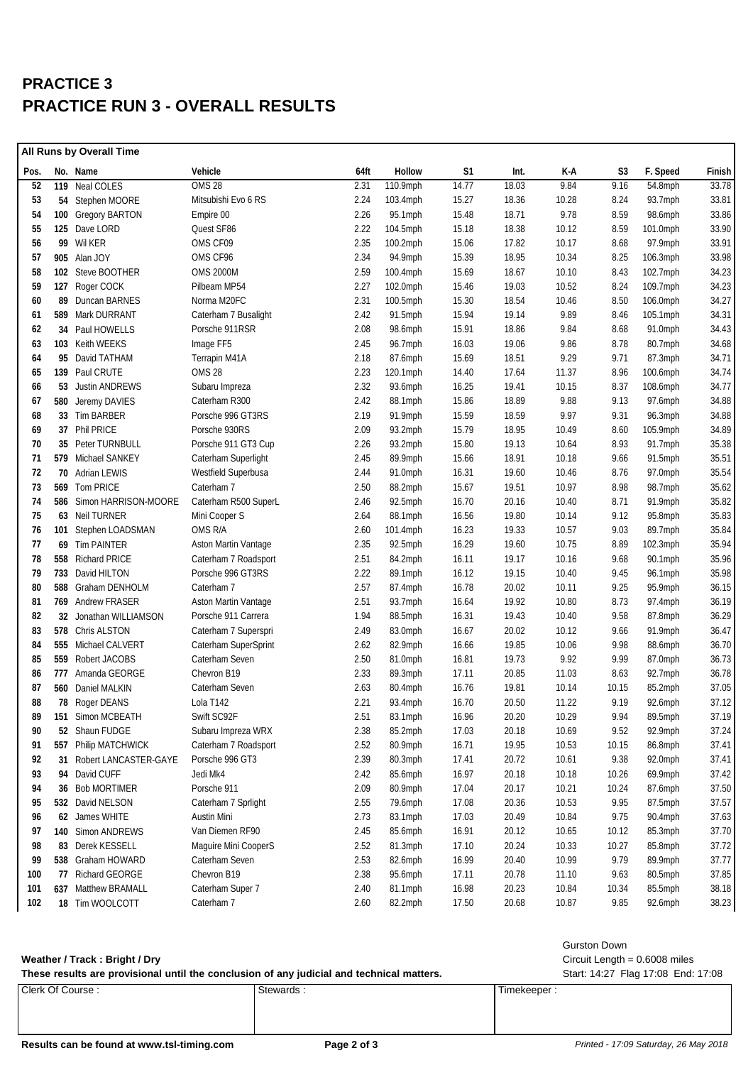# PRACTICE 3
# PRACTICE RUN 3 - OVERALL RESULTS

**All Runs by Overall Time**

| Pos. | No. | Name | Vehicle | 64ft | Hollow | S1 | Int. | K-A | S3 | F. Speed | Finish |
|---|---|---|---|---|---|---|---|---|---|---|---|
| 52 | 119 | Neal COLES | OMS 28 | 2.31 | 110.9mph | 14.77 | 18.03 | 9.84 | 9.16 | 54.8mph | 33.78 |
| 53 | 54 | Stephen MOORE | Mitsubishi Evo 6 RS | 2.24 | 103.4mph | 15.27 | 18.36 | 10.28 | 8.24 | 93.7mph | 33.81 |
| 54 | 100 | Gregory BARTON | Empire 00 | 2.26 | 95.1mph | 15.48 | 18.71 | 9.78 | 8.59 | 98.6mph | 33.86 |
| 55 | 125 | Dave LORD | Quest SF86 | 2.22 | 104.5mph | 15.18 | 18.38 | 10.12 | 8.59 | 101.0mph | 33.90 |
| 56 | 99 | Wil KER | OMS CF09 | 2.35 | 100.2mph | 15.06 | 17.82 | 10.17 | 8.68 | 97.9mph | 33.91 |
| 57 | 905 | Alan JOY | OMS CF96 | 2.34 | 94.9mph | 15.39 | 18.95 | 10.34 | 8.25 | 106.3mph | 33.98 |
| 58 | 102 | Steve BOOTHER | OMS 2000M | 2.59 | 100.4mph | 15.69 | 18.67 | 10.10 | 8.43 | 102.7mph | 34.23 |
| 59 | 127 | Roger COCK | Pilbeam MP54 | 2.27 | 102.0mph | 15.46 | 19.03 | 10.52 | 8.24 | 109.7mph | 34.23 |
| 60 | 89 | Duncan BARNES | Norma M20FC | 2.31 | 100.5mph | 15.30 | 18.54 | 10.46 | 8.50 | 106.0mph | 34.27 |
| 61 | 589 | Mark DURRANT | Caterham 7 Busalight | 2.42 | 91.5mph | 15.94 | 19.14 | 9.89 | 8.46 | 105.1mph | 34.31 |
| 62 | 34 | Paul HOWELLS | Porsche 911RSR | 2.08 | 98.6mph | 15.91 | 18.86 | 9.84 | 8.68 | 91.0mph | 34.43 |
| 63 | 103 | Keith WEEKS | Image FF5 | 2.45 | 96.7mph | 16.03 | 19.06 | 9.86 | 8.78 | 80.7mph | 34.68 |
| 64 | 95 | David TATHAM | Terrapin M41A | 2.18 | 87.6mph | 15.69 | 18.51 | 9.29 | 9.71 | 87.3mph | 34.71 |
| 65 | 139 | Paul CRUTE | OMS 28 | 2.23 | 120.1mph | 14.40 | 17.64 | 11.37 | 8.96 | 100.6mph | 34.74 |
| 66 | 53 | Justin ANDREWS | Subaru Impreza | 2.32 | 93.6mph | 16.25 | 19.41 | 10.15 | 8.37 | 108.6mph | 34.77 |
| 67 | 580 | Jeremy DAVIES | Caterham R300 | 2.42 | 88.1mph | 15.86 | 18.89 | 9.88 | 9.13 | 97.6mph | 34.88 |
| 68 | 33 | Tim BARBER | Porsche 996 GT3RS | 2.19 | 91.9mph | 15.59 | 18.59 | 9.97 | 9.31 | 96.3mph | 34.88 |
| 69 | 37 | Phil PRICE | Porsche 930RS | 2.09 | 93.2mph | 15.79 | 18.95 | 10.49 | 8.60 | 105.9mph | 34.89 |
| 70 | 35 | Peter TURNBULL | Porsche 911 GT3 Cup | 2.26 | 93.2mph | 15.80 | 19.13 | 10.64 | 8.93 | 91.7mph | 35.38 |
| 71 | 579 | Michael SANKEY | Caterham Superlight | 2.45 | 89.9mph | 15.66 | 18.91 | 10.18 | 9.66 | 91.5mph | 35.51 |
| 72 | 70 | Adrian LEWIS | Westfield Superbusa | 2.44 | 91.0mph | 16.31 | 19.60 | 10.46 | 8.76 | 97.0mph | 35.54 |
| 73 | 569 | Tom PRICE | Caterham 7 | 2.50 | 88.2mph | 15.67 | 19.51 | 10.97 | 8.98 | 98.7mph | 35.62 |
| 74 | 586 | Simon HARRISON-MOORE | Caterham R500 SuperL | 2.46 | 92.5mph | 16.70 | 20.16 | 10.40 | 8.71 | 91.9mph | 35.82 |
| 75 | 63 | Neil TURNER | Mini Cooper S | 2.64 | 88.1mph | 16.56 | 19.80 | 10.14 | 9.12 | 95.8mph | 35.83 |
| 76 | 101 | Stephen LOADSMAN | OMS R/A | 2.60 | 101.4mph | 16.23 | 19.33 | 10.57 | 9.03 | 89.7mph | 35.84 |
| 77 | 69 | Tim PAINTER | Aston Martin Vantage | 2.35 | 92.5mph | 16.29 | 19.60 | 10.75 | 8.89 | 102.3mph | 35.94 |
| 78 | 558 | Richard PRICE | Caterham 7 Roadsport | 2.51 | 84.2mph | 16.11 | 19.17 | 10.16 | 9.68 | 90.1mph | 35.96 |
| 79 | 733 | David HILTON | Porsche 996 GT3RS | 2.22 | 89.1mph | 16.12 | 19.15 | 10.40 | 9.45 | 96.1mph | 35.98 |
| 80 | 588 | Graham DENHOLM | Caterham 7 | 2.57 | 87.4mph | 16.78 | 20.02 | 10.11 | 9.25 | 95.9mph | 36.15 |
| 81 | 769 | Andrew FRASER | Aston Martin Vantage | 2.51 | 93.7mph | 16.64 | 19.92 | 10.80 | 8.73 | 97.4mph | 36.19 |
| 82 | 32 | Jonathan WILLIAMSON | Porsche 911 Carrera | 1.94 | 88.5mph | 16.31 | 19.43 | 10.40 | 9.58 | 87.8mph | 36.29 |
| 83 | 578 | Chris ALSTON | Caterham 7 Superspri | 2.49 | 83.0mph | 16.67 | 20.02 | 10.12 | 9.66 | 91.9mph | 36.47 |
| 84 | 555 | Michael CALVERT | Caterham SuperSprint | 2.62 | 82.9mph | 16.66 | 19.85 | 10.06 | 9.98 | 88.6mph | 36.70 |
| 85 | 559 | Robert JACOBS | Caterham Seven | 2.50 | 81.0mph | 16.81 | 19.73 | 9.92 | 9.99 | 87.0mph | 36.73 |
| 86 | 777 | Amanda GEORGE | Chevron B19 | 2.33 | 89.3mph | 17.11 | 20.85 | 11.03 | 8.63 | 92.7mph | 36.78 |
| 87 | 560 | Daniel MALKIN | Caterham Seven | 2.63 | 80.4mph | 16.76 | 19.81 | 10.14 | 10.15 | 85.2mph | 37.05 |
| 88 | 78 | Roger DEANS | Lola T142 | 2.21 | 93.4mph | 16.70 | 20.50 | 11.22 | 9.19 | 92.6mph | 37.12 |
| 89 | 151 | Simon MCBEATH | Swift SC92F | 2.51 | 83.1mph | 16.96 | 20.20 | 10.29 | 9.94 | 89.5mph | 37.19 |
| 90 | 52 | Shaun FUDGE | Subaru Impreza WRX | 2.38 | 85.2mph | 17.03 | 20.18 | 10.69 | 9.52 | 92.9mph | 37.24 |
| 91 | 557 | Philip MATCHWICK | Caterham 7 Roadsport | 2.52 | 80.9mph | 16.71 | 19.95 | 10.53 | 10.15 | 86.8mph | 37.41 |
| 92 | 31 | Robert LANCASTER-GAYE | Porsche 996 GT3 | 2.39 | 80.3mph | 17.41 | 20.72 | 10.61 | 9.38 | 92.0mph | 37.41 |
| 93 | 94 | David CUFF | Jedi Mk4 | 2.42 | 85.6mph | 16.97 | 20.18 | 10.18 | 10.26 | 69.9mph | 37.42 |
| 94 | 36 | Bob MORTIMER | Porsche 911 | 2.09 | 80.9mph | 17.04 | 20.17 | 10.21 | 10.24 | 87.6mph | 37.50 |
| 95 | 532 | David NELSON | Caterham 7 Sprlight | 2.55 | 79.6mph | 17.08 | 20.36 | 10.53 | 9.95 | 87.5mph | 37.57 |
| 96 | 62 | James WHITE | Austin Mini | 2.73 | 83.1mph | 17.03 | 20.49 | 10.84 | 9.75 | 90.4mph | 37.63 |
| 97 | 140 | Simon ANDREWS | Van Diemen RF90 | 2.45 | 85.6mph | 16.91 | 20.12 | 10.65 | 10.12 | 85.3mph | 37.70 |
| 98 | 83 | Derek KESSELL | Maguire Mini CooperS | 2.52 | 81.3mph | 17.10 | 20.24 | 10.33 | 10.27 | 85.8mph | 37.72 |
| 99 | 538 | Graham HOWARD | Caterham Seven | 2.53 | 82.6mph | 16.99 | 20.40 | 10.99 | 9.79 | 89.9mph | 37.77 |
| 100 | 77 | Richard GEORGE | Chevron B19 | 2.38 | 95.6mph | 17.11 | 20.78 | 11.10 | 9.63 | 80.5mph | 37.85 |
| 101 | 637 | Matthew BRAMALL | Caterham Super 7 | 2.40 | 81.1mph | 16.98 | 20.23 | 10.84 | 10.34 | 85.5mph | 38.18 |
| 102 | 18 | Tim WOOLCOTT | Caterham 7 | 2.60 | 82.2mph | 17.50 | 20.68 | 10.87 | 9.85 | 92.6mph | 38.23 |

**Weather / Track : Bright / Dry**

**These results are provisional until the conclusion of any judicial and technical matters.**

Gurston Down
Circuit Length = 0.6008 miles
Start: 14:27 Flag 17:08 End: 17:08

| Clerk Of Course : | Stewards : | Timekeeper : |
|---|---|---|
| | | |

**Results can be found at www.tsl-timing.com**

*Printed - 17:09 Saturday, 26 May 2018*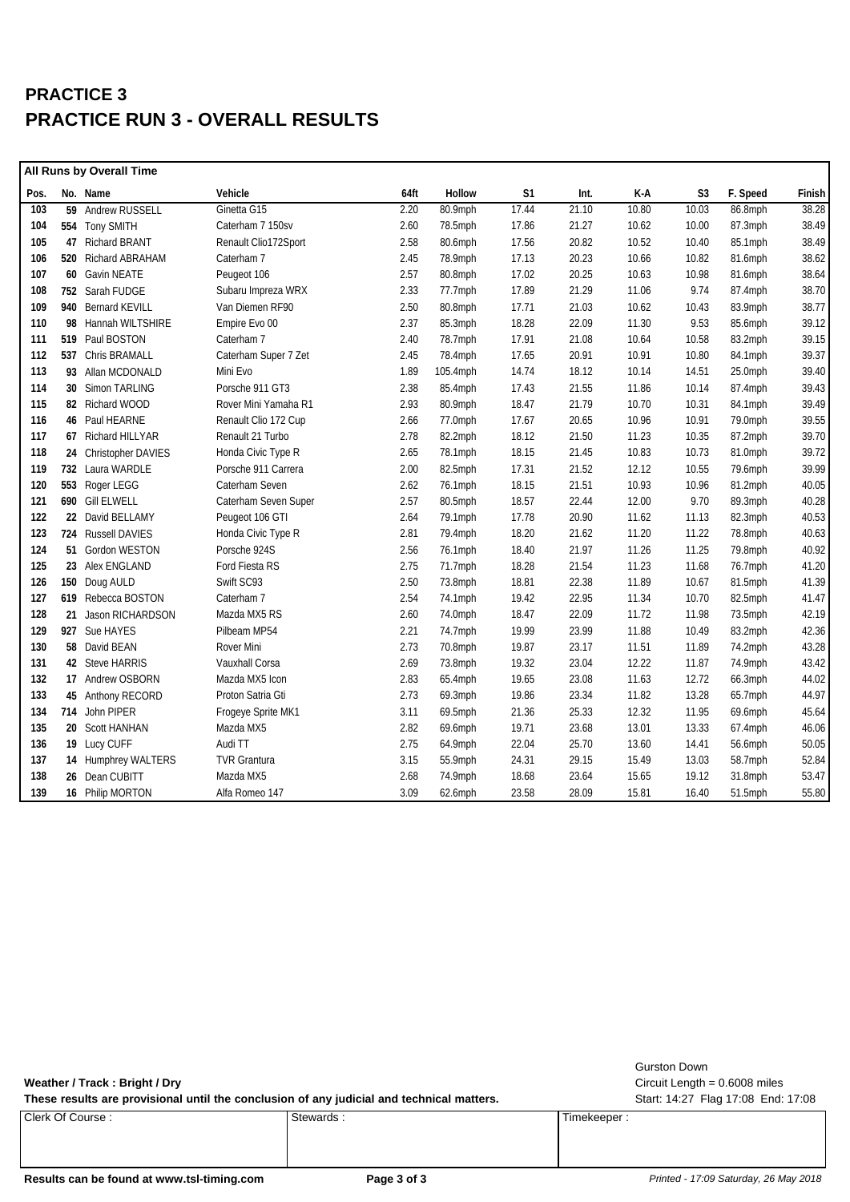# PRACTICE 3
# PRACTICE RUN 3 - OVERALL RESULTS

**All Runs by Overall Time**

| Pos. | No. | Name | Vehicle | 64ft | Hollow | S1 | Int. | K-A | S3 | F. Speed | Finish |
|---|---|---|---|---|---|---|---|---|---|---|---|
| 103 | 59 | Andrew RUSSELL | Ginetta G15 | 2.20 | 80.9mph | 17.44 | 21.10 | 10.80 | 10.03 | 86.8mph | 38.28 |
| 104 | 554 | Tony SMITH | Caterham 7 150sv | 2.60 | 78.5mph | 17.86 | 21.27 | 10.62 | 10.00 | 87.3mph | 38.49 |
| 105 | 47 | Richard BRANT | Renault Clio172Sport | 2.58 | 80.6mph | 17.56 | 20.82 | 10.52 | 10.40 | 85.1mph | 38.49 |
| 106 | 520 | Richard ABRAHAM | Caterham 7 | 2.45 | 78.9mph | 17.13 | 20.23 | 10.66 | 10.82 | 81.6mph | 38.62 |
| 107 | 60 | Gavin NEATE | Peugeot 106 | 2.57 | 80.8mph | 17.02 | 20.25 | 10.63 | 10.98 | 81.6mph | 38.64 |
| 108 | 752 | Sarah FUDGE | Subaru Impreza WRX | 2.33 | 77.7mph | 17.89 | 21.29 | 11.06 | 9.74 | 87.4mph | 38.70 |
| 109 | 940 | Bernard KEVILL | Van Diemen RF90 | 2.50 | 80.8mph | 17.71 | 21.03 | 10.62 | 10.43 | 83.9mph | 38.77 |
| 110 | 98 | Hannah WILTSHIRE | Empire Evo 00 | 2.37 | 85.3mph | 18.28 | 22.09 | 11.30 | 9.53 | 85.6mph | 39.12 |
| 111 | 519 | Paul BOSTON | Caterham 7 | 2.40 | 78.7mph | 17.91 | 21.08 | 10.64 | 10.58 | 83.2mph | 39.15 |
| 112 | 537 | Chris BRAMALL | Caterham Super 7 Zet | 2.45 | 78.4mph | 17.65 | 20.91 | 10.91 | 10.80 | 84.1mph | 39.37 |
| 113 | 93 | Allan MCDONALD | Mini Evo | 1.89 | 105.4mph | 14.74 | 18.12 | 10.14 | 14.51 | 25.0mph | 39.40 |
| 114 | 30 | Simon TARLING | Porsche 911 GT3 | 2.38 | 85.4mph | 17.43 | 21.55 | 11.86 | 10.14 | 87.4mph | 39.43 |
| 115 | 82 | Richard WOOD | Rover Mini Yamaha R1 | 2.93 | 80.9mph | 18.47 | 21.79 | 10.70 | 10.31 | 84.1mph | 39.49 |
| 116 | 46 | Paul HEARNE | Renault Clio 172 Cup | 2.66 | 77.0mph | 17.67 | 20.65 | 10.96 | 10.91 | 79.0mph | 39.55 |
| 117 | 67 | Richard HILLYAR | Renault 21 Turbo | 2.78 | 82.2mph | 18.12 | 21.50 | 11.23 | 10.35 | 87.2mph | 39.70 |
| 118 | 24 | Christopher DAVIES | Honda Civic Type R | 2.65 | 78.1mph | 18.15 | 21.45 | 10.83 | 10.73 | 81.0mph | 39.72 |
| 119 | 732 | Laura WARDLE | Porsche 911 Carrera | 2.00 | 82.5mph | 17.31 | 21.52 | 12.12 | 10.55 | 79.6mph | 39.99 |
| 120 | 553 | Roger LEGG | Caterham Seven | 2.62 | 76.1mph | 18.15 | 21.51 | 10.93 | 10.96 | 81.2mph | 40.05 |
| 121 | 690 | Gill ELWELL | Caterham Seven Super | 2.57 | 80.5mph | 18.57 | 22.44 | 12.00 | 9.70 | 89.3mph | 40.28 |
| 122 | 22 | David BELLAMY | Peugeot 106 GTI | 2.64 | 79.1mph | 17.78 | 20.90 | 11.62 | 11.13 | 82.3mph | 40.53 |
| 123 | 724 | Russell DAVIES | Honda Civic Type R | 2.81 | 79.4mph | 18.20 | 21.62 | 11.20 | 11.22 | 78.8mph | 40.63 |
| 124 | 51 | Gordon WESTON | Porsche 924S | 2.56 | 76.1mph | 18.40 | 21.97 | 11.26 | 11.25 | 79.8mph | 40.92 |
| 125 | 23 | Alex ENGLAND | Ford Fiesta RS | 2.75 | 71.7mph | 18.28 | 21.54 | 11.23 | 11.68 | 76.7mph | 41.20 |
| 126 | 150 | Doug AULD | Swift SC93 | 2.50 | 73.8mph | 18.81 | 22.38 | 11.89 | 10.67 | 81.5mph | 41.39 |
| 127 | 619 | Rebecca BOSTON | Caterham 7 | 2.54 | 74.1mph | 19.42 | 22.95 | 11.34 | 10.70 | 82.5mph | 41.47 |
| 128 | 21 | Jason RICHARDSON | Mazda MX5 RS | 2.60 | 74.0mph | 18.47 | 22.09 | 11.72 | 11.98 | 73.5mph | 42.19 |
| 129 | 927 | Sue HAYES | Pilbeam MP54 | 2.21 | 74.7mph | 19.99 | 23.99 | 11.88 | 10.49 | 83.2mph | 42.36 |
| 130 | 58 | David BEAN | Rover Mini | 2.73 | 70.8mph | 19.87 | 23.17 | 11.51 | 11.89 | 74.2mph | 43.28 |
| 131 | 42 | Steve HARRIS | Vauxhall Corsa | 2.69 | 73.8mph | 19.32 | 23.04 | 12.22 | 11.87 | 74.9mph | 43.42 |
| 132 | 17 | Andrew OSBORN | Mazda MX5 Icon | 2.83 | 65.4mph | 19.65 | 23.08 | 11.63 | 12.72 | 66.3mph | 44.02 |
| 133 | 45 | Anthony RECORD | Proton Satria Gti | 2.73 | 69.3mph | 19.86 | 23.34 | 11.82 | 13.28 | 65.7mph | 44.97 |
| 134 | 714 | John PIPER | Frogeye Sprite MK1 | 3.11 | 69.5mph | 21.36 | 25.33 | 12.32 | 11.95 | 69.6mph | 45.64 |
| 135 | 20 | Scott HANHAN | Mazda MX5 | 2.82 | 69.6mph | 19.71 | 23.68 | 13.01 | 13.33 | 67.4mph | 46.06 |
| 136 | 19 | Lucy CUFF | Audi TT | 2.75 | 64.9mph | 22.04 | 25.70 | 13.60 | 14.41 | 56.6mph | 50.05 |
| 137 | 14 | Humphrey WALTERS | TVR Grantura | 3.15 | 55.9mph | 24.31 | 29.15 | 15.49 | 13.03 | 58.7mph | 52.84 |
| 138 | 26 | Dean CUBITT | Mazda MX5 | 2.68 | 74.9mph | 18.68 | 23.64 | 15.65 | 19.12 | 31.8mph | 53.47 |
| 139 | 16 | Philip MORTON | Alfa Romeo 147 | 3.09 | 62.6mph | 23.58 | 28.09 | 15.81 | 16.40 | 51.5mph | 55.80 |

**Weather / Track : Bright / Dry**

**These results are provisional until the conclusion of any judicial and technical matters.**

Gurston Down
Circuit Length = 0.6008 miles
Start: 14:27 Flag 17:08 End: 17:08

| Clerk Of Course : | Stewards : | Timekeeper : |
|---|---|---|
| | | |

**Results can be found at www.tsl-timing.com**

*Printed - 17:09 Saturday, 26 May 2018*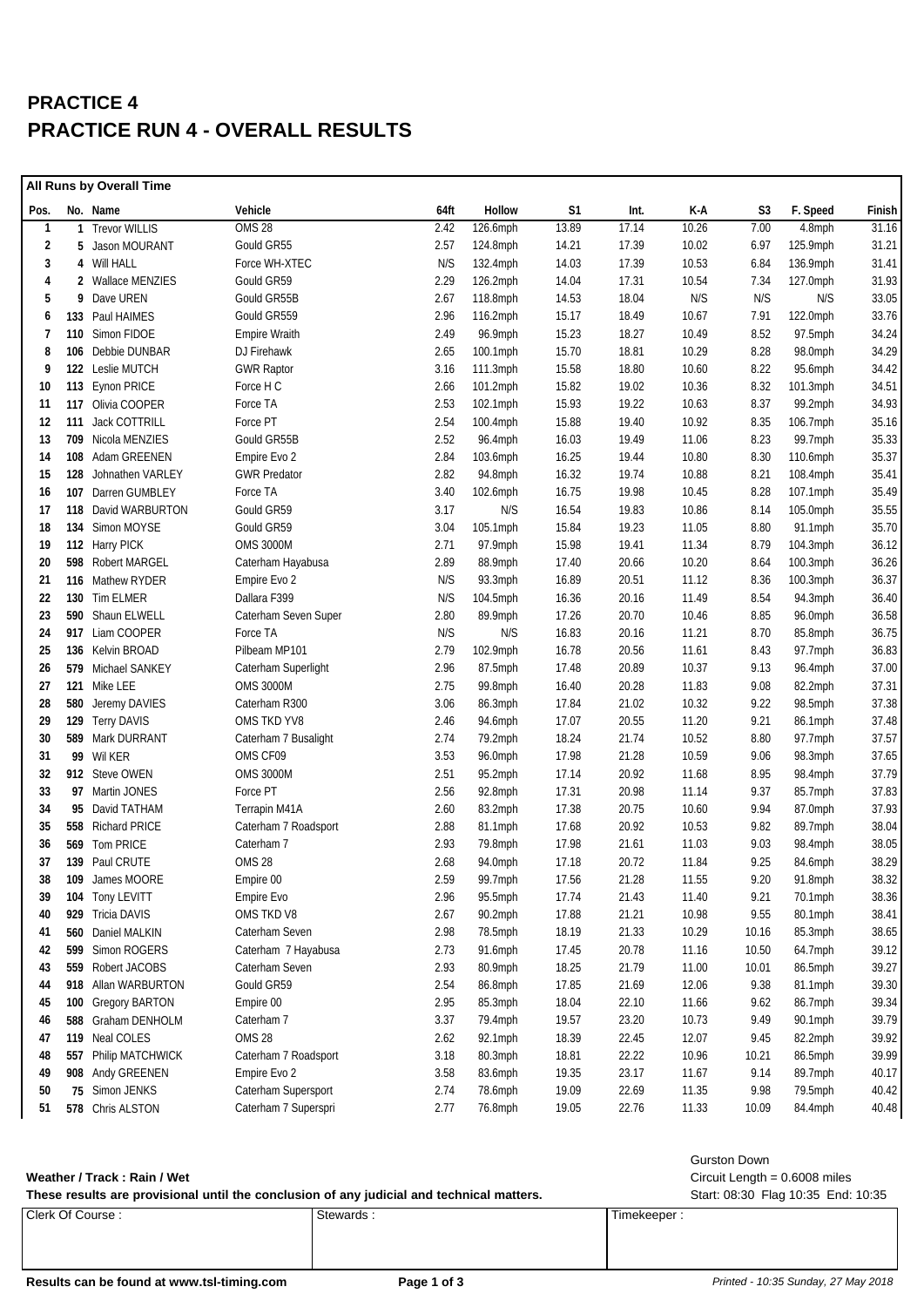# PRACTICE 4

# PRACTICE RUN 4 - OVERALL RESULTS

**All Runs by Overall Time**

| Pos. | No. | Name | Vehicle | 64ft | Hollow | S1 | Int. | K-A | S3 | F. Speed | Finish |
|---|---|---|---|---|---|---|---|---|---|---|---|
| 1 | 1 | Trevor WILLIS | OMS 28 | 2.42 | 126.6mph | 13.89 | 17.14 | 10.26 | 7.00 | 4.8mph | 31.16 |
| 2 | 5 | Jason MOURANT | Gould GR55 | 2.57 | 124.8mph | 14.21 | 17.39 | 10.02 | 6.97 | 125.9mph | 31.21 |
| 3 | 4 | Will HALL | Force WH-XTEC | N/S | 132.4mph | 14.03 | 17.39 | 10.53 | 6.84 | 136.9mph | 31.41 |
| 4 | 2 | Wallace MENZIES | Gould GR59 | 2.29 | 126.2mph | 14.04 | 17.31 | 10.54 | 7.34 | 127.0mph | 31.93 |
| 5 | 9 | Dave UREN | Gould GR55B | 2.67 | 118.8mph | 14.53 | 18.04 | N/S | N/S | N/S | 33.05 |
| 6 | 133 | Paul HAIMES | Gould GR559 | 2.96 | 116.2mph | 15.17 | 18.49 | 10.67 | 7.91 | 122.0mph | 33.76 |
| 7 | 110 | Simon FIDOE | Empire Wraith | 2.49 | 96.9mph | 15.23 | 18.27 | 10.49 | 8.52 | 97.5mph | 34.24 |
| 8 | 106 | Debbie DUNBAR | DJ Firehawk | 2.65 | 100.1mph | 15.70 | 18.81 | 10.29 | 8.28 | 98.0mph | 34.29 |
| 9 | 122 | Leslie MUTCH | GWR Raptor | 3.16 | 111.3mph | 15.58 | 18.80 | 10.60 | 8.22 | 95.6mph | 34.42 |
| 10 | 113 | Eynon PRICE | Force H C | 2.66 | 101.2mph | 15.82 | 19.02 | 10.36 | 8.32 | 101.3mph | 34.51 |
| 11 | 117 | Olivia COOPER | Force TA | 2.53 | 102.1mph | 15.93 | 19.22 | 10.63 | 8.37 | 99.2mph | 34.93 |
| 12 | 111 | Jack COTTRILL | Force PT | 2.54 | 100.4mph | 15.88 | 19.40 | 10.92 | 8.35 | 106.7mph | 35.16 |
| 13 | 709 | Nicola MENZIES | Gould GR55B | 2.52 | 96.4mph | 16.03 | 19.49 | 11.06 | 8.23 | 99.7mph | 35.33 |
| 14 | 108 | Adam GREENEN | Empire Evo 2 | 2.84 | 103.6mph | 16.25 | 19.44 | 10.80 | 8.30 | 110.6mph | 35.37 |
| 15 | 128 | Johnathen VARLEY | GWR Predator | 2.82 | 94.8mph | 16.32 | 19.74 | 10.88 | 8.21 | 108.4mph | 35.41 |
| 16 | 107 | Darren GUMBLEY | Force TA | 3.40 | 102.6mph | 16.75 | 19.98 | 10.45 | 8.28 | 107.1mph | 35.49 |
| 17 | 118 | David WARBURTON | Gould GR59 | 3.17 | N/S | 16.54 | 19.83 | 10.86 | 8.14 | 105.0mph | 35.55 |
| 18 | 134 | Simon MOYSE | Gould GR59 | 3.04 | 105.1mph | 15.84 | 19.23 | 11.05 | 8.80 | 91.1mph | 35.70 |
| 19 | 112 | Harry PICK | OMS 3000M | 2.71 | 97.9mph | 15.98 | 19.41 | 11.34 | 8.79 | 104.3mph | 36.12 |
| 20 | 598 | Robert MARGEL | Caterham Hayabusa | 2.89 | 88.9mph | 17.40 | 20.66 | 10.20 | 8.64 | 100.3mph | 36.26 |
| 21 | 116 | Mathew RYDER | Empire Evo 2 | N/S | 93.3mph | 16.89 | 20.51 | 11.12 | 8.36 | 100.3mph | 36.37 |
| 22 | 130 | Tim ELMER | Dallara F399 | N/S | 104.5mph | 16.36 | 20.16 | 11.49 | 8.54 | 94.3mph | 36.40 |
| 23 | 590 | Shaun ELWELL | Caterham Seven Super | 2.80 | 89.9mph | 17.26 | 20.70 | 10.46 | 8.85 | 96.0mph | 36.58 |
| 24 | 917 | Liam COOPER | Force TA | N/S | N/S | 16.83 | 20.16 | 11.21 | 8.70 | 85.8mph | 36.75 |
| 25 | 136 | Kelvin BROAD | Pilbeam MP101 | 2.79 | 102.9mph | 16.78 | 20.56 | 11.61 | 8.43 | 97.7mph | 36.83 |
| 26 | 579 | Michael SANKEY | Caterham Superlight | 2.96 | 87.5mph | 17.48 | 20.89 | 10.37 | 9.13 | 96.4mph | 37.00 |
| 27 | 121 | Mike LEE | OMS 3000M | 2.75 | 99.8mph | 16.40 | 20.28 | 11.83 | 9.08 | 82.2mph | 37.31 |
| 28 | 580 | Jeremy DAVIES | Caterham R300 | 3.06 | 86.3mph | 17.84 | 21.02 | 10.32 | 9.22 | 98.5mph | 37.38 |
| 29 | 129 | Terry DAVIS | OMS TKD YV8 | 2.46 | 94.6mph | 17.07 | 20.55 | 11.20 | 9.21 | 86.1mph | 37.48 |
| 30 | 589 | Mark DURRANT | Caterham 7 Busalight | 2.74 | 79.2mph | 18.24 | 21.74 | 10.52 | 8.80 | 97.7mph | 37.57 |
| 31 | 99 | Wil KER | OMS CF09 | 3.53 | 96.0mph | 17.98 | 21.28 | 10.59 | 9.06 | 98.3mph | 37.65 |
| 32 | 912 | Steve OWEN | OMS 3000M | 2.51 | 95.2mph | 17.14 | 20.92 | 11.68 | 8.95 | 98.4mph | 37.79 |
| 33 | 97 | Martin JONES | Force PT | 2.56 | 92.8mph | 17.31 | 20.98 | 11.14 | 9.37 | 85.7mph | 37.83 |
| 34 | 95 | David TATHAM | Terrapin M41A | 2.60 | 83.2mph | 17.38 | 20.75 | 10.60 | 9.94 | 87.0mph | 37.93 |
| 35 | 558 | Richard PRICE | Caterham 7 Roadsport | 2.88 | 81.1mph | 17.68 | 20.92 | 10.53 | 9.82 | 89.7mph | 38.04 |
| 36 | 569 | Tom PRICE | Caterham 7 | 2.93 | 79.8mph | 17.98 | 21.61 | 11.03 | 9.03 | 98.4mph | 38.05 |
| 37 | 139 | Paul CRUTE | OMS 28 | 2.68 | 94.0mph | 17.18 | 20.72 | 11.84 | 9.25 | 84.6mph | 38.29 |
| 38 | 109 | James MOORE | Empire 00 | 2.59 | 99.7mph | 17.56 | 21.28 | 11.55 | 9.20 | 91.8mph | 38.32 |
| 39 | 104 | Tony LEVITT | Empire Evo | 2.96 | 95.5mph | 17.74 | 21.43 | 11.40 | 9.21 | 70.1mph | 38.36 |
| 40 | 929 | Tricia DAVIS | OMS TKD V8 | 2.67 | 90.2mph | 17.88 | 21.21 | 10.98 | 9.55 | 80.1mph | 38.41 |
| 41 | 560 | Daniel MALKIN | Caterham Seven | 2.98 | 78.5mph | 18.19 | 21.33 | 10.29 | 10.16 | 85.3mph | 38.65 |
| 42 | 599 | Simon ROGERS | Caterham 7 Hayabusa | 2.73 | 91.6mph | 17.45 | 20.78 | 11.16 | 10.50 | 64.7mph | 39.12 |
| 43 | 559 | Robert JACOBS | Caterham Seven | 2.93 | 80.9mph | 18.25 | 21.79 | 11.00 | 10.01 | 86.5mph | 39.27 |
| 44 | 918 | Allan WARBURTON | Gould GR59 | 2.54 | 86.8mph | 17.85 | 21.69 | 12.06 | 9.38 | 81.1mph | 39.30 |
| 45 | 100 | Gregory BARTON | Empire 00 | 2.95 | 85.3mph | 18.04 | 22.10 | 11.66 | 9.62 | 86.7mph | 39.34 |
| 46 | 588 | Graham DENHOLM | Caterham 7 | 3.37 | 79.4mph | 19.57 | 23.20 | 10.73 | 9.49 | 90.1mph | 39.79 |
| 47 | 119 | Neal COLES | OMS 28 | 2.62 | 92.1mph | 18.39 | 22.45 | 12.07 | 9.45 | 82.2mph | 39.92 |
| 48 | 557 | Philip MATCHWICK | Caterham 7 Roadsport | 3.18 | 80.3mph | 18.81 | 22.22 | 10.96 | 10.21 | 86.5mph | 39.99 |
| 49 | 908 | Andy GREENEN | Empire Evo 2 | 3.58 | 83.6mph | 19.35 | 23.17 | 11.67 | 9.14 | 89.7mph | 40.17 |
| 50 | 75 | Simon JENKS | Caterham Supersport | 2.74 | 78.6mph | 19.09 | 22.69 | 11.35 | 9.98 | 79.5mph | 40.42 |
| 51 | 578 | Chris ALSTON | Caterham 7 Superspri | 2.77 | 76.8mph | 19.05 | 22.76 | 11.33 | 10.09 | 84.4mph | 40.48 |

**Weather / Track : Rain / Wet**

**These results are provisional until the conclusion of any judicial and technical matters.**

Gurston Down
Circuit Length = 0.6008 miles
Start: 08:30 Flag 10:35 End: 10:35

| Clerk Of Course : | Stewards : | Timekeeper : |
|---|---|---|
| | | |

**Results can be found at www.tsl-timing.com**

*Printed - 10:35 Sunday, 27 May 2018*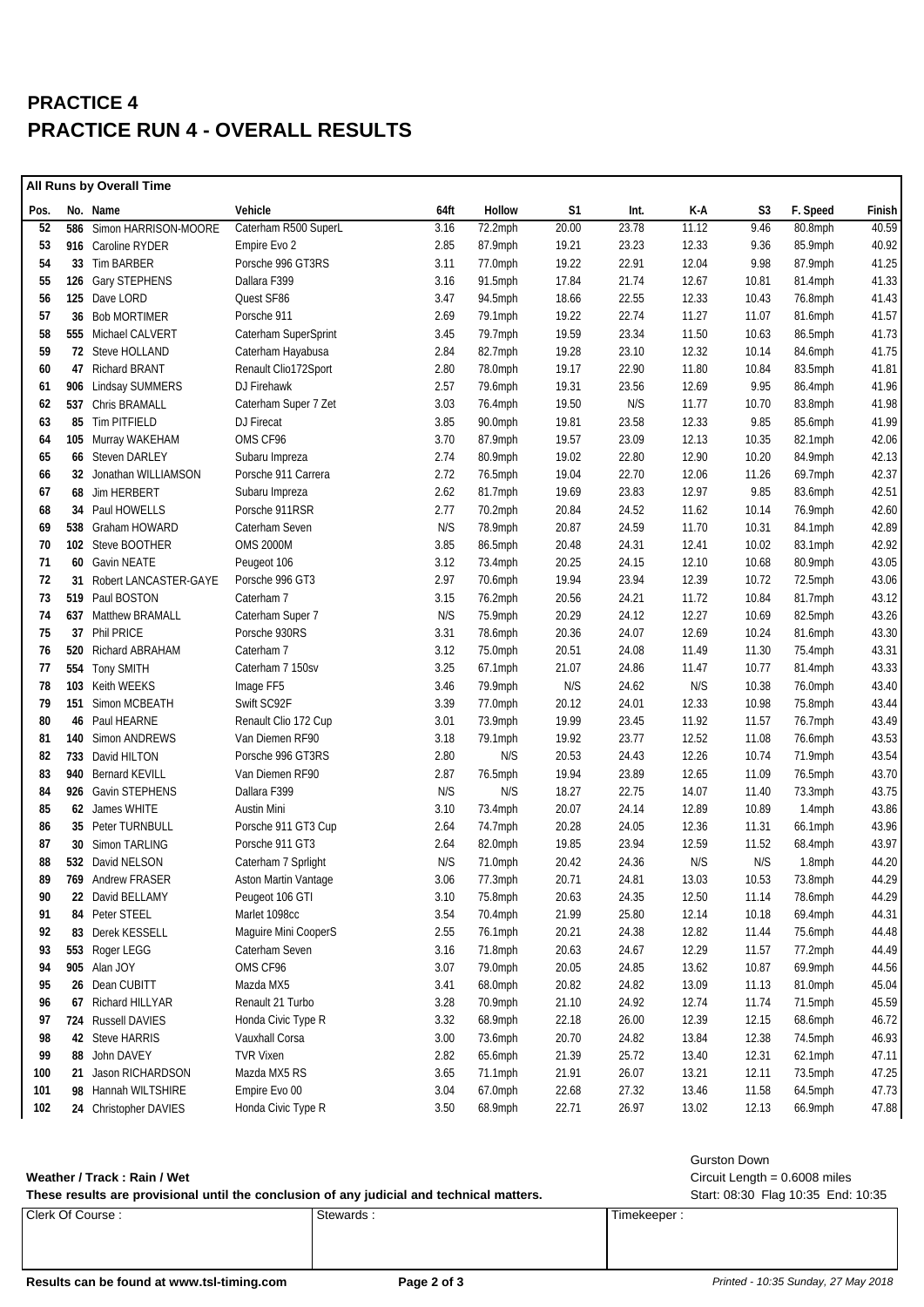# PRACTICE 4

# PRACTICE RUN 4 - OVERALL RESULTS

**All Runs by Overall Time**

| Pos. | No. | Name | Vehicle | 64ft | Hollow | S1 | Int. | K-A | S3 | F. Speed | Finish |
|---|---|---|---|---|---|---|---|---|---|---|---|
| 52 | 586 | Simon HARRISON-MOORE | Caterham R500 SuperL | 3.16 | 72.2mph | 20.00 | 23.78 | 11.12 | 9.46 | 80.8mph | 40.59 |
| 53 | 916 | Caroline RYDER | Empire Evo 2 | 2.85 | 87.9mph | 19.21 | 23.23 | 12.33 | 9.36 | 85.9mph | 40.92 |
| 54 | 33 | Tim BARBER | Porsche 996 GT3RS | 3.11 | 77.0mph | 19.22 | 22.91 | 12.04 | 9.98 | 87.9mph | 41.25 |
| 55 | 126 | Gary STEPHENS | Dallara F399 | 3.16 | 91.5mph | 17.84 | 21.74 | 12.67 | 10.81 | 81.4mph | 41.33 |
| 56 | 125 | Dave LORD | Quest SF86 | 3.47 | 94.5mph | 18.66 | 22.55 | 12.33 | 10.43 | 76.8mph | 41.43 |
| 57 | 36 | Bob MORTIMER | Porsche 911 | 2.69 | 79.1mph | 19.22 | 22.74 | 11.27 | 11.07 | 81.6mph | 41.57 |
| 58 | 555 | Michael CALVERT | Caterham SuperSprint | 3.45 | 79.7mph | 19.59 | 23.34 | 11.50 | 10.63 | 86.5mph | 41.73 |
| 59 | 72 | Steve HOLLAND | Caterham Hayabusa | 2.84 | 82.7mph | 19.28 | 23.10 | 12.32 | 10.14 | 84.6mph | 41.75 |
| 60 | 47 | Richard BRANT | Renault Clio172Sport | 2.80 | 78.0mph | 19.17 | 22.90 | 11.80 | 10.84 | 83.5mph | 41.81 |
| 61 | 906 | Lindsay SUMMERS | DJ Firehawk | 2.57 | 79.6mph | 19.31 | 23.56 | 12.69 | 9.95 | 86.4mph | 41.96 |
| 62 | 537 | Chris BRAMALL | Caterham Super 7 Zet | 3.03 | 76.4mph | 19.50 | N/S | 11.77 | 10.70 | 83.8mph | 41.98 |
| 63 | 85 | Tim PITFIELD | DJ Firecat | 3.85 | 90.0mph | 19.81 | 23.58 | 12.33 | 9.85 | 85.6mph | 41.99 |
| 64 | 105 | Murray WAKEHAM | OMS CF96 | 3.70 | 87.9mph | 19.57 | 23.09 | 12.13 | 10.35 | 82.1mph | 42.06 |
| 65 | 66 | Steven DARLEY | Subaru Impreza | 2.74 | 80.9mph | 19.02 | 22.80 | 12.90 | 10.20 | 84.9mph | 42.13 |
| 66 | 32 | Jonathan WILLIAMSON | Porsche 911 Carrera | 2.72 | 76.5mph | 19.04 | 22.70 | 12.06 | 11.26 | 69.7mph | 42.37 |
| 67 | 68 | Jim HERBERT | Subaru Impreza | 2.62 | 81.7mph | 19.69 | 23.83 | 12.97 | 9.85 | 83.6mph | 42.51 |
| 68 | 34 | Paul HOWELLS | Porsche 911RSR | 2.77 | 70.2mph | 20.84 | 24.52 | 11.62 | 10.14 | 76.9mph | 42.60 |
| 69 | 538 | Graham HOWARD | Caterham Seven | N/S | 78.9mph | 20.87 | 24.59 | 11.70 | 10.31 | 84.1mph | 42.89 |
| 70 | 102 | Steve BOOTHER | OMS 2000M | 3.85 | 86.5mph | 20.48 | 24.31 | 12.41 | 10.02 | 83.1mph | 42.92 |
| 71 | 60 | Gavin NEATE | Peugeot 106 | 3.12 | 73.4mph | 20.25 | 24.15 | 12.10 | 10.68 | 80.9mph | 43.05 |
| 72 | 31 | Robert LANCASTER-GAYE | Porsche 996 GT3 | 2.97 | 70.6mph | 19.94 | 23.94 | 12.39 | 10.72 | 72.5mph | 43.06 |
| 73 | 519 | Paul BOSTON | Caterham 7 | 3.15 | 76.2mph | 20.56 | 24.21 | 11.72 | 10.84 | 81.7mph | 43.12 |
| 74 | 637 | Matthew BRAMALL | Caterham Super 7 | N/S | 75.9mph | 20.29 | 24.12 | 12.27 | 10.69 | 82.5mph | 43.26 |
| 75 | 37 | Phil PRICE | Porsche 930RS | 3.31 | 78.6mph | 20.36 | 24.07 | 12.69 | 10.24 | 81.6mph | 43.30 |
| 76 | 520 | Richard ABRAHAM | Caterham 7 | 3.12 | 75.0mph | 20.51 | 24.08 | 11.49 | 11.30 | 75.4mph | 43.31 |
| 77 | 554 | Tony SMITH | Caterham 7 150sv | 3.25 | 67.1mph | 21.07 | 24.86 | 11.47 | 10.77 | 81.4mph | 43.33 |
| 78 | 103 | Keith WEEKS | Image FF5 | 3.46 | 79.9mph | N/S | 24.62 | N/S | 10.38 | 76.0mph | 43.40 |
| 79 | 151 | Simon MCBEATH | Swift SC92F | 3.39 | 77.0mph | 20.12 | 24.01 | 12.33 | 10.98 | 75.8mph | 43.44 |
| 80 | 46 | Paul HEARNE | Renault Clio 172 Cup | 3.01 | 73.9mph | 19.99 | 23.45 | 11.92 | 11.57 | 76.7mph | 43.49 |
| 81 | 140 | Simon ANDREWS | Van Diemen RF90 | 3.18 | 79.1mph | 19.92 | 23.77 | 12.52 | 11.08 | 76.6mph | 43.53 |
| 82 | 733 | David HILTON | Porsche 996 GT3RS | 2.80 | N/S | 20.53 | 24.43 | 12.26 | 10.74 | 71.9mph | 43.54 |
| 83 | 940 | Bernard KEVILL | Van Diemen RF90 | 2.87 | 76.5mph | 19.94 | 23.89 | 12.65 | 11.09 | 76.5mph | 43.70 |
| 84 | 926 | Gavin STEPHENS | Dallara F399 | N/S | N/S | 18.27 | 22.75 | 14.07 | 11.40 | 73.3mph | 43.75 |
| 85 | 62 | James WHITE | Austin Mini | 3.10 | 73.4mph | 20.07 | 24.14 | 12.89 | 10.89 | 1.4mph | 43.86 |
| 86 | 35 | Peter TURNBULL | Porsche 911 GT3 Cup | 2.64 | 74.7mph | 20.28 | 24.05 | 12.36 | 11.31 | 66.1mph | 43.96 |
| 87 | 30 | Simon TARLING | Porsche 911 GT3 | 2.64 | 82.0mph | 19.85 | 23.94 | 12.59 | 11.52 | 68.4mph | 43.97 |
| 88 | 532 | David NELSON | Caterham 7 Sprlight | N/S | 71.0mph | 20.42 | 24.36 | N/S | N/S | 1.8mph | 44.20 |
| 89 | 769 | Andrew FRASER | Aston Martin Vantage | 3.06 | 77.3mph | 20.71 | 24.81 | 13.03 | 10.53 | 73.8mph | 44.29 |
| 90 | 22 | David BELLAMY | Peugeot 106 GTI | 3.10 | 75.8mph | 20.63 | 24.35 | 12.50 | 11.14 | 78.6mph | 44.29 |
| 91 | 84 | Peter STEEL | Marlet 1098cc | 3.54 | 70.4mph | 21.99 | 25.80 | 12.14 | 10.18 | 69.4mph | 44.31 |
| 92 | 83 | Derek KESSELL | Maguire Mini CooperS | 2.55 | 76.1mph | 20.21 | 24.38 | 12.82 | 11.44 | 75.6mph | 44.48 |
| 93 | 553 | Roger LEGG | Caterham Seven | 3.16 | 71.8mph | 20.63 | 24.67 | 12.29 | 11.57 | 77.2mph | 44.49 |
| 94 | 905 | Alan JOY | OMS CF96 | 3.07 | 79.0mph | 20.05 | 24.85 | 13.62 | 10.87 | 69.9mph | 44.56 |
| 95 | 26 | Dean CUBITT | Mazda MX5 | 3.41 | 68.0mph | 20.82 | 24.82 | 13.09 | 11.13 | 81.0mph | 45.04 |
| 96 | 67 | Richard HILLYAR | Renault 21 Turbo | 3.28 | 70.9mph | 21.10 | 24.92 | 12.74 | 11.74 | 71.5mph | 45.59 |
| 97 | 724 | Russell DAVIES | Honda Civic Type R | 3.32 | 68.9mph | 22.18 | 26.00 | 12.39 | 12.15 | 68.6mph | 46.72 |
| 98 | 42 | Steve HARRIS | Vauxhall Corsa | 3.00 | 73.6mph | 20.70 | 24.82 | 13.84 | 12.38 | 74.5mph | 46.93 |
| 99 | 88 | John DAVEY | TVR Vixen | 2.82 | 65.6mph | 21.39 | 25.72 | 13.40 | 12.31 | 62.1mph | 47.11 |
| 100 | 21 | Jason RICHARDSON | Mazda MX5 RS | 3.65 | 71.1mph | 21.91 | 26.07 | 13.21 | 12.11 | 73.5mph | 47.25 |
| 101 | 98 | Hannah WILTSHIRE | Empire Evo 00 | 3.04 | 67.0mph | 22.68 | 27.32 | 13.46 | 11.58 | 64.5mph | 47.73 |
| 102 | 24 | Christopher DAVIES | Honda Civic Type R | 3.50 | 68.9mph | 22.71 | 26.97 | 13.02 | 12.13 | 66.9mph | 47.88 |

**Weather / Track : Rain / Wet**

**These results are provisional until the conclusion of any judicial and technical matters.**

Gurston Down
Circuit Length = 0.6008 miles
Start: 08:30 Flag 10:35 End: 10:35

| Clerk Of Course : | Stewards : | Timekeeper : |
|---|---|---|
| | | |

**Results can be found at www.tsl-timing.com**

*Printed - 10:35 Sunday, 27 May 2018*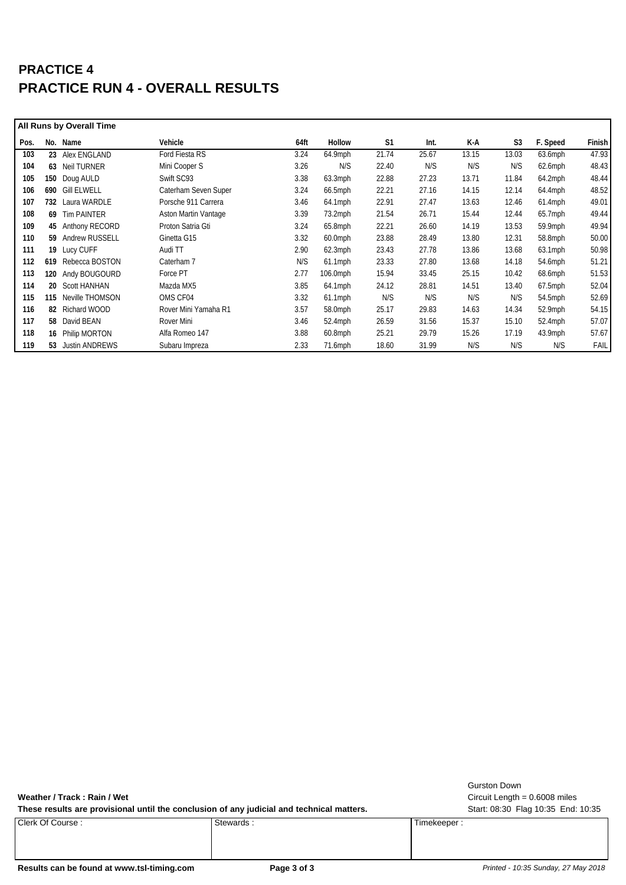# PRACTICE 4
# PRACTICE RUN 4 - OVERALL RESULTS

**All Runs by Overall Time**

| Pos. | No. | Name | Vehicle | 64ft | Hollow | S1 | Int. | K-A | S3 | F. Speed | Finish |
|---|---|---|---|---|---|---|---|---|---|---|---|
| 103 | 23 | Alex ENGLAND | Ford Fiesta RS | 3.24 | 64.9mph | 21.74 | 25.67 | 13.15 | 13.03 | 63.6mph | 47.93 |
| 104 | 63 | Neil TURNER | Mini Cooper S | 3.26 | N/S | 22.40 | N/S | N/S | N/S | 62.6mph | 48.43 |
| 105 | 150 | Doug AULD | Swift SC93 | 3.38 | 63.3mph | 22.88 | 27.23 | 13.71 | 11.84 | 64.2mph | 48.44 |
| 106 | 690 | Gill ELWELL | Caterham Seven Super | 3.24 | 66.5mph | 22.21 | 27.16 | 14.15 | 12.14 | 64.4mph | 48.52 |
| 107 | 732 | Laura WARDLE | Porsche 911 Carrera | 3.46 | 64.1mph | 22.91 | 27.47 | 13.63 | 12.46 | 61.4mph | 49.01 |
| 108 | 69 | Tim PAINTER | Aston Martin Vantage | 3.39 | 73.2mph | 21.54 | 26.71 | 15.44 | 12.44 | 65.7mph | 49.44 |
| 109 | 45 | Anthony RECORD | Proton Satria Gti | 3.24 | 65.8mph | 22.21 | 26.60 | 14.19 | 13.53 | 59.9mph | 49.94 |
| 110 | 59 | Andrew RUSSELL | Ginetta G15 | 3.32 | 60.0mph | 23.88 | 28.49 | 13.80 | 12.31 | 58.8mph | 50.00 |
| 111 | 19 | Lucy CUFF | Audi TT | 2.90 | 62.3mph | 23.43 | 27.78 | 13.86 | 13.68 | 63.1mph | 50.98 |
| 112 | 619 | Rebecca BOSTON | Caterham 7 | N/S | 61.1mph | 23.33 | 27.80 | 13.68 | 14.18 | 54.6mph | 51.21 |
| 113 | 120 | Andy BOUGOURD | Force PT | 2.77 | 106.0mph | 15.94 | 33.45 | 25.15 | 10.42 | 68.6mph | 51.53 |
| 114 | 20 | Scott HANHAN | Mazda MX5 | 3.85 | 64.1mph | 24.12 | 28.81 | 14.51 | 13.40 | 67.5mph | 52.04 |
| 115 | 115 | Neville THOMSON | OMS CF04 | 3.32 | 61.1mph | N/S | N/S | N/S | N/S | 54.5mph | 52.69 |
| 116 | 82 | Richard WOOD | Rover Mini Yamaha R1 | 3.57 | 58.0mph | 25.17 | 29.83 | 14.63 | 14.34 | 52.9mph | 54.15 |
| 117 | 58 | David BEAN | Rover Mini | 3.46 | 52.4mph | 26.59 | 31.56 | 15.37 | 15.10 | 52.4mph | 57.07 |
| 118 | 16 | Philip MORTON | Alfa Romeo 147 | 3.88 | 60.8mph | 25.21 | 29.79 | 15.26 | 17.19 | 43.9mph | 57.67 |
| 119 | 53 | Justin ANDREWS | Subaru Impreza | 2.33 | 71.6mph | 18.60 | 31.99 | N/S | N/S | N/S | FAIL |

**Weather / Track : Rain / Wet**

**These results are provisional until the conclusion of any judicial and technical matters.**

Gurston Down
Circuit Length = 0.6008 miles
Start: 08:30 Flag 10:35 End: 10:35

| Clerk Of Course : | Stewards : | Timekeeper : |
|---|---|---|
| | | |

**Results can be found at www.tsl-timing.com**

*Printed - 10:35 Sunday, 27 May 2018*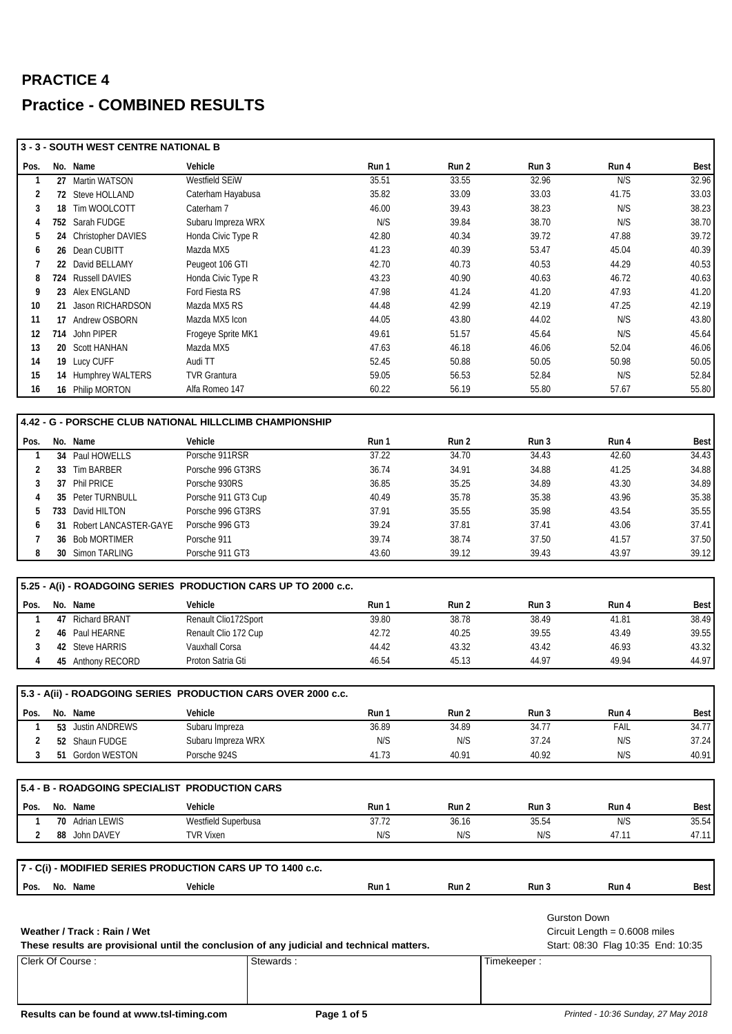# PRACTICE 4

# Practice - COMBINED RESULTS

### 3 - 3 - SOUTH WEST CENTRE NATIONAL B

| Pos. | No. | Name | Vehicle | Run 1 | Run 2 | Run 3 | Run 4 | Best |
|---|---|---|---|---|---|---|---|---|
| 1 | 27 | Martin WATSON | Westfield SEiW | 35.51 | 33.55 | 32.96 | N/S | 32.96 |
| 2 | 72 | Steve HOLLAND | Caterham Hayabusa | 35.82 | 33.09 | 33.03 | 41.75 | 33.03 |
| 3 | 18 | Tim WOOLCOTT | Caterham 7 | 46.00 | 39.43 | 38.23 | N/S | 38.23 |
| 4 | 752 | Sarah FUDGE | Subaru Impreza WRX | N/S | 39.84 | 38.70 | N/S | 38.70 |
| 5 | 24 | Christopher DAVIES | Honda Civic Type R | 42.80 | 40.34 | 39.72 | 47.88 | 39.72 |
| 6 | 26 | Dean CUBITT | Mazda MX5 | 41.23 | 40.39 | 53.47 | 45.04 | 40.39 |
| 7 | 22 | David BELLAMY | Peugeot 106 GTI | 42.70 | 40.73 | 40.53 | 44.29 | 40.53 |
| 8 | 724 | Russell DAVIES | Honda Civic Type R | 43.23 | 40.90 | 40.63 | 46.72 | 40.63 |
| 9 | 23 | Alex ENGLAND | Ford Fiesta RS | 47.98 | 41.24 | 41.20 | 47.93 | 41.20 |
| 10 | 21 | Jason RICHARDSON | Mazda MX5 RS | 44.48 | 42.99 | 42.19 | 47.25 | 42.19 |
| 11 | 17 | Andrew OSBORN | Mazda MX5 Icon | 44.05 | 43.80 | 44.02 | N/S | 43.80 |
| 12 | 714 | John PIPER | Frogeye Sprite MK1 | 49.61 | 51.57 | 45.64 | N/S | 45.64 |
| 13 | 20 | Scott HANHAN | Mazda MX5 | 47.63 | 46.18 | 46.06 | 52.04 | 46.06 |
| 14 | 19 | Lucy CUFF | Audi TT | 52.45 | 50.88 | 50.05 | 50.98 | 50.05 |
| 15 | 14 | Humphrey WALTERS | TVR Grantura | 59.05 | 56.53 | 52.84 | N/S | 52.84 |
| 16 | 16 | Philip MORTON | Alfa Romeo 147 | 60.22 | 56.19 | 55.80 | 57.67 | 55.80 |

### 4.42 - G - PORSCHE CLUB NATIONAL HILLCLIMB CHAMPIONSHIP

| Pos. | No. | Name | Vehicle | Run 1 | Run 2 | Run 3 | Run 4 | Best |
|---|---|---|---|---|---|---|---|---|
| 1 | 34 | Paul HOWELLS | Porsche 911RSR | 37.22 | 34.70 | 34.43 | 42.60 | 34.43 |
| 2 | 33 | Tim BARBER | Porsche 996 GT3RS | 36.74 | 34.91 | 34.88 | 41.25 | 34.88 |
| 3 | 37 | Phil PRICE | Porsche 930RS | 36.85 | 35.25 | 34.89 | 43.30 | 34.89 |
| 4 | 35 | Peter TURNBULL | Porsche 911 GT3 Cup | 40.49 | 35.78 | 35.38 | 43.96 | 35.38 |
| 5 | 733 | David HILTON | Porsche 996 GT3RS | 37.91 | 35.55 | 35.98 | 43.54 | 35.55 |
| 6 | 31 | Robert LANCASTER-GAYE | Porsche 996 GT3 | 39.24 | 37.81 | 37.41 | 43.06 | 37.41 |
| 7 | 36 | Bob MORTIMER | Porsche 911 | 39.74 | 38.74 | 37.50 | 41.57 | 37.50 |
| 8 | 30 | Simon TARLING | Porsche 911 GT3 | 43.60 | 39.12 | 39.43 | 43.97 | 39.12 |

### 5.25 - A(i) - ROADGOING SERIES PRODUCTION CARS UP TO 2000 c.c.

| Pos. | No. | Name | Vehicle | Run 1 | Run 2 | Run 3 | Run 4 | Best |
|---|---|---|---|---|---|---|---|---|
| 1 | 47 | Richard BRANT | Renault Clio172Sport | 39.80 | 38.78 | 38.49 | 41.81 | 38.49 |
| 2 | 46 | Paul HEARNE | Renault Clio 172 Cup | 42.72 | 40.25 | 39.55 | 43.49 | 39.55 |
| 3 | 42 | Steve HARRIS | Vauxhall Corsa | 44.42 | 43.32 | 43.42 | 46.93 | 43.32 |
| 4 | 45 | Anthony RECORD | Proton Satria Gti | 46.54 | 45.13 | 44.97 | 49.94 | 44.97 |

### 5.3 - A(ii) - ROADGOING SERIES PRODUCTION CARS OVER 2000 c.c.

| Pos. | No. | Name | Vehicle | Run 1 | Run 2 | Run 3 | Run 4 | Best |
|---|---|---|---|---|---|---|---|---|
| 1 | 53 | Justin ANDREWS | Subaru Impreza | 36.89 | 34.89 | 34.77 | FAIL | 34.77 |
| 2 | 52 | Shaun FUDGE | Subaru Impreza WRX | N/S | N/S | 37.24 | N/S | 37.24 |
| 3 | 51 | Gordon WESTON | Porsche 924S | 41.73 | 40.91 | 40.92 | N/S | 40.91 |

### 5.4 - B - ROADGOING SPECIALIST PRODUCTION CARS

| Pos. | No. | Name | Vehicle | Run 1 | Run 2 | Run 3 | Run 4 | Best |
|---|---|---|---|---|---|---|---|---|
| 1 | 70 | Adrian LEWIS | Westfield Superbusa | 37.72 | 36.16 | 35.54 | N/S | 35.54 |
| 2 | 88 | John DAVEY | TVR Vixen | N/S | N/S | N/S | 47.11 | 47.11 |

### 7 - C(i) - MODIFIED SERIES PRODUCTION CARS UP TO 1400 c.c.

| Pos. | No. | Name | Vehicle | Run 1 | Run 2 | Run 3 | Run 4 | Best |
|---|---|---|---|---|---|---|---|---|

**Weather / Track : Rain / Wet**

**These results are provisional until the conclusion of any judicial and technical matters.**

Gurston Down
Circuit Length = 0.6008 miles
Start: 08:30 Flag 10:35 End: 10:35

| Clerk Of Course : | Stewards : | Timekeeper : |
|---|---|---|
| | | |

**Results can be found at www.tsl-timing.com**

*Printed - 10:36 Sunday, 27 May 2018*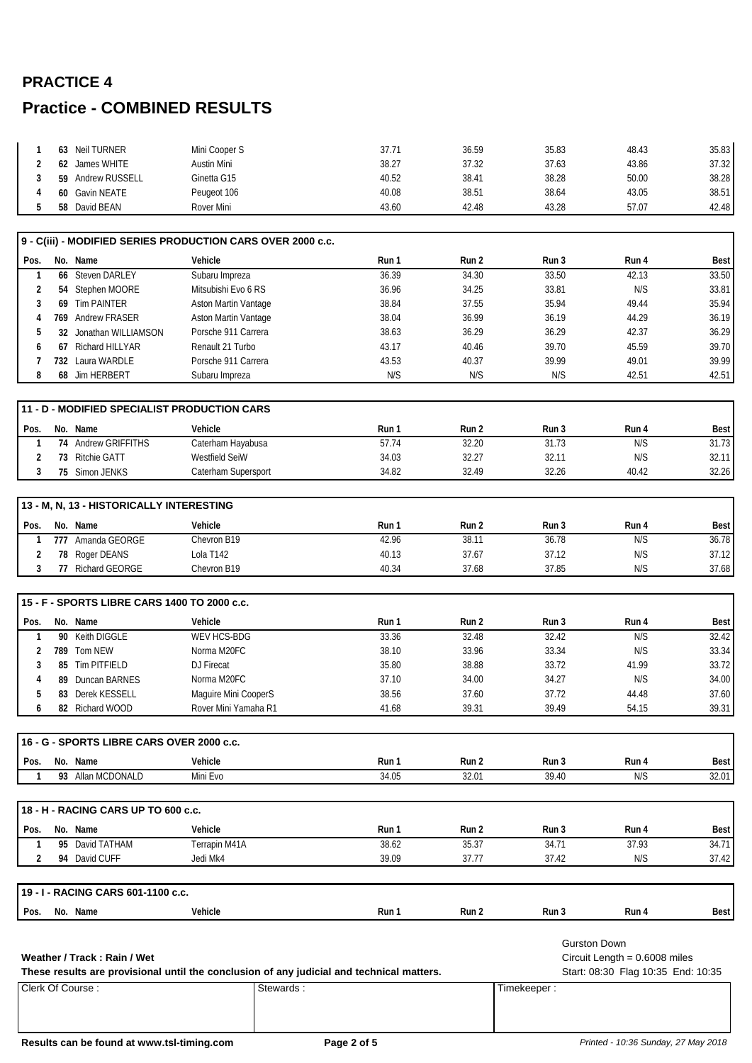# PRACTICE 4

# Practice - COMBINED RESULTS

| Pos. | No. | Name | Vehicle | Run 1 | Run 2 | Run 3 | Run 4 | Best |
|---|---|---|---|---|---|---|---|---|
| 1 | 63 | Neil TURNER | Mini Cooper S | 37.71 | 36.59 | 35.83 | 48.43 | 35.83 |
| 2 | 62 | James WHITE | Austin Mini | 38.27 | 37.32 | 37.63 | 43.86 | 37.32 |
| 3 | 59 | Andrew RUSSELL | Ginetta G15 | 40.52 | 38.41 | 38.28 | 50.00 | 38.28 |
| 4 | 60 | Gavin NEATE | Peugeot 106 | 40.08 | 38.51 | 38.64 | 43.05 | 38.51 |
| 5 | 58 | David BEAN | Rover Mini | 43.60 | 42.48 | 43.28 | 57.07 | 42.48 |

## 9 - C(iii) - MODIFIED SERIES PRODUCTION CARS OVER 2000 c.c.

| Pos. | No. | Name | Vehicle | Run 1 | Run 2 | Run 3 | Run 4 | Best |
|---|---|---|---|---|---|---|---|---|
| 1 | 66 | Steven DARLEY | Subaru Impreza | 36.39 | 34.30 | 33.50 | 42.13 | 33.50 |
| 2 | 54 | Stephen MOORE | Mitsubishi Evo 6 RS | 36.96 | 34.25 | 33.81 | N/S | 33.81 |
| 3 | 69 | Tim PAINTER | Aston Martin Vantage | 38.84 | 37.55 | 35.94 | 49.44 | 35.94 |
| 4 | 769 | Andrew FRASER | Aston Martin Vantage | 38.04 | 36.99 | 36.19 | 44.29 | 36.19 |
| 5 | 32 | Jonathan WILLIAMSON | Porsche 911 Carrera | 38.63 | 36.29 | 36.29 | 42.37 | 36.29 |
| 6 | 67 | Richard HILLYAR | Renault 21 Turbo | 43.17 | 40.46 | 39.70 | 45.59 | 39.70 |
| 7 | 732 | Laura WARDLE | Porsche 911 Carrera | 43.53 | 40.37 | 39.99 | 49.01 | 39.99 |
| 8 | 68 | Jim HERBERT | Subaru Impreza | N/S | N/S | N/S | 42.51 | 42.51 |

## 11 - D - MODIFIED SPECIALIST PRODUCTION CARS

| Pos. | No. | Name | Vehicle | Run 1 | Run 2 | Run 3 | Run 4 | Best |
|---|---|---|---|---|---|---|---|---|
| 1 | 74 | Andrew GRIFFITHS | Caterham Hayabusa | 57.74 | 32.20 | 31.73 | N/S | 31.73 |
| 2 | 73 | Ritchie GATT | Westfield SeiW | 34.03 | 32.27 | 32.11 | N/S | 32.11 |
| 3 | 75 | Simon JENKS | Caterham Supersport | 34.82 | 32.49 | 32.26 | 40.42 | 32.26 |

## 13 - M, N, 13 - HISTORICALLY INTERESTING

| Pos. | No. | Name | Vehicle | Run 1 | Run 2 | Run 3 | Run 4 | Best |
|---|---|---|---|---|---|---|---|---|
| 1 | 777 | Amanda GEORGE | Chevron B19 | 42.96 | 38.11 | 36.78 | N/S | 36.78 |
| 2 | 78 | Roger DEANS | Lola T142 | 40.13 | 37.67 | 37.12 | N/S | 37.12 |
| 3 | 77 | Richard GEORGE | Chevron B19 | 40.34 | 37.68 | 37.85 | N/S | 37.68 |

## 15 - F - SPORTS LIBRE CARS 1400 TO 2000 c.c.

| Pos. | No. | Name | Vehicle | Run 1 | Run 2 | Run 3 | Run 4 | Best |
|---|---|---|---|---|---|---|---|---|
| 1 | 90 | Keith DIGGLE | WEV HCS-BDG | 33.36 | 32.48 | 32.42 | N/S | 32.42 |
| 2 | 789 | Tom NEW | Norma M20FC | 38.10 | 33.96 | 33.34 | N/S | 33.34 |
| 3 | 85 | Tim PITFIELD | DJ Firecat | 35.80 | 38.88 | 33.72 | 41.99 | 33.72 |
| 4 | 89 | Duncan BARNES | Norma M20FC | 37.10 | 34.00 | 34.27 | N/S | 34.00 |
| 5 | 83 | Derek KESSELL | Maguire Mini CooperS | 38.56 | 37.60 | 37.72 | 44.48 | 37.60 |
| 6 | 82 | Richard WOOD | Rover Mini Yamaha R1 | 41.68 | 39.31 | 39.49 | 54.15 | 39.31 |

## 16 - G - SPORTS LIBRE CARS OVER 2000 c.c.

| Pos. | No. | Name | Vehicle | Run 1 | Run 2 | Run 3 | Run 4 | Best |
|---|---|---|---|---|---|---|---|---|
| 1 | 93 | Allan MCDONALD | Mini Evo | 34.05 | 32.01 | 39.40 | N/S | 32.01 |

## 18 - H - RACING CARS UP TO 600 c.c.

| Pos. | No. | Name | Vehicle | Run 1 | Run 2 | Run 3 | Run 4 | Best |
|---|---|---|---|---|---|---|---|---|
| 1 | 95 | David TATHAM | Terrapin M41A | 38.62 | 35.37 | 34.71 | 37.93 | 34.71 |
| 2 | 94 | David CUFF | Jedi Mk4 | 39.09 | 37.77 | 37.42 | N/S | 37.42 |

## 19 - I - RACING CARS 601-1100 c.c.

| Pos. | No. | Name | Vehicle | Run 1 | Run 2 | Run 3 | Run 4 | Best |
|---|---|---|---|---|---|---|---|---|

**Weather / Track : Rain / Wet**

**These results are provisional until the conclusion of any judicial and technical matters.**

Gurston Down
Circuit Length = 0.6008 miles
Start: 08:30 Flag 10:35 End: 10:35

| Clerk Of Course : | Stewards : | Timekeeper : |
|---|---|---|

**Results can be found at www.tsl-timing.com**

*Printed - 10:36 Sunday, 27 May 2018*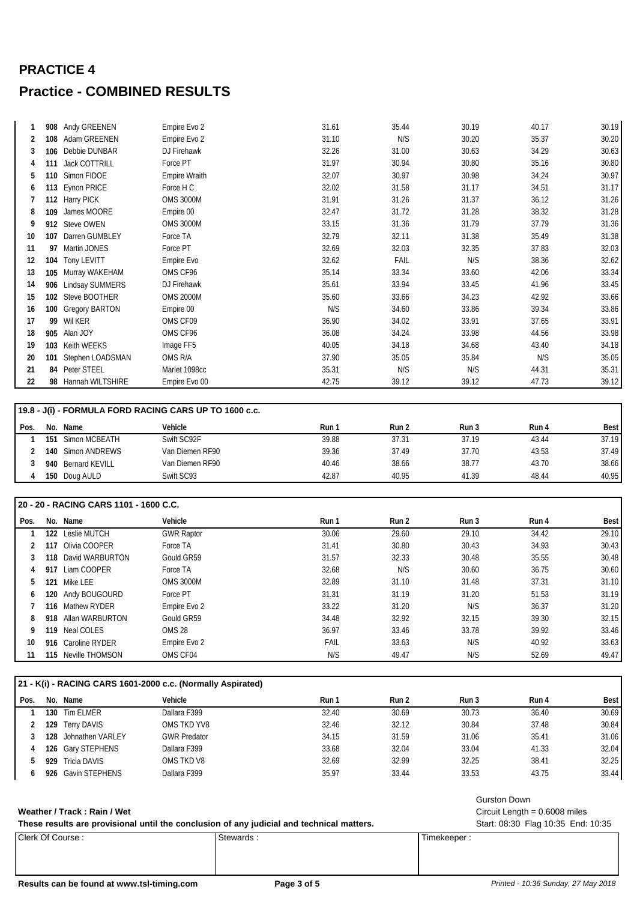# PRACTICE 4

# Practice - COMBINED RESULTS

| Pos. | No. | Name | Vehicle | Run 1 | Run 2 | Run 3 | Run 4 | Best |
|---|---|---|---|---|---|---|---|---|
| 1 | 908 | Andy GREENEN | Empire Evo 2 | 31.61 | 35.44 | 30.19 | 40.17 | 30.19 |
| 2 | 108 | Adam GREENEN | Empire Evo 2 | 31.10 | N/S | 30.20 | 35.37 | 30.20 |
| 3 | 106 | Debbie DUNBAR | DJ Firehawk | 32.26 | 31.00 | 30.63 | 34.29 | 30.63 |
| 4 | 111 | Jack COTTRILL | Force PT | 31.97 | 30.94 | 30.80 | 35.16 | 30.80 |
| 5 | 110 | Simon FIDOE | Empire Wraith | 32.07 | 30.97 | 30.98 | 34.24 | 30.97 |
| 6 | 113 | Eynon PRICE | Force H C | 32.02 | 31.58 | 31.17 | 34.51 | 31.17 |
| 7 | 112 | Harry PICK | OMS 3000M | 31.91 | 31.26 | 31.37 | 36.12 | 31.26 |
| 8 | 109 | James MOORE | Empire 00 | 32.47 | 31.72 | 31.28 | 38.32 | 31.28 |
| 9 | 912 | Steve OWEN | OMS 3000M | 33.15 | 31.36 | 31.79 | 37.79 | 31.36 |
| 10 | 107 | Darren GUMBLEY | Force TA | 32.79 | 32.11 | 31.38 | 35.49 | 31.38 |
| 11 | 97 | Martin JONES | Force PT | 32.69 | 32.03 | 32.35 | 37.83 | 32.03 |
| 12 | 104 | Tony LEVITT | Empire Evo | 32.62 | FAIL | N/S | 38.36 | 32.62 |
| 13 | 105 | Murray WAKEHAM | OMS CF96 | 35.14 | 33.34 | 33.60 | 42.06 | 33.34 |
| 14 | 906 | Lindsay SUMMERS | DJ Firehawk | 35.61 | 33.94 | 33.45 | 41.96 | 33.45 |
| 15 | 102 | Steve BOOTHER | OMS 2000M | 35.60 | 33.66 | 34.23 | 42.92 | 33.66 |
| 16 | 100 | Gregory BARTON | Empire 00 | N/S | 34.60 | 33.86 | 39.34 | 33.86 |
| 17 | 99 | Wil KER | OMS CF09 | 36.90 | 34.02 | 33.91 | 37.65 | 33.91 |
| 18 | 905 | Alan JOY | OMS CF96 | 36.08 | 34.24 | 33.98 | 44.56 | 33.98 |
| 19 | 103 | Keith WEEKS | Image FF5 | 40.05 | 34.18 | 34.68 | 43.40 | 34.18 |
| 20 | 101 | Stephen LOADSMAN | OMS R/A | 37.90 | 35.05 | 35.84 | N/S | 35.05 |
| 21 | 84 | Peter STEEL | Marlet 1098cc | 35.31 | N/S | N/S | 44.31 | 35.31 |
| 22 | 98 | Hannah WILTSHIRE | Empire Evo 00 | 42.75 | 39.12 | 39.12 | 47.73 | 39.12 |

### 19.8 - J(i) - FORMULA FORD RACING CARS UP TO 1600 c.c.

| Pos. | No. | Name | Vehicle | Run 1 | Run 2 | Run 3 | Run 4 | Best |
|---|---|---|---|---|---|---|---|---|
| 1 | 151 | Simon MCBEATH | Swift SC92F | 39.88 | 37.31 | 37.19 | 43.44 | 37.19 |
| 2 | 140 | Simon ANDREWS | Van Diemen RF90 | 39.36 | 37.49 | 37.70 | 43.53 | 37.49 |
| 3 | 940 | Bernard KEVILL | Van Diemen RF90 | 40.46 | 38.66 | 38.77 | 43.70 | 38.66 |
| 4 | 150 | Doug AULD | Swift SC93 | 42.87 | 40.95 | 41.39 | 48.44 | 40.95 |

### 20 - 20 - RACING CARS 1101 - 1600 C.C.

| Pos. | No. | Name | Vehicle | Run 1 | Run 2 | Run 3 | Run 4 | Best |
|---|---|---|---|---|---|---|---|---|
| 1 | 122 | Leslie MUTCH | GWR Raptor | 30.06 | 29.60 | 29.10 | 34.42 | 29.10 |
| 2 | 117 | Olivia COOPER | Force TA | 31.41 | 30.80 | 30.43 | 34.93 | 30.43 |
| 3 | 118 | David WARBURTON | Gould GR59 | 31.57 | 32.33 | 30.48 | 35.55 | 30.48 |
| 4 | 917 | Liam COOPER | Force TA | 32.68 | N/S | 30.60 | 36.75 | 30.60 |
| 5 | 121 | Mike LEE | OMS 3000M | 32.89 | 31.10 | 31.48 | 37.31 | 31.10 |
| 6 | 120 | Andy BOUGOURD | Force PT | 31.31 | 31.19 | 31.20 | 51.53 | 31.19 |
| 7 | 116 | Mathew RYDER | Empire Evo 2 | 33.22 | 31.20 | N/S | 36.37 | 31.20 |
| 8 | 918 | Allan WARBURTON | Gould GR59 | 34.48 | 32.92 | 32.15 | 39.30 | 32.15 |
| 9 | 119 | Neal COLES | OMS 28 | 36.97 | 33.46 | 33.78 | 39.92 | 33.46 |
| 10 | 916 | Caroline RYDER | Empire Evo 2 | FAIL | 33.63 | N/S | 40.92 | 33.63 |
| 11 | 115 | Neville THOMSON | OMS CF04 | N/S | 49.47 | N/S | 52.69 | 49.47 |

### 21 - K(i) - RACING CARS 1601-2000 c.c. (Normally Aspirated)

| Pos. | No. | Name | Vehicle | Run 1 | Run 2 | Run 3 | Run 4 | Best |
|---|---|---|---|---|---|---|---|---|
| 1 | 130 | Tim ELMER | Dallara F399 | 32.40 | 30.69 | 30.73 | 36.40 | 30.69 |
| 2 | 129 | Terry DAVIS | OMS TKD YV8 | 32.46 | 32.12 | 30.84 | 37.48 | 30.84 |
| 3 | 128 | Johnathen VARLEY | GWR Predator | 34.15 | 31.59 | 31.06 | 35.41 | 31.06 |
| 4 | 126 | Gary STEPHENS | Dallara F399 | 33.68 | 32.04 | 33.04 | 41.33 | 32.04 |
| 5 | 929 | Tricia DAVIS | OMS TKD V8 | 32.69 | 32.99 | 32.25 | 38.41 | 32.25 |
| 6 | 926 | Gavin STEPHENS | Dallara F399 | 35.97 | 33.44 | 33.53 | 43.75 | 33.44 |

**Weather / Track : Rain / Wet**

**These results are provisional until the conclusion of any judicial and technical matters.**

Gurston Down
Circuit Length = 0.6008 miles
Start: 08:30 Flag 10:35 End: 10:35

| Clerk Of Course : | Stewards : | Timekeeper : |
|---|---|---|
| | | |

**Results can be found at www.tsl-timing.com**

*Printed - 10:36 Sunday, 27 May 2018*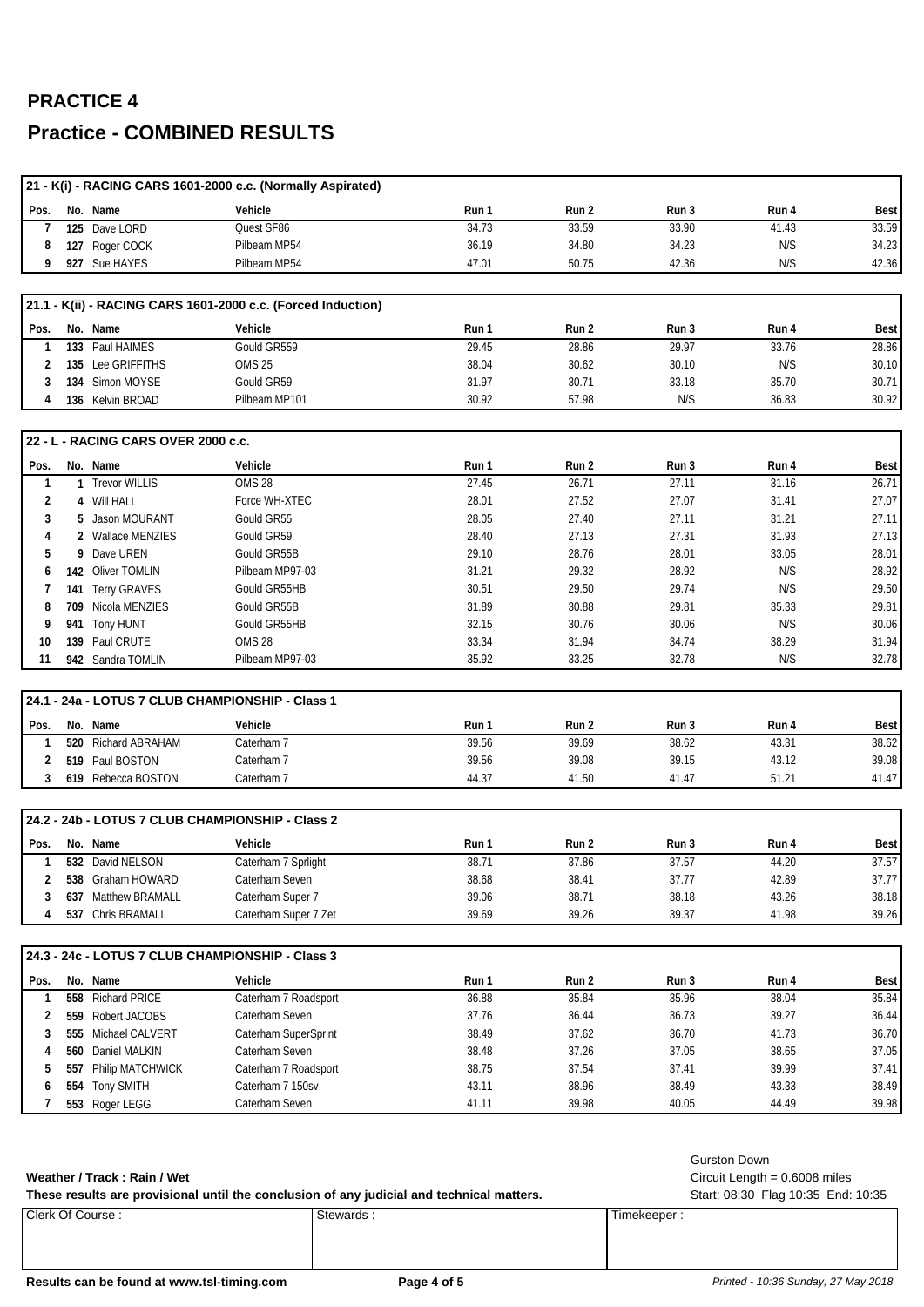# PRACTICE 4

# Practice - COMBINED RESULTS

### 21 - K(i) - RACING CARS 1601-2000 c.c. (Normally Aspirated)

| Pos. | No. | Name | Vehicle | Run 1 | Run 2 | Run 3 | Run 4 | Best |
|---|---|---|---|---|---|---|---|---|
| 7 | 125 | Dave LORD | Quest SF86 | 34.73 | 33.59 | 33.90 | 41.43 | 33.59 |
| 8 | 127 | Roger COCK | Pilbeam MP54 | 36.19 | 34.80 | 34.23 | N/S | 34.23 |
| 9 | 927 | Sue HAYES | Pilbeam MP54 | 47.01 | 50.75 | 42.36 | N/S | 42.36 |

### 21.1 - K(ii) - RACING CARS 1601-2000 c.c. (Forced Induction)

| Pos. | No. | Name | Vehicle | Run 1 | Run 2 | Run 3 | Run 4 | Best |
|---|---|---|---|---|---|---|---|---|
| 1 | 133 | Paul HAIMES | Gould GR559 | 29.45 | 28.86 | 29.97 | 33.76 | 28.86 |
| 2 | 135 | Lee GRIFFITHS | OMS 25 | 38.04 | 30.62 | 30.10 | N/S | 30.10 |
| 3 | 134 | Simon MOYSE | Gould GR59 | 31.97 | 30.71 | 33.18 | 35.70 | 30.71 |
| 4 | 136 | Kelvin BROAD | Pilbeam MP101 | 30.92 | 57.98 | N/S | 36.83 | 30.92 |

### 22 - L - RACING CARS OVER 2000 c.c.

| Pos. | No. | Name | Vehicle | Run 1 | Run 2 | Run 3 | Run 4 | Best |
|---|---|---|---|---|---|---|---|---|
| 1 | 1 | Trevor WILLIS | OMS 28 | 27.45 | 26.71 | 27.11 | 31.16 | 26.71 |
| 2 | 4 | Will HALL | Force WH-XTEC | 28.01 | 27.52 | 27.07 | 31.41 | 27.07 |
| 3 | 5 | Jason MOURANT | Gould GR55 | 28.05 | 27.40 | 27.11 | 31.21 | 27.11 |
| 4 | 2 | Wallace MENZIES | Gould GR59 | 28.40 | 27.13 | 27.31 | 31.93 | 27.13 |
| 5 | 9 | Dave UREN | Gould GR55B | 29.10 | 28.76 | 28.01 | 33.05 | 28.01 |
| 6 | 142 | Oliver TOMLIN | Pilbeam MP97-03 | 31.21 | 29.32 | 28.92 | N/S | 28.92 |
| 7 | 141 | Terry GRAVES | Gould GR55HB | 30.51 | 29.50 | 29.74 | N/S | 29.50 |
| 8 | 709 | Nicola MENZIES | Gould GR55B | 31.89 | 30.88 | 29.81 | 35.33 | 29.81 |
| 9 | 941 | Tony HUNT | Gould GR55HB | 32.15 | 30.76 | 30.06 | N/S | 30.06 |
| 10 | 139 | Paul CRUTE | OMS 28 | 33.34 | 31.94 | 34.74 | 38.29 | 31.94 |
| 11 | 942 | Sandra TOMLIN | Pilbeam MP97-03 | 35.92 | 33.25 | 32.78 | N/S | 32.78 |

### 24.1 - 24a - LOTUS 7 CLUB CHAMPIONSHIP - Class 1

| Pos. | No. | Name | Vehicle | Run 1 | Run 2 | Run 3 | Run 4 | Best |
|---|---|---|---|---|---|---|---|---|
| 1 | 520 | Richard ABRAHAM | Caterham 7 | 39.56 | 39.69 | 38.62 | 43.31 | 38.62 |
| 2 | 519 | Paul BOSTON | Caterham 7 | 39.56 | 39.08 | 39.15 | 43.12 | 39.08 |
| 3 | 619 | Rebecca BOSTON | Caterham 7 | 44.37 | 41.50 | 41.47 | 51.21 | 41.47 |

### 24.2 - 24b - LOTUS 7 CLUB CHAMPIONSHIP - Class 2

| Pos. | No. | Name | Vehicle | Run 1 | Run 2 | Run 3 | Run 4 | Best |
|---|---|---|---|---|---|---|---|---|
| 1 | 532 | David NELSON | Caterham 7 Sprlight | 38.71 | 37.86 | 37.57 | 44.20 | 37.57 |
| 2 | 538 | Graham HOWARD | Caterham Seven | 38.68 | 38.41 | 37.77 | 42.89 | 37.77 |
| 3 | 637 | Matthew BRAMALL | Caterham Super 7 | 39.06 | 38.71 | 38.18 | 43.26 | 38.18 |
| 4 | 537 | Chris BRAMALL | Caterham Super 7 Zet | 39.69 | 39.26 | 39.37 | 41.98 | 39.26 |

### 24.3 - 24c - LOTUS 7 CLUB CHAMPIONSHIP - Class 3

| Pos. | No. | Name | Vehicle | Run 1 | Run 2 | Run 3 | Run 4 | Best |
|---|---|---|---|---|---|---|---|---|
| 1 | 558 | Richard PRICE | Caterham 7 Roadsport | 36.88 | 35.84 | 35.96 | 38.04 | 35.84 |
| 2 | 559 | Robert JACOBS | Caterham Seven | 37.76 | 36.44 | 36.73 | 39.27 | 36.44 |
| 3 | 555 | Michael CALVERT | Caterham SuperSprint | 38.49 | 37.62 | 36.70 | 41.73 | 36.70 |
| 4 | 560 | Daniel MALKIN | Caterham Seven | 38.48 | 37.26 | 37.05 | 38.65 | 37.05 |
| 5 | 557 | Philip MATCHWICK | Caterham 7 Roadsport | 38.75 | 37.54 | 37.41 | 39.99 | 37.41 |
| 6 | 554 | Tony SMITH | Caterham 7 150sv | 43.11 | 38.96 | 38.49 | 43.33 | 38.49 |
| 7 | 553 | Roger LEGG | Caterham Seven | 41.11 | 39.98 | 40.05 | 44.49 | 39.98 |

**Weather / Track : Rain / Wet**

**These results are provisional until the conclusion of any judicial and technical matters.**

Gurston Down
Circuit Length = 0.6008 miles
Start: 08:30 Flag 10:35 End: 10:35

| Clerk Of Course : | Stewards : | Timekeeper : |
|---|---|---|
| | | |

**Results can be found at www.tsl-timing.com**

*Printed - 10:36 Sunday, 27 May 2018*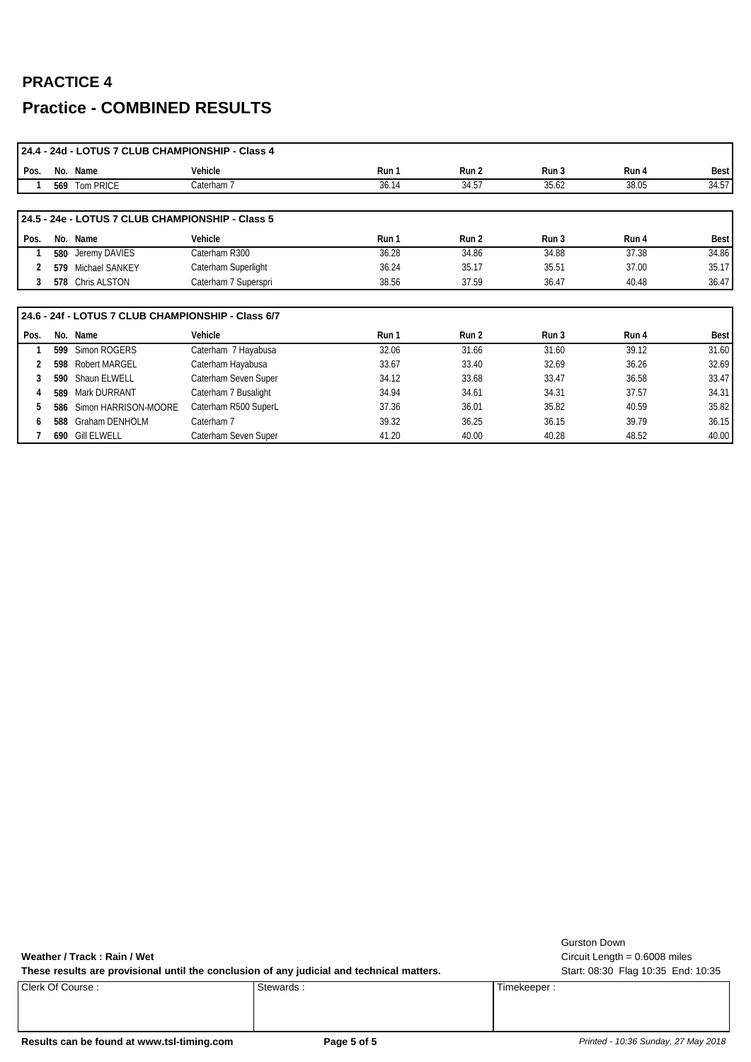# PRACTICE 4

# Practice - COMBINED RESULTS

**24.4 - 24d - LOTUS 7 CLUB CHAMPIONSHIP - Class 4**

| Pos. | No. | Name | Vehicle | Run 1 | Run 2 | Run 3 | Run 4 | Best |
|---|---|---|---|---|---|---|---|---|
| 1 | 569 | Tom PRICE | Caterham 7 | 36.14 | 34.57 | 35.62 | 38.05 | 34.57 |

**24.5 - 24e - LOTUS 7 CLUB CHAMPIONSHIP - Class 5**

| Pos. | No. | Name | Vehicle | Run 1 | Run 2 | Run 3 | Run 4 | Best |
|---|---|---|---|---|---|---|---|---|
| 1 | 580 | Jeremy DAVIES | Caterham R300 | 36.28 | 34.86 | 34.88 | 37.38 | 34.86 |
| 2 | 579 | Michael SANKEY | Caterham Superlight | 36.24 | 35.17 | 35.51 | 37.00 | 35.17 |
| 3 | 578 | Chris ALSTON | Caterham 7 Superspri | 38.56 | 37.59 | 36.47 | 40.48 | 36.47 |

**24.6 - 24f - LOTUS 7 CLUB CHAMPIONSHIP - Class 6/7**

| Pos. | No. | Name | Vehicle | Run 1 | Run 2 | Run 3 | Run 4 | Best |
|---|---|---|---|---|---|---|---|---|
| 1 | 599 | Simon ROGERS | Caterham 7 Hayabusa | 32.06 | 31.66 | 31.60 | 39.12 | 31.60 |
| 2 | 598 | Robert MARGEL | Caterham Hayabusa | 33.67 | 33.40 | 32.69 | 36.26 | 32.69 |
| 3 | 590 | Shaun ELWELL | Caterham Seven Super | 34.12 | 33.68 | 33.47 | 36.58 | 33.47 |
| 4 | 589 | Mark DURRANT | Caterham 7 Busalight | 34.94 | 34.61 | 34.31 | 37.57 | 34.31 |
| 5 | 586 | Simon HARRISON-MOORE | Caterham R500 SuperL | 37.36 | 36.01 | 35.82 | 40.59 | 35.82 |
| 6 | 588 | Graham DENHOLM | Caterham 7 | 39.32 | 36.25 | 36.15 | 39.79 | 36.15 |
| 7 | 690 | Gill ELWELL | Caterham Seven Super | 41.20 | 40.00 | 40.28 | 48.52 | 40.00 |

**Weather / Track : Rain / Wet**

**These results are provisional until the conclusion of any judicial and technical matters.**

Gurston Down
Circuit Length = 0.6008 miles
Start: 08:30 Flag 10:35 End: 10:35

| Clerk Of Course : | Stewards : | Timekeeper : |
|---|---|---|
| | | |

**Results can be found at www.tsl-timing.com**

*Printed - 10:36 Sunday, 27 May 2018*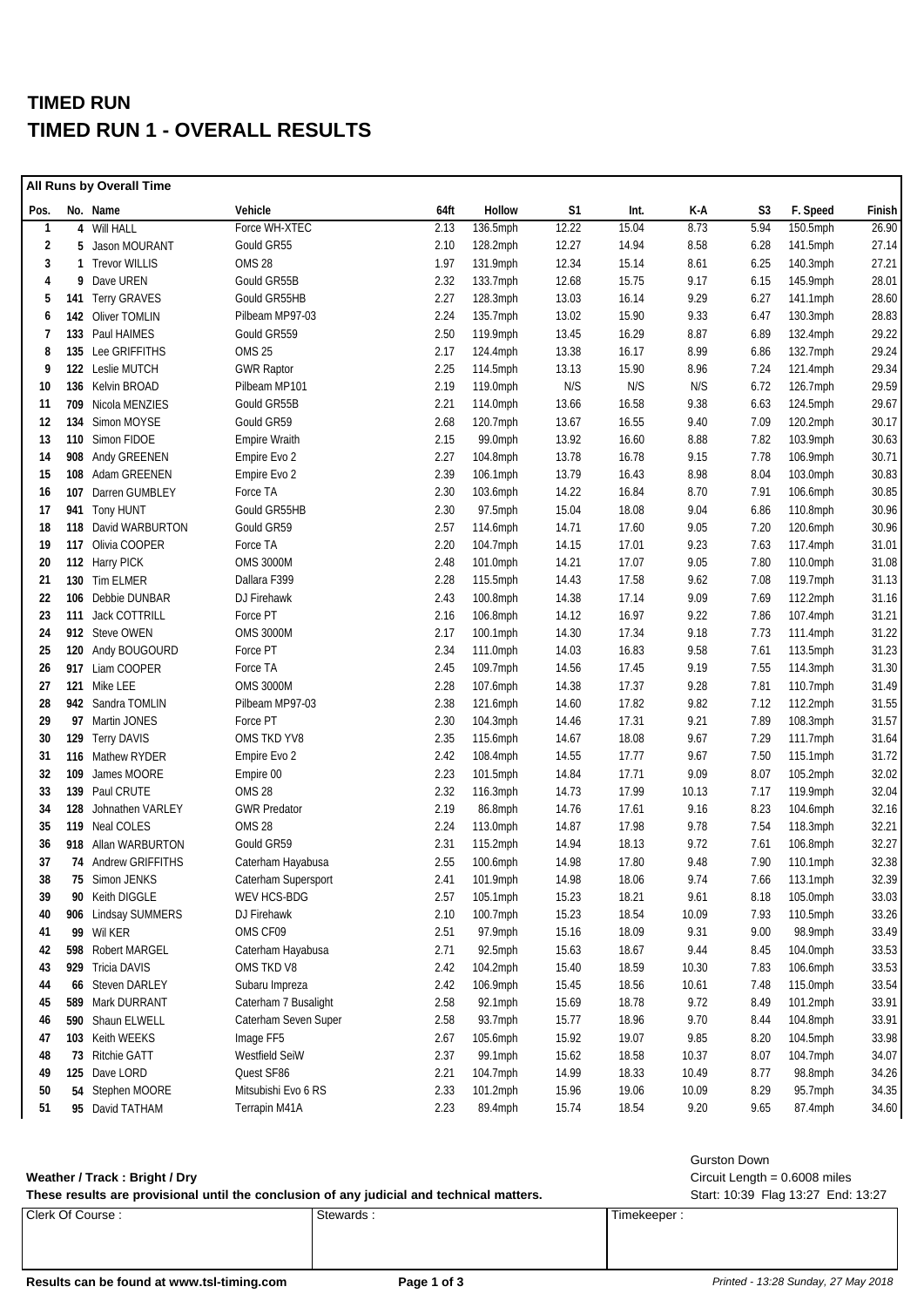# TIMED RUN

# TIMED RUN 1 - OVERALL RESULTS

**All Runs by Overall Time**

| Pos. | No. | Name | Vehicle | 64ft | Hollow | S1 | Int. | K-A | S3 | F. Speed | Finish |
|---|---|---|---|---|---|---|---|---|---|---|---|
| 1 | 4 | Will HALL | Force WH-XTEC | 2.13 | 136.5mph | 12.22 | 15.04 | 8.73 | 5.94 | 150.5mph | 26.90 |
| 2 | 5 | Jason MOURANT | Gould GR55 | 2.10 | 128.2mph | 12.27 | 14.94 | 8.58 | 6.28 | 141.5mph | 27.14 |
| 3 | 1 | Trevor WILLIS | OMS 28 | 1.97 | 131.9mph | 12.34 | 15.14 | 8.61 | 6.25 | 140.3mph | 27.21 |
| 4 | 9 | Dave UREN | Gould GR55B | 2.32 | 133.7mph | 12.68 | 15.75 | 9.17 | 6.15 | 145.9mph | 28.01 |
| 5 | 141 | Terry GRAVES | Gould GR55HB | 2.27 | 128.3mph | 13.03 | 16.14 | 9.29 | 6.27 | 141.1mph | 28.60 |
| 6 | 142 | Oliver TOMLIN | Pilbeam MP97-03 | 2.24 | 135.7mph | 13.02 | 15.90 | 9.33 | 6.47 | 130.3mph | 28.83 |
| 7 | 133 | Paul HAIMES | Gould GR559 | 2.50 | 119.9mph | 13.45 | 16.29 | 8.87 | 6.89 | 132.4mph | 29.22 |
| 8 | 135 | Lee GRIFFITHS | OMS 25 | 2.17 | 124.4mph | 13.38 | 16.17 | 8.99 | 6.86 | 132.7mph | 29.24 |
| 9 | 122 | Leslie MUTCH | GWR Raptor | 2.25 | 114.5mph | 13.13 | 15.90 | 8.96 | 7.24 | 121.4mph | 29.34 |
| 10 | 136 | Kelvin BROAD | Pilbeam MP101 | 2.19 | 119.0mph | N/S | N/S | N/S | 6.72 | 126.7mph | 29.59 |
| 11 | 709 | Nicola MENZIES | Gould GR55B | 2.21 | 114.0mph | 13.66 | 16.58 | 9.38 | 6.63 | 124.5mph | 29.67 |
| 12 | 134 | Simon MOYSE | Gould GR59 | 2.68 | 120.7mph | 13.67 | 16.55 | 9.40 | 7.09 | 120.2mph | 30.17 |
| 13 | 110 | Simon FIDOE | Empire Wraith | 2.15 | 99.0mph | 13.92 | 16.60 | 8.88 | 7.82 | 103.9mph | 30.63 |
| 14 | 908 | Andy GREENEN | Empire Evo 2 | 2.27 | 104.8mph | 13.78 | 16.78 | 9.15 | 7.78 | 106.9mph | 30.71 |
| 15 | 108 | Adam GREENEN | Empire Evo 2 | 2.39 | 106.1mph | 13.79 | 16.43 | 8.98 | 8.04 | 103.0mph | 30.83 |
| 16 | 107 | Darren GUMBLEY | Force TA | 2.30 | 103.6mph | 14.22 | 16.84 | 8.70 | 7.91 | 106.6mph | 30.85 |
| 17 | 941 | Tony HUNT | Gould GR55HB | 2.30 | 97.5mph | 15.04 | 18.08 | 9.04 | 6.86 | 110.8mph | 30.96 |
| 18 | 118 | David WARBURTON | Gould GR59 | 2.57 | 114.6mph | 14.71 | 17.60 | 9.05 | 7.20 | 120.6mph | 30.96 |
| 19 | 117 | Olivia COOPER | Force TA | 2.20 | 104.7mph | 14.15 | 17.01 | 9.23 | 7.63 | 117.4mph | 31.01 |
| 20 | 112 | Harry PICK | OMS 3000M | 2.48 | 101.0mph | 14.21 | 17.07 | 9.05 | 7.80 | 110.0mph | 31.08 |
| 21 | 130 | Tim ELMER | Dallara F399 | 2.28 | 115.5mph | 14.43 | 17.58 | 9.62 | 7.08 | 119.7mph | 31.13 |
| 22 | 106 | Debbie DUNBAR | DJ Firehawk | 2.43 | 100.8mph | 14.38 | 17.14 | 9.09 | 7.69 | 112.2mph | 31.16 |
| 23 | 111 | Jack COTTRILL | Force PT | 2.16 | 106.8mph | 14.12 | 16.97 | 9.22 | 7.86 | 107.4mph | 31.21 |
| 24 | 912 | Steve OWEN | OMS 3000M | 2.17 | 100.1mph | 14.30 | 17.34 | 9.18 | 7.73 | 111.4mph | 31.22 |
| 25 | 120 | Andy BOUGOURD | Force PT | 2.34 | 111.0mph | 14.03 | 16.83 | 9.58 | 7.61 | 113.5mph | 31.23 |
| 26 | 917 | Liam COOPER | Force TA | 2.45 | 109.7mph | 14.56 | 17.45 | 9.19 | 7.55 | 114.3mph | 31.30 |
| 27 | 121 | Mike LEE | OMS 3000M | 2.28 | 107.6mph | 14.38 | 17.37 | 9.28 | 7.81 | 110.7mph | 31.49 |
| 28 | 942 | Sandra TOMLIN | Pilbeam MP97-03 | 2.38 | 121.6mph | 14.60 | 17.82 | 9.82 | 7.12 | 112.2mph | 31.55 |
| 29 | 97 | Martin JONES | Force PT | 2.30 | 104.3mph | 14.46 | 17.31 | 9.21 | 7.89 | 108.3mph | 31.57 |
| 30 | 129 | Terry DAVIS | OMS TKD YV8 | 2.35 | 115.6mph | 14.67 | 18.08 | 9.67 | 7.29 | 111.7mph | 31.64 |
| 31 | 116 | Mathew RYDER | Empire Evo 2 | 2.42 | 108.4mph | 14.55 | 17.77 | 9.67 | 7.50 | 115.1mph | 31.72 |
| 32 | 109 | James MOORE | Empire 00 | 2.23 | 101.5mph | 14.84 | 17.71 | 9.09 | 8.07 | 105.2mph | 32.02 |
| 33 | 139 | Paul CRUTE | OMS 28 | 2.32 | 116.3mph | 14.73 | 17.99 | 10.13 | 7.17 | 119.9mph | 32.04 |
| 34 | 128 | Johnathen VARLEY | GWR Predator | 2.19 | 86.8mph | 14.76 | 17.61 | 9.16 | 8.23 | 104.6mph | 32.16 |
| 35 | 119 | Neal COLES | OMS 28 | 2.24 | 113.0mph | 14.87 | 17.98 | 9.78 | 7.54 | 118.3mph | 32.21 |
| 36 | 918 | Allan WARBURTON | Gould GR59 | 2.31 | 115.2mph | 14.94 | 18.13 | 9.72 | 7.61 | 106.8mph | 32.27 |
| 37 | 74 | Andrew GRIFFITHS | Caterham Hayabusa | 2.55 | 100.6mph | 14.98 | 17.80 | 9.48 | 7.90 | 110.1mph | 32.38 |
| 38 | 75 | Simon JENKS | Caterham Supersport | 2.41 | 101.9mph | 14.98 | 18.06 | 9.74 | 7.66 | 113.1mph | 32.39 |
| 39 | 90 | Keith DIGGLE | WEV HCS-BDG | 2.57 | 105.1mph | 15.23 | 18.21 | 9.61 | 8.18 | 105.0mph | 33.03 |
| 40 | 906 | Lindsay SUMMERS | DJ Firehawk | 2.10 | 100.7mph | 15.23 | 18.54 | 10.09 | 7.93 | 110.5mph | 33.26 |
| 41 | 99 | Wil KER | OMS CF09 | 2.51 | 97.9mph | 15.16 | 18.09 | 9.31 | 9.00 | 98.9mph | 33.49 |
| 42 | 598 | Robert MARGEL | Caterham Hayabusa | 2.71 | 92.5mph | 15.63 | 18.67 | 9.44 | 8.45 | 104.0mph | 33.53 |
| 43 | 929 | Tricia DAVIS | OMS TKD V8 | 2.42 | 104.2mph | 15.40 | 18.59 | 10.30 | 7.83 | 106.6mph | 33.53 |
| 44 | 66 | Steven DARLEY | Subaru Impreza | 2.42 | 106.9mph | 15.45 | 18.56 | 10.61 | 7.48 | 115.0mph | 33.54 |
| 45 | 589 | Mark DURRANT | Caterham 7 Busalight | 2.58 | 92.1mph | 15.69 | 18.78 | 9.72 | 8.49 | 101.2mph | 33.91 |
| 46 | 590 | Shaun ELWELL | Caterham Seven Super | 2.58 | 93.7mph | 15.77 | 18.96 | 9.70 | 8.44 | 104.8mph | 33.91 |
| 47 | 103 | Keith WEEKS | Image FF5 | 2.67 | 105.6mph | 15.92 | 19.07 | 9.85 | 8.20 | 104.5mph | 33.98 |
| 48 | 73 | Ritchie GATT | Westfield SeiW | 2.37 | 99.1mph | 15.62 | 18.58 | 10.37 | 8.07 | 104.7mph | 34.07 |
| 49 | 125 | Dave LORD | Quest SF86 | 2.21 | 104.7mph | 14.99 | 18.33 | 10.49 | 8.77 | 98.8mph | 34.26 |
| 50 | 54 | Stephen MOORE | Mitsubishi Evo 6 RS | 2.33 | 101.2mph | 15.96 | 19.06 | 10.09 | 8.29 | 95.7mph | 34.35 |
| 51 | 95 | David TATHAM | Terrapin M41A | 2.23 | 89.4mph | 15.74 | 18.54 | 9.20 | 9.65 | 87.4mph | 34.60 |

**Weather / Track : Bright / Dry**

**These results are provisional until the conclusion of any judicial and technical matters.**

Gurston Down
Circuit Length = 0.6008 miles
Start: 10:39 Flag 13:27 End: 13:27

| Clerk Of Course : | Stewards : | Timekeeper : |
|---|---|---|
| | | |

**Results can be found at www.tsl-timing.com**

*Printed - 13:28 Sunday, 27 May 2018*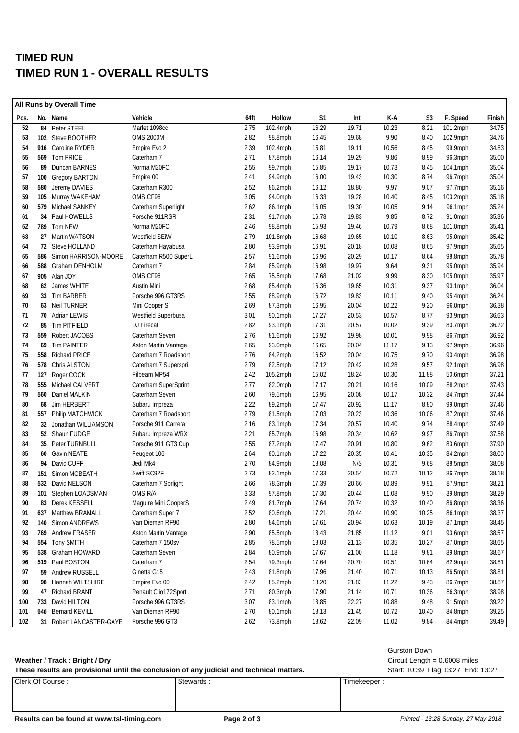# TIMED RUN

# TIMED RUN 1 - OVERALL RESULTS

**All Runs by Overall Time**

| Pos. | No. | Name | Vehicle | 64ft | Hollow | S1 | Int. | K-A | S3 | F. Speed | Finish |
|---|---|---|---|---|---|---|---|---|---|---|---|
| 52 | 84 | Peter STEEL | Marlet 1098cc | 2.75 | 102.4mph | 16.29 | 19.71 | 10.23 | 8.21 | 101.2mph | 34.75 |
| 53 | 102 | Steve BOOTHER | OMS 2000M | 2.82 | 98.8mph | 16.45 | 19.68 | 9.90 | 8.40 | 102.9mph | 34.76 |
| 54 | 916 | Caroline RYDER | Empire Evo 2 | 2.39 | 102.4mph | 15.81 | 19.11 | 10.56 | 8.45 | 99.9mph | 34.83 |
| 55 | 569 | Tom PRICE | Caterham 7 | 2.71 | 87.8mph | 16.14 | 19.29 | 9.86 | 8.99 | 96.3mph | 35.00 |
| 56 | 89 | Duncan BARNES | Norma M20FC | 2.55 | 99.7mph | 15.85 | 19.17 | 10.73 | 8.45 | 104.1mph | 35.04 |
| 57 | 100 | Gregory BARTON | Empire 00 | 2.41 | 94.9mph | 16.00 | 19.43 | 10.30 | 8.74 | 96.7mph | 35.04 |
| 58 | 580 | Jeremy DAVIES | Caterham R300 | 2.52 | 86.2mph | 16.12 | 18.80 | 9.97 | 9.07 | 97.7mph | 35.16 |
| 59 | 105 | Murray WAKEHAM | OMS CF96 | 3.05 | 94.0mph | 16.33 | 19.28 | 10.40 | 8.45 | 103.2mph | 35.18 |
| 60 | 579 | Michael SANKEY | Caterham Superlight | 2.62 | 86.1mph | 16.05 | 19.30 | 10.05 | 9.14 | 96.1mph | 35.24 |
| 61 | 34 | Paul HOWELLS | Porsche 911RSR | 2.31 | 91.7mph | 16.78 | 19.83 | 9.85 | 8.72 | 91.0mph | 35.36 |
| 62 | 789 | Tom NEW | Norma M20FC | 2.46 | 98.8mph | 15.93 | 19.46 | 10.79 | 8.68 | 101.0mph | 35.41 |
| 63 | 27 | Martin WATSON | Westfield SEiW | 2.79 | 101.8mph | 16.68 | 19.65 | 10.10 | 8.63 | 95.0mph | 35.42 |
| 64 | 72 | Steve HOLLAND | Caterham Hayabusa | 2.80 | 93.9mph | 16.91 | 20.18 | 10.08 | 8.65 | 97.9mph | 35.65 |
| 65 | 586 | Simon HARRISON-MOORE | Caterham R500 SuperL | 2.57 | 91.6mph | 16.96 | 20.29 | 10.17 | 8.64 | 98.8mph | 35.78 |
| 66 | 588 | Graham DENHOLM | Caterham 7 | 2.84 | 85.9mph | 16.98 | 19.97 | 9.64 | 9.31 | 95.0mph | 35.94 |
| 67 | 905 | Alan JOY | OMS CF96 | 2.65 | 75.5mph | 17.68 | 21.02 | 9.99 | 8.30 | 105.0mph | 35.97 |
| 68 | 62 | James WHITE | Austin Mini | 2.68 | 85.4mph | 16.36 | 19.65 | 10.31 | 9.37 | 93.1mph | 36.04 |
| 69 | 33 | Tim BARBER | Porsche 996 GT3RS | 2.55 | 88.9mph | 16.72 | 19.83 | 10.11 | 9.40 | 95.4mph | 36.24 |
| 70 | 63 | Neil TURNER | Mini Cooper S | 2.69 | 87.3mph | 16.95 | 20.04 | 10.22 | 9.20 | 96.0mph | 36.38 |
| 71 | 70 | Adrian LEWIS | Westfield Superbusa | 3.01 | 90.1mph | 17.27 | 20.53 | 10.57 | 8.77 | 93.9mph | 36.63 |
| 72 | 85 | Tim PITFIELD | DJ Firecat | 2.82 | 93.1mph | 17.31 | 20.57 | 10.02 | 9.39 | 80.7mph | 36.72 |
| 73 | 559 | Robert JACOBS | Caterham Seven | 2.76 | 81.6mph | 16.92 | 19.98 | 10.01 | 9.98 | 86.7mph | 36.92 |
| 74 | 69 | Tim PAINTER | Aston Martin Vantage | 2.65 | 93.0mph | 16.65 | 20.04 | 11.17 | 9.13 | 97.9mph | 36.96 |
| 75 | 558 | Richard PRICE | Caterham 7 Roadsport | 2.76 | 84.2mph | 16.52 | 20.04 | 10.75 | 9.70 | 90.4mph | 36.98 |
| 76 | 578 | Chris ALSTON | Caterham 7 Superspri | 2.79 | 82.5mph | 17.12 | 20.42 | 10.28 | 9.57 | 92.1mph | 36.98 |
| 77 | 127 | Roger COCK | Pilbeam MP54 | 2.42 | 105.2mph | 15.02 | 18.24 | 10.30 | 11.88 | 50.6mph | 37.21 |
| 78 | 555 | Michael CALVERT | Caterham SuperSprint | 2.77 | 82.0mph | 17.17 | 20.21 | 10.16 | 10.09 | 88.2mph | 37.43 |
| 79 | 560 | Daniel MALKIN | Caterham Seven | 2.60 | 79.5mph | 16.95 | 20.08 | 10.17 | 10.32 | 84.7mph | 37.44 |
| 80 | 68 | Jim HERBERT | Subaru Impreza | 2.22 | 89.2mph | 17.47 | 20.92 | 11.17 | 8.80 | 99.0mph | 37.46 |
| 81 | 557 | Philip MATCHWICK | Caterham 7 Roadsport | 2.79 | 81.5mph | 17.03 | 20.23 | 10.36 | 10.06 | 87.2mph | 37.46 |
| 82 | 32 | Jonathan WILLIAMSON | Porsche 911 Carrera | 2.16 | 83.1mph | 17.34 | 20.57 | 10.40 | 9.74 | 88.4mph | 37.49 |
| 83 | 52 | Shaun FUDGE | Subaru Impreza WRX | 2.21 | 85.7mph | 16.98 | 20.34 | 10.62 | 9.97 | 86.7mph | 37.58 |
| 84 | 35 | Peter TURNBULL | Porsche 911 GT3 Cup | 2.55 | 87.2mph | 17.47 | 20.91 | 10.80 | 9.62 | 83.6mph | 37.90 |
| 85 | 60 | Gavin NEATE | Peugeot 106 | 2.64 | 80.1mph | 17.22 | 20.35 | 10.41 | 10.35 | 84.2mph | 38.00 |
| 86 | 94 | David CUFF | Jedi Mk4 | 2.70 | 84.9mph | 18.08 | N/S | 10.31 | 9.68 | 88.5mph | 38.08 |
| 87 | 151 | Simon MCBEATH | Swift SC92F | 2.73 | 82.1mph | 17.33 | 20.54 | 10.72 | 10.12 | 86.7mph | 38.18 |
| 88 | 532 | David NELSON | Caterham 7 Sprlight | 2.66 | 78.3mph | 17.39 | 20.66 | 10.89 | 9.91 | 87.9mph | 38.21 |
| 89 | 101 | Stephen LOADSMAN | OMS R/A | 3.33 | 97.8mph | 17.30 | 20.44 | 11.08 | 9.90 | 39.8mph | 38.29 |
| 90 | 83 | Derek KESSELL | Maguire Mini CooperS | 2.49 | 81.7mph | 17.64 | 20.74 | 10.32 | 10.40 | 86.8mph | 38.36 |
| 91 | 637 | Matthew BRAMALL | Caterham Super 7 | 2.52 | 80.6mph | 17.21 | 20.44 | 10.90 | 10.25 | 86.1mph | 38.37 |
| 92 | 140 | Simon ANDREWS | Van Diemen RF90 | 2.80 | 84.6mph | 17.61 | 20.94 | 10.63 | 10.19 | 87.1mph | 38.45 |
| 93 | 769 | Andrew FRASER | Aston Martin Vantage | 2.90 | 85.5mph | 18.43 | 21.85 | 11.12 | 9.01 | 93.6mph | 38.57 |
| 94 | 554 | Tony SMITH | Caterham 7 150sv | 2.85 | 78.5mph | 18.03 | 21.13 | 10.35 | 10.27 | 87.0mph | 38.65 |
| 95 | 538 | Graham HOWARD | Caterham Seven | 2.84 | 80.9mph | 17.67 | 21.00 | 11.18 | 9.81 | 89.8mph | 38.67 |
| 96 | 519 | Paul BOSTON | Caterham 7 | 2.54 | 79.3mph | 17.64 | 20.70 | 10.51 | 10.64 | 82.9mph | 38.81 |
| 97 | 59 | Andrew RUSSELL | Ginetta G15 | 2.43 | 81.8mph | 17.96 | 21.40 | 10.71 | 10.13 | 86.5mph | 38.81 |
| 98 | 98 | Hannah WILTSHIRE | Empire Evo 00 | 2.42 | 85.2mph | 18.20 | 21.83 | 11.22 | 9.43 | 86.7mph | 38.87 |
| 99 | 47 | Richard BRANT | Renault Clio172Sport | 2.71 | 80.3mph | 17.90 | 21.14 | 10.71 | 10.36 | 86.3mph | 38.98 |
| 100 | 733 | David HILTON | Porsche 996 GT3RS | 3.07 | 83.1mph | 18.85 | 22.27 | 10.88 | 9.48 | 91.5mph | 39.22 |
| 101 | 940 | Bernard KEVILL | Van Diemen RF90 | 2.70 | 80.1mph | 18.13 | 21.45 | 10.72 | 10.40 | 84.8mph | 39.25 |
| 102 | 31 | Robert LANCASTER-GAYE | Porsche 996 GT3 | 2.62 | 73.8mph | 18.62 | 22.09 | 11.02 | 9.84 | 84.4mph | 39.49 |

**Weather / Track : Bright / Dry**

**These results are provisional until the conclusion of any judicial and technical matters.**

Gurston Down
Circuit Length = 0.6008 miles
Start: 10:39 Flag 13:27 End: 13:27

| Clerk Of Course : | Stewards : | Timekeeper : |
|---|---|---|
| | | |

**Results can be found at www.tsl-timing.com**

*Printed - 13:28 Sunday, 27 May 2018*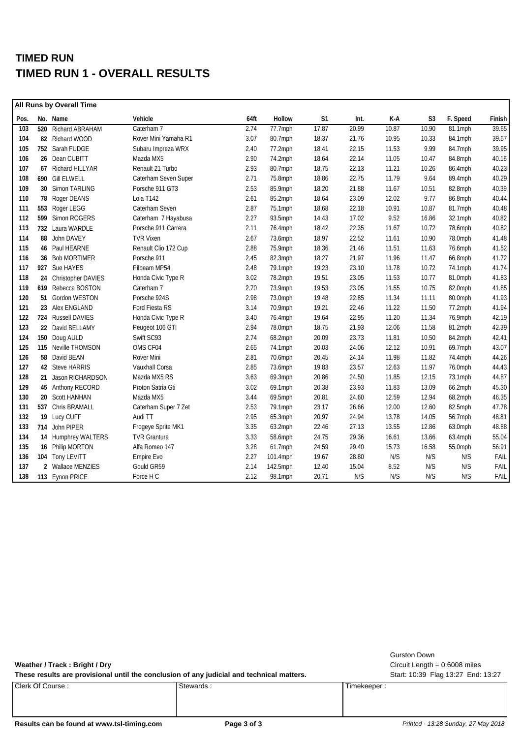# TIMED RUN

# TIMED RUN 1 - OVERALL RESULTS

**All Runs by Overall Time**

| Pos. | No. | Name | Vehicle | 64ft | Hollow | S1 | Int. | K-A | S3 | F. Speed | Finish |
|---|---|---|---|---|---|---|---|---|---|---|---|
| 103 | 520 | Richard ABRAHAM | Caterham 7 | 2.74 | 77.7mph | 17.87 | 20.99 | 10.87 | 10.90 | 81.1mph | 39.65 |
| 104 | 82 | Richard WOOD | Rover Mini Yamaha R1 | 3.07 | 80.7mph | 18.37 | 21.76 | 10.95 | 10.33 | 84.1mph | 39.67 |
| 105 | 752 | Sarah FUDGE | Subaru Impreza WRX | 2.40 | 77.2mph | 18.41 | 22.15 | 11.53 | 9.99 | 84.7mph | 39.95 |
| 106 | 26 | Dean CUBITT | Mazda MX5 | 2.90 | 74.2mph | 18.64 | 22.14 | 11.05 | 10.47 | 84.8mph | 40.16 |
| 107 | 67 | Richard HILLYAR | Renault 21 Turbo | 2.93 | 80.7mph | 18.75 | 22.13 | 11.21 | 10.26 | 86.4mph | 40.23 |
| 108 | 690 | Gill ELWELL | Caterham Seven Super | 2.71 | 75.8mph | 18.86 | 22.75 | 11.79 | 9.64 | 89.4mph | 40.29 |
| 109 | 30 | Simon TARLING | Porsche 911 GT3 | 2.53 | 85.9mph | 18.20 | 21.88 | 11.67 | 10.51 | 82.8mph | 40.39 |
| 110 | 78 | Roger DEANS | Lola T142 | 2.61 | 85.2mph | 18.64 | 23.09 | 12.02 | 9.77 | 86.8mph | 40.44 |
| 111 | 553 | Roger LEGG | Caterham Seven | 2.87 | 75.1mph | 18.68 | 22.18 | 10.91 | 10.87 | 81.7mph | 40.48 |
| 112 | 599 | Simon ROGERS | Caterham 7 Hayabusa | 2.27 | 93.5mph | 14.43 | 17.02 | 9.52 | 16.86 | 32.1mph | 40.82 |
| 113 | 732 | Laura WARDLE | Porsche 911 Carrera | 2.11 | 76.4mph | 18.42 | 22.35 | 11.67 | 10.72 | 78.6mph | 40.82 |
| 114 | 88 | John DAVEY | TVR Vixen | 2.67 | 73.6mph | 18.97 | 22.52 | 11.61 | 10.90 | 78.0mph | 41.48 |
| 115 | 46 | Paul HEARNE | Renault Clio 172 Cup | 2.88 | 75.9mph | 18.36 | 21.46 | 11.51 | 11.63 | 76.6mph | 41.52 |
| 116 | 36 | Bob MORTIMER | Porsche 911 | 2.45 | 82.3mph | 18.27 | 21.97 | 11.96 | 11.47 | 66.8mph | 41.72 |
| 117 | 927 | Sue HAYES | Pilbeam MP54 | 2.48 | 79.1mph | 19.23 | 23.10 | 11.78 | 10.72 | 74.1mph | 41.74 |
| 118 | 24 | Christopher DAVIES | Honda Civic Type R | 3.02 | 78.2mph | 19.51 | 23.05 | 11.53 | 10.77 | 81.0mph | 41.83 |
| 119 | 619 | Rebecca BOSTON | Caterham 7 | 2.70 | 73.9mph | 19.53 | 23.05 | 11.55 | 10.75 | 82.0mph | 41.85 |
| 120 | 51 | Gordon WESTON | Porsche 924S | 2.98 | 73.0mph | 19.48 | 22.85 | 11.34 | 11.11 | 80.0mph | 41.93 |
| 121 | 23 | Alex ENGLAND | Ford Fiesta RS | 3.14 | 70.9mph | 19.21 | 22.46 | 11.22 | 11.50 | 77.2mph | 41.94 |
| 122 | 724 | Russell DAVIES | Honda Civic Type R | 3.40 | 76.4mph | 19.64 | 22.95 | 11.20 | 11.34 | 76.9mph | 42.19 |
| 123 | 22 | David BELLAMY | Peugeot 106 GTI | 2.94 | 78.0mph | 18.75 | 21.93 | 12.06 | 11.58 | 81.2mph | 42.39 |
| 124 | 150 | Doug AULD | Swift SC93 | 2.74 | 68.2mph | 20.09 | 23.73 | 11.81 | 10.50 | 84.2mph | 42.41 |
| 125 | 115 | Neville THOMSON | OMS CF04 | 2.65 | 74.1mph | 20.03 | 24.06 | 12.12 | 10.91 | 69.7mph | 43.07 |
| 126 | 58 | David BEAN | Rover Mini | 2.81 | 70.6mph | 20.45 | 24.14 | 11.98 | 11.82 | 74.4mph | 44.26 |
| 127 | 42 | Steve HARRIS | Vauxhall Corsa | 2.85 | 73.6mph | 19.83 | 23.57 | 12.63 | 11.97 | 76.0mph | 44.43 |
| 128 | 21 | Jason RICHARDSON | Mazda MX5 RS | 3.63 | 69.3mph | 20.86 | 24.50 | 11.85 | 12.15 | 73.1mph | 44.87 |
| 129 | 45 | Anthony RECORD | Proton Satria Gti | 3.02 | 69.1mph | 20.38 | 23.93 | 11.83 | 13.09 | 66.2mph | 45.30 |
| 130 | 20 | Scott HANHAN | Mazda MX5 | 3.44 | 69.5mph | 20.81 | 24.60 | 12.59 | 12.94 | 68.2mph | 46.35 |
| 131 | 537 | Chris BRAMALL | Caterham Super 7 Zet | 2.53 | 79.1mph | 23.17 | 26.66 | 12.00 | 12.60 | 82.5mph | 47.78 |
| 132 | 19 | Lucy CUFF | Audi TT | 2.95 | 65.3mph | 20.97 | 24.94 | 13.78 | 14.05 | 56.7mph | 48.81 |
| 133 | 714 | John PIPER | Frogeye Sprite MK1 | 3.35 | 63.2mph | 22.46 | 27.13 | 13.55 | 12.86 | 63.0mph | 48.88 |
| 134 | 14 | Humphrey WALTERS | TVR Grantura | 3.33 | 58.6mph | 24.75 | 29.36 | 16.61 | 13.66 | 63.4mph | 55.04 |
| 135 | 16 | Philip MORTON | Alfa Romeo 147 | 3.28 | 61.7mph | 24.59 | 29.40 | 15.73 | 16.58 | 55.0mph | 56.91 |
| 136 | 104 | Tony LEVITT | Empire Evo | 2.27 | 101.4mph | 19.67 | 28.80 | N/S | N/S | N/S | FAIL |
| 137 | 2 | Wallace MENZIES | Gould GR59 | 2.14 | 142.5mph | 12.40 | 15.04 | 8.52 | N/S | N/S | FAIL |
| 138 | 113 | Eynon PRICE | Force H C | 2.12 | 98.1mph | 20.71 | N/S | N/S | N/S | N/S | FAIL |

**Weather / Track : Bright / Dry**

**These results are provisional until the conclusion of any judicial and technical matters.**

Gurston Down
Circuit Length = 0.6008 miles
Start: 10:39 Flag 13:27 End: 13:27

| Clerk Of Course : | Stewards : | Timekeeper : |
|---|---|---|
| | | |

**Results can be found at www.tsl-timing.com**

*Printed - 13:28 Sunday, 27 May 2018*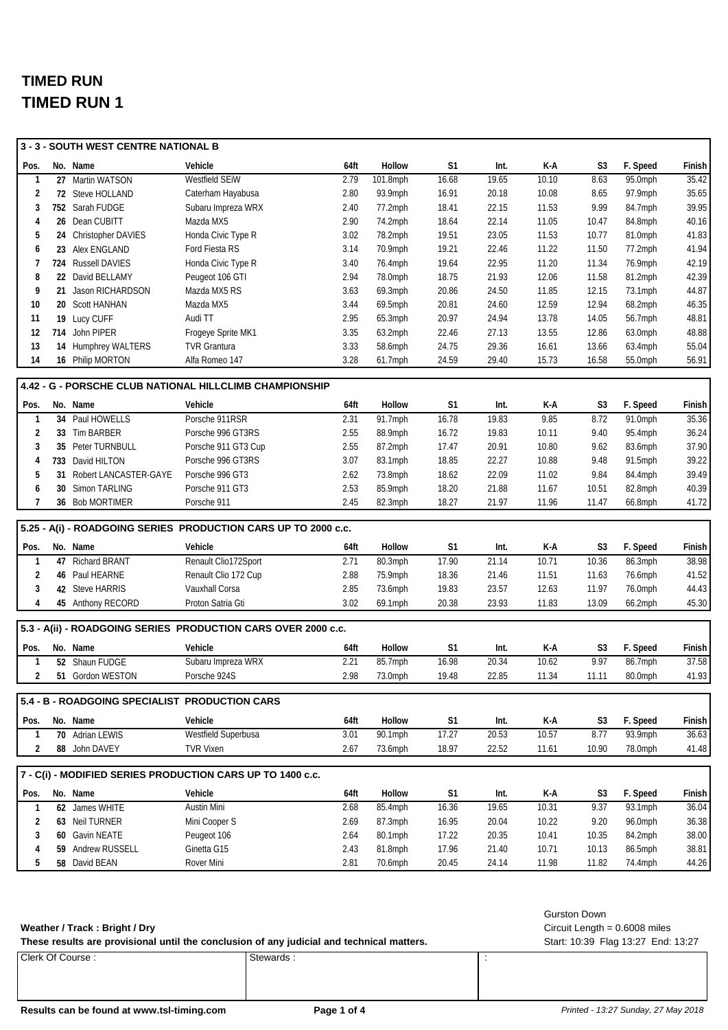# TIMED RUN
# TIMED RUN 1

## 3 - 3 - SOUTH WEST CENTRE NATIONAL B

| Pos. | No. | Name | Vehicle | 64ft | Hollow | S1 | Int. | K-A | S3 | F. Speed | Finish |
|---|---|---|---|---|---|---|---|---|---|---|---|
| 1 | 27 | Martin WATSON | Westfield SEiW | 2.79 | 101.8mph | 16.68 | 19.65 | 10.10 | 8.63 | 95.0mph | 35.42 |
| 2 | 72 | Steve HOLLAND | Caterham Hayabusa | 2.80 | 93.9mph | 16.91 | 20.18 | 10.08 | 8.65 | 97.9mph | 35.65 |
| 3 | 752 | Sarah FUDGE | Subaru Impreza WRX | 2.40 | 77.2mph | 18.41 | 22.15 | 11.53 | 9.99 | 84.7mph | 39.95 |
| 4 | 26 | Dean CUBITT | Mazda MX5 | 2.90 | 74.2mph | 18.64 | 22.14 | 11.05 | 10.47 | 84.8mph | 40.16 |
| 5 | 24 | Christopher DAVIES | Honda Civic Type R | 3.02 | 78.2mph | 19.51 | 23.05 | 11.53 | 10.77 | 81.0mph | 41.83 |
| 6 | 23 | Alex ENGLAND | Ford Fiesta RS | 3.14 | 70.9mph | 19.21 | 22.46 | 11.22 | 11.50 | 77.2mph | 41.94 |
| 7 | 724 | Russell DAVIES | Honda Civic Type R | 3.40 | 76.4mph | 19.64 | 22.95 | 11.20 | 11.34 | 76.9mph | 42.19 |
| 8 | 22 | David BELLAMY | Peugeot 106 GTI | 2.94 | 78.0mph | 18.75 | 21.93 | 12.06 | 11.58 | 81.2mph | 42.39 |
| 9 | 21 | Jason RICHARDSON | Mazda MX5 RS | 3.63 | 69.3mph | 20.86 | 24.50 | 11.85 | 12.15 | 73.1mph | 44.87 |
| 10 | 20 | Scott HANHAN | Mazda MX5 | 3.44 | 69.5mph | 20.81 | 24.60 | 12.59 | 12.94 | 68.2mph | 46.35 |
| 11 | 19 | Lucy CUFF | Audi TT | 2.95 | 65.3mph | 20.97 | 24.94 | 13.78 | 14.05 | 56.7mph | 48.81 |
| 12 | 714 | John PIPER | Frogeye Sprite MK1 | 3.35 | 63.2mph | 22.46 | 27.13 | 13.55 | 12.86 | 63.0mph | 48.88 |
| 13 | 14 | Humphrey WALTERS | TVR Grantura | 3.33 | 58.6mph | 24.75 | 29.36 | 16.61 | 13.66 | 63.4mph | 55.04 |
| 14 | 16 | Philip MORTON | Alfa Romeo 147 | 3.28 | 61.7mph | 24.59 | 29.40 | 15.73 | 16.58 | 55.0mph | 56.91 |

## 4.42 - G - PORSCHE CLUB NATIONAL HILLCLIMB CHAMPIONSHIP

| Pos. | No. | Name | Vehicle | 64ft | Hollow | S1 | Int. | K-A | S3 | F. Speed | Finish |
|---|---|---|---|---|---|---|---|---|---|---|---|
| 1 | 34 | Paul HOWELLS | Porsche 911RSR | 2.31 | 91.7mph | 16.78 | 19.83 | 9.85 | 8.72 | 91.0mph | 35.36 |
| 2 | 33 | Tim BARBER | Porsche 996 GT3RS | 2.55 | 88.9mph | 16.72 | 19.83 | 10.11 | 9.40 | 95.4mph | 36.24 |
| 3 | 35 | Peter TURNBULL | Porsche 911 GT3 Cup | 2.55 | 87.2mph | 17.47 | 20.91 | 10.80 | 9.62 | 83.6mph | 37.90 |
| 4 | 733 | David HILTON | Porsche 996 GT3RS | 3.07 | 83.1mph | 18.85 | 22.27 | 10.88 | 9.48 | 91.5mph | 39.22 |
| 5 | 31 | Robert LANCASTER-GAYE | Porsche 996 GT3 | 2.62 | 73.8mph | 18.62 | 22.09 | 11.02 | 9.84 | 84.4mph | 39.49 |
| 6 | 30 | Simon TARLING | Porsche 911 GT3 | 2.53 | 85.9mph | 18.20 | 21.88 | 11.67 | 10.51 | 82.8mph | 40.39 |
| 7 | 36 | Bob MORTIMER | Porsche 911 | 2.45 | 82.3mph | 18.27 | 21.97 | 11.96 | 11.47 | 66.8mph | 41.72 |

## 5.25 - A(i) - ROADGOING SERIES PRODUCTION CARS UP TO 2000 c.c.

| Pos. | No. | Name | Vehicle | 64ft | Hollow | S1 | Int. | K-A | S3 | F. Speed | Finish |
|---|---|---|---|---|---|---|---|---|---|---|---|
| 1 | 47 | Richard BRANT | Renault Clio172Sport | 2.71 | 80.3mph | 17.90 | 21.14 | 10.71 | 10.36 | 86.3mph | 38.98 |
| 2 | 46 | Paul HEARNE | Renault Clio 172 Cup | 2.88 | 75.9mph | 18.36 | 21.46 | 11.51 | 11.63 | 76.6mph | 41.52 |
| 3 | 42 | Steve HARRIS | Vauxhall Corsa | 2.85 | 73.6mph | 19.83 | 23.57 | 12.63 | 11.97 | 76.0mph | 44.43 |
| 4 | 45 | Anthony RECORD | Proton Satria Gti | 3.02 | 69.1mph | 20.38 | 23.93 | 11.83 | 13.09 | 66.2mph | 45.30 |

## 5.3 - A(ii) - ROADGOING SERIES PRODUCTION CARS OVER 2000 c.c.

| Pos. | No. | Name | Vehicle | 64ft | Hollow | S1 | Int. | K-A | S3 | F. Speed | Finish |
|---|---|---|---|---|---|---|---|---|---|---|---|
| 1 | 52 | Shaun FUDGE | Subaru Impreza WRX | 2.21 | 85.7mph | 16.98 | 20.34 | 10.62 | 9.97 | 86.7mph | 37.58 |
| 2 | 51 | Gordon WESTON | Porsche 924S | 2.98 | 73.0mph | 19.48 | 22.85 | 11.34 | 11.11 | 80.0mph | 41.93 |

## 5.4 - B - ROADGOING SPECIALIST PRODUCTION CARS

| Pos. | No. | Name | Vehicle | 64ft | Hollow | S1 | Int. | K-A | S3 | F. Speed | Finish |
|---|---|---|---|---|---|---|---|---|---|---|---|
| 1 | 70 | Adrian LEWIS | Westfield Superbusa | 3.01 | 90.1mph | 17.27 | 20.53 | 10.57 | 8.77 | 93.9mph | 36.63 |
| 2 | 88 | John DAVEY | TVR Vixen | 2.67 | 73.6mph | 18.97 | 22.52 | 11.61 | 10.90 | 78.0mph | 41.48 |

## 7 - C(i) - MODIFIED SERIES PRODUCTION CARS UP TO 1400 c.c.

| Pos. | No. | Name | Vehicle | 64ft | Hollow | S1 | Int. | K-A | S3 | F. Speed | Finish |
|---|---|---|---|---|---|---|---|---|---|---|---|
| 1 | 62 | James WHITE | Austin Mini | 2.68 | 85.4mph | 16.36 | 19.65 | 10.31 | 9.37 | 93.1mph | 36.04 |
| 2 | 63 | Neil TURNER | Mini Cooper S | 2.69 | 87.3mph | 16.95 | 20.04 | 10.22 | 9.20 | 96.0mph | 36.38 |
| 3 | 60 | Gavin NEATE | Peugeot 106 | 2.64 | 80.1mph | 17.22 | 20.35 | 10.41 | 10.35 | 84.2mph | 38.00 |
| 4 | 59 | Andrew RUSSELL | Ginetta G15 | 2.43 | 81.8mph | 17.96 | 21.40 | 10.71 | 10.13 | 86.5mph | 38.81 |
| 5 | 58 | David BEAN | Rover Mini | 2.81 | 70.6mph | 20.45 | 24.14 | 11.98 | 11.82 | 74.4mph | 44.26 |

**Weather / Track : Bright / Dry**

**These results are provisional until the conclusion of any judicial and technical matters.**

Gurston Down
Circuit Length = 0.6008 miles
Start: 10:39 Flag 13:27 End: 13:27

| Clerk Of Course : | Stewards : | : |
|---|---|---|
| | | |

**Results can be found at www.tsl-timing.com**

*Printed - 13:27 Sunday, 27 May 2018*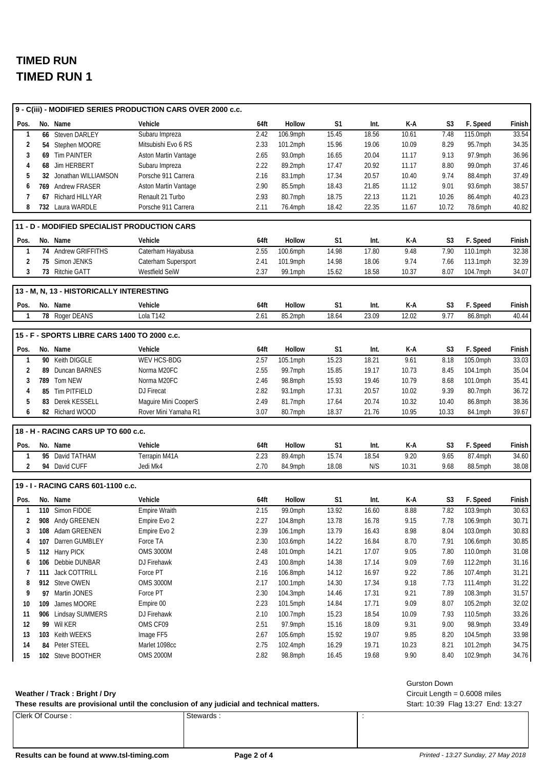# TIMED RUN
# TIMED RUN 1

## 9 - C(iii) - MODIFIED SERIES PRODUCTION CARS OVER 2000 c.c.

| Pos. | No. | Name | Vehicle | 64ft | Hollow | S1 | Int. | K-A | S3 | F. Speed | Finish |
|---|---|---|---|---|---|---|---|---|---|---|---|
| 1 | 66 | Steven DARLEY | Subaru Impreza | 2.42 | 106.9mph | 15.45 | 18.56 | 10.61 | 7.48 | 115.0mph | 33.54 |
| 2 | 54 | Stephen MOORE | Mitsubishi Evo 6 RS | 2.33 | 101.2mph | 15.96 | 19.06 | 10.09 | 8.29 | 95.7mph | 34.35 |
| 3 | 69 | Tim PAINTER | Aston Martin Vantage | 2.65 | 93.0mph | 16.65 | 20.04 | 11.17 | 9.13 | 97.9mph | 36.96 |
| 4 | 68 | Jim HERBERT | Subaru Impreza | 2.22 | 89.2mph | 17.47 | 20.92 | 11.17 | 8.80 | 99.0mph | 37.46 |
| 5 | 32 | Jonathan WILLIAMSON | Porsche 911 Carrera | 2.16 | 83.1mph | 17.34 | 20.57 | 10.40 | 9.74 | 88.4mph | 37.49 |
| 6 | 769 | Andrew FRASER | Aston Martin Vantage | 2.90 | 85.5mph | 18.43 | 21.85 | 11.12 | 9.01 | 93.6mph | 38.57 |
| 7 | 67 | Richard HILLYAR | Renault 21 Turbo | 2.93 | 80.7mph | 18.75 | 22.13 | 11.21 | 10.26 | 86.4mph | 40.23 |
| 8 | 732 | Laura WARDLE | Porsche 911 Carrera | 2.11 | 76.4mph | 18.42 | 22.35 | 11.67 | 10.72 | 78.6mph | 40.82 |

## 11 - D - MODIFIED SPECIALIST PRODUCTION CARS

| Pos. | No. | Name | Vehicle | 64ft | Hollow | S1 | Int. | K-A | S3 | F. Speed | Finish |
|---|---|---|---|---|---|---|---|---|---|---|---|
| 1 | 74 | Andrew GRIFFITHS | Caterham Hayabusa | 2.55 | 100.6mph | 14.98 | 17.80 | 9.48 | 7.90 | 110.1mph | 32.38 |
| 2 | 75 | Simon JENKS | Caterham Supersport | 2.41 | 101.9mph | 14.98 | 18.06 | 9.74 | 7.66 | 113.1mph | 32.39 |
| 3 | 73 | Ritchie GATT | Westfield SeiW | 2.37 | 99.1mph | 15.62 | 18.58 | 10.37 | 8.07 | 104.7mph | 34.07 |

## 13 - M, N, 13 - HISTORICALLY INTERESTING

| Pos. | No. | Name | Vehicle | 64ft | Hollow | S1 | Int. | K-A | S3 | F. Speed | Finish |
|---|---|---|---|---|---|---|---|---|---|---|---|
| 1 | 78 | Roger DEANS | Lola T142 | 2.61 | 85.2mph | 18.64 | 23.09 | 12.02 | 9.77 | 86.8mph | 40.44 |

## 15 - F - SPORTS LIBRE CARS 1400 TO 2000 c.c.

| Pos. | No. | Name | Vehicle | 64ft | Hollow | S1 | Int. | K-A | S3 | F. Speed | Finish |
|---|---|---|---|---|---|---|---|---|---|---|---|
| 1 | 90 | Keith DIGGLE | WEV HCS-BDG | 2.57 | 105.1mph | 15.23 | 18.21 | 9.61 | 8.18 | 105.0mph | 33.03 |
| 2 | 89 | Duncan BARNES | Norma M20FC | 2.55 | 99.7mph | 15.85 | 19.17 | 10.73 | 8.45 | 104.1mph | 35.04 |
| 3 | 789 | Tom NEW | Norma M20FC | 2.46 | 98.8mph | 15.93 | 19.46 | 10.79 | 8.68 | 101.0mph | 35.41 |
| 4 | 85 | Tim PITFIELD | DJ Firecat | 2.82 | 93.1mph | 17.31 | 20.57 | 10.02 | 9.39 | 80.7mph | 36.72 |
| 5 | 83 | Derek KESSELL | Maguire Mini CooperS | 2.49 | 81.7mph | 17.64 | 20.74 | 10.32 | 10.40 | 86.8mph | 38.36 |
| 6 | 82 | Richard WOOD | Rover Mini Yamaha R1 | 3.07 | 80.7mph | 18.37 | 21.76 | 10.95 | 10.33 | 84.1mph | 39.67 |

## 18 - H - RACING CARS UP TO 600 c.c.

| Pos. | No. | Name | Vehicle | 64ft | Hollow | S1 | Int. | K-A | S3 | F. Speed | Finish |
|---|---|---|---|---|---|---|---|---|---|---|---|
| 1 | 95 | David TATHAM | Terrapin M41A | 2.23 | 89.4mph | 15.74 | 18.54 | 9.20 | 9.65 | 87.4mph | 34.60 |
| 2 | 94 | David CUFF | Jedi Mk4 | 2.70 | 84.9mph | 18.08 | N/S | 10.31 | 9.68 | 88.5mph | 38.08 |

## 19 - I - RACING CARS 601-1100 c.c.

| Pos. | No. | Name | Vehicle | 64ft | Hollow | S1 | Int. | K-A | S3 | F. Speed | Finish |
|---|---|---|---|---|---|---|---|---|---|---|---|
| 1 | 110 | Simon FIDOE | Empire Wraith | 2.15 | 99.0mph | 13.92 | 16.60 | 8.88 | 7.82 | 103.9mph | 30.63 |
| 2 | 908 | Andy GREENEN | Empire Evo 2 | 2.27 | 104.8mph | 13.78 | 16.78 | 9.15 | 7.78 | 106.9mph | 30.71 |
| 3 | 108 | Adam GREENEN | Empire Evo 2 | 2.39 | 106.1mph | 13.79 | 16.43 | 8.98 | 8.04 | 103.0mph | 30.83 |
| 4 | 107 | Darren GUMBLEY | Force TA | 2.30 | 103.6mph | 14.22 | 16.84 | 8.70 | 7.91 | 106.6mph | 30.85 |
| 5 | 112 | Harry PICK | OMS 3000M | 2.48 | 101.0mph | 14.21 | 17.07 | 9.05 | 7.80 | 110.0mph | 31.08 |
| 6 | 106 | Debbie DUNBAR | DJ Firehawk | 2.43 | 100.8mph | 14.38 | 17.14 | 9.09 | 7.69 | 112.2mph | 31.16 |
| 7 | 111 | Jack COTTRILL | Force PT | 2.16 | 106.8mph | 14.12 | 16.97 | 9.22 | 7.86 | 107.4mph | 31.21 |
| 8 | 912 | Steve OWEN | OMS 3000M | 2.17 | 100.1mph | 14.30 | 17.34 | 9.18 | 7.73 | 111.4mph | 31.22 |
| 9 | 97 | Martin JONES | Force PT | 2.30 | 104.3mph | 14.46 | 17.31 | 9.21 | 7.89 | 108.3mph | 31.57 |
| 10 | 109 | James MOORE | Empire 00 | 2.23 | 101.5mph | 14.84 | 17.71 | 9.09 | 8.07 | 105.2mph | 32.02 |
| 11 | 906 | Lindsay SUMMERS | DJ Firehawk | 2.10 | 100.7mph | 15.23 | 18.54 | 10.09 | 7.93 | 110.5mph | 33.26 |
| 12 | 99 | Wil KER | OMS CF09 | 2.51 | 97.9mph | 15.16 | 18.09 | 9.31 | 9.00 | 98.9mph | 33.49 |
| 13 | 103 | Keith WEEKS | Image FF5 | 2.67 | 105.6mph | 15.92 | 19.07 | 9.85 | 8.20 | 104.5mph | 33.98 |
| 14 | 84 | Peter STEEL | Marlet 1098cc | 2.75 | 102.4mph | 16.29 | 19.71 | 10.23 | 8.21 | 101.2mph | 34.75 |
| 15 | 102 | Steve BOTHER | OMS 2000M | 2.82 | 98.8mph | 16.45 | 19.68 | 9.90 | 8.40 | 102.9mph | 34.76 |

**Weather / Track : Bright / Dry**

**These results are provisional until the conclusion of any judicial and technical matters.**

Gurston Down
Circuit Length = 0.6008 miles
Start: 10:39 Flag 13:27 End: 13:27

| Clerk Of Course : | Stewards : | : |
|---|---|---|
| | | |

**Results can be found at www.tsl-timing.com**

*Printed - 13:27 Sunday, 27 May 2018*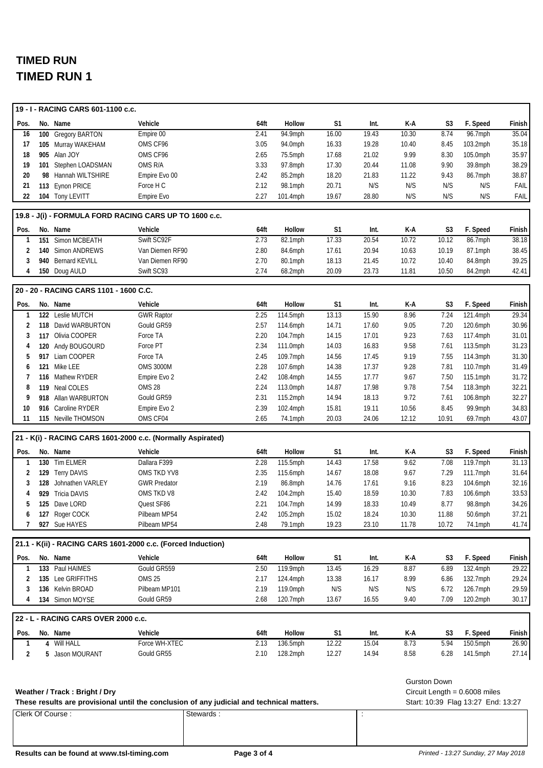# TIMED RUN
# TIMED RUN 1

### 19 - I - RACING CARS 601-1100 c.c.

| Pos. | No. | Name | Vehicle | 64ft | Hollow | S1 | Int. | K-A | S3 | F. Speed | Finish |
|---|---|---|---|---|---|---|---|---|---|---|---|
| 16 | 100 | Gregory BARTON | Empire 00 | 2.41 | 94.9mph | 16.00 | 19.43 | 10.30 | 8.74 | 96.7mph | 35.04 |
| 17 | 105 | Murray WAKEHAM | OMS CF96 | 3.05 | 94.0mph | 16.33 | 19.28 | 10.40 | 8.45 | 103.2mph | 35.18 |
| 18 | 905 | Alan JOY | OMS CF96 | 2.65 | 75.5mph | 17.68 | 21.02 | 9.99 | 8.30 | 105.0mph | 35.97 |
| 19 | 101 | Stephen LOADSMAN | OMS R/A | 3.33 | 97.8mph | 17.30 | 20.44 | 11.08 | 9.90 | 39.8mph | 38.29 |
| 20 | 98 | Hannah WILTSHIRE | Empire Evo 00 | 2.42 | 85.2mph | 18.20 | 21.83 | 11.22 | 9.43 | 86.7mph | 38.87 |
| 21 | 113 | Eynon PRICE | Force H C | 2.12 | 98.1mph | 20.71 | N/S | N/S | N/S | N/S | FAIL |
| 22 | 104 | Tony LEVITT | Empire Evo | 2.27 | 101.4mph | 19.67 | 28.80 | N/S | N/S | N/S | FAIL |

### 19.8 - J(i) - FORMULA FORD RACING CARS UP TO 1600 c.c.

| Pos. | No. | Name | Vehicle | 64ft | Hollow | S1 | Int. | K-A | S3 | F. Speed | Finish |
|---|---|---|---|---|---|---|---|---|---|---|---|
| 1 | 151 | Simon MCBEATH | Swift SC92F | 2.73 | 82.1mph | 17.33 | 20.54 | 10.72 | 10.12 | 86.7mph | 38.18 |
| 2 | 140 | Simon ANDREWS | Van Diemen RF90 | 2.80 | 84.6mph | 17.61 | 20.94 | 10.63 | 10.19 | 87.1mph | 38.45 |
| 3 | 940 | Bernard KEVILL | Van Diemen RF90 | 2.70 | 80.1mph | 18.13 | 21.45 | 10.72 | 10.40 | 84.8mph | 39.25 |
| 4 | 150 | Doug AULD | Swift SC93 | 2.74 | 68.2mph | 20.09 | 23.73 | 11.81 | 10.50 | 84.2mph | 42.41 |

### 20 - 20 - RACING CARS 1101 - 1600 C.C.

| Pos. | No. | Name | Vehicle | 64ft | Hollow | S1 | Int. | K-A | S3 | F. Speed | Finish |
|---|---|---|---|---|---|---|---|---|---|---|---|
| 1 | 122 | Leslie MUTCH | GWR Raptor | 2.25 | 114.5mph | 13.13 | 15.90 | 8.96 | 7.24 | 121.4mph | 29.34 |
| 2 | 118 | David WARBURTON | Gould GR59 | 2.57 | 114.6mph | 14.71 | 17.60 | 9.05 | 7.20 | 120.6mph | 30.96 |
| 3 | 117 | Olivia COOPER | Force TA | 2.20 | 104.7mph | 14.15 | 17.01 | 9.23 | 7.63 | 117.4mph | 31.01 |
| 4 | 120 | Andy BOUGOURD | Force PT | 2.34 | 111.0mph | 14.03 | 16.83 | 9.58 | 7.61 | 113.5mph | 31.23 |
| 5 | 917 | Liam COOPER | Force TA | 2.45 | 109.7mph | 14.56 | 17.45 | 9.19 | 7.55 | 114.3mph | 31.30 |
| 6 | 121 | Mike LEE | OMS 3000M | 2.28 | 107.6mph | 14.38 | 17.37 | 9.28 | 7.81 | 110.7mph | 31.49 |
| 7 | 116 | Mathew RYDER | Empire Evo 2 | 2.42 | 108.4mph | 14.55 | 17.77 | 9.67 | 7.50 | 115.1mph | 31.72 |
| 8 | 119 | Neal COLES | OMS 28 | 2.24 | 113.0mph | 14.87 | 17.98 | 9.78 | 7.54 | 118.3mph | 32.21 |
| 9 | 918 | Allan WARBURTON | Gould GR59 | 2.31 | 115.2mph | 14.94 | 18.13 | 9.72 | 7.61 | 106.8mph | 32.27 |
| 10 | 916 | Caroline RYDER | Empire Evo 2 | 2.39 | 102.4mph | 15.81 | 19.11 | 10.56 | 8.45 | 99.9mph | 34.83 |
| 11 | 115 | Neville THOMSON | OMS CF04 | 2.65 | 74.1mph | 20.03 | 24.06 | 12.12 | 10.91 | 69.7mph | 43.07 |

### 21 - K(i) - RACING CARS 1601-2000 c.c. (Normally Aspirated)

| Pos. | No. | Name | Vehicle | 64ft | Hollow | S1 | Int. | K-A | S3 | F. Speed | Finish |
|---|---|---|---|---|---|---|---|---|---|---|---|
| 1 | 130 | Tim ELMER | Dallara F399 | 2.28 | 115.5mph | 14.43 | 17.58 | 9.62 | 7.08 | 119.7mph | 31.13 |
| 2 | 129 | Terry DAVIS | OMS TKD YV8 | 2.35 | 115.6mph | 14.67 | 18.08 | 9.67 | 7.29 | 111.7mph | 31.64 |
| 3 | 128 | Johnathen VARLEY | GWR Predator | 2.19 | 86.8mph | 14.76 | 17.61 | 9.16 | 8.23 | 104.6mph | 32.16 |
| 4 | 929 | Tricia DAVIS | OMS TKD V8 | 2.42 | 104.2mph | 15.40 | 18.59 | 10.30 | 7.83 | 106.6mph | 33.53 |
| 5 | 125 | Dave LORD | Quest SF86 | 2.21 | 104.7mph | 14.99 | 18.33 | 10.49 | 8.77 | 98.8mph | 34.26 |
| 6 | 127 | Roger COCK | Pilbeam MP54 | 2.42 | 105.2mph | 15.02 | 18.24 | 10.30 | 11.88 | 50.6mph | 37.21 |
| 7 | 927 | Sue HAYES | Pilbeam MP54 | 2.48 | 79.1mph | 19.23 | 23.10 | 11.78 | 10.72 | 74.1mph | 41.74 |

### 21.1 - K(ii) - RACING CARS 1601-2000 c.c. (Forced Induction)

| Pos. | No. | Name | Vehicle | 64ft | Hollow | S1 | Int. | K-A | S3 | F. Speed | Finish |
|---|---|---|---|---|---|---|---|---|---|---|---|
| 1 | 133 | Paul HAIMES | Gould GR559 | 2.50 | 119.9mph | 13.45 | 16.29 | 8.87 | 6.89 | 132.4mph | 29.22 |
| 2 | 135 | Lee GRIFFITHS | OMS 25 | 2.17 | 124.4mph | 13.38 | 16.17 | 8.99 | 6.86 | 132.7mph | 29.24 |
| 3 | 136 | Kelvin BROAD | Pilbeam MP101 | 2.19 | 119.0mph | N/S | N/S | N/S | 6.72 | 126.7mph | 29.59 |
| 4 | 134 | Simon MOYSE | Gould GR59 | 2.68 | 120.7mph | 13.67 | 16.55 | 9.40 | 7.09 | 120.2mph | 30.17 |

### 22 - L - RACING CARS OVER 2000 c.c.

| Pos. | No. | Name | Vehicle | 64ft | Hollow | S1 | Int. | K-A | S3 | F. Speed | Finish |
|---|---|---|---|---|---|---|---|---|---|---|---|
| 1 | 4 | Will HALL | Force WH-XTEC | 2.13 | 136.5mph | 12.22 | 15.04 | 8.73 | 5.94 | 150.5mph | 26.90 |
| 2 | 5 | Jason MOURANT | Gould GR55 | 2.10 | 128.2mph | 12.27 | 14.94 | 8.58 | 6.28 | 141.5mph | 27.14 |

**Weather / Track : Bright / Dry**

**These results are provisional until the conclusion of any judicial and technical matters.**

Gurston Down
Circuit Length = 0.6008 miles
Start: 10:39 Flag 13:27 End: 13:27

| Clerk Of Course : | Stewards : | : |
|---|---|---|

**Results can be found at www.tsl-timing.com**

*Printed - 13:27 Sunday, 27 May 2018*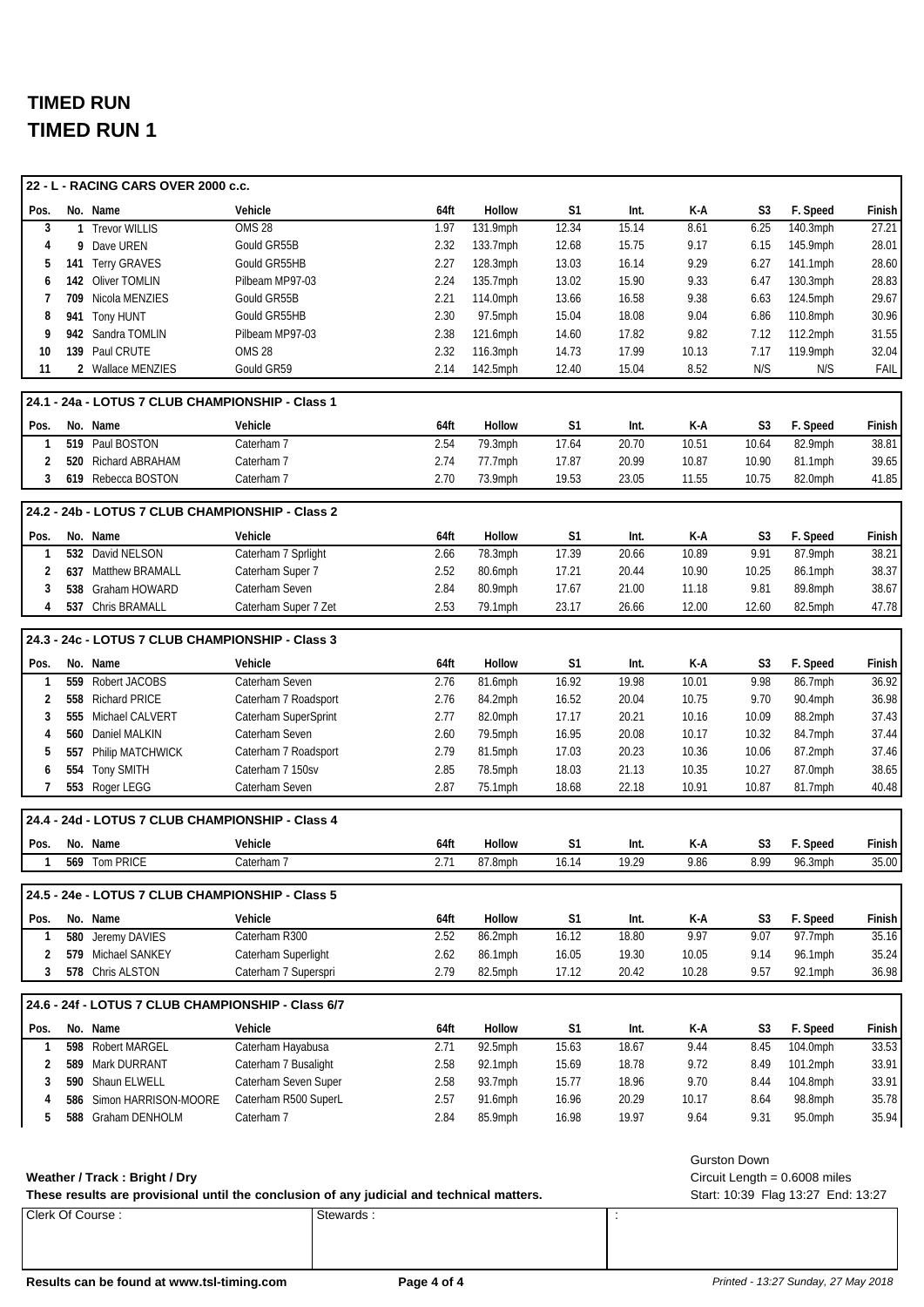# TIMED RUN
# TIMED RUN 1

**22 - L - RACING CARS OVER 2000 c.c.**

| Pos. | No. | Name | Vehicle | 64ft | Hollow | S1 | Int. | K-A | S3 | F. Speed | Finish |
|---|---|---|---|---|---|---|---|---|---|---|---|
| 3 | 1 | Trevor WILLIS | OMS 28 | 1.97 | 131.9mph | 12.34 | 15.14 | 8.61 | 6.25 | 140.3mph | 27.21 |
| 4 | 9 | Dave UREN | Gould GR55B | 2.32 | 133.7mph | 12.68 | 15.75 | 9.17 | 6.15 | 145.9mph | 28.01 |
| 5 | 141 | Terry GRAVES | Gould GR55HB | 2.27 | 128.3mph | 13.03 | 16.14 | 9.29 | 6.27 | 141.1mph | 28.60 |
| 6 | 142 | Oliver TOMLIN | Pilbeam MP97-03 | 2.24 | 135.7mph | 13.02 | 15.90 | 9.33 | 6.47 | 130.3mph | 28.83 |
| 7 | 709 | Nicola MENZIES | Gould GR55B | 2.21 | 114.0mph | 13.66 | 16.58 | 9.38 | 6.63 | 124.5mph | 29.67 |
| 8 | 941 | Tony HUNT | Gould GR55HB | 2.30 | 97.5mph | 15.04 | 18.08 | 9.04 | 6.86 | 110.8mph | 30.96 |
| 9 | 942 | Sandra TOMLIN | Pilbeam MP97-03 | 2.38 | 121.6mph | 14.60 | 17.82 | 9.82 | 7.12 | 112.2mph | 31.55 |
| 10 | 139 | Paul CRUTE | OMS 28 | 2.32 | 116.3mph | 14.73 | 17.99 | 10.13 | 7.17 | 119.9mph | 32.04 |
| 11 | 2 | Wallace MENZIES | Gould GR59 | 2.14 | 142.5mph | 12.40 | 15.04 | 8.52 | N/S | N/S | FAIL |

**24.1 - 24a - LOTUS 7 CLUB CHAMPIONSHIP - Class 1**

| Pos. | No. | Name | Vehicle | 64ft | Hollow | S1 | Int. | K-A | S3 | F. Speed | Finish |
|---|---|---|---|---|---|---|---|---|---|---|---|
| 1 | 519 | Paul BOSTON | Caterham 7 | 2.54 | 79.3mph | 17.64 | 20.70 | 10.51 | 10.64 | 82.9mph | 38.81 |
| 2 | 520 | Richard ABRAHAM | Caterham 7 | 2.74 | 77.7mph | 17.87 | 20.99 | 10.87 | 10.90 | 81.1mph | 39.65 |
| 3 | 619 | Rebecca BOSTON | Caterham 7 | 2.70 | 73.9mph | 19.53 | 23.05 | 11.55 | 10.75 | 82.0mph | 41.85 |

**24.2 - 24b - LOTUS 7 CLUB CHAMPIONSHIP - Class 2**

| Pos. | No. | Name | Vehicle | 64ft | Hollow | S1 | Int. | K-A | S3 | F. Speed | Finish |
|---|---|---|---|---|---|---|---|---|---|---|---|
| 1 | 532 | David NELSON | Caterham 7 Sprlight | 2.66 | 78.3mph | 17.39 | 20.66 | 10.89 | 9.91 | 87.9mph | 38.21 |
| 2 | 637 | Matthew BRAMALL | Caterham Super 7 | 2.52 | 80.6mph | 17.21 | 20.44 | 10.90 | 10.25 | 86.1mph | 38.37 |
| 3 | 538 | Graham HOWARD | Caterham Seven | 2.84 | 80.9mph | 17.67 | 21.00 | 11.18 | 9.81 | 89.8mph | 38.67 |
| 4 | 537 | Chris BRAMALL | Caterham Super 7 Zet | 2.53 | 79.1mph | 23.17 | 26.66 | 12.00 | 12.60 | 82.5mph | 47.78 |

**24.3 - 24c - LOTUS 7 CLUB CHAMPIONSHIP - Class 3**

| Pos. | No. | Name | Vehicle | 64ft | Hollow | S1 | Int. | K-A | S3 | F. Speed | Finish |
|---|---|---|---|---|---|---|---|---|---|---|---|
| 1 | 559 | Robert JACOBS | Caterham Seven | 2.76 | 81.6mph | 16.92 | 19.98 | 10.01 | 9.98 | 86.7mph | 36.92 |
| 2 | 558 | Richard PRICE | Caterham 7 Roadsport | 2.76 | 84.2mph | 16.52 | 20.04 | 10.75 | 9.70 | 90.4mph | 36.98 |
| 3 | 555 | Michael CALVERT | Caterham SuperSprint | 2.77 | 82.0mph | 17.17 | 20.21 | 10.16 | 10.09 | 88.2mph | 37.43 |
| 4 | 560 | Daniel MALKIN | Caterham Seven | 2.60 | 79.5mph | 16.95 | 20.08 | 10.17 | 10.32 | 84.7mph | 37.44 |
| 5 | 557 | Philip MATCHWICK | Caterham 7 Roadsport | 2.79 | 81.5mph | 17.03 | 20.23 | 10.36 | 10.06 | 87.2mph | 37.46 |
| 6 | 554 | Tony SMITH | Caterham 7 150sv | 2.85 | 78.5mph | 18.03 | 21.13 | 10.35 | 10.27 | 87.0mph | 38.65 |
| 7 | 553 | Roger LEGG | Caterham Seven | 2.87 | 75.1mph | 18.68 | 22.18 | 10.91 | 10.87 | 81.7mph | 40.48 |

**24.4 - 24d - LOTUS 7 CLUB CHAMPIONSHIP - Class 4**

| Pos. | No. | Name | Vehicle | 64ft | Hollow | S1 | Int. | K-A | S3 | F. Speed | Finish |
|---|---|---|---|---|---|---|---|---|---|---|---|
| 1 | 569 | Tom PRICE | Caterham 7 | 2.71 | 87.8mph | 16.14 | 19.29 | 9.86 | 8.99 | 96.3mph | 35.00 |

**24.5 - 24e - LOTUS 7 CLUB CHAMPIONSHIP - Class 5**

| Pos. | No. | Name | Vehicle | 64ft | Hollow | S1 | Int. | K-A | S3 | F. Speed | Finish |
|---|---|---|---|---|---|---|---|---|---|---|---|
| 1 | 580 | Jeremy DAVIES | Caterham R300 | 2.52 | 86.2mph | 16.12 | 18.80 | 9.97 | 9.07 | 97.7mph | 35.16 |
| 2 | 579 | Michael SANKEY | Caterham Superlight | 2.62 | 86.1mph | 16.05 | 19.30 | 10.05 | 9.14 | 96.1mph | 35.24 |
| 3 | 578 | Chris ALSTON | Caterham 7 Superspri | 2.79 | 82.5mph | 17.12 | 20.42 | 10.28 | 9.57 | 92.1mph | 36.98 |

**24.6 - 24f - LOTUS 7 CLUB CHAMPIONSHIP - Class 6/7**

| Pos. | No. | Name | Vehicle | 64ft | Hollow | S1 | Int. | K-A | S3 | F. Speed | Finish |
|---|---|---|---|---|---|---|---|---|---|---|---|
| 1 | 598 | Robert MARGEL | Caterham Hayabusa | 2.71 | 92.5mph | 15.63 | 18.67 | 9.44 | 8.45 | 104.0mph | 33.53 |
| 2 | 589 | Mark DURRANT | Caterham 7 Busalight | 2.58 | 92.1mph | 15.69 | 18.78 | 9.72 | 8.49 | 101.2mph | 33.91 |
| 3 | 590 | Shaun ELWELL | Caterham Seven Super | 2.58 | 93.7mph | 15.77 | 18.96 | 9.70 | 8.44 | 104.8mph | 33.91 |
| 4 | 586 | Simon HARRISON-MOORE | Caterham R500 SuperL | 2.57 | 91.6mph | 16.96 | 20.29 | 10.17 | 8.64 | 98.8mph | 35.78 |
| 5 | 588 | Graham DENHOLM | Caterham 7 | 2.84 | 85.9mph | 16.98 | 19.97 | 9.64 | 9.31 | 95.0mph | 35.94 |

**Weather / Track : Bright / Dry**

**These results are provisional until the conclusion of any judicial and technical matters.**

Gurston Down
Circuit Length = 0.6008 miles
Start: 10:39 Flag 13:27 End: 13:27

| Clerk Of Course : | Stewards : | : |
|---|---|---|
| | | |

**Results can be found at www.tsl-timing.com**

*Printed - 13:27 Sunday, 27 May 2018*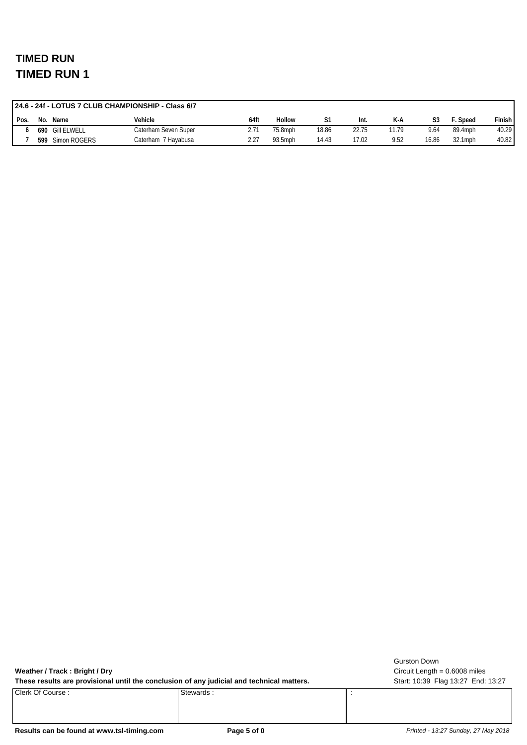# TIMED RUN
# TIMED RUN 1

| 24.6 - 24f - LOTUS 7 CLUB CHAMPIONSHIP - Class 6/7 | | | | | | | | | | | | |
|---|---|---|---|---|---|---|---|---|---|---|---|---|
| Pos. | No. | Name | Vehicle | 64ft | Hollow | S1 | Int. | K-A | S3 | F. Speed | Finish |
| 6 | 690 | Gill ELWELL | Caterham Seven Super | 2.71 | 75.8mph | 18.86 | 22.75 | 11.79 | 9.64 | 89.4mph | 40.29 |
| 7 | 599 | Simon ROGERS | Caterham 7 Hayabusa | 2.27 | 93.5mph | 14.43 | 17.02 | 9.52 | 16.86 | 32.1mph | 40.82 |

**Weather / Track : Bright / Dry**

**These results are provisional until the conclusion of any judicial and technical matters.**

Gurston Down
Circuit Length = 0.6008 miles
Start: 10:39 Flag 13:27 End: 13:27

| Clerk Of Course : | Stewards : | : |
|---|---|---|

**Results can be found at www.tsl-timing.com**

*Printed - 13:27 Sunday, 27 May 2018*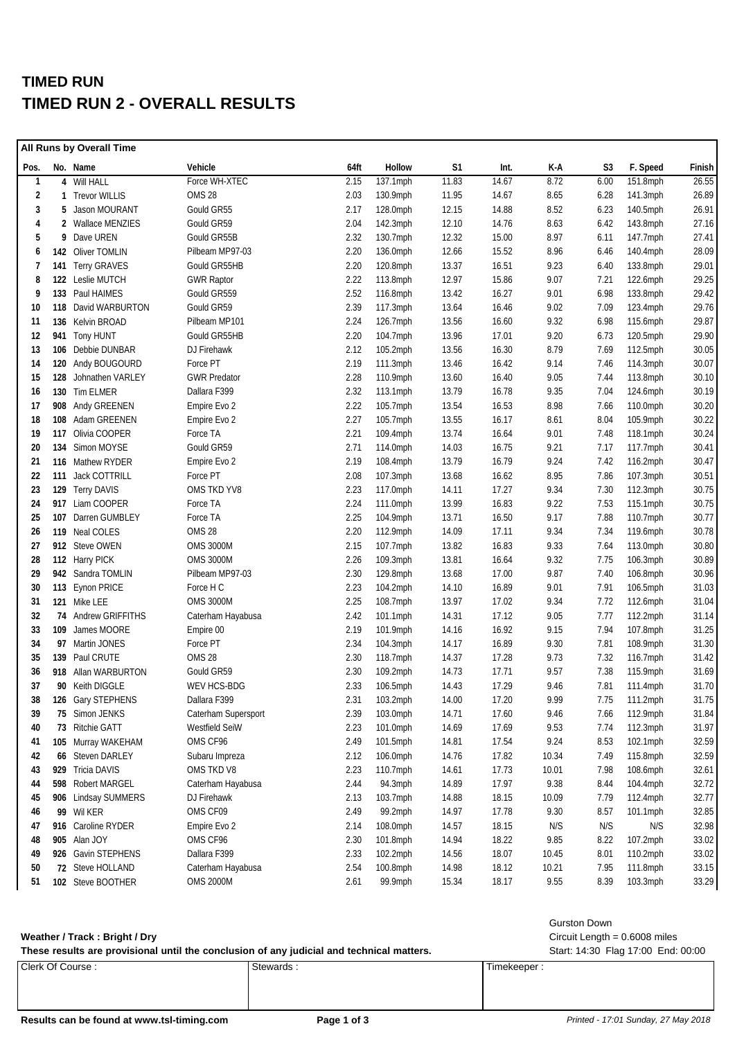# TIMED RUN

# TIMED RUN 2 - OVERALL RESULTS

**All Runs by Overall Time**

| Pos. | No. | Name | Vehicle | 64ft | Hollow | S1 | Int. | K-A | S3 | F. Speed | Finish |
|---|---|---|---|---|---|---|---|---|---|---|---|
| 1 | 4 | Will HALL | Force WH-XTEC | 2.15 | 137.1mph | 11.83 | 14.67 | 8.72 | 6.00 | 151.8mph | 26.55 |
| 2 | 1 | Trevor WILLIS | OMS 28 | 2.03 | 130.9mph | 11.95 | 14.67 | 8.65 | 6.28 | 141.3mph | 26.89 |
| 3 | 5 | Jason MOURANT | Gould GR55 | 2.17 | 128.0mph | 12.15 | 14.88 | 8.52 | 6.23 | 140.5mph | 26.91 |
| 4 | 2 | Wallace MENZIES | Gould GR59 | 2.04 | 142.3mph | 12.10 | 14.76 | 8.63 | 6.42 | 143.8mph | 27.16 |
| 5 | 9 | Dave UREN | Gould GR55B | 2.32 | 130.7mph | 12.32 | 15.00 | 8.97 | 6.11 | 147.7mph | 27.41 |
| 6 | 142 | Oliver TOMLIN | Pilbeam MP97-03 | 2.20 | 136.0mph | 12.66 | 15.52 | 8.96 | 6.46 | 140.4mph | 28.09 |
| 7 | 141 | Terry GRAVES | Gould GR55HB | 2.20 | 120.8mph | 13.37 | 16.51 | 9.23 | 6.40 | 133.8mph | 29.01 |
| 8 | 122 | Leslie MUTCH | GWR Raptor | 2.22 | 113.8mph | 12.97 | 15.86 | 9.07 | 7.21 | 122.6mph | 29.25 |
| 9 | 133 | Paul HAIMES | Gould GR559 | 2.52 | 116.8mph | 13.42 | 16.27 | 9.01 | 6.98 | 133.8mph | 29.42 |
| 10 | 118 | David WARBURTON | Gould GR59 | 2.39 | 117.3mph | 13.64 | 16.46 | 9.02 | 7.09 | 123.4mph | 29.76 |
| 11 | 136 | Kelvin BROAD | Pilbeam MP101 | 2.24 | 126.7mph | 13.56 | 16.60 | 9.32 | 6.98 | 115.6mph | 29.87 |
| 12 | 941 | Tony HUNT | Gould GR55HB | 2.20 | 104.7mph | 13.96 | 17.01 | 9.20 | 6.73 | 120.5mph | 29.90 |
| 13 | 106 | Debbie DUNBAR | DJ Firehawk | 2.12 | 105.2mph | 13.56 | 16.30 | 8.79 | 7.69 | 112.5mph | 30.05 |
| 14 | 120 | Andy BOUGOURD | Force PT | 2.19 | 111.3mph | 13.46 | 16.42 | 9.14 | 7.46 | 114.3mph | 30.07 |
| 15 | 128 | Johnathen VARLEY | GWR Predator | 2.28 | 110.9mph | 13.60 | 16.40 | 9.05 | 7.44 | 113.8mph | 30.10 |
| 16 | 130 | Tim ELMER | Dallara F399 | 2.32 | 113.1mph | 13.79 | 16.78 | 9.35 | 7.04 | 124.6mph | 30.19 |
| 17 | 908 | Andy GREENEN | Empire Evo 2 | 2.22 | 105.7mph | 13.54 | 16.53 | 8.98 | 7.66 | 110.0mph | 30.20 |
| 18 | 108 | Adam GREENEN | Empire Evo 2 | 2.27 | 105.7mph | 13.55 | 16.17 | 8.61 | 8.04 | 105.9mph | 30.22 |
| 19 | 117 | Olivia COOPER | Force TA | 2.21 | 109.4mph | 13.74 | 16.64 | 9.01 | 7.48 | 118.1mph | 30.24 |
| 20 | 134 | Simon MOYSE | Gould GR59 | 2.71 | 114.0mph | 14.03 | 16.75 | 9.21 | 7.17 | 117.7mph | 30.41 |
| 21 | 116 | Mathew RYDER | Empire Evo 2 | 2.19 | 108.4mph | 13.79 | 16.79 | 9.24 | 7.42 | 116.2mph | 30.47 |
| 22 | 111 | Jack COTTRILL | Force PT | 2.08 | 107.3mph | 13.68 | 16.62 | 8.95 | 7.86 | 107.3mph | 30.51 |
| 23 | 129 | Terry DAVIS | OMS TKD YV8 | 2.23 | 117.0mph | 14.11 | 17.27 | 9.34 | 7.30 | 112.3mph | 30.75 |
| 24 | 917 | Liam COOPER | Force TA | 2.24 | 111.0mph | 13.99 | 16.83 | 9.22 | 7.53 | 115.1mph | 30.75 |
| 25 | 107 | Darren GUMBLEY | Force TA | 2.25 | 104.9mph | 13.71 | 16.50 | 9.17 | 7.88 | 110.7mph | 30.77 |
| 26 | 119 | Neal COLES | OMS 28 | 2.20 | 112.9mph | 14.09 | 17.11 | 9.34 | 7.34 | 119.6mph | 30.78 |
| 27 | 912 | Steve OWEN | OMS 3000M | 2.15 | 107.7mph | 13.82 | 16.83 | 9.33 | 7.64 | 113.0mph | 30.80 |
| 28 | 112 | Harry PICK | OMS 3000M | 2.26 | 109.3mph | 13.81 | 16.64 | 9.32 | 7.75 | 106.3mph | 30.89 |
| 29 | 942 | Sandra TOMLIN | Pilbeam MP97-03 | 2.30 | 129.8mph | 13.68 | 17.00 | 9.87 | 7.40 | 106.8mph | 30.96 |
| 30 | 113 | Eynon PRICE | Force H C | 2.23 | 104.2mph | 14.10 | 16.89 | 9.01 | 7.91 | 106.5mph | 31.03 |
| 31 | 121 | Mike LEE | OMS 3000M | 2.25 | 108.7mph | 13.97 | 17.02 | 9.34 | 7.72 | 112.6mph | 31.04 |
| 32 | 74 | Andrew GRIFFITHS | Caterham Hayabusa | 2.42 | 101.1mph | 14.31 | 17.12 | 9.05 | 7.77 | 112.2mph | 31.14 |
| 33 | 109 | James MOORE | Empire 00 | 2.19 | 101.9mph | 14.16 | 16.92 | 9.15 | 7.94 | 107.8mph | 31.25 |
| 34 | 97 | Martin JONES | Force PT | 2.34 | 104.3mph | 14.17 | 16.89 | 9.30 | 7.81 | 108.9mph | 31.30 |
| 35 | 139 | Paul CRUTE | OMS 28 | 2.30 | 118.7mph | 14.37 | 17.28 | 9.73 | 7.32 | 116.7mph | 31.42 |
| 36 | 918 | Allan WARBURTON | Gould GR59 | 2.30 | 109.2mph | 14.73 | 17.71 | 9.57 | 7.38 | 115.9mph | 31.69 |
| 37 | 90 | Keith DIGGLE | WEV HCS-BDG | 2.33 | 106.5mph | 14.43 | 17.29 | 9.46 | 7.81 | 111.4mph | 31.70 |
| 38 | 126 | Gary STEPHENS | Dallara F399 | 2.31 | 103.2mph | 14.00 | 17.20 | 9.99 | 7.75 | 111.2mph | 31.75 |
| 39 | 75 | Simon JENKS | Caterham Supersport | 2.39 | 103.0mph | 14.71 | 17.60 | 9.46 | 7.66 | 112.9mph | 31.84 |
| 40 | 73 | Ritchie GATT | Westfield SeiW | 2.23 | 101.0mph | 14.69 | 17.69 | 9.53 | 7.74 | 112.3mph | 31.97 |
| 41 | 105 | Murray WAKEHAM | OMS CF96 | 2.49 | 101.5mph | 14.81 | 17.54 | 9.24 | 8.53 | 102.1mph | 32.59 |
| 42 | 66 | Steven DARLEY | Subaru Impreza | 2.12 | 106.0mph | 14.76 | 17.82 | 10.34 | 7.49 | 115.8mph | 32.59 |
| 43 | 929 | Tricia DAVIS | OMS TKD V8 | 2.23 | 110.7mph | 14.61 | 17.73 | 10.01 | 7.98 | 108.6mph | 32.61 |
| 44 | 598 | Robert MARGEL | Caterham Hayabusa | 2.44 | 94.3mph | 14.89 | 17.97 | 9.38 | 8.44 | 104.4mph | 32.72 |
| 45 | 906 | Lindsay SUMMERS | DJ Firehawk | 2.13 | 103.7mph | 14.88 | 18.15 | 10.09 | 7.79 | 112.4mph | 32.77 |
| 46 | 99 | Wil KER | OMS CF09 | 2.49 | 99.2mph | 14.97 | 17.78 | 9.30 | 8.57 | 101.1mph | 32.85 |
| 47 | 916 | Caroline RYDER | Empire Evo 2 | 2.14 | 108.0mph | 14.57 | 18.15 | N/S | N/S | N/S | 32.98 |
| 48 | 905 | Alan JOY | OMS CF96 | 2.30 | 101.8mph | 14.94 | 18.22 | 9.85 | 8.22 | 107.2mph | 33.02 |
| 49 | 926 | Gavin STEPHENS | Dallara F399 | 2.33 | 102.2mph | 14.56 | 18.07 | 10.45 | 8.01 | 110.2mph | 33.02 |
| 50 | 72 | Steve HOLLAND | Caterham Hayabusa | 2.54 | 100.8mph | 14.98 | 18.12 | 10.21 | 7.95 | 111.8mph | 33.15 |
| 51 | 102 | Steve BOOTHER | OMS 2000M | 2.61 | 99.9mph | 15.34 | 18.17 | 9.55 | 8.39 | 103.3mph | 33.29 |

**Weather / Track : Bright / Dry**

**These results are provisional until the conclusion of any judicial and technical matters.**

Gurston Down
Circuit Length = 0.6008 miles
Start: 14:30 Flag 17:00 End: 00:00

| Clerk Of Course : | Stewards : | Timekeeper : |
|---|---|---|
| | | |

**Results can be found at www.tsl-timing.com**

*Printed - 17:01 Sunday, 27 May 2018*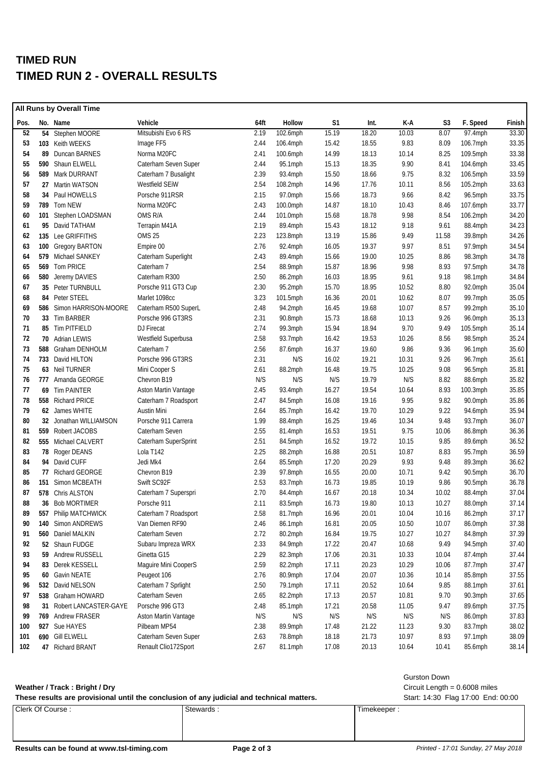# TIMED RUN

# TIMED RUN 2 - OVERALL RESULTS

**All Runs by Overall Time**

| Pos. | No. | Name | Vehicle | 64ft | Hollow | S1 | Int. | K-A | S3 | F. Speed | Finish |
|---|---|---|---|---|---|---|---|---|---|---|---|
| 52 | 54 | Stephen MOORE | Mitsubishi Evo 6 RS | 2.19 | 102.6mph | 15.19 | 18.20 | 10.03 | 8.07 | 97.4mph | 33.30 |
| 53 | 103 | Keith WEEKS | Image FF5 | 2.44 | 106.4mph | 15.42 | 18.55 | 9.83 | 8.09 | 106.7mph | 33.35 |
| 54 | 89 | Duncan BARNES | Norma M20FC | 2.41 | 100.6mph | 14.99 | 18.13 | 10.14 | 8.25 | 109.5mph | 33.38 |
| 55 | 590 | Shaun ELWELL | Caterham Seven Super | 2.44 | 95.1mph | 15.13 | 18.35 | 9.90 | 8.41 | 104.6mph | 33.45 |
| 56 | 589 | Mark DURRANT | Caterham 7 Busalight | 2.39 | 93.4mph | 15.50 | 18.66 | 9.75 | 8.32 | 106.5mph | 33.59 |
| 57 | 27 | Martin WATSON | Westfield SEiW | 2.54 | 108.2mph | 14.96 | 17.76 | 10.11 | 8.56 | 105.2mph | 33.63 |
| 58 | 34 | Paul HOWELLS | Porsche 911RSR | 2.15 | 97.0mph | 15.66 | 18.73 | 9.66 | 8.42 | 96.5mph | 33.75 |
| 59 | 789 | Tom NEW | Norma M20FC | 2.43 | 100.0mph | 14.87 | 18.10 | 10.43 | 8.46 | 107.6mph | 33.77 |
| 60 | 101 | Stephen LOADSMAN | OMS R/A | 2.44 | 101.0mph | 15.68 | 18.78 | 9.98 | 8.54 | 106.2mph | 34.20 |
| 61 | 95 | David TATHAM | Terrapin M41A | 2.19 | 89.4mph | 15.43 | 18.12 | 9.18 | 9.61 | 88.4mph | 34.23 |
| 62 | 135 | Lee GRIFFITHS | OMS 25 | 2.23 | 123.8mph | 13.19 | 15.86 | 9.49 | 11.58 | 39.8mph | 34.26 |
| 63 | 100 | Gregory BARTON | Empire 00 | 2.76 | 92.4mph | 16.05 | 19.37 | 9.97 | 8.51 | 97.9mph | 34.54 |
| 64 | 579 | Michael SANKEY | Caterham Superlight | 2.43 | 89.4mph | 15.66 | 19.00 | 10.25 | 8.86 | 98.3mph | 34.78 |
| 65 | 569 | Tom PRICE | Caterham 7 | 2.54 | 88.9mph | 15.87 | 18.96 | 9.98 | 8.93 | 97.5mph | 34.78 |
| 66 | 580 | Jeremy DAVIES | Caterham R300 | 2.50 | 86.2mph | 16.03 | 18.95 | 9.61 | 9.18 | 98.1mph | 34.84 |
| 67 | 35 | Peter TURNBULL | Porsche 911 GT3 Cup | 2.30 | 95.2mph | 15.70 | 18.95 | 10.52 | 8.80 | 92.0mph | 35.04 |
| 68 | 84 | Peter STEEL | Marlet 1098cc | 3.23 | 101.5mph | 16.36 | 20.01 | 10.62 | 8.07 | 99.7mph | 35.05 |
| 69 | 586 | Simon HARRISON-MOORE | Caterham R500 SuperL | 2.48 | 94.2mph | 16.45 | 19.68 | 10.07 | 8.57 | 99.2mph | 35.10 |
| 70 | 33 | Tim BARBER | Porsche 996 GT3RS | 2.31 | 90.8mph | 15.73 | 18.68 | 10.13 | 9.26 | 96.0mph | 35.13 |
| 71 | 85 | Tim PITFIELD | DJ Firecat | 2.74 | 99.3mph | 15.94 | 18.94 | 9.70 | 9.49 | 105.5mph | 35.14 |
| 72 | 70 | Adrian LEWIS | Westfield Superbusa | 2.58 | 93.7mph | 16.42 | 19.53 | 10.26 | 8.56 | 98.5mph | 35.24 |
| 73 | 588 | Graham DENHOLM | Caterham 7 | 2.56 | 87.6mph | 16.37 | 19.60 | 9.86 | 9.36 | 96.1mph | 35.60 |
| 74 | 733 | David HILTON | Porsche 996 GT3RS | 2.31 | N/S | 16.02 | 19.21 | 10.31 | 9.26 | 96.7mph | 35.61 |
| 75 | 63 | Neil TURNER | Mini Cooper S | 2.61 | 88.2mph | 16.48 | 19.75 | 10.25 | 9.08 | 96.5mph | 35.81 |
| 76 | 777 | Amanda GEORGE | Chevron B19 | N/S | N/S | N/S | 19.79 | N/S | 8.82 | 88.6mph | 35.82 |
| 77 | 69 | Tim PAINTER | Aston Martin Vantage | 2.45 | 93.4mph | 16.27 | 19.54 | 10.64 | 8.93 | 100.3mph | 35.85 |
| 78 | 558 | Richard PRICE | Caterham 7 Roadsport | 2.47 | 84.5mph | 16.08 | 19.16 | 9.95 | 9.82 | 90.0mph | 35.86 |
| 79 | 62 | James WHITE | Austin Mini | 2.64 | 85.7mph | 16.42 | 19.70 | 10.29 | 9.22 | 94.6mph | 35.94 |
| 80 | 32 | Jonathan WILLIAMSON | Porsche 911 Carrera | 1.99 | 88.4mph | 16.25 | 19.46 | 10.34 | 9.48 | 93.7mph | 36.07 |
| 81 | 559 | Robert JACOBS | Caterham Seven | 2.55 | 81.4mph | 16.53 | 19.51 | 9.75 | 10.06 | 86.8mph | 36.36 |
| 82 | 555 | Michael CALVERT | Caterham SuperSprint | 2.51 | 84.5mph | 16.52 | 19.72 | 10.15 | 9.85 | 89.6mph | 36.52 |
| 83 | 78 | Roger DEANS | Lola T142 | 2.25 | 88.2mph | 16.88 | 20.51 | 10.87 | 8.83 | 95.7mph | 36.59 |
| 84 | 94 | David CUFF | Jedi Mk4 | 2.64 | 85.5mph | 17.20 | 20.29 | 9.93 | 9.48 | 89.3mph | 36.62 |
| 85 | 77 | Richard GEORGE | Chevron B19 | 2.39 | 97.8mph | 16.55 | 20.00 | 10.71 | 9.42 | 90.5mph | 36.70 |
| 86 | 151 | Simon MCBEATH | Swift SC92F | 2.53 | 83.7mph | 16.73 | 19.85 | 10.19 | 9.86 | 90.5mph | 36.78 |
| 87 | 578 | Chris ALSTON | Caterham 7 Superspri | 2.70 | 84.4mph | 16.67 | 20.18 | 10.34 | 10.02 | 88.4mph | 37.04 |
| 88 | 36 | Bob MORTIMER | Porsche 911 | 2.11 | 83.5mph | 16.73 | 19.80 | 10.13 | 10.27 | 88.0mph | 37.14 |
| 89 | 557 | Philip MATCHWICK | Caterham 7 Roadsport | 2.58 | 81.7mph | 16.96 | 20.01 | 10.04 | 10.16 | 86.2mph | 37.17 |
| 90 | 140 | Simon ANDREWS | Van Diemen RF90 | 2.46 | 86.1mph | 16.81 | 20.05 | 10.50 | 10.07 | 86.0mph | 37.38 |
| 91 | 560 | Daniel MALKIN | Caterham Seven | 2.72 | 80.2mph | 16.84 | 19.75 | 10.27 | 10.27 | 84.8mph | 37.39 |
| 92 | 52 | Shaun FUDGE | Subaru Impreza WRX | 2.33 | 84.9mph | 17.22 | 20.47 | 10.68 | 9.49 | 94.5mph | 37.40 |
| 93 | 59 | Andrew RUSSELL | Ginetta G15 | 2.29 | 82.3mph | 17.06 | 20.31 | 10.33 | 10.04 | 87.4mph | 37.44 |
| 94 | 83 | Derek KESSELL | Maguire Mini CooperS | 2.59 | 82.2mph | 17.11 | 20.23 | 10.29 | 10.06 | 87.7mph | 37.47 |
| 95 | 60 | Gavin NEATE | Peugeot 106 | 2.76 | 80.9mph | 17.04 | 20.07 | 10.36 | 10.14 | 85.8mph | 37.55 |
| 96 | 532 | David NELSON | Caterham 7 Sprlight | 2.50 | 79.1mph | 17.11 | 20.52 | 10.64 | 9.85 | 88.1mph | 37.61 |
| 97 | 538 | Graham HOWARD | Caterham Seven | 2.65 | 82.2mph | 17.13 | 20.57 | 10.81 | 9.70 | 90.3mph | 37.65 |
| 98 | 31 | Robert LANCASTER-GAYE | Porsche 996 GT3 | 2.48 | 85.1mph | 17.21 | 20.58 | 11.05 | 9.47 | 89.6mph | 37.75 |
| 99 | 769 | Andrew FRASER | Aston Martin Vantage | N/S | N/S | N/S | N/S | N/S | N/S | 86.0mph | 37.83 |
| 100 | 927 | Sue HAYES | Pilbeam MP54 | 2.38 | 89.9mph | 17.48 | 21.22 | 11.23 | 9.30 | 83.7mph | 38.02 |
| 101 | 690 | Gill ELWELL | Caterham Seven Super | 2.63 | 78.8mph | 18.18 | 21.73 | 10.97 | 8.93 | 97.1mph | 38.09 |
| 102 | 47 | Richard BRANT | Renault Clio172Sport | 2.67 | 81.1mph | 17.08 | 20.13 | 10.64 | 10.41 | 85.6mph | 38.14 |

**Weather / Track : Bright / Dry**

**These results are provisional until the conclusion of any judicial and technical matters.**

Gurston Down
Circuit Length = 0.6008 miles
Start: 14:30 Flag 17:00 End: 00:00

| Clerk Of Course : | Stewards : | Timekeeper : |
|---|---|---|
| | | |

**Results can be found at www.tsl-timing.com**

*Printed - 17:01 Sunday, 27 May 2018*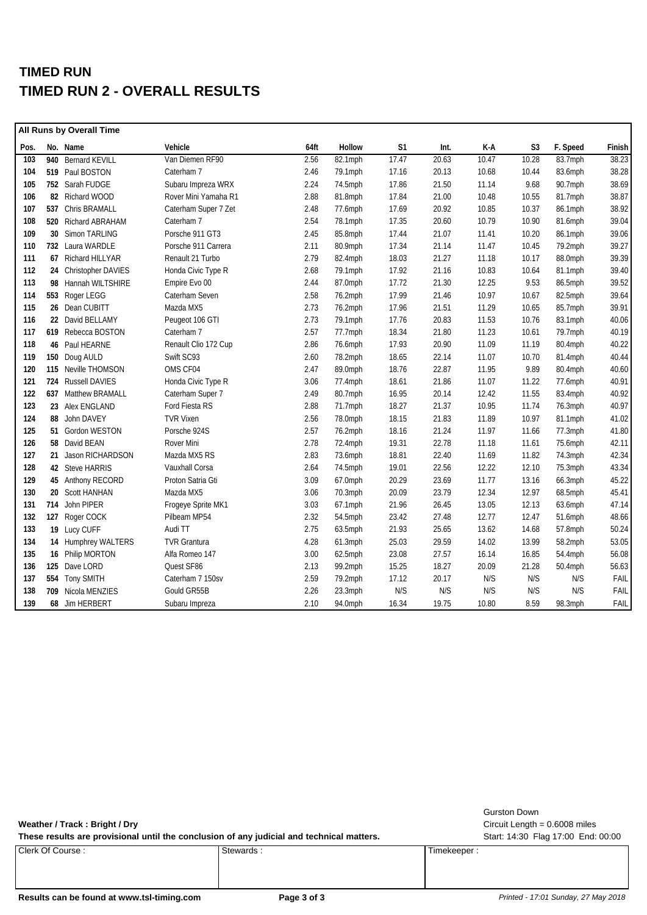# TIMED RUN

# TIMED RUN 2 - OVERALL RESULTS

**All Runs by Overall Time**

| Pos. | No. | Name | Vehicle | 64ft | Hollow | S1 | Int. | K-A | S3 | F. Speed | Finish |
|---|---|---|---|---|---|---|---|---|---|---|---|
| 103 | 940 | Bernard KEVILL | Van Diemen RF90 | 2.56 | 82.1mph | 17.47 | 20.63 | 10.47 | 10.28 | 83.7mph | 38.23 |
| 104 | 519 | Paul BOSTON | Caterham 7 | 2.46 | 79.1mph | 17.16 | 20.13 | 10.68 | 10.44 | 83.6mph | 38.28 |
| 105 | 752 | Sarah FUDGE | Subaru Impreza WRX | 2.24 | 74.5mph | 17.86 | 21.50 | 11.14 | 9.68 | 90.7mph | 38.69 |
| 106 | 82 | Richard WOOD | Rover Mini Yamaha R1 | 2.88 | 81.8mph | 17.84 | 21.00 | 10.48 | 10.55 | 81.7mph | 38.87 |
| 107 | 537 | Chris BRAMALL | Caterham Super 7 Zet | 2.48 | 77.6mph | 17.69 | 20.92 | 10.85 | 10.37 | 86.1mph | 38.92 |
| 108 | 520 | Richard ABRAHAM | Caterham 7 | 2.54 | 78.1mph | 17.35 | 20.60 | 10.79 | 10.90 | 81.6mph | 39.04 |
| 109 | 30 | Simon TARLING | Porsche 911 GT3 | 2.45 | 85.8mph | 17.44 | 21.07 | 11.41 | 10.20 | 86.1mph | 39.06 |
| 110 | 732 | Laura WARDLE | Porsche 911 Carrera | 2.11 | 80.9mph | 17.34 | 21.14 | 11.47 | 10.45 | 79.2mph | 39.27 |
| 111 | 67 | Richard HILLYAR | Renault 21 Turbo | 2.79 | 82.4mph | 18.03 | 21.27 | 11.18 | 10.17 | 88.0mph | 39.39 |
| 112 | 24 | Christopher DAVIES | Honda Civic Type R | 2.68 | 79.1mph | 17.92 | 21.16 | 10.83 | 10.64 | 81.1mph | 39.40 |
| 113 | 98 | Hannah WILTSHIRE | Empire Evo 00 | 2.44 | 87.0mph | 17.72 | 21.30 | 12.25 | 9.53 | 86.5mph | 39.52 |
| 114 | 553 | Roger LEGG | Caterham Seven | 2.58 | 76.2mph | 17.99 | 21.46 | 10.97 | 10.67 | 82.5mph | 39.64 |
| 115 | 26 | Dean CUBITT | Mazda MX5 | 2.73 | 76.2mph | 17.96 | 21.51 | 11.29 | 10.65 | 85.7mph | 39.91 |
| 116 | 22 | David BELLAMY | Peugeot 106 GTI | 2.73 | 79.1mph | 17.76 | 20.83 | 11.53 | 10.76 | 83.1mph | 40.06 |
| 117 | 619 | Rebecca BOSTON | Caterham 7 | 2.57 | 77.7mph | 18.34 | 21.80 | 11.23 | 10.61 | 79.7mph | 40.19 |
| 118 | 46 | Paul HEARNE | Renault Clio 172 Cup | 2.86 | 76.6mph | 17.93 | 20.90 | 11.09 | 11.19 | 80.4mph | 40.22 |
| 119 | 150 | Doug AULD | Swift SC93 | 2.60 | 78.2mph | 18.65 | 22.14 | 11.07 | 10.70 | 81.4mph | 40.44 |
| 120 | 115 | Neville THOMSON | OMS CF04 | 2.47 | 89.0mph | 18.76 | 22.87 | 11.95 | 9.89 | 80.4mph | 40.60 |
| 121 | 724 | Russell DAVIES | Honda Civic Type R | 3.06 | 77.4mph | 18.61 | 21.86 | 11.07 | 11.22 | 77.6mph | 40.91 |
| 122 | 637 | Matthew BRAMALL | Caterham Super 7 | 2.49 | 80.7mph | 16.95 | 20.14 | 12.42 | 11.55 | 83.4mph | 40.92 |
| 123 | 23 | Alex ENGLAND | Ford Fiesta RS | 2.88 | 71.7mph | 18.27 | 21.37 | 10.95 | 11.74 | 76.3mph | 40.97 |
| 124 | 88 | John DAVEY | TVR Vixen | 2.56 | 78.0mph | 18.15 | 21.83 | 11.89 | 10.97 | 81.1mph | 41.02 |
| 125 | 51 | Gordon WESTON | Porsche 924S | 2.57 | 76.2mph | 18.16 | 21.24 | 11.97 | 11.66 | 77.3mph | 41.80 |
| 126 | 58 | David BEAN | Rover Mini | 2.78 | 72.4mph | 19.31 | 22.78 | 11.18 | 11.61 | 75.6mph | 42.11 |
| 127 | 21 | Jason RICHARDSON | Mazda MX5 RS | 2.83 | 73.6mph | 18.81 | 22.40 | 11.69 | 11.82 | 74.3mph | 42.34 |
| 128 | 42 | Steve HARRIS | Vauxhall Corsa | 2.64 | 74.5mph | 19.01 | 22.56 | 12.22 | 12.10 | 75.3mph | 43.34 |
| 129 | 45 | Anthony RECORD | Proton Satria Gti | 3.09 | 67.0mph | 20.29 | 23.69 | 11.77 | 13.16 | 66.3mph | 45.22 |
| 130 | 20 | Scott HANHAN | Mazda MX5 | 3.06 | 70.3mph | 20.09 | 23.79 | 12.34 | 12.97 | 68.5mph | 45.41 |
| 131 | 714 | John PIPER | Frogeye Sprite MK1 | 3.03 | 67.1mph | 21.96 | 26.45 | 13.05 | 12.13 | 63.6mph | 47.14 |
| 132 | 127 | Roger COCK | Pilbeam MP54 | 2.32 | 54.5mph | 23.42 | 27.48 | 12.77 | 12.47 | 51.6mph | 48.66 |
| 133 | 19 | Lucy CUFF | Audi TT | 2.75 | 63.5mph | 21.93 | 25.65 | 13.62 | 14.68 | 57.8mph | 50.24 |
| 134 | 14 | Humphrey WALTERS | TVR Grantura | 4.28 | 61.3mph | 25.03 | 29.59 | 14.02 | 13.99 | 58.2mph | 53.05 |
| 135 | 16 | Philip MORTON | Alfa Romeo 147 | 3.00 | 62.5mph | 23.08 | 27.57 | 16.14 | 16.85 | 54.4mph | 56.08 |
| 136 | 125 | Dave LORD | Quest SF86 | 2.13 | 99.2mph | 15.25 | 18.27 | 20.09 | 21.28 | 50.4mph | 56.63 |
| 137 | 554 | Tony SMITH | Caterham 7 150sv | 2.59 | 79.2mph | 17.12 | 20.17 | N/S | N/S | N/S | FAIL |
| 138 | 709 | Nicola MENZIES | Gould GR55B | 2.26 | 23.3mph | N/S | N/S | N/S | N/S | N/S | FAIL |
| 139 | 68 | Jim HERBERT | Subaru Impreza | 2.10 | 94.0mph | 16.34 | 19.75 | 10.80 | 8.59 | 98.3mph | FAIL |

**Weather / Track : Bright / Dry**

**These results are provisional until the conclusion of any judicial and technical matters.**

Gurston Down
Circuit Length = 0.6008 miles
Start: 14:30 Flag 17:00 End: 00:00

| Clerk Of Course : | Stewards : | Timekeeper : |
|---|---|---|
| | | |

**Results can be found at www.tsl-timing.com**

*Printed - 17:01 Sunday, 27 May 2018*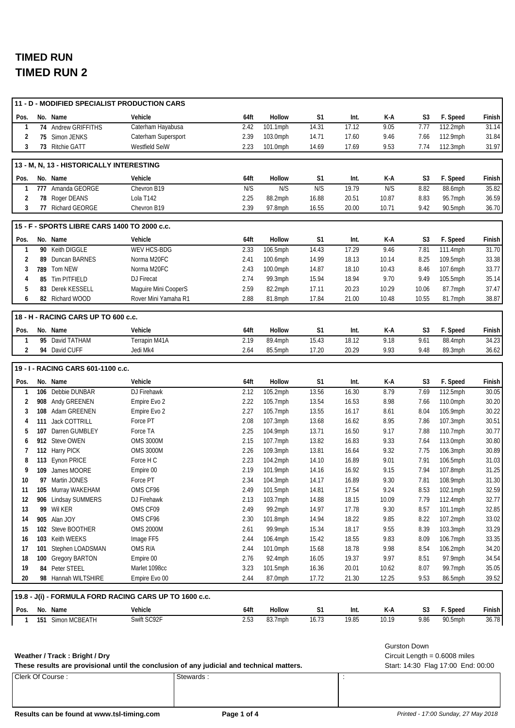# TIMED RUN

# TIMED RUN 2

## 11 - D - MODIFIED SPECIALIST PRODUCTION CARS

| Pos. | No. | Name | Vehicle | 64ft | Hollow | S1 | Int. | K-A | S3 | F. Speed | Finish |
|---|---|---|---|---|---|---|---|---|---|---|---|
| 1 | 74 | Andrew GRIFFITHS | Caterham Hayabusa | 2.42 | 101.1mph | 14.31 | 17.12 | 9.05 | 7.77 | 112.2mph | 31.14 |
| 2 | 75 | Simon JENKS | Caterham Supersport | 2.39 | 103.0mph | 14.71 | 17.60 | 9.46 | 7.66 | 112.9mph | 31.84 |
| 3 | 73 | Ritchie GATT | Westfield SeiW | 2.23 | 101.0mph | 14.69 | 17.69 | 9.53 | 7.74 | 112.3mph | 31.97 |

## 13 - M, N, 13 - HISTORICALLY INTERESTING

| Pos. | No. | Name | Vehicle | 64ft | Hollow | S1 | Int. | K-A | S3 | F. Speed | Finish |
|---|---|---|---|---|---|---|---|---|---|---|---|
| 1 | 777 | Amanda GEORGE | Chevron B19 | N/S | N/S | N/S | 19.79 | N/S | 8.82 | 88.6mph | 35.82 |
| 2 | 78 | Roger DEANS | Lola T142 | 2.25 | 88.2mph | 16.88 | 20.51 | 10.87 | 8.83 | 95.7mph | 36.59 |
| 3 | 77 | Richard GEORGE | Chevron B19 | 2.39 | 97.8mph | 16.55 | 20.00 | 10.71 | 9.42 | 90.5mph | 36.70 |

## 15 - F - SPORTS LIBRE CARS 1400 TO 2000 c.c.

| Pos. | No. | Name | Vehicle | 64ft | Hollow | S1 | Int. | K-A | S3 | F. Speed | Finish |
|---|---|---|---|---|---|---|---|---|---|---|---|
| 1 | 90 | Keith DIGGLE | WEV HCS-BDG | 2.33 | 106.5mph | 14.43 | 17.29 | 9.46 | 7.81 | 111.4mph | 31.70 |
| 2 | 89 | Duncan BARNES | Norma M20FC | 2.41 | 100.6mph | 14.99 | 18.13 | 10.14 | 8.25 | 109.5mph | 33.38 |
| 3 | 789 | Tom NEW | Norma M20FC | 2.43 | 100.0mph | 14.87 | 18.10 | 10.43 | 8.46 | 107.6mph | 33.77 |
| 4 | 85 | Tim PITFIELD | DJ Firecat | 2.74 | 99.3mph | 15.94 | 18.94 | 9.70 | 9.49 | 105.5mph | 35.14 |
| 5 | 83 | Derek KESSELL | Maguire Mini CooperS | 2.59 | 82.2mph | 17.11 | 20.23 | 10.29 | 10.06 | 87.7mph | 37.47 |
| 6 | 82 | Richard WOOD | Rover Mini Yamaha R1 | 2.88 | 81.8mph | 17.84 | 21.00 | 10.48 | 10.55 | 81.7mph | 38.87 |

## 18 - H - RACING CARS UP TO 600 c.c.

| Pos. | No. | Name | Vehicle | 64ft | Hollow | S1 | Int. | K-A | S3 | F. Speed | Finish |
|---|---|---|---|---|---|---|---|---|---|---|---|
| 1 | 95 | David TATHAM | Terrapin M41A | 2.19 | 89.4mph | 15.43 | 18.12 | 9.18 | 9.61 | 88.4mph | 34.23 |
| 2 | 94 | David CUFF | Jedi Mk4 | 2.64 | 85.5mph | 17.20 | 20.29 | 9.93 | 9.48 | 89.3mph | 36.62 |

## 19 - I - RACING CARS 601-1100 c.c.

| Pos. | No. | Name | Vehicle | 64ft | Hollow | S1 | Int. | K-A | S3 | F. Speed | Finish |
|---|---|---|---|---|---|---|---|---|---|---|---|
| 1 | 106 | Debbie DUNBAR | DJ Firehawk | 2.12 | 105.2mph | 13.56 | 16.30 | 8.79 | 7.69 | 112.5mph | 30.05 |
| 2 | 908 | Andy GREENEN | Empire Evo 2 | 2.22 | 105.7mph | 13.54 | 16.53 | 8.98 | 7.66 | 110.0mph | 30.20 |
| 3 | 108 | Adam GREENEN | Empire Evo 2 | 2.27 | 105.7mph | 13.55 | 16.17 | 8.61 | 8.04 | 105.9mph | 30.22 |
| 4 | 111 | Jack COTTRILL | Force PT | 2.08 | 107.3mph | 13.68 | 16.62 | 8.95 | 7.86 | 107.3mph | 30.51 |
| 5 | 107 | Darren GUMBLEY | Force TA | 2.25 | 104.9mph | 13.71 | 16.50 | 9.17 | 7.88 | 110.7mph | 30.77 |
| 6 | 912 | Steve OWEN | OMS 3000M | 2.15 | 107.7mph | 13.82 | 16.83 | 9.33 | 7.64 | 113.0mph | 30.80 |
| 7 | 112 | Harry PICK | OMS 3000M | 2.26 | 109.3mph | 13.81 | 16.64 | 9.32 | 7.75 | 106.3mph | 30.89 |
| 8 | 113 | Eynon PRICE | Force H C | 2.23 | 104.2mph | 14.10 | 16.89 | 9.01 | 7.91 | 106.5mph | 31.03 |
| 9 | 109 | James MOORE | Empire 00 | 2.19 | 101.9mph | 14.16 | 16.92 | 9.15 | 7.94 | 107.8mph | 31.25 |
| 10 | 97 | Martin JONES | Force PT | 2.34 | 104.3mph | 14.17 | 16.89 | 9.30 | 7.81 | 108.9mph | 31.30 |
| 11 | 105 | Murray WAKEHAM | OMS CF96 | 2.49 | 101.5mph | 14.81 | 17.54 | 9.24 | 8.53 | 102.1mph | 32.59 |
| 12 | 906 | Lindsay SUMMERS | DJ Firehawk | 2.13 | 103.7mph | 14.88 | 18.15 | 10.09 | 7.79 | 112.4mph | 32.77 |
| 13 | 99 | Wil KER | OMS CF09 | 2.49 | 99.2mph | 14.97 | 17.78 | 9.30 | 8.57 | 101.1mph | 32.85 |
| 14 | 905 | Alan JOY | OMS CF96 | 2.30 | 101.8mph | 14.94 | 18.22 | 9.85 | 8.22 | 107.2mph | 33.02 |
| 15 | 102 | Steve BOOTHER | OMS 2000M | 2.61 | 99.9mph | 15.34 | 18.17 | 9.55 | 8.39 | 103.3mph | 33.29 |
| 16 | 103 | Keith WEEKS | Image FF5 | 2.44 | 106.4mph | 15.42 | 18.55 | 9.83 | 8.09 | 106.7mph | 33.35 |
| 17 | 101 | Stephen LOADSMAN | OMS R/A | 2.44 | 101.0mph | 15.68 | 18.78 | 9.98 | 8.54 | 106.2mph | 34.20 |
| 18 | 100 | Gregory BARTON | Empire 00 | 2.76 | 92.4mph | 16.05 | 19.37 | 9.97 | 8.51 | 97.9mph | 34.54 |
| 19 | 84 | Peter STEEL | Marlet 1098cc | 3.23 | 101.5mph | 16.36 | 20.01 | 10.62 | 8.07 | 99.7mph | 35.05 |
| 20 | 98 | Hannah WILTSHIRE | Empire Evo 00 | 2.44 | 87.0mph | 17.72 | 21.30 | 12.25 | 9.53 | 86.5mph | 39.52 |

## 19.8 - J(i) - FORMULA FORD RACING CARS UP TO 1600 c.c.

| Pos. | No. | Name | Vehicle | 64ft | Hollow | S1 | Int. | K-A | S3 | F. Speed | Finish |
|---|---|---|---|---|---|---|---|---|---|---|---|
| 1 | 151 | Simon MCBEATH | Swift SC92F | 2.53 | 83.7mph | 16.73 | 19.85 | 10.19 | 9.86 | 90.5mph | 36.78 |

**Weather / Track : Bright / Dry**

**These results are provisional until the conclusion of any judicial and technical matters.**

Gurston Down
Circuit Length = 0.6008 miles
Start: 14:30 Flag 17:00 End: 00:00

| Clerk Of Course : | Stewards : | : |
|---|---|---|

**Results can be found at www.tsl-timing.com**

*Printed - 17:00 Sunday, 27 May 2018*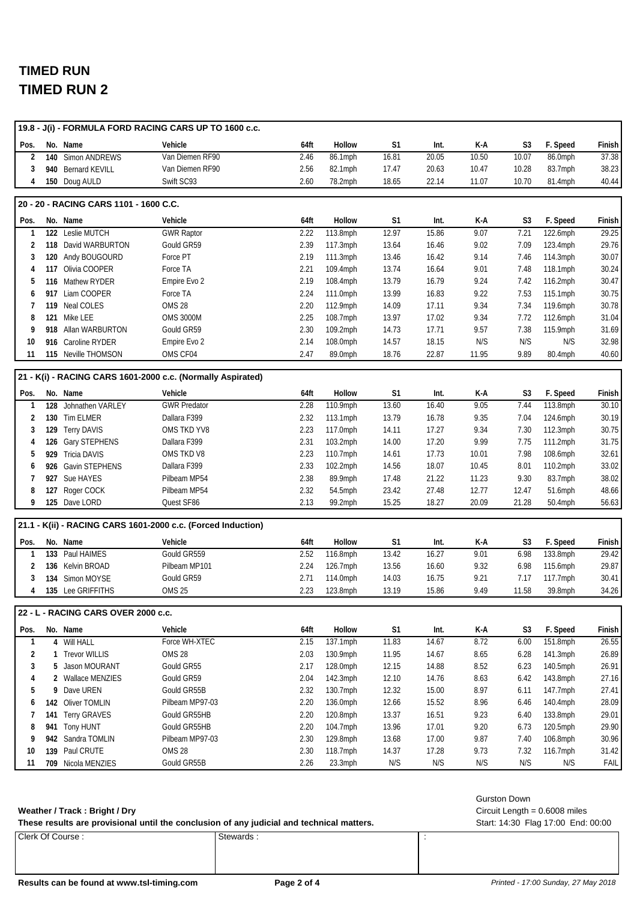# TIMED RUN
# TIMED RUN 2

**19.8 - J(i) - FORMULA FORD RACING CARS UP TO 1600 c.c.**

| Pos. | No. | Name | Vehicle | 64ft | Hollow | S1 | Int. | K-A | S3 | F. Speed | Finish |
|---|---|---|---|---|---|---|---|---|---|---|---|
| 2 | 140 | Simon ANDREWS | Van Diemen RF90 | 2.46 | 86.1mph | 16.81 | 20.05 | 10.50 | 10.07 | 86.0mph | 37.38 |
| 3 | 940 | Bernard KEVILL | Van Diemen RF90 | 2.56 | 82.1mph | 17.47 | 20.63 | 10.47 | 10.28 | 83.7mph | 38.23 |
| 4 | 150 | Doug AULD | Swift SC93 | 2.60 | 78.2mph | 18.65 | 22.14 | 11.07 | 10.70 | 81.4mph | 40.44 |

**20 - 20 - RACING CARS 1101 - 1600 C.C.**

| Pos. | No. | Name | Vehicle | 64ft | Hollow | S1 | Int. | K-A | S3 | F. Speed | Finish |
|---|---|---|---|---|---|---|---|---|---|---|---|
| 1 | 122 | Leslie MUTCH | GWR Raptor | 2.22 | 113.8mph | 12.97 | 15.86 | 9.07 | 7.21 | 122.6mph | 29.25 |
| 2 | 118 | David WARBURTON | Gould GR59 | 2.39 | 117.3mph | 13.64 | 16.46 | 9.02 | 7.09 | 123.4mph | 29.76 |
| 3 | 120 | Andy BOUGOURD | Force PT | 2.19 | 111.3mph | 13.46 | 16.42 | 9.14 | 7.46 | 114.3mph | 30.07 |
| 4 | 117 | Olivia COOPER | Force TA | 2.21 | 109.4mph | 13.74 | 16.64 | 9.01 | 7.48 | 118.1mph | 30.24 |
| 5 | 116 | Mathew RYDER | Empire Evo 2 | 2.19 | 108.4mph | 13.79 | 16.79 | 9.24 | 7.42 | 116.2mph | 30.47 |
| 6 | 917 | Liam COOPER | Force TA | 2.24 | 111.0mph | 13.99 | 16.83 | 9.22 | 7.53 | 115.1mph | 30.75 |
| 7 | 119 | Neal COLES | OMS 28 | 2.20 | 112.9mph | 14.09 | 17.11 | 9.34 | 7.34 | 119.6mph | 30.78 |
| 8 | 121 | Mike LEE | OMS 3000M | 2.25 | 108.7mph | 13.97 | 17.02 | 9.34 | 7.72 | 112.6mph | 31.04 |
| 9 | 918 | Allan WARBURTON | Gould GR59 | 2.30 | 109.2mph | 14.73 | 17.71 | 9.57 | 7.38 | 115.9mph | 31.69 |
| 10 | 916 | Caroline RYDER | Empire Evo 2 | 2.14 | 108.0mph | 14.57 | 18.15 | N/S | N/S | N/S | 32.98 |
| 11 | 115 | Neville THOMSON | OMS CF04 | 2.47 | 89.0mph | 18.76 | 22.87 | 11.95 | 9.89 | 80.4mph | 40.60 |

**21 - K(i) - RACING CARS 1601-2000 c.c. (Normally Aspirated)**

| Pos. | No. | Name | Vehicle | 64ft | Hollow | S1 | Int. | K-A | S3 | F. Speed | Finish |
|---|---|---|---|---|---|---|---|---|---|---|---|
| 1 | 128 | Johnathen VARLEY | GWR Predator | 2.28 | 110.9mph | 13.60 | 16.40 | 9.05 | 7.44 | 113.8mph | 30.10 |
| 2 | 130 | Tim ELMER | Dallara F399 | 2.32 | 113.1mph | 13.79 | 16.78 | 9.35 | 7.04 | 124.6mph | 30.19 |
| 3 | 129 | Terry DAVIS | OMS TKD YV8 | 2.23 | 117.0mph | 14.11 | 17.27 | 9.34 | 7.30 | 112.3mph | 30.75 |
| 4 | 126 | Gary STEPHENS | Dallara F399 | 2.31 | 103.2mph | 14.00 | 17.20 | 9.99 | 7.75 | 111.2mph | 31.75 |
| 5 | 929 | Tricia DAVIS | OMS TKD V8 | 2.23 | 110.7mph | 14.61 | 17.73 | 10.01 | 7.98 | 108.6mph | 32.61 |
| 6 | 926 | Gavin STEPHENS | Dallara F399 | 2.33 | 102.2mph | 14.56 | 18.07 | 10.45 | 8.01 | 110.2mph | 33.02 |
| 7 | 927 | Sue HAYES | Pilbeam MP54 | 2.38 | 89.9mph | 17.48 | 21.22 | 11.23 | 9.30 | 83.7mph | 38.02 |
| 8 | 127 | Roger COCK | Pilbeam MP54 | 2.32 | 54.5mph | 23.42 | 27.48 | 12.77 | 12.47 | 51.6mph | 48.66 |
| 9 | 125 | Dave LORD | Quest SF86 | 2.13 | 99.2mph | 15.25 | 18.27 | 20.09 | 21.28 | 50.4mph | 56.63 |

**21.1 - K(ii) - RACING CARS 1601-2000 c.c. (Forced Induction)**

| Pos. | No. | Name | Vehicle | 64ft | Hollow | S1 | Int. | K-A | S3 | F. Speed | Finish |
|---|---|---|---|---|---|---|---|---|---|---|---|
| 1 | 133 | Paul HAIMES | Gould GR559 | 2.52 | 116.8mph | 13.42 | 16.27 | 9.01 | 6.98 | 133.8mph | 29.42 |
| 2 | 136 | Kelvin BROAD | Pilbeam MP101 | 2.24 | 126.7mph | 13.56 | 16.60 | 9.32 | 6.98 | 115.6mph | 29.87 |
| 3 | 134 | Simon MOYSE | Gould GR59 | 2.71 | 114.0mph | 14.03 | 16.75 | 9.21 | 7.17 | 117.7mph | 30.41 |
| 4 | 135 | Lee GRIFFITHS | OMS 25 | 2.23 | 123.8mph | 13.19 | 15.86 | 9.49 | 11.58 | 39.8mph | 34.26 |

**22 - L - RACING CARS OVER 2000 c.c.**

| Pos. | No. | Name | Vehicle | 64ft | Hollow | S1 | Int. | K-A | S3 | F. Speed | Finish |
|---|---|---|---|---|---|---|---|---|---|---|---|
| 1 | 4 | Will HALL | Force WH-XTEC | 2.15 | 137.1mph | 11.83 | 14.67 | 8.72 | 6.00 | 151.8mph | 26.55 |
| 2 | 1 | Trevor WILLIS | OMS 28 | 2.03 | 130.9mph | 11.95 | 14.67 | 8.65 | 6.28 | 141.3mph | 26.89 |
| 3 | 5 | Jason MOURANT | Gould GR55 | 2.17 | 128.0mph | 12.15 | 14.88 | 8.52 | 6.23 | 140.5mph | 26.91 |
| 4 | 2 | Wallace MENZIES | Gould GR59 | 2.04 | 142.3mph | 12.10 | 14.76 | 8.63 | 6.42 | 143.8mph | 27.16 |
| 5 | 9 | Dave UREN | Gould GR55B | 2.32 | 130.7mph | 12.32 | 15.00 | 8.97 | 6.11 | 147.7mph | 27.41 |
| 6 | 142 | Oliver TOMLIN | Pilbeam MP97-03 | 2.20 | 136.0mph | 12.66 | 15.52 | 8.96 | 6.46 | 140.4mph | 28.09 |
| 7 | 141 | Terry GRAVES | Gould GR55HB | 2.20 | 120.8mph | 13.37 | 16.51 | 9.23 | 6.40 | 133.8mph | 29.01 |
| 8 | 941 | Tony HUNT | Gould GR55HB | 2.20 | 104.7mph | 13.96 | 17.01 | 9.20 | 6.73 | 120.5mph | 29.90 |
| 9 | 942 | Sandra TOMLIN | Pilbeam MP97-03 | 2.30 | 129.8mph | 13.68 | 17.00 | 9.87 | 7.40 | 106.8mph | 30.96 |
| 10 | 139 | Paul CRUTE | OMS 28 | 2.30 | 118.7mph | 14.37 | 17.28 | 9.73 | 7.32 | 116.7mph | 31.42 |
| 11 | 709 | Nicola MENZIES | Gould GR55B | 2.26 | 23.3mph | N/S | N/S | N/S | N/S | N/S | FAIL |

**Weather / Track : Bright / Dry**

**These results are provisional until the conclusion of any judicial and technical matters.**

Gurston Down
Circuit Length = 0.6008 miles
Start: 14:30 Flag 17:00 End: 00:00

| Clerk Of Course : | Stewards : | : |
|---|---|---|
| | | |

**Results can be found at www.tsl-timing.com**

*Printed - 17:00 Sunday, 27 May 2018*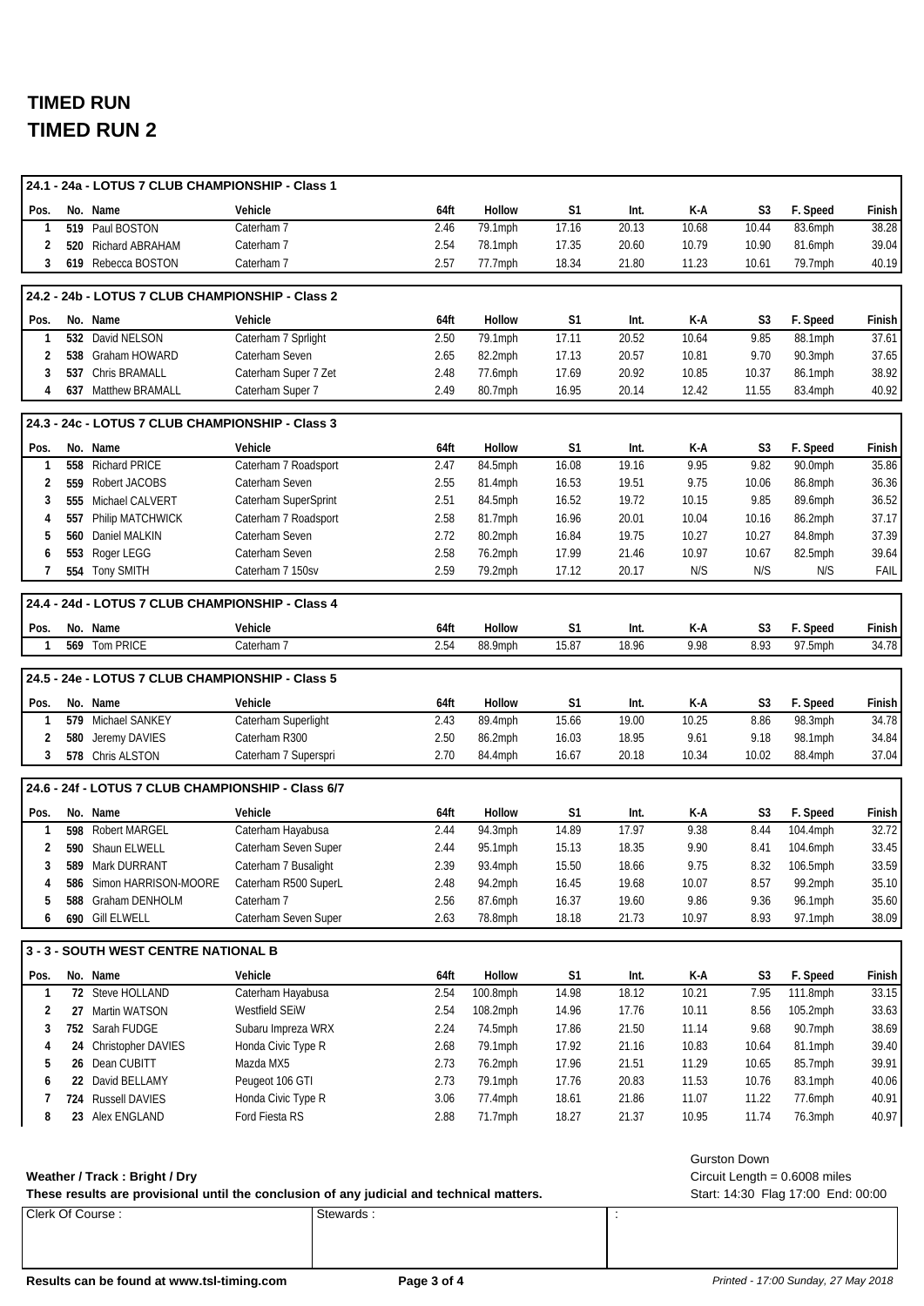# TIMED RUN
# TIMED RUN 2

### 24.1 - 24a - LOTUS 7 CLUB CHAMPIONSHIP - Class 1

| Pos. | No. | Name | Vehicle | 64ft | Hollow | S1 | Int. | K-A | S3 | F. Speed | Finish |
|---|---|---|---|---|---|---|---|---|---|---|---|
| 1 | 519 | Paul BOSTON | Caterham 7 | 2.46 | 79.1mph | 17.16 | 20.13 | 10.68 | 10.44 | 83.6mph | 38.28 |
| 2 | 520 | Richard ABRAHAM | Caterham 7 | 2.54 | 78.1mph | 17.35 | 20.60 | 10.79 | 10.90 | 81.6mph | 39.04 |
| 3 | 619 | Rebecca BOSTON | Caterham 7 | 2.57 | 77.7mph | 18.34 | 21.80 | 11.23 | 10.61 | 79.7mph | 40.19 |

### 24.2 - 24b - LOTUS 7 CLUB CHAMPIONSHIP - Class 2

| Pos. | No. | Name | Vehicle | 64ft | Hollow | S1 | Int. | K-A | S3 | F. Speed | Finish |
|---|---|---|---|---|---|---|---|---|---|---|---|
| 1 | 532 | David NELSON | Caterham 7 Sprlight | 2.50 | 79.1mph | 17.11 | 20.52 | 10.64 | 9.85 | 88.1mph | 37.61 |
| 2 | 538 | Graham HOWARD | Caterham Seven | 2.65 | 82.2mph | 17.13 | 20.57 | 10.81 | 9.70 | 90.3mph | 37.65 |
| 3 | 537 | Chris BRAMALL | Caterham Super 7 Zet | 2.48 | 77.6mph | 17.69 | 20.92 | 10.85 | 10.37 | 86.1mph | 38.92 |
| 4 | 637 | Matthew BRAMALL | Caterham Super 7 | 2.49 | 80.7mph | 16.95 | 20.14 | 12.42 | 11.55 | 83.4mph | 40.92 |

### 24.3 - 24c - LOTUS 7 CLUB CHAMPIONSHIP - Class 3

| Pos. | No. | Name | Vehicle | 64ft | Hollow | S1 | Int. | K-A | S3 | F. Speed | Finish |
|---|---|---|---|---|---|---|---|---|---|---|---|
| 1 | 558 | Richard PRICE | Caterham 7 Roadsport | 2.47 | 84.5mph | 16.08 | 19.16 | 9.95 | 9.82 | 90.0mph | 35.86 |
| 2 | 559 | Robert JACOBS | Caterham Seven | 2.55 | 81.4mph | 16.53 | 19.51 | 9.75 | 10.06 | 86.8mph | 36.36 |
| 3 | 555 | Michael CALVERT | Caterham SuperSprint | 2.51 | 84.5mph | 16.52 | 19.72 | 10.15 | 9.85 | 89.6mph | 36.52 |
| 4 | 557 | Philip MATCHWICK | Caterham 7 Roadsport | 2.58 | 81.7mph | 16.96 | 20.01 | 10.04 | 10.16 | 86.2mph | 37.17 |
| 5 | 560 | Daniel MALKIN | Caterham Seven | 2.72 | 80.2mph | 16.84 | 19.75 | 10.27 | 10.27 | 84.8mph | 37.39 |
| 6 | 553 | Roger LEGG | Caterham Seven | 2.58 | 76.2mph | 17.99 | 21.46 | 10.97 | 10.67 | 82.5mph | 39.64 |
| 7 | 554 | Tony SMITH | Caterham 7 150sv | 2.59 | 79.2mph | 17.12 | 20.17 | N/S | N/S | N/S | FAIL |

### 24.4 - 24d - LOTUS 7 CLUB CHAMPIONSHIP - Class 4

| Pos. | No. | Name | Vehicle | 64ft | Hollow | S1 | Int. | K-A | S3 | F. Speed | Finish |
|---|---|---|---|---|---|---|---|---|---|---|---|
| 1 | 569 | Tom PRICE | Caterham 7 | 2.54 | 88.9mph | 15.87 | 18.96 | 9.98 | 8.93 | 97.5mph | 34.78 |

### 24.5 - 24e - LOTUS 7 CLUB CHAMPIONSHIP - Class 5

| Pos. | No. | Name | Vehicle | 64ft | Hollow | S1 | Int. | K-A | S3 | F. Speed | Finish |
|---|---|---|---|---|---|---|---|---|---|---|---|
| 1 | 579 | Michael SANKEY | Caterham Superlight | 2.43 | 89.4mph | 15.66 | 19.00 | 10.25 | 8.86 | 98.3mph | 34.78 |
| 2 | 580 | Jeremy DAVIES | Caterham R300 | 2.50 | 86.2mph | 16.03 | 18.95 | 9.61 | 9.18 | 98.1mph | 34.84 |
| 3 | 578 | Chris ALSTON | Caterham 7 Superspri | 2.70 | 84.4mph | 16.67 | 20.18 | 10.34 | 10.02 | 88.4mph | 37.04 |

### 24.6 - 24f - LOTUS 7 CLUB CHAMPIONSHIP - Class 6/7

| Pos. | No. | Name | Vehicle | 64ft | Hollow | S1 | Int. | K-A | S3 | F. Speed | Finish |
|---|---|---|---|---|---|---|---|---|---|---|---|
| 1 | 598 | Robert MARGEL | Caterham Hayabusa | 2.44 | 94.3mph | 14.89 | 17.97 | 9.38 | 8.44 | 104.4mph | 32.72 |
| 2 | 590 | Shaun ELWELL | Caterham Seven Super | 2.44 | 95.1mph | 15.13 | 18.35 | 9.90 | 8.41 | 104.6mph | 33.45 |
| 3 | 589 | Mark DURRANT | Caterham 7 Busalight | 2.39 | 93.4mph | 15.50 | 18.66 | 9.75 | 8.32 | 106.5mph | 33.59 |
| 4 | 586 | Simon HARRISON-MOORE | Caterham R500 SuperL | 2.48 | 94.2mph | 16.45 | 19.68 | 10.07 | 8.57 | 99.2mph | 35.10 |
| 5 | 588 | Graham DENHOLM | Caterham 7 | 2.56 | 87.6mph | 16.37 | 19.60 | 9.86 | 9.36 | 96.1mph | 35.60 |
| 6 | 690 | Gill ELWELL | Caterham Seven Super | 2.63 | 78.8mph | 18.18 | 21.73 | 10.97 | 8.93 | 97.1mph | 38.09 |

### 3 - 3 - SOUTH WEST CENTRE NATIONAL B

| Pos. | No. | Name | Vehicle | 64ft | Hollow | S1 | Int. | K-A | S3 | F. Speed | Finish |
|---|---|---|---|---|---|---|---|---|---|---|---|
| 1 | 72 | Steve HOLLAND | Caterham Hayabusa | 2.54 | 100.8mph | 14.98 | 18.12 | 10.21 | 7.95 | 111.8mph | 33.15 |
| 2 | 27 | Martin WATSON | Westfield SEiW | 2.54 | 108.2mph | 14.96 | 17.76 | 10.11 | 8.56 | 105.2mph | 33.63 |
| 3 | 752 | Sarah FUDGE | Subaru Impreza WRX | 2.24 | 74.5mph | 17.86 | 21.50 | 11.14 | 9.68 | 90.7mph | 38.69 |
| 4 | 24 | Christopher DAVIES | Honda Civic Type R | 2.68 | 79.1mph | 17.92 | 21.16 | 10.83 | 10.64 | 81.1mph | 39.40 |
| 5 | 26 | Dean CUBITT | Mazda MX5 | 2.73 | 76.2mph | 17.96 | 21.51 | 11.29 | 10.65 | 85.7mph | 39.91 |
| 6 | 22 | David BELLAMY | Peugeot 106 GTI | 2.73 | 79.1mph | 17.76 | 20.83 | 11.53 | 10.76 | 83.1mph | 40.06 |
| 7 | 724 | Russell DAVIES | Honda Civic Type R | 3.06 | 77.4mph | 18.61 | 21.86 | 11.07 | 11.22 | 77.6mph | 40.91 |
| 8 | 23 | Alex ENGLAND | Ford Fiesta RS | 2.88 | 71.7mph | 18.27 | 21.37 | 10.95 | 11.74 | 76.3mph | 40.97 |

**Weather / Track : Bright / Dry**

**These results are provisional until the conclusion of any judicial and technical matters.**

Gurston Down
Circuit Length = 0.6008 miles
Start: 14:30 Flag 17:00 End: 00:00

| Clerk Of Course : | Stewards : | : |
|---|---|---|

**Results can be found at www.tsl-timing.com**

*Printed - 17:00 Sunday, 27 May 2018*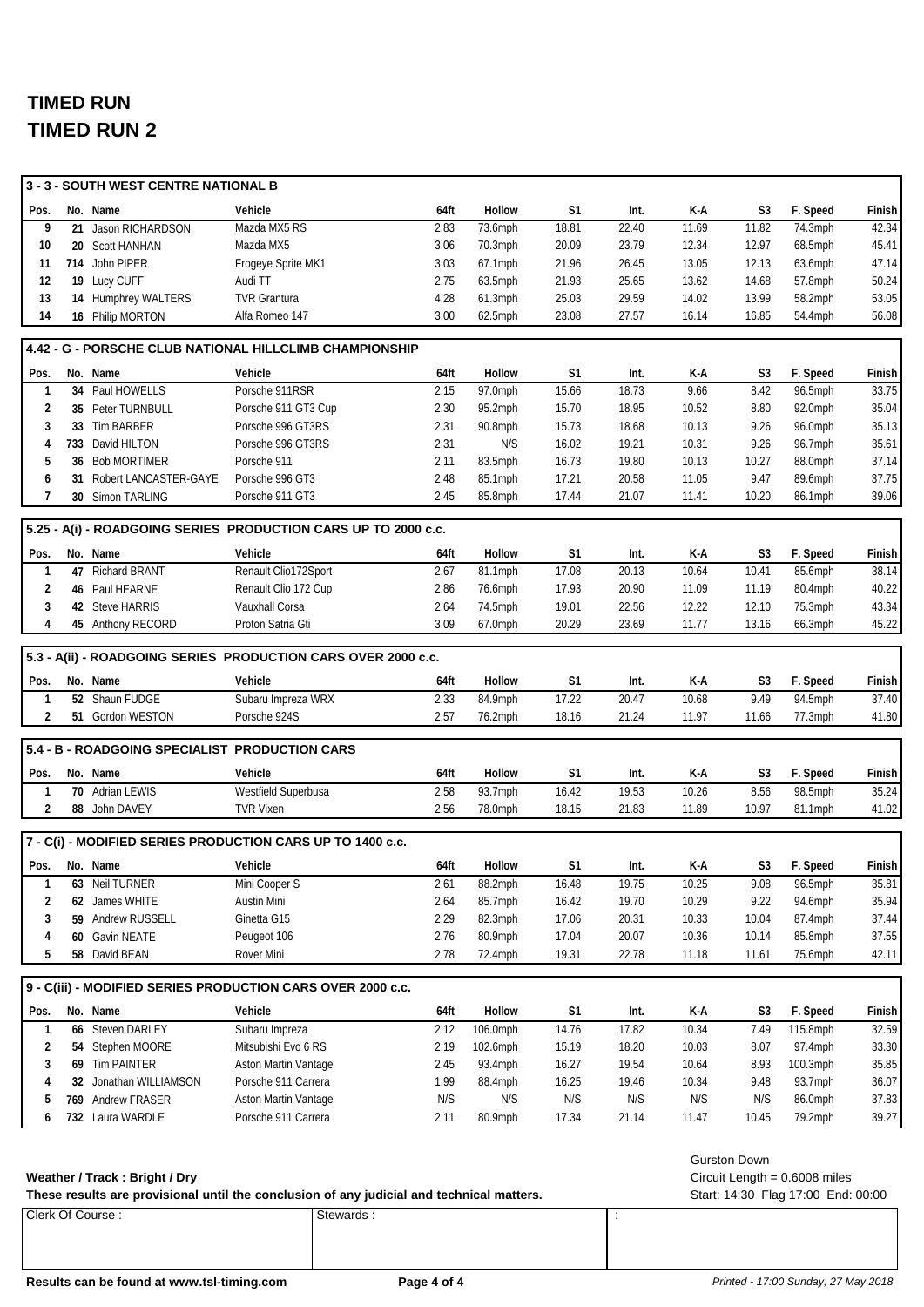# TIMED RUN

# TIMED RUN 2

### 3 - 3 - SOUTH WEST CENTRE NATIONAL B

| Pos. | No. | Name | Vehicle | 64ft | Hollow | S1 | Int. | K-A | S3 | F. Speed | Finish |
|---|---|---|---|---|---|---|---|---|---|---|---|
| 9 | 21 | Jason RICHARDSON | Mazda MX5 RS | 2.83 | 73.6mph | 18.81 | 22.40 | 11.69 | 11.82 | 74.3mph | 42.34 |
| 10 | 20 | Scott HANHAN | Mazda MX5 | 3.06 | 70.3mph | 20.09 | 23.79 | 12.34 | 12.97 | 68.5mph | 45.41 |
| 11 | 714 | John PIPER | Frogeye Sprite MK1 | 3.03 | 67.1mph | 21.96 | 26.45 | 13.05 | 12.13 | 63.6mph | 47.14 |
| 12 | 19 | Lucy CUFF | Audi TT | 2.75 | 63.5mph | 21.93 | 25.65 | 13.62 | 14.68 | 57.8mph | 50.24 |
| 13 | 14 | Humphrey WALTERS | TVR Grantura | 4.28 | 61.3mph | 25.03 | 29.59 | 14.02 | 13.99 | 58.2mph | 53.05 |
| 14 | 16 | Philip MORTON | Alfa Romeo 147 | 3.00 | 62.5mph | 23.08 | 27.57 | 16.14 | 16.85 | 54.4mph | 56.08 |

### 4.42 - G - PORSCHE CLUB NATIONAL HILLCLIMB CHAMPIONSHIP

| Pos. | No. | Name | Vehicle | 64ft | Hollow | S1 | Int. | K-A | S3 | F. Speed | Finish |
|---|---|---|---|---|---|---|---|---|---|---|---|
| 1 | 34 | Paul HOWELLS | Porsche 911RSR | 2.15 | 97.0mph | 15.66 | 18.73 | 9.66 | 8.42 | 96.5mph | 33.75 |
| 2 | 35 | Peter TURNBULL | Porsche 911 GT3 Cup | 2.30 | 95.2mph | 15.70 | 18.95 | 10.52 | 8.80 | 92.0mph | 35.04 |
| 3 | 33 | Tim BARBER | Porsche 996 GT3RS | 2.31 | 90.8mph | 15.73 | 18.68 | 10.13 | 9.26 | 96.0mph | 35.13 |
| 4 | 733 | David HILTON | Porsche 996 GT3RS | 2.31 | N/S | 16.02 | 19.21 | 10.31 | 9.26 | 96.7mph | 35.61 |
| 5 | 36 | Bob MORTIMER | Porsche 911 | 2.11 | 83.5mph | 16.73 | 19.80 | 10.13 | 10.27 | 88.0mph | 37.14 |
| 6 | 31 | Robert LANCASTER-GAYE | Porsche 996 GT3 | 2.48 | 85.1mph | 17.21 | 20.58 | 11.05 | 9.47 | 89.6mph | 37.75 |
| 7 | 30 | Simon TARLING | Porsche 911 GT3 | 2.45 | 85.8mph | 17.44 | 21.07 | 11.41 | 10.20 | 86.1mph | 39.06 |

### 5.25 - A(i) - ROADGOING SERIES PRODUCTION CARS UP TO 2000 c.c.

| Pos. | No. | Name | Vehicle | 64ft | Hollow | S1 | Int. | K-A | S3 | F. Speed | Finish |
|---|---|---|---|---|---|---|---|---|---|---|---|
| 1 | 47 | Richard BRANT | Renault Clio172Sport | 2.67 | 81.1mph | 17.08 | 20.13 | 10.64 | 10.41 | 85.6mph | 38.14 |
| 2 | 46 | Paul HEARNE | Renault Clio 172 Cup | 2.86 | 76.6mph | 17.93 | 20.90 | 11.09 | 11.19 | 80.4mph | 40.22 |
| 3 | 42 | Steve HARRIS | Vauxhall Corsa | 2.64 | 74.5mph | 19.01 | 22.56 | 12.22 | 12.10 | 75.3mph | 43.34 |
| 4 | 45 | Anthony RECORD | Proton Satria Gti | 3.09 | 67.0mph | 20.29 | 23.69 | 11.77 | 13.16 | 66.3mph | 45.22 |

### 5.3 - A(ii) - ROADGOING SERIES PRODUCTION CARS OVER 2000 c.c.

| Pos. | No. | Name | Vehicle | 64ft | Hollow | S1 | Int. | K-A | S3 | F. Speed | Finish |
|---|---|---|---|---|---|---|---|---|---|---|---|
| 1 | 52 | Shaun FUDGE | Subaru Impreza WRX | 2.33 | 84.9mph | 17.22 | 20.47 | 10.68 | 9.49 | 94.5mph | 37.40 |
| 2 | 51 | Gordon WESTON | Porsche 924S | 2.57 | 76.2mph | 18.16 | 21.24 | 11.97 | 11.66 | 77.3mph | 41.80 |

### 5.4 - B - ROADGOING SPECIALIST PRODUCTION CARS

| Pos. | No. | Name | Vehicle | 64ft | Hollow | S1 | Int. | K-A | S3 | F. Speed | Finish |
|---|---|---|---|---|---|---|---|---|---|---|---|
| 1 | 70 | Adrian LEWIS | Westfield Superbusa | 2.58 | 93.7mph | 16.42 | 19.53 | 10.26 | 8.56 | 98.5mph | 35.24 |
| 2 | 88 | John DAVEY | TVR Vixen | 2.56 | 78.0mph | 18.15 | 21.83 | 11.89 | 10.97 | 81.1mph | 41.02 |

### 7 - C(i) - MODIFIED SERIES PRODUCTION CARS UP TO 1400 c.c.

| Pos. | No. | Name | Vehicle | 64ft | Hollow | S1 | Int. | K-A | S3 | F. Speed | Finish |
|---|---|---|---|---|---|---|---|---|---|---|---|
| 1 | 63 | Neil TURNER | Mini Cooper S | 2.61 | 88.2mph | 16.48 | 19.75 | 10.25 | 9.08 | 96.5mph | 35.81 |
| 2 | 62 | James WHITE | Austin Mini | 2.64 | 85.7mph | 16.42 | 19.70 | 10.29 | 9.22 | 94.6mph | 35.94 |
| 3 | 59 | Andrew RUSSELL | Ginetta G15 | 2.29 | 82.3mph | 17.06 | 20.31 | 10.33 | 10.04 | 87.4mph | 37.44 |
| 4 | 60 | Gavin NEATE | Peugeot 106 | 2.76 | 80.9mph | 17.04 | 20.07 | 10.36 | 10.14 | 85.8mph | 37.55 |
| 5 | 58 | David BEAN | Rover Mini | 2.78 | 72.4mph | 19.31 | 22.78 | 11.18 | 11.61 | 75.6mph | 42.11 |

### 9 - C(iii) - MODIFIED SERIES PRODUCTION CARS OVER 2000 c.c.

| Pos. | No. | Name | Vehicle | 64ft | Hollow | S1 | Int. | K-A | S3 | F. Speed | Finish |
|---|---|---|---|---|---|---|---|---|---|---|---|
| 1 | 66 | Steven DARLEY | Subaru Impreza | 2.12 | 106.0mph | 14.76 | 17.82 | 10.34 | 7.49 | 115.8mph | 32.59 |
| 2 | 54 | Stephen MOORE | Mitsubishi Evo 6 RS | 2.19 | 102.6mph | 15.19 | 18.20 | 10.03 | 8.07 | 97.4mph | 33.30 |
| 3 | 69 | Tim PAINTER | Aston Martin Vantage | 2.45 | 93.4mph | 16.27 | 19.54 | 10.64 | 8.93 | 100.3mph | 35.85 |
| 4 | 32 | Jonathan WILLIAMSON | Porsche 911 Carrera | 1.99 | 88.4mph | 16.25 | 19.46 | 10.34 | 9.48 | 93.7mph | 36.07 |
| 5 | 769 | Andrew FRASER | Aston Martin Vantage | N/S | N/S | N/S | N/S | N/S | N/S | 86.0mph | 37.83 |
| 6 | 732 | Laura WARDLE | Porsche 911 Carrera | 2.11 | 80.9mph | 17.34 | 21.14 | 11.47 | 10.45 | 79.2mph | 39.27 |

**Weather / Track : Bright / Dry**

**These results are provisional until the conclusion of any judicial and technical matters.**

Gurston Down
Circuit Length = 0.6008 miles
Start: 14:30 Flag 17:00 End: 00:00

| Clerk Of Course : | Stewards : | : |
|---|---|---|

**Results can be found at www.tsl-timing.com**

*Printed - 17:00 Sunday, 27 May 2018*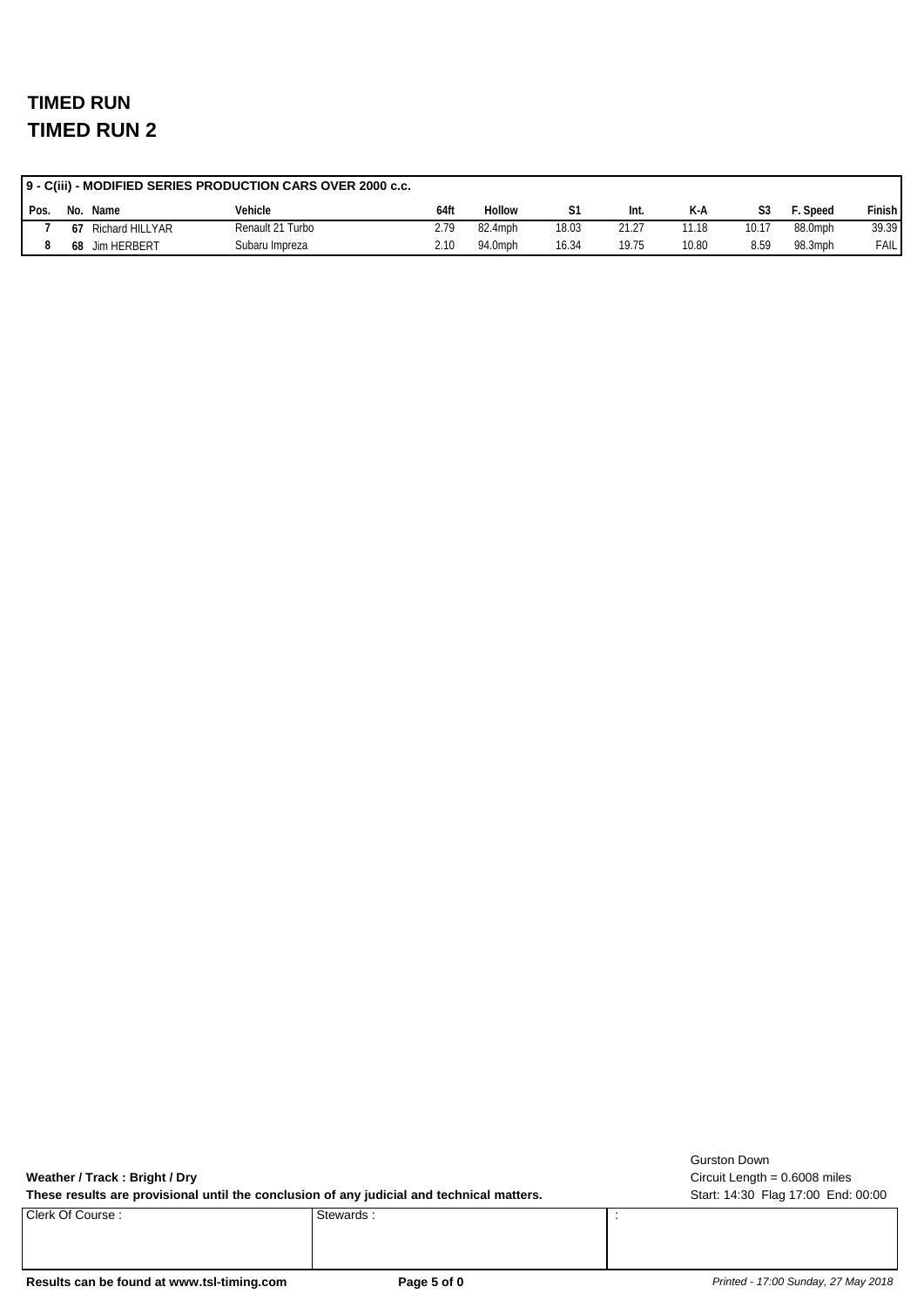# TIMED RUN
# TIMED RUN 2

| 9 - C(iii) - MODIFIED SERIES PRODUCTION CARS OVER 2000 c.c. | | | | | | | | | | | | |
|---|---|---|---|---|---|---|---|---|---|---|---|---|
| Pos. | No. | Name | Vehicle | 64ft | Hollow | S1 | Int. | K-A | S3 | F. Speed | Finish |
| 7 | 67 | Richard HILLYAR | Renault 21 Turbo | 2.79 | 82.4mph | 18.03 | 21.27 | 11.18 | 10.17 | 88.0mph | 39.39 |
| 8 | 68 | Jim HERBERT | Subaru Impreza | 2.10 | 94.0mph | 16.34 | 19.75 | 10.80 | 8.59 | 98.3mph | FAIL |

Gurston Down

**Weather / Track : Bright / Dry**

Circuit Length = 0.6008 miles

**These results are provisional until the conclusion of any judicial and technical matters.**

Start: 14:30 Flag 17:00 End: 00:00

| Clerk Of Course : | Stewards : | : |
|---|---|---|

**Results can be found at www.tsl-timing.com**

*Printed - 17:00 Sunday, 27 May 2018*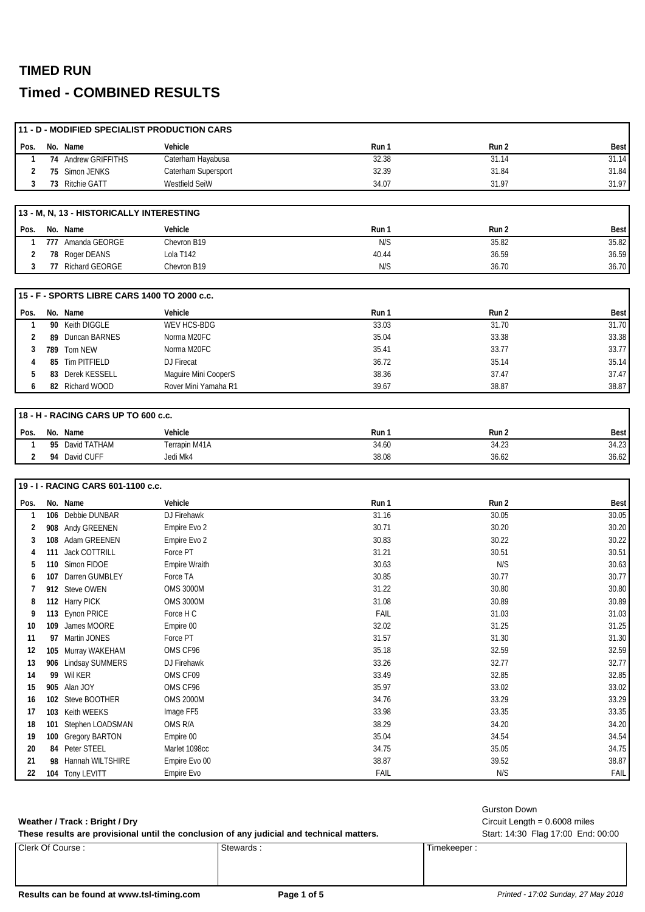# TIMED RUN

## Timed - COMBINED RESULTS

### 11 - D - MODIFIED SPECIALIST PRODUCTION CARS

| Pos. | No. | Name | Vehicle | Run 1 | Run 2 | Best |
|---|---|---|---|---|---|---|
| 1 | 74 | Andrew GRIFFITHS | Caterham Hayabusa | 32.38 | 31.14 | 31.14 |
| 2 | 75 | Simon JENKS | Caterham Supersport | 32.39 | 31.84 | 31.84 |
| 3 | 73 | Ritchie GATT | Westfield SeiW | 34.07 | 31.97 | 31.97 |

### 13 - M, N, 13 - HISTORICALLY INTERESTING

| Pos. | No. | Name | Vehicle | Run 1 | Run 2 | Best |
|---|---|---|---|---|---|---|
| 1 | 777 | Amanda GEORGE | Chevron B19 | N/S | 35.82 | 35.82 |
| 2 | 78 | Roger DEANS | Lola T142 | 40.44 | 36.59 | 36.59 |
| 3 | 77 | Richard GEORGE | Chevron B19 | N/S | 36.70 | 36.70 |

### 15 - F - SPORTS LIBRE CARS 1400 TO 2000 c.c.

| Pos. | No. | Name | Vehicle | Run 1 | Run 2 | Best |
|---|---|---|---|---|---|---|
| 1 | 90 | Keith DIGGLE | WEV HCS-BDG | 33.03 | 31.70 | 31.70 |
| 2 | 89 | Duncan BARNES | Norma M20FC | 35.04 | 33.38 | 33.38 |
| 3 | 789 | Tom NEW | Norma M20FC | 35.41 | 33.77 | 33.77 |
| 4 | 85 | Tim PITFIELD | DJ Firecat | 36.72 | 35.14 | 35.14 |
| 5 | 83 | Derek KESSELL | Maguire Mini CooperS | 38.36 | 37.47 | 37.47 |
| 6 | 82 | Richard WOOD | Rover Mini Yamaha R1 | 39.67 | 38.87 | 38.87 |

### 18 - H - RACING CARS UP TO 600 c.c.

| Pos. | No. | Name | Vehicle | Run 1 | Run 2 | Best |
|---|---|---|---|---|---|---|
| 1 | 95 | David TATHAM | Terrapin M41A | 34.60 | 34.23 | 34.23 |
| 2 | 94 | David CUFF | Jedi Mk4 | 38.08 | 36.62 | 36.62 |

### 19 - I - RACING CARS 601-1100 c.c.

| Pos. | No. | Name | Vehicle | Run 1 | Run 2 | Best |
|---|---|---|---|---|---|---|
| 1 | 106 | Debbie DUNBAR | DJ Firehawk | 31.16 | 30.05 | 30.05 |
| 2 | 908 | Andy GREENEN | Empire Evo 2 | 30.71 | 30.20 | 30.20 |
| 3 | 108 | Adam GREENEN | Empire Evo 2 | 30.83 | 30.22 | 30.22 |
| 4 | 111 | Jack COTTRILL | Force PT | 31.21 | 30.51 | 30.51 |
| 5 | 110 | Simon FIDOE | Empire Wraith | 30.63 | N/S | 30.63 |
| 6 | 107 | Darren GUMBLEY | Force TA | 30.85 | 30.77 | 30.77 |
| 7 | 912 | Steve OWEN | OMS 3000M | 31.22 | 30.80 | 30.80 |
| 8 | 112 | Harry PICK | OMS 3000M | 31.08 | 30.89 | 30.89 |
| 9 | 113 | Eynon PRICE | Force H C | FAIL | 31.03 | 31.03 |
| 10 | 109 | James MOORE | Empire 00 | 32.02 | 31.25 | 31.25 |
| 11 | 97 | Martin JONES | Force PT | 31.57 | 31.30 | 31.30 |
| 12 | 105 | Murray WAKEHAM | OMS CF96 | 35.18 | 32.59 | 32.59 |
| 13 | 906 | Lindsay SUMMERS | DJ Firehawk | 33.26 | 32.77 | 32.77 |
| 14 | 99 | Wil KER | OMS CF09 | 33.49 | 32.85 | 32.85 |
| 15 | 905 | Alan JOY | OMS CF96 | 35.97 | 33.02 | 33.02 |
| 16 | 102 | Steve BOOTHER | OMS 2000M | 34.76 | 33.29 | 33.29 |
| 17 | 103 | Keith WEEKS | Image FF5 | 33.98 | 33.35 | 33.35 |
| 18 | 101 | Stephen LOADSMAN | OMS R/A | 38.29 | 34.20 | 34.20 |
| 19 | 100 | Gregory BARTON | Empire 00 | 35.04 | 34.54 | 34.54 |
| 20 | 84 | Peter STEEL | Marlet 1098cc | 34.75 | 35.05 | 34.75 |
| 21 | 98 | Hannah WILTSHIRE | Empire Evo 00 | 38.87 | 39.52 | 38.87 |
| 22 | 104 | Tony LEVITT | Empire Evo | FAIL | N/S | FAIL |

**Weather / Track : Bright / Dry**

**These results are provisional until the conclusion of any judicial and technical matters.**

Gurston Down
Circuit Length = 0.6008 miles
Start: 14:30 Flag 17:00 End: 00:00

| Clerk Of Course : | Stewards : | Timekeeper : |
|---|---|---|
| | | |

**Results can be found at www.tsl-timing.com**

*Printed - 17:02 Sunday, 27 May 2018*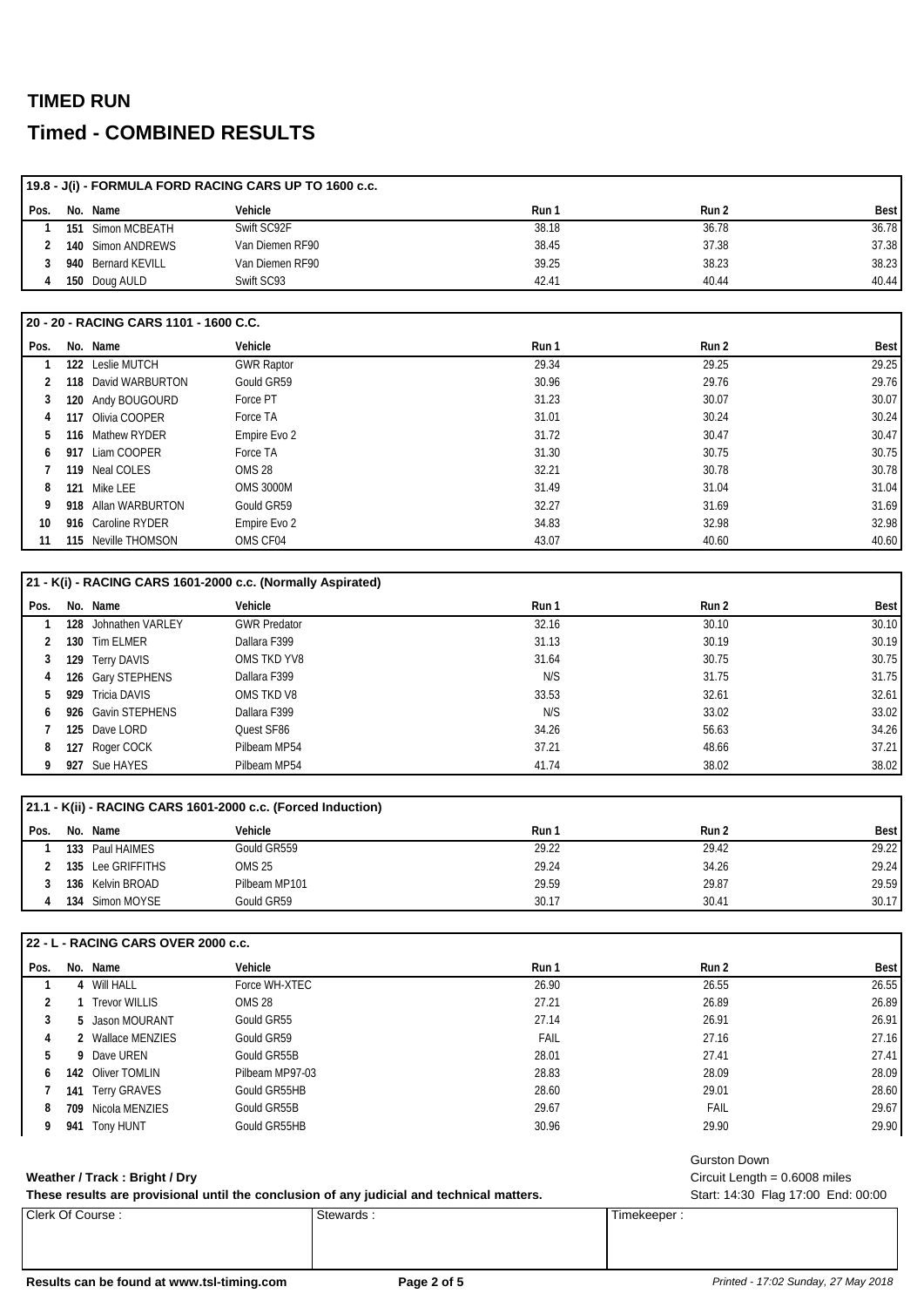# TIMED RUN

## Timed - COMBINED RESULTS

**19.8 - J(i) - FORMULA FORD RACING CARS UP TO 1600 c.c.**

| Pos. | No. | Name | Vehicle | Run 1 | Run 2 | Best |
|---|---|---|---|---|---|---|
| 1 | 151 | Simon MCBEATH | Swift SC92F | 38.18 | 36.78 | 36.78 |
| 2 | 140 | Simon ANDREWS | Van Diemen RF90 | 38.45 | 37.38 | 37.38 |
| 3 | 940 | Bernard KEVILL | Van Diemen RF90 | 39.25 | 38.23 | 38.23 |
| 4 | 150 | Doug AULD | Swift SC93 | 42.41 | 40.44 | 40.44 |

**20 - 20 - RACING CARS 1101 - 1600 C.C.**

| Pos. | No. | Name | Vehicle | Run 1 | Run 2 | Best |
|---|---|---|---|---|---|---|
| 1 | 122 | Leslie MUTCH | GWR Raptor | 29.34 | 29.25 | 29.25 |
| 2 | 118 | David WARBURTON | Gould GR59 | 30.96 | 29.76 | 29.76 |
| 3 | 120 | Andy BOUGOURD | Force PT | 31.23 | 30.07 | 30.07 |
| 4 | 117 | Olivia COOPER | Force TA | 31.01 | 30.24 | 30.24 |
| 5 | 116 | Mathew RYDER | Empire Evo 2 | 31.72 | 30.47 | 30.47 |
| 6 | 917 | Liam COOPER | Force TA | 31.30 | 30.75 | 30.75 |
| 7 | 119 | Neal COLES | OMS 28 | 32.21 | 30.78 | 30.78 |
| 8 | 121 | Mike LEE | OMS 3000M | 31.49 | 31.04 | 31.04 |
| 9 | 918 | Allan WARBURTON | Gould GR59 | 32.27 | 31.69 | 31.69 |
| 10 | 916 | Caroline RYDER | Empire Evo 2 | 34.83 | 32.98 | 32.98 |
| 11 | 115 | Neville THOMSON | OMS CF04 | 43.07 | 40.60 | 40.60 |

**21 - K(i) - RACING CARS 1601-2000 c.c. (Normally Aspirated)**

| Pos. | No. | Name | Vehicle | Run 1 | Run 2 | Best |
|---|---|---|---|---|---|---|
| 1 | 128 | Johnathen VARLEY | GWR Predator | 32.16 | 30.10 | 30.10 |
| 2 | 130 | Tim ELMER | Dallara F399 | 31.13 | 30.19 | 30.19 |
| 3 | 129 | Terry DAVIS | OMS TKD YV8 | 31.64 | 30.75 | 30.75 |
| 4 | 126 | Gary STEPHENS | Dallara F399 | N/S | 31.75 | 31.75 |
| 5 | 929 | Tricia DAVIS | OMS TKD V8 | 33.53 | 32.61 | 32.61 |
| 6 | 926 | Gavin STEPHENS | Dallara F399 | N/S | 33.02 | 33.02 |
| 7 | 125 | Dave LORD | Quest SF86 | 34.26 | 56.63 | 34.26 |
| 8 | 127 | Roger COCK | Pilbeam MP54 | 37.21 | 48.66 | 37.21 |
| 9 | 927 | Sue HAYES | Pilbeam MP54 | 41.74 | 38.02 | 38.02 |

**21.1 - K(ii) - RACING CARS 1601-2000 c.c. (Forced Induction)**

| Pos. | No. | Name | Vehicle | Run 1 | Run 2 | Best |
|---|---|---|---|---|---|---|
| 1 | 133 | Paul HAIMES | Gould GR559 | 29.22 | 29.42 | 29.22 |
| 2 | 135 | Lee GRIFFITHS | OMS 25 | 29.24 | 34.26 | 29.24 |
| 3 | 136 | Kelvin BROAD | Pilbeam MP101 | 29.59 | 29.87 | 29.59 |
| 4 | 134 | Simon MOYSE | Gould GR59 | 30.17 | 30.41 | 30.17 |

**22 - L - RACING CARS OVER 2000 c.c.**

| Pos. | No. | Name | Vehicle | Run 1 | Run 2 | Best |
|---|---|---|---|---|---|---|
| 1 | 4 | Will HALL | Force WH-XTEC | 26.90 | 26.55 | 26.55 |
| 2 | 1 | Trevor WILLIS | OMS 28 | 27.21 | 26.89 | 26.89 |
| 3 | 5 | Jason MOURANT | Gould GR55 | 27.14 | 26.91 | 26.91 |
| 4 | 2 | Wallace MENZIES | Gould GR59 | FAIL | 27.16 | 27.16 |
| 5 | 9 | Dave UREN | Gould GR55B | 28.01 | 27.41 | 27.41 |
| 6 | 142 | Oliver TOMLIN | Pilbeam MP97-03 | 28.83 | 28.09 | 28.09 |
| 7 | 141 | Terry GRAVES | Gould GR55HB | 28.60 | 29.01 | 28.60 |
| 8 | 709 | Nicola MENZIES | Gould GR55B | 29.67 | FAIL | 29.67 |
| 9 | 941 | Tony HUNT | Gould GR55HB | 30.96 | 29.90 | 29.90 |

**Weather / Track : Bright / Dry**

**These results are provisional until the conclusion of any judicial and technical matters.**

Gurston Down
Circuit Length = 0.6008 miles
Start: 14:30 Flag 17:00 End: 00:00

| Clerk Of Course : | Stewards : | Timekeeper : |
|---|---|---|
| | | |

**Results can be found at www.tsl-timing.com**

*Printed - 17:02 Sunday, 27 May 2018*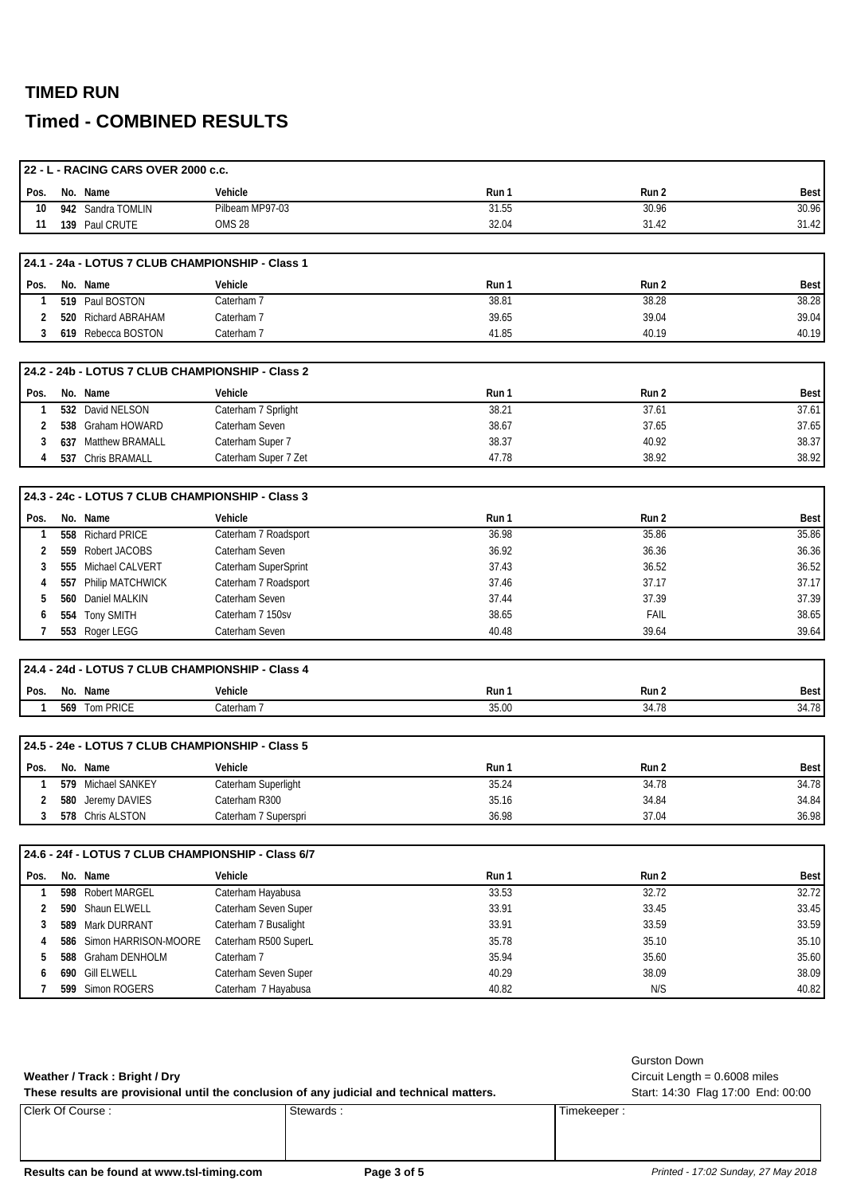# TIMED RUN

## Timed - COMBINED RESULTS

### 22 - L - RACING CARS OVER 2000 c.c.

| Pos. | No. | Name | Vehicle | Run 1 | Run 2 | Best |
|---|---|---|---|---|---|---|
| 10 | 942 | Sandra TOMLIN | Pilbeam MP97-03 | 31.55 | 30.96 | 30.96 |
| 11 | 139 | Paul CRUTE | OMS 28 | 32.04 | 31.42 | 31.42 |

### 24.1 - 24a - LOTUS 7 CLUB CHAMPIONSHIP - Class 1

| Pos. | No. | Name | Vehicle | Run 1 | Run 2 | Best |
|---|---|---|---|---|---|---|
| 1 | 519 | Paul BOSTON | Caterham 7 | 38.81 | 38.28 | 38.28 |
| 2 | 520 | Richard ABRAHAM | Caterham 7 | 39.65 | 39.04 | 39.04 |
| 3 | 619 | Rebecca BOSTON | Caterham 7 | 41.85 | 40.19 | 40.19 |

### 24.2 - 24b - LOTUS 7 CLUB CHAMPIONSHIP - Class 2

| Pos. | No. | Name | Vehicle | Run 1 | Run 2 | Best |
|---|---|---|---|---|---|---|
| 1 | 532 | David NELSON | Caterham 7 Sprlight | 38.21 | 37.61 | 37.61 |
| 2 | 538 | Graham HOWARD | Caterham Seven | 38.67 | 37.65 | 37.65 |
| 3 | 637 | Matthew BRAMALL | Caterham Super 7 | 38.37 | 40.92 | 38.37 |
| 4 | 537 | Chris BRAMALL | Caterham Super 7 Zet | 47.78 | 38.92 | 38.92 |

### 24.3 - 24c - LOTUS 7 CLUB CHAMPIONSHIP - Class 3

| Pos. | No. | Name | Vehicle | Run 1 | Run 2 | Best |
|---|---|---|---|---|---|---|
| 1 | 558 | Richard PRICE | Caterham 7 Roadsport | 36.98 | 35.86 | 35.86 |
| 2 | 559 | Robert JACOBS | Caterham Seven | 36.92 | 36.36 | 36.36 |
| 3 | 555 | Michael CALVERT | Caterham SuperSprint | 37.43 | 36.52 | 36.52 |
| 4 | 557 | Philip MATCHWICK | Caterham 7 Roadsport | 37.46 | 37.17 | 37.17 |
| 5 | 560 | Daniel MALKIN | Caterham Seven | 37.44 | 37.39 | 37.39 |
| 6 | 554 | Tony SMITH | Caterham 7 150sv | 38.65 | FAIL | 38.65 |
| 7 | 553 | Roger LEGG | Caterham Seven | 40.48 | 39.64 | 39.64 |

### 24.4 - 24d - LOTUS 7 CLUB CHAMPIONSHIP - Class 4

| Pos. | No. | Name | Vehicle | Run 1 | Run 2 | Best |
|---|---|---|---|---|---|---|
| 1 | 569 | Tom PRICE | Caterham 7 | 35.00 | 34.78 | 34.78 |

### 24.5 - 24e - LOTUS 7 CLUB CHAMPIONSHIP - Class 5

| Pos. | No. | Name | Vehicle | Run 1 | Run 2 | Best |
|---|---|---|---|---|---|---|
| 1 | 579 | Michael SANKEY | Caterham Superlight | 35.24 | 34.78 | 34.78 |
| 2 | 580 | Jeremy DAVIES | Caterham R300 | 35.16 | 34.84 | 34.84 |
| 3 | 578 | Chris ALSTON | Caterham 7 Superspri | 36.98 | 37.04 | 36.98 |

### 24.6 - 24f - LOTUS 7 CLUB CHAMPIONSHIP - Class 6/7

| Pos. | No. | Name | Vehicle | Run 1 | Run 2 | Best |
|---|---|---|---|---|---|---|
| 1 | 598 | Robert MARGEL | Caterham Hayabusa | 33.53 | 32.72 | 32.72 |
| 2 | 590 | Shaun ELWELL | Caterham Seven Super | 33.91 | 33.45 | 33.45 |
| 3 | 589 | Mark DURRANT | Caterham 7 Busalight | 33.91 | 33.59 | 33.59 |
| 4 | 586 | Simon HARRISON-MOORE | Caterham R500 SuperL | 35.78 | 35.10 | 35.10 |
| 5 | 588 | Graham DENHOLM | Caterham 7 | 35.94 | 35.60 | 35.60 |
| 6 | 690 | Gill ELWELL | Caterham Seven Super | 40.29 | 38.09 | 38.09 |
| 7 | 599 | Simon ROGERS | Caterham 7 Hayabusa | 40.82 | N/S | 40.82 |

**Weather / Track : Bright / Dry**

**These results are provisional until the conclusion of any judicial and technical matters.**

Gurston Down
Circuit Length = 0.6008 miles
Start: 14:30 Flag 17:00 End: 00:00

| Clerk Of Course : | Stewards : | Timekeeper : |
|---|---|---|
| | | |

**Results can be found at www.tsl-timing.com**

*Printed - 17:02 Sunday, 27 May 2018*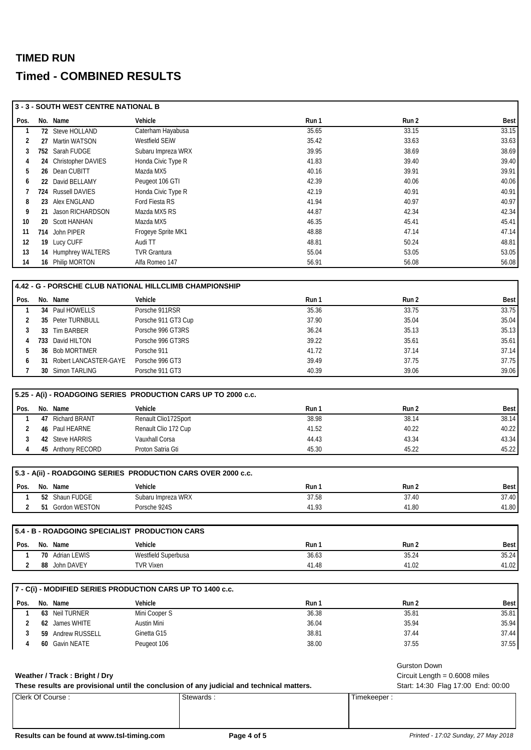# TIMED RUN

## Timed - COMBINED RESULTS

### 3 - 3 - SOUTH WEST CENTRE NATIONAL B

| Pos. | No. | Name | Vehicle | Run 1 | Run 2 | Best |
|---|---|---|---|---|---|---|
| 1 | 72 | Steve HOLLAND | Caterham Hayabusa | 35.65 | 33.15 | 33.15 |
| 2 | 27 | Martin WATSON | Westfield SEiW | 35.42 | 33.63 | 33.63 |
| 3 | 752 | Sarah FUDGE | Subaru Impreza WRX | 39.95 | 38.69 | 38.69 |
| 4 | 24 | Christopher DAVIES | Honda Civic Type R | 41.83 | 39.40 | 39.40 |
| 5 | 26 | Dean CUBITT | Mazda MX5 | 40.16 | 39.91 | 39.91 |
| 6 | 22 | David BELLAMY | Peugeot 106 GTI | 42.39 | 40.06 | 40.06 |
| 7 | 724 | Russell DAVIES | Honda Civic Type R | 42.19 | 40.91 | 40.91 |
| 8 | 23 | Alex ENGLAND | Ford Fiesta RS | 41.94 | 40.97 | 40.97 |
| 9 | 21 | Jason RICHARDSON | Mazda MX5 RS | 44.87 | 42.34 | 42.34 |
| 10 | 20 | Scott HANHAN | Mazda MX5 | 46.35 | 45.41 | 45.41 |
| 11 | 714 | John PIPER | Frogeye Sprite MK1 | 48.88 | 47.14 | 47.14 |
| 12 | 19 | Lucy CUFF | Audi TT | 48.81 | 50.24 | 48.81 |
| 13 | 14 | Humphrey WALTERS | TVR Grantura | 55.04 | 53.05 | 53.05 |
| 14 | 16 | Philip MORTON | Alfa Romeo 147 | 56.91 | 56.08 | 56.08 |

### 4.42 - G - PORSCHE CLUB NATIONAL HILLCLIMB CHAMPIONSHIP

| Pos. | No. | Name | Vehicle | Run 1 | Run 2 | Best |
|---|---|---|---|---|---|---|
| 1 | 34 | Paul HOWELLS | Porsche 911RSR | 35.36 | 33.75 | 33.75 |
| 2 | 35 | Peter TURNBULL | Porsche 911 GT3 Cup | 37.90 | 35.04 | 35.04 |
| 3 | 33 | Tim BARBER | Porsche 996 GT3RS | 36.24 | 35.13 | 35.13 |
| 4 | 733 | David HILTON | Porsche 996 GT3RS | 39.22 | 35.61 | 35.61 |
| 5 | 36 | Bob MORTIMER | Porsche 911 | 41.72 | 37.14 | 37.14 |
| 6 | 31 | Robert LANCASTER-GAYE | Porsche 996 GT3 | 39.49 | 37.75 | 37.75 |
| 7 | 30 | Simon TARLING | Porsche 911 GT3 | 40.39 | 39.06 | 39.06 |

### 5.25 - A(i) - ROADGOING SERIES PRODUCTION CARS UP TO 2000 c.c.

| Pos. | No. | Name | Vehicle | Run 1 | Run 2 | Best |
|---|---|---|---|---|---|---|
| 1 | 47 | Richard BRANT | Renault Clio172Sport | 38.98 | 38.14 | 38.14 |
| 2 | 46 | Paul HEARNE | Renault Clio 172 Cup | 41.52 | 40.22 | 40.22 |
| 3 | 42 | Steve HARRIS | Vauxhall Corsa | 44.43 | 43.34 | 43.34 |
| 4 | 45 | Anthony RECORD | Proton Satria Gti | 45.30 | 45.22 | 45.22 |

### 5.3 - A(ii) - ROADGOING SERIES PRODUCTION CARS OVER 2000 c.c.

| Pos. | No. | Name | Vehicle | Run 1 | Run 2 | Best |
|---|---|---|---|---|---|---|
| 1 | 52 | Shaun FUDGE | Subaru Impreza WRX | 37.58 | 37.40 | 37.40 |
| 2 | 51 | Gordon WESTON | Porsche 924S | 41.93 | 41.80 | 41.80 |

### 5.4 - B - ROADGOING SPECIALIST PRODUCTION CARS

| Pos. | No. | Name | Vehicle | Run 1 | Run 2 | Best |
|---|---|---|---|---|---|---|
| 1 | 70 | Adrian LEWIS | Westfield Superbusa | 36.63 | 35.24 | 35.24 |
| 2 | 88 | John DAVEY | TVR Vixen | 41.48 | 41.02 | 41.02 |

### 7 - C(i) - MODIFIED SERIES PRODUCTION CARS UP TO 1400 c.c.

| Pos. | No. | Name | Vehicle | Run 1 | Run 2 | Best |
|---|---|---|---|---|---|---|
| 1 | 63 | Neil TURNER | Mini Cooper S | 36.38 | 35.81 | 35.81 |
| 2 | 62 | James WHITE | Austin Mini | 36.04 | 35.94 | 35.94 |
| 3 | 59 | Andrew RUSSELL | Ginetta G15 | 38.81 | 37.44 | 37.44 |
| 4 | 60 | Gavin NEATE | Peugeot 106 | 38.00 | 37.55 | 37.55 |

**Weather / Track : Bright / Dry**

**These results are provisional until the conclusion of any judicial and technical matters.**

Gurston Down
Circuit Length = 0.6008 miles
Start: 14:30 Flag 17:00 End: 00:00

| Clerk Of Course : | Stewards : | Timekeeper : |
|---|---|---|
| | | |

**Results can be found at www.tsl-timing.com**

*Printed - 17:02 Sunday, 27 May 2018*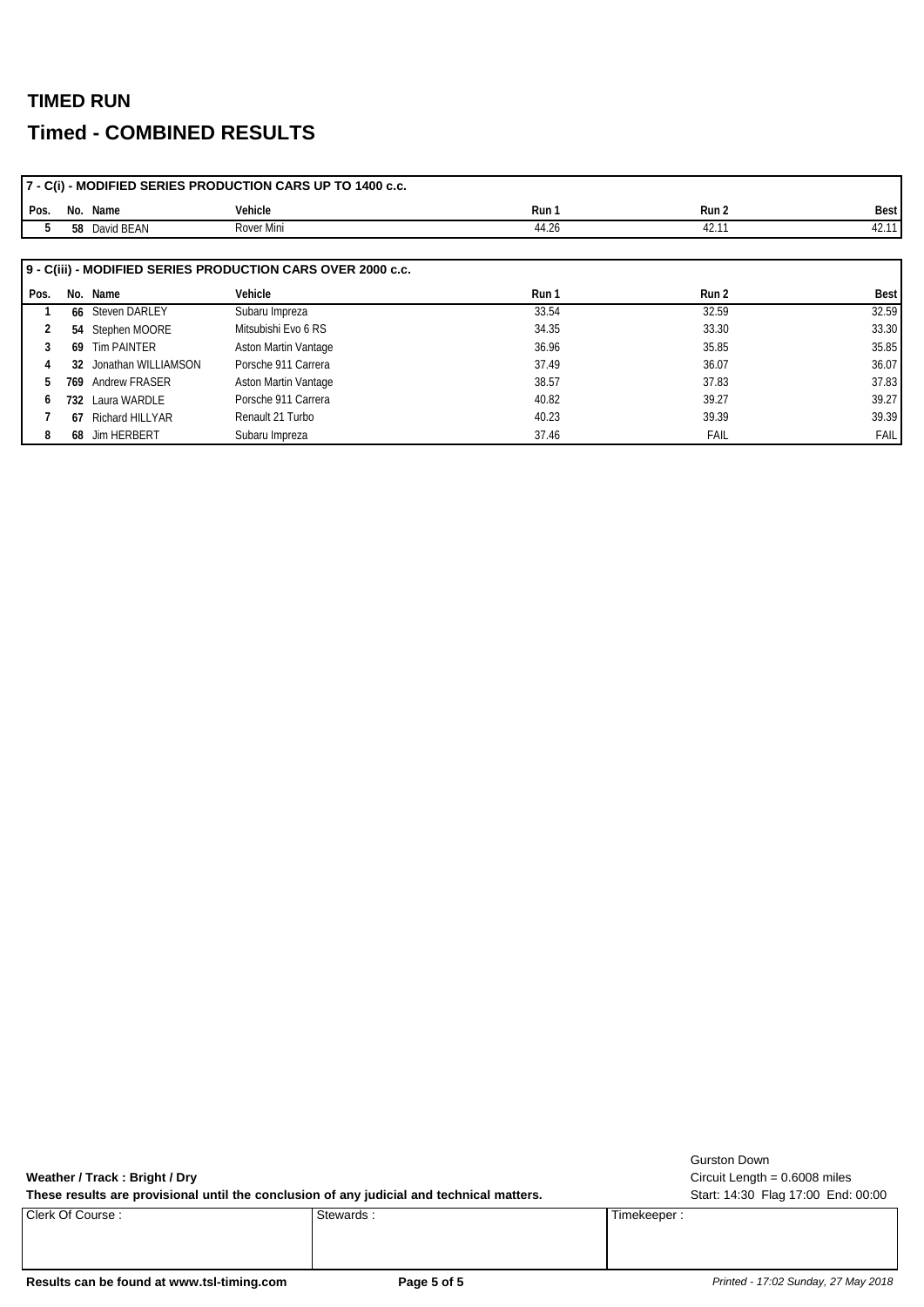# TIMED RUN

## Timed - COMBINED RESULTS

**7 - C(i) - MODIFIED SERIES PRODUCTION CARS UP TO 1400 c.c.**

| Pos. | No. | Name | Vehicle | Run 1 | Run 2 | Best |
|---|---|---|---|---|---|---|
| 5 | 58 | David BEAN | Rover Mini | 44.26 | 42.11 | 42.11 |

**9 - C(iii) - MODIFIED SERIES PRODUCTION CARS OVER 2000 c.c.**

| Pos. | No. | Name | Vehicle | Run 1 | Run 2 | Best |
|---|---|---|---|---|---|---|
| 1 | 66 | Steven DARLEY | Subaru Impreza | 33.54 | 32.59 | 32.59 |
| 2 | 54 | Stephen MOORE | Mitsubishi Evo 6 RS | 34.35 | 33.30 | 33.30 |
| 3 | 69 | Tim PAINTER | Aston Martin Vantage | 36.96 | 35.85 | 35.85 |
| 4 | 32 | Jonathan WILLIAMSON | Porsche 911 Carrera | 37.49 | 36.07 | 36.07 |
| 5 | 769 | Andrew FRASER | Aston Martin Vantage | 38.57 | 37.83 | 37.83 |
| 6 | 732 | Laura WARDLE | Porsche 911 Carrera | 40.82 | 39.27 | 39.27 |
| 7 | 67 | Richard HILLYAR | Renault 21 Turbo | 40.23 | 39.39 | 39.39 |
| 8 | 68 | Jim HERBERT | Subaru Impreza | 37.46 | FAIL | FAIL |

**Weather / Track : Bright / Dry**

**These results are provisional until the conclusion of any judicial and technical matters.**

Gurston Down
Circuit Length = 0.6008 miles
Start: 14:30 Flag 17:00 End: 00:00

| Clerk Of Course : | Stewards : | Timekeeper : |
|---|---|---|
| | | |

**Results can be found at www.tsl-timing.com**

*Printed - 17:02 Sunday, 27 May 2018*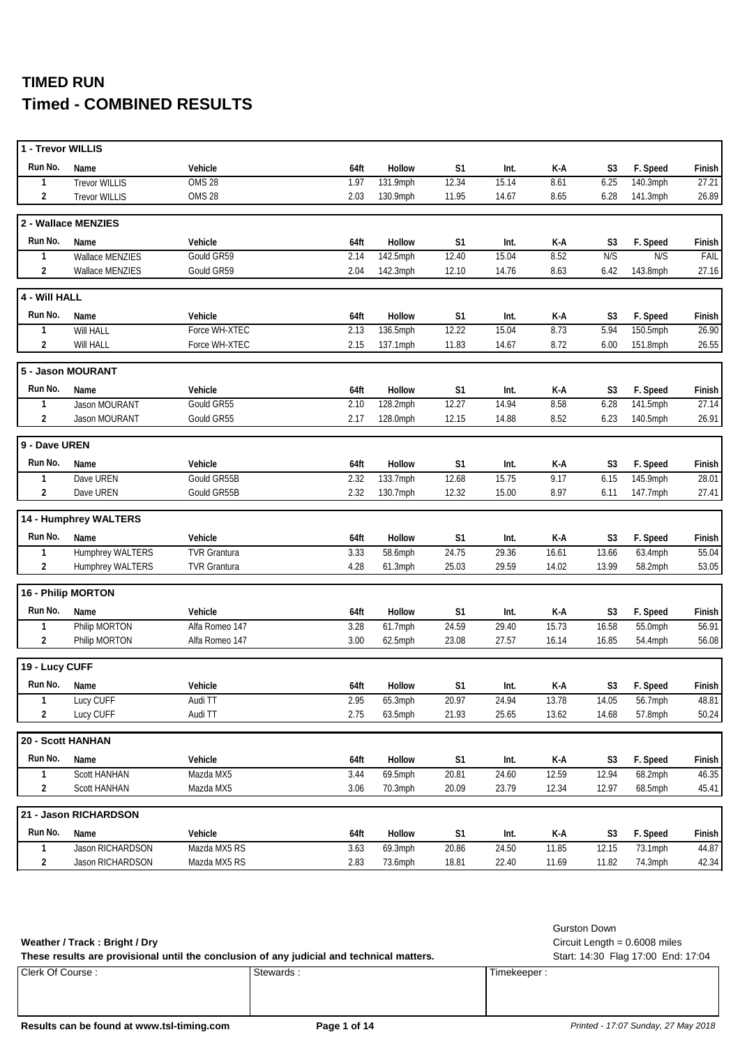# TIMED RUN

## Timed - COMBINED RESULTS

### 1 - Trevor WILLIS

| Run No. | Name | Vehicle | 64ft | Hollow | S1 | Int. | K-A | S3 | F. Speed | Finish |
|---|---|---|---|---|---|---|---|---|---|---|
| 1 | Trevor WILLIS | OMS 28 | 1.97 | 131.9mph | 12.34 | 15.14 | 8.61 | 6.25 | 140.3mph | 27.21 |
| 2 | Trevor WILLIS | OMS 28 | 2.03 | 130.9mph | 11.95 | 14.67 | 8.65 | 6.28 | 141.3mph | 26.89 |

### 2 - Wallace MENZIES

| Run No. | Name | Vehicle | 64ft | Hollow | S1 | Int. | K-A | S3 | F. Speed | Finish |
|---|---|---|---|---|---|---|---|---|---|---|
| 1 | Wallace MENZIES | Gould GR59 | 2.14 | 142.5mph | 12.40 | 15.04 | 8.52 | N/S | N/S | FAIL |
| 2 | Wallace MENZIES | Gould GR59 | 2.04 | 142.3mph | 12.10 | 14.76 | 8.63 | 6.42 | 143.8mph | 27.16 |

### 4 - Will HALL

| Run No. | Name | Vehicle | 64ft | Hollow | S1 | Int. | K-A | S3 | F. Speed | Finish |
|---|---|---|---|---|---|---|---|---|---|---|
| 1 | Will HALL | Force WH-XTEC | 2.13 | 136.5mph | 12.22 | 15.04 | 8.73 | 5.94 | 150.5mph | 26.90 |
| 2 | Will HALL | Force WH-XTEC | 2.15 | 137.1mph | 11.83 | 14.67 | 8.72 | 6.00 | 151.8mph | 26.55 |

### 5 - Jason MOURANT

| Run No. | Name | Vehicle | 64ft | Hollow | S1 | Int. | K-A | S3 | F. Speed | Finish |
|---|---|---|---|---|---|---|---|---|---|---|
| 1 | Jason MOURANT | Gould GR55 | 2.10 | 128.2mph | 12.27 | 14.94 | 8.58 | 6.28 | 141.5mph | 27.14 |
| 2 | Jason MOURANT | Gould GR55 | 2.17 | 128.0mph | 12.15 | 14.88 | 8.52 | 6.23 | 140.5mph | 26.91 |

### 9 - Dave UREN

| Run No. | Name | Vehicle | 64ft | Hollow | S1 | Int. | K-A | S3 | F. Speed | Finish |
|---|---|---|---|---|---|---|---|---|---|---|
| 1 | Dave UREN | Gould GR55B | 2.32 | 133.7mph | 12.68 | 15.75 | 9.17 | 6.15 | 145.9mph | 28.01 |
| 2 | Dave UREN | Gould GR55B | 2.32 | 130.7mph | 12.32 | 15.00 | 8.97 | 6.11 | 147.7mph | 27.41 |

### 14 - Humphrey WALTERS

| Run No. | Name | Vehicle | 64ft | Hollow | S1 | Int. | K-A | S3 | F. Speed | Finish |
|---|---|---|---|---|---|---|---|---|---|---|
| 1 | Humphrey WALTERS | TVR Grantura | 3.33 | 58.6mph | 24.75 | 29.36 | 16.61 | 13.66 | 63.4mph | 55.04 |
| 2 | Humphrey WALTERS | TVR Grantura | 4.28 | 61.3mph | 25.03 | 29.59 | 14.02 | 13.99 | 58.2mph | 53.05 |

### 16 - Philip MORTON

| Run No. | Name | Vehicle | 64ft | Hollow | S1 | Int. | K-A | S3 | F. Speed | Finish |
|---|---|---|---|---|---|---|---|---|---|---|
| 1 | Philip MORTON | Alfa Romeo 147 | 3.28 | 61.7mph | 24.59 | 29.40 | 15.73 | 16.58 | 55.0mph | 56.91 |
| 2 | Philip MORTON | Alfa Romeo 147 | 3.00 | 62.5mph | 23.08 | 27.57 | 16.14 | 16.85 | 54.4mph | 56.08 |

### 19 - Lucy CUFF

| Run No. | Name | Vehicle | 64ft | Hollow | S1 | Int. | K-A | S3 | F. Speed | Finish |
|---|---|---|---|---|---|---|---|---|---|---|
| 1 | Lucy CUFF | Audi TT | 2.95 | 65.3mph | 20.97 | 24.94 | 13.78 | 14.05 | 56.7mph | 48.81 |
| 2 | Lucy CUFF | Audi TT | 2.75 | 63.5mph | 21.93 | 25.65 | 13.62 | 14.68 | 57.8mph | 50.24 |

### 20 - Scott HANHAN

| Run No. | Name | Vehicle | 64ft | Hollow | S1 | Int. | K-A | S3 | F. Speed | Finish |
|---|---|---|---|---|---|---|---|---|---|---|
| 1 | Scott HANHAN | Mazda MX5 | 3.44 | 69.5mph | 20.81 | 24.60 | 12.59 | 12.94 | 68.2mph | 46.35 |
| 2 | Scott HANHAN | Mazda MX5 | 3.06 | 70.3mph | 20.09 | 23.79 | 12.34 | 12.97 | 68.5mph | 45.41 |

### 21 - Jason RICHARDSON

| Run No. | Name | Vehicle | 64ft | Hollow | S1 | Int. | K-A | S3 | F. Speed | Finish |
|---|---|---|---|---|---|---|---|---|---|---|
| 1 | Jason RICHARDSON | Mazda MX5 RS | 3.63 | 69.3mph | 20.86 | 24.50 | 11.85 | 12.15 | 73.1mph | 44.87 |
| 2 | Jason RICHARDSON | Mazda MX5 RS | 2.83 | 73.6mph | 18.81 | 22.40 | 11.69 | 11.82 | 74.3mph | 42.34 |

**Weather / Track : Bright / Dry**

**These results are provisional until the conclusion of any judicial and technical matters.**

Gurston Down
Circuit Length = 0.6008 miles
Start: 14:30 Flag 17:00 End: 17:04

| Clerk Of Course : | Stewards : | Timekeeper : |
|---|---|---|
| | | |

**Results can be found at www.tsl-timing.com**

*Printed - 17:07 Sunday, 27 May 2018*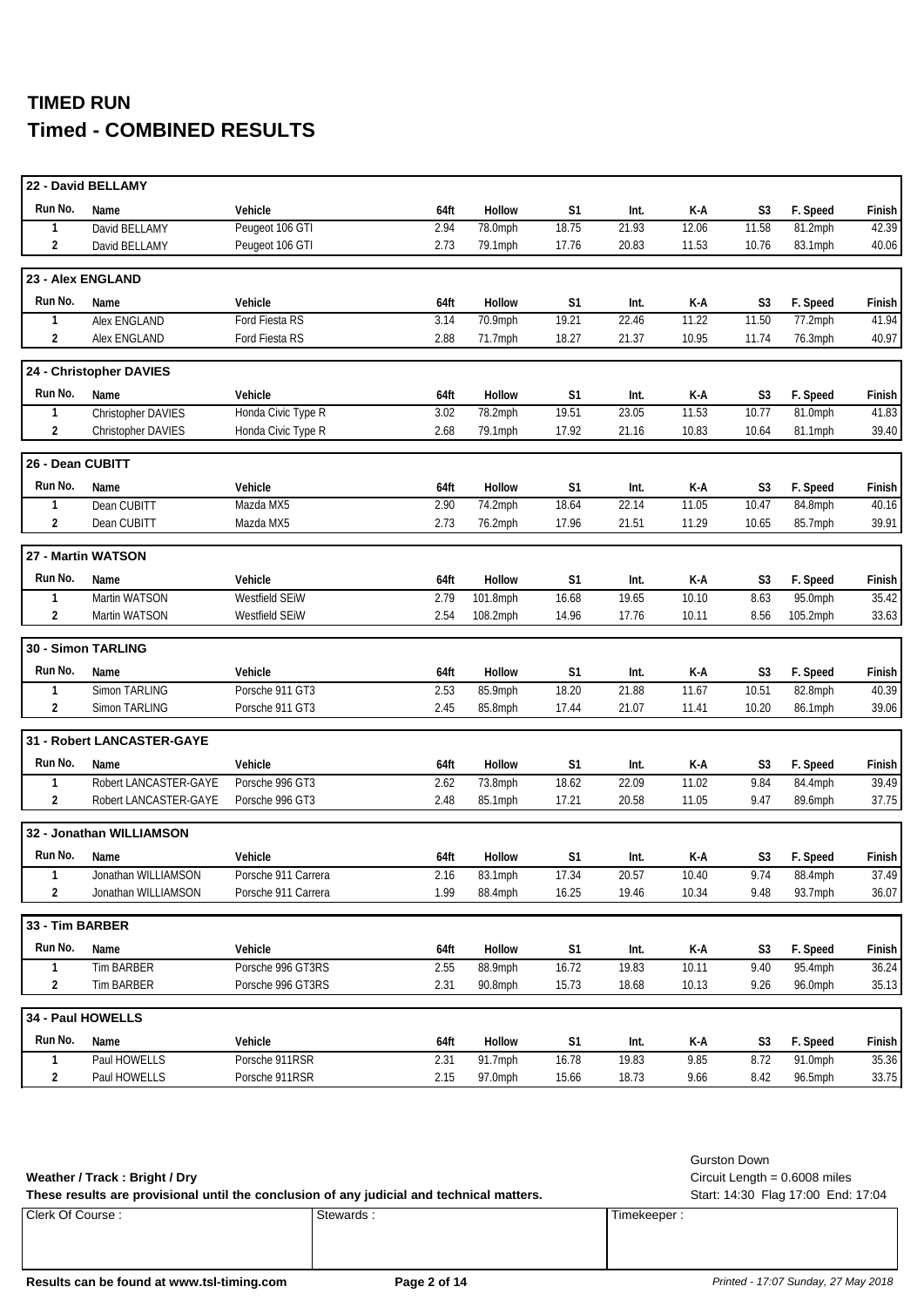# TIMED RUN
## Timed - COMBINED RESULTS

**22 - David BELLAMY**

| Run No. | Name | Vehicle | 64ft | Hollow | S1 | Int. | K-A | S3 | F. Speed | Finish |
|---|---|---|---|---|---|---|---|---|---|---|
| 1 | David BELLAMY | Peugeot 106 GTI | 2.94 | 78.0mph | 18.75 | 21.93 | 12.06 | 11.58 | 81.2mph | 42.39 |
| 2 | David BELLAMY | Peugeot 106 GTI | 2.73 | 79.1mph | 17.76 | 20.83 | 11.53 | 10.76 | 83.1mph | 40.06 |

**23 - Alex ENGLAND**

| Run No. | Name | Vehicle | 64ft | Hollow | S1 | Int. | K-A | S3 | F. Speed | Finish |
|---|---|---|---|---|---|---|---|---|---|---|
| 1 | Alex ENGLAND | Ford Fiesta RS | 3.14 | 70.9mph | 19.21 | 22.46 | 11.22 | 11.50 | 77.2mph | 41.94 |
| 2 | Alex ENGLAND | Ford Fiesta RS | 2.88 | 71.7mph | 18.27 | 21.37 | 10.95 | 11.74 | 76.3mph | 40.97 |

**24 - Christopher DAVIES**

| Run No. | Name | Vehicle | 64ft | Hollow | S1 | Int. | K-A | S3 | F. Speed | Finish |
|---|---|---|---|---|---|---|---|---|---|---|
| 1 | Christopher DAVIES | Honda Civic Type R | 3.02 | 78.2mph | 19.51 | 23.05 | 11.53 | 10.77 | 81.0mph | 41.83 |
| 2 | Christopher DAVIES | Honda Civic Type R | 2.68 | 79.1mph | 17.92 | 21.16 | 10.83 | 10.64 | 81.1mph | 39.40 |

**26 - Dean CUBITT**

| Run No. | Name | Vehicle | 64ft | Hollow | S1 | Int. | K-A | S3 | F. Speed | Finish |
|---|---|---|---|---|---|---|---|---|---|---|
| 1 | Dean CUBITT | Mazda MX5 | 2.90 | 74.2mph | 18.64 | 22.14 | 11.05 | 10.47 | 84.8mph | 40.16 |
| 2 | Dean CUBITT | Mazda MX5 | 2.73 | 76.2mph | 17.96 | 21.51 | 11.29 | 10.65 | 85.7mph | 39.91 |

**27 - Martin WATSON**

| Run No. | Name | Vehicle | 64ft | Hollow | S1 | Int. | K-A | S3 | F. Speed | Finish |
|---|---|---|---|---|---|---|---|---|---|---|
| 1 | Martin WATSON | Westfield SEiW | 2.79 | 101.8mph | 16.68 | 19.65 | 10.10 | 8.63 | 95.0mph | 35.42 |
| 2 | Martin WATSON | Westfield SEiW | 2.54 | 108.2mph | 14.96 | 17.76 | 10.11 | 8.56 | 105.2mph | 33.63 |

**30 - Simon TARLING**

| Run No. | Name | Vehicle | 64ft | Hollow | S1 | Int. | K-A | S3 | F. Speed | Finish |
|---|---|---|---|---|---|---|---|---|---|---|
| 1 | Simon TARLING | Porsche 911 GT3 | 2.53 | 85.9mph | 18.20 | 21.88 | 11.67 | 10.51 | 82.8mph | 40.39 |
| 2 | Simon TARLING | Porsche 911 GT3 | 2.45 | 85.8mph | 17.44 | 21.07 | 11.41 | 10.20 | 86.1mph | 39.06 |

**31 - Robert LANCASTER-GAYE**

| Run No. | Name | Vehicle | 64ft | Hollow | S1 | Int. | K-A | S3 | F. Speed | Finish |
|---|---|---|---|---|---|---|---|---|---|---|
| 1 | Robert LANCASTER-GAYE | Porsche 996 GT3 | 2.62 | 73.8mph | 18.62 | 22.09 | 11.02 | 9.84 | 84.4mph | 39.49 |
| 2 | Robert LANCASTER-GAYE | Porsche 996 GT3 | 2.48 | 85.1mph | 17.21 | 20.58 | 11.05 | 9.47 | 89.6mph | 37.75 |

**32 - Jonathan WILLIAMSON**

| Run No. | Name | Vehicle | 64ft | Hollow | S1 | Int. | K-A | S3 | F. Speed | Finish |
|---|---|---|---|---|---|---|---|---|---|---|
| 1 | Jonathan WILLIAMSON | Porsche 911 Carrera | 2.16 | 83.1mph | 17.34 | 20.57 | 10.40 | 9.74 | 88.4mph | 37.49 |
| 2 | Jonathan WILLIAMSON | Porsche 911 Carrera | 1.99 | 88.4mph | 16.25 | 19.46 | 10.34 | 9.48 | 93.7mph | 36.07 |

**33 - Tim BARBER**

| Run No. | Name | Vehicle | 64ft | Hollow | S1 | Int. | K-A | S3 | F. Speed | Finish |
|---|---|---|---|---|---|---|---|---|---|---|
| 1 | Tim BARBER | Porsche 996 GT3RS | 2.55 | 88.9mph | 16.72 | 19.83 | 10.11 | 9.40 | 95.4mph | 36.24 |
| 2 | Tim BARBER | Porsche 996 GT3RS | 2.31 | 90.8mph | 15.73 | 18.68 | 10.13 | 9.26 | 96.0mph | 35.13 |

**34 - Paul HOWELLS**

| Run No. | Name | Vehicle | 64ft | Hollow | S1 | Int. | K-A | S3 | F. Speed | Finish |
|---|---|---|---|---|---|---|---|---|---|---|
| 1 | Paul HOWELLS | Porsche 911RSR | 2.31 | 91.7mph | 16.78 | 19.83 | 9.85 | 8.72 | 91.0mph | 35.36 |
| 2 | Paul HOWELLS | Porsche 911RSR | 2.15 | 97.0mph | 15.66 | 18.73 | 9.66 | 8.42 | 96.5mph | 33.75 |

**Weather / Track : Bright / Dry**

**These results are provisional until the conclusion of any judicial and technical matters.**

Gurston Down
Circuit Length = 0.6008 miles
Start: 14:30 Flag 17:00 End: 17:04

| Clerk Of Course : | Stewards : | Timekeeper : |
|---|---|---|
| | | |

**Results can be found at www.tsl-timing.com**

*Printed - 17:07 Sunday, 27 May 2018*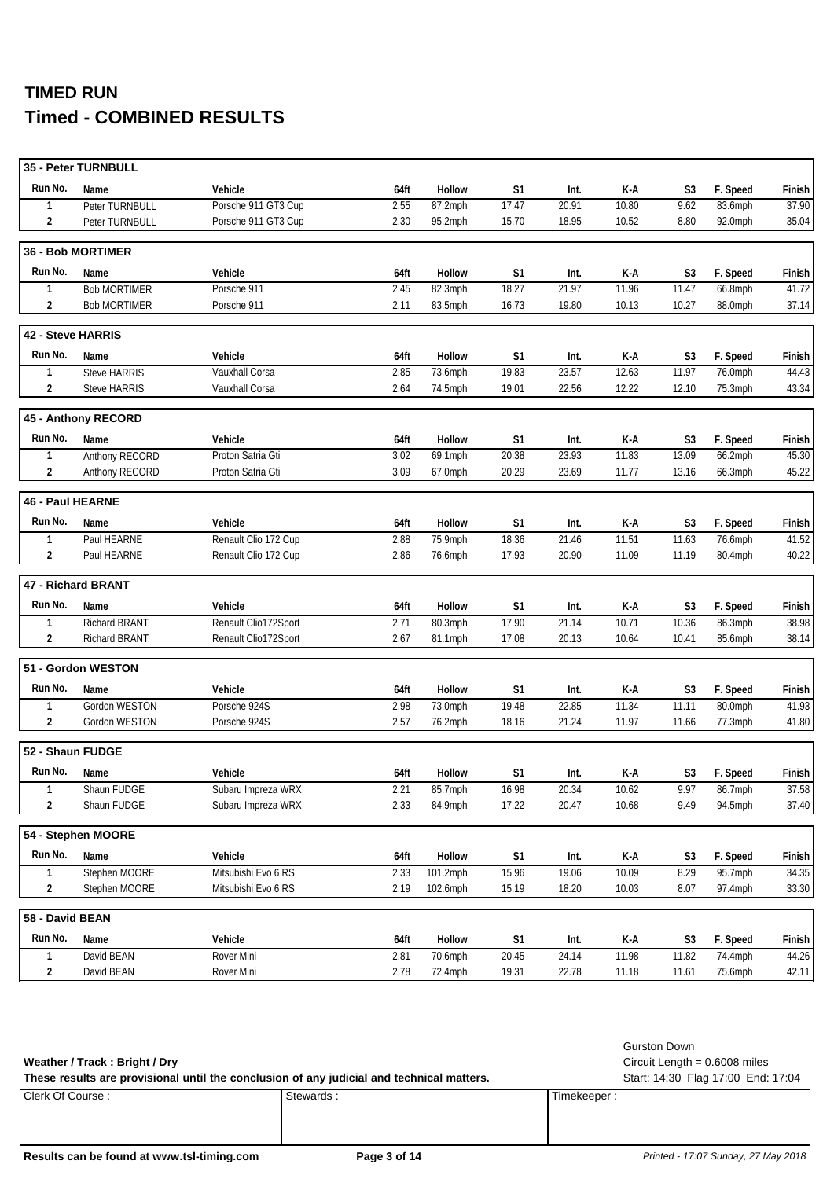# TIMED RUN
# Timed - COMBINED RESULTS

### 35 - Peter TURNBULL

| Run No. | Name | Vehicle | 64ft | Hollow | S1 | Int. | K-A | S3 | F. Speed | Finish |
|---|---|---|---|---|---|---|---|---|---|---|
| 1 | Peter TURNBULL | Porsche 911 GT3 Cup | 2.55 | 87.2mph | 17.47 | 20.91 | 10.80 | 9.62 | 83.6mph | 37.90 |
| 2 | Peter TURNBULL | Porsche 911 GT3 Cup | 2.30 | 95.2mph | 15.70 | 18.95 | 10.52 | 8.80 | 92.0mph | 35.04 |

### 36 - Bob MORTIMER

| Run No. | Name | Vehicle | 64ft | Hollow | S1 | Int. | K-A | S3 | F. Speed | Finish |
|---|---|---|---|---|---|---|---|---|---|---|
| 1 | Bob MORTIMER | Porsche 911 | 2.45 | 82.3mph | 18.27 | 21.97 | 11.96 | 11.47 | 66.8mph | 41.72 |
| 2 | Bob MORTIMER | Porsche 911 | 2.11 | 83.5mph | 16.73 | 19.80 | 10.13 | 10.27 | 88.0mph | 37.14 |

### 42 - Steve HARRIS

| Run No. | Name | Vehicle | 64ft | Hollow | S1 | Int. | K-A | S3 | F. Speed | Finish |
|---|---|---|---|---|---|---|---|---|---|---|
| 1 | Steve HARRIS | Vauxhall Corsa | 2.85 | 73.6mph | 19.83 | 23.57 | 12.63 | 11.97 | 76.0mph | 44.43 |
| 2 | Steve HARRIS | Vauxhall Corsa | 2.64 | 74.5mph | 19.01 | 22.56 | 12.22 | 12.10 | 75.3mph | 43.34 |

### 45 - Anthony RECORD

| Run No. | Name | Vehicle | 64ft | Hollow | S1 | Int. | K-A | S3 | F. Speed | Finish |
|---|---|---|---|---|---|---|---|---|---|---|
| 1 | Anthony RECORD | Proton Satria Gti | 3.02 | 69.1mph | 20.38 | 23.93 | 11.83 | 13.09 | 66.2mph | 45.30 |
| 2 | Anthony RECORD | Proton Satria Gti | 3.09 | 67.0mph | 20.29 | 23.69 | 11.77 | 13.16 | 66.3mph | 45.22 |

### 46 - Paul HEARNE

| Run No. | Name | Vehicle | 64ft | Hollow | S1 | Int. | K-A | S3 | F. Speed | Finish |
|---|---|---|---|---|---|---|---|---|---|---|
| 1 | Paul HEARNE | Renault Clio 172 Cup | 2.88 | 75.9mph | 18.36 | 21.46 | 11.51 | 11.63 | 76.6mph | 41.52 |
| 2 | Paul HEARNE | Renault Clio 172 Cup | 2.86 | 76.6mph | 17.93 | 20.90 | 11.09 | 11.19 | 80.4mph | 40.22 |

### 47 - Richard BRANT

| Run No. | Name | Vehicle | 64ft | Hollow | S1 | Int. | K-A | S3 | F. Speed | Finish |
|---|---|---|---|---|---|---|---|---|---|---|
| 1 | Richard BRANT | Renault Clio172Sport | 2.71 | 80.3mph | 17.90 | 21.14 | 10.71 | 10.36 | 86.3mph | 38.98 |
| 2 | Richard BRANT | Renault Clio172Sport | 2.67 | 81.1mph | 17.08 | 20.13 | 10.64 | 10.41 | 85.6mph | 38.14 |

### 51 - Gordon WESTON

| Run No. | Name | Vehicle | 64ft | Hollow | S1 | Int. | K-A | S3 | F. Speed | Finish |
|---|---|---|---|---|---|---|---|---|---|---|
| 1 | Gordon WESTON | Porsche 924S | 2.98 | 73.0mph | 19.48 | 22.85 | 11.34 | 11.11 | 80.0mph | 41.93 |
| 2 | Gordon WESTON | Porsche 924S | 2.57 | 76.2mph | 18.16 | 21.24 | 11.97 | 11.66 | 77.3mph | 41.80 |

### 52 - Shaun FUDGE

| Run No. | Name | Vehicle | 64ft | Hollow | S1 | Int. | K-A | S3 | F. Speed | Finish |
|---|---|---|---|---|---|---|---|---|---|---|
| 1 | Shaun FUDGE | Subaru Impreza WRX | 2.21 | 85.7mph | 16.98 | 20.34 | 10.62 | 9.97 | 86.7mph | 37.58 |
| 2 | Shaun FUDGE | Subaru Impreza WRX | 2.33 | 84.9mph | 17.22 | 20.47 | 10.68 | 9.49 | 94.5mph | 37.40 |

### 54 - Stephen MOORE

| Run No. | Name | Vehicle | 64ft | Hollow | S1 | Int. | K-A | S3 | F. Speed | Finish |
|---|---|---|---|---|---|---|---|---|---|---|
| 1 | Stephen MOORE | Mitsubishi Evo 6 RS | 2.33 | 101.2mph | 15.96 | 19.06 | 10.09 | 8.29 | 95.7mph | 34.35 |
| 2 | Stephen MOORE | Mitsubishi Evo 6 RS | 2.19 | 102.6mph | 15.19 | 18.20 | 10.03 | 8.07 | 97.4mph | 33.30 |

### 58 - David BEAN

| Run No. | Name | Vehicle | 64ft | Hollow | S1 | Int. | K-A | S3 | F. Speed | Finish |
|---|---|---|---|---|---|---|---|---|---|---|
| 1 | David BEAN | Rover Mini | 2.81 | 70.6mph | 20.45 | 24.14 | 11.98 | 11.82 | 74.4mph | 44.26 |
| 2 | David BEAN | Rover Mini | 2.78 | 72.4mph | 19.31 | 22.78 | 11.18 | 11.61 | 75.6mph | 42.11 |

**Weather / Track : Bright / Dry**

**These results are provisional until the conclusion of any judicial and technical matters.**

Gurston Down
Circuit Length = 0.6008 miles
Start: 14:30 Flag 17:00 End: 17:04

| Clerk Of Course : | Stewards : | Timekeeper : |
|---|---|---|
| | | |

**Results can be found at www.tsl-timing.com**

*Printed - 17:07 Sunday, 27 May 2018*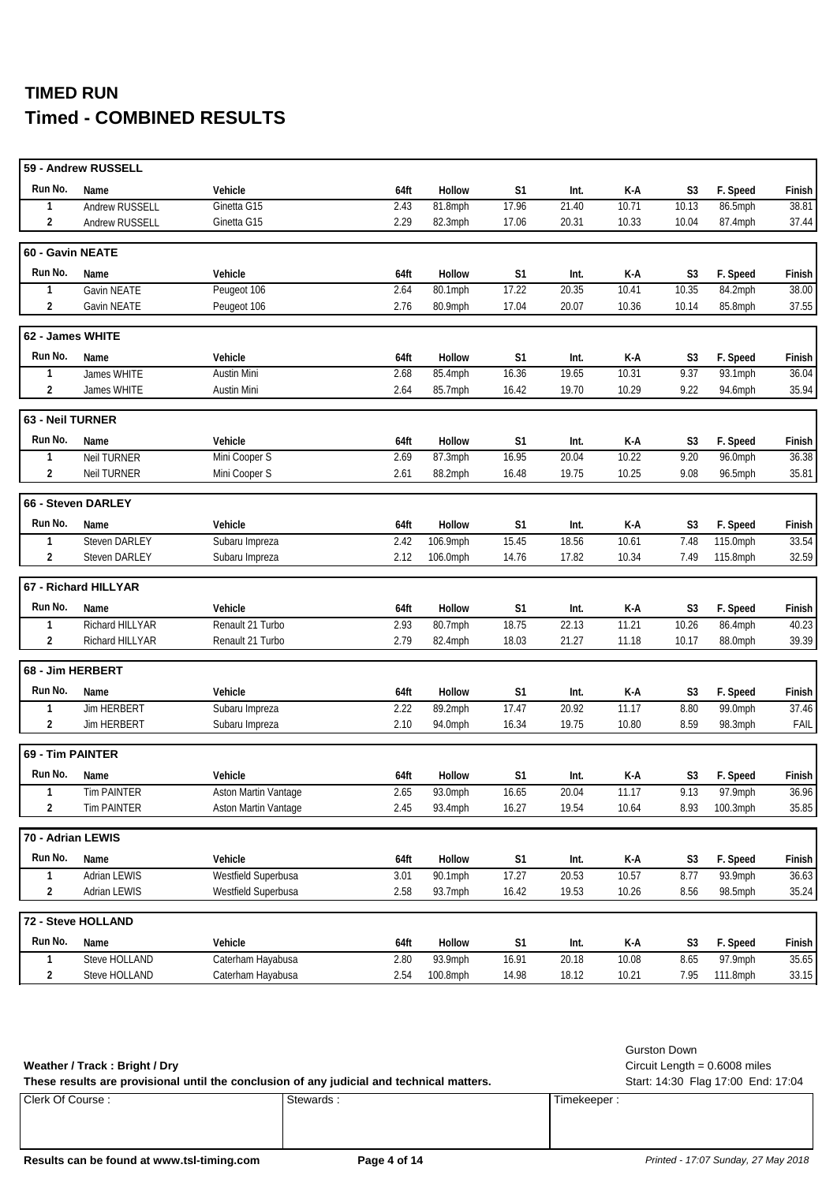# TIMED RUN
## Timed - COMBINED RESULTS

**59 - Andrew RUSSELL**

| Run No. | Name | Vehicle | 64ft | Hollow | S1 | Int. | K-A | S3 | F. Speed | Finish |
|---|---|---|---|---|---|---|---|---|---|---|
| 1 | Andrew RUSSELL | Ginetta G15 | 2.43 | 81.8mph | 17.96 | 21.40 | 10.71 | 10.13 | 86.5mph | 38.81 |
| 2 | Andrew RUSSELL | Ginetta G15 | 2.29 | 82.3mph | 17.06 | 20.31 | 10.33 | 10.04 | 87.4mph | 37.44 |

**60 - Gavin NEATE**

| Run No. | Name | Vehicle | 64ft | Hollow | S1 | Int. | K-A | S3 | F. Speed | Finish |
|---|---|---|---|---|---|---|---|---|---|---|
| 1 | Gavin NEATE | Peugeot 106 | 2.64 | 80.1mph | 17.22 | 20.35 | 10.41 | 10.35 | 84.2mph | 38.00 |
| 2 | Gavin NEATE | Peugeot 106 | 2.76 | 80.9mph | 17.04 | 20.07 | 10.36 | 10.14 | 85.8mph | 37.55 |

**62 - James WHITE**

| Run No. | Name | Vehicle | 64ft | Hollow | S1 | Int. | K-A | S3 | F. Speed | Finish |
|---|---|---|---|---|---|---|---|---|---|---|
| 1 | James WHITE | Austin Mini | 2.68 | 85.4mph | 16.36 | 19.65 | 10.31 | 9.37 | 93.1mph | 36.04 |
| 2 | James WHITE | Austin Mini | 2.64 | 85.7mph | 16.42 | 19.70 | 10.29 | 9.22 | 94.6mph | 35.94 |

**63 - Neil TURNER**

| Run No. | Name | Vehicle | 64ft | Hollow | S1 | Int. | K-A | S3 | F. Speed | Finish |
|---|---|---|---|---|---|---|---|---|---|---|
| 1 | Neil TURNER | Mini Cooper S | 2.69 | 87.3mph | 16.95 | 20.04 | 10.22 | 9.20 | 96.0mph | 36.38 |
| 2 | Neil TURNER | Mini Cooper S | 2.61 | 88.2mph | 16.48 | 19.75 | 10.25 | 9.08 | 96.5mph | 35.81 |

**66 - Steven DARLEY**

| Run No. | Name | Vehicle | 64ft | Hollow | S1 | Int. | K-A | S3 | F. Speed | Finish |
|---|---|---|---|---|---|---|---|---|---|---|
| 1 | Steven DARLEY | Subaru Impreza | 2.42 | 106.9mph | 15.45 | 18.56 | 10.61 | 7.48 | 115.0mph | 33.54 |
| 2 | Steven DARLEY | Subaru Impreza | 2.12 | 106.0mph | 14.76 | 17.82 | 10.34 | 7.49 | 115.8mph | 32.59 |

**67 - Richard HILLYAR**

| Run No. | Name | Vehicle | 64ft | Hollow | S1 | Int. | K-A | S3 | F. Speed | Finish |
|---|---|---|---|---|---|---|---|---|---|---|
| 1 | Richard HILLYAR | Renault 21 Turbo | 2.93 | 80.7mph | 18.75 | 22.13 | 11.21 | 10.26 | 86.4mph | 40.23 |
| 2 | Richard HILLYAR | Renault 21 Turbo | 2.79 | 82.4mph | 18.03 | 21.27 | 11.18 | 10.17 | 88.0mph | 39.39 |

**68 - Jim HERBERT**

| Run No. | Name | Vehicle | 64ft | Hollow | S1 | Int. | K-A | S3 | F. Speed | Finish |
|---|---|---|---|---|---|---|---|---|---|---|
| 1 | Jim HERBERT | Subaru Impreza | 2.22 | 89.2mph | 17.47 | 20.92 | 11.17 | 8.80 | 99.0mph | 37.46 |
| 2 | Jim HERBERT | Subaru Impreza | 2.10 | 94.0mph | 16.34 | 19.75 | 10.80 | 8.59 | 98.3mph | FAIL |

**69 - Tim PAINTER**

| Run No. | Name | Vehicle | 64ft | Hollow | S1 | Int. | K-A | S3 | F. Speed | Finish |
|---|---|---|---|---|---|---|---|---|---|---|
| 1 | Tim PAINTER | Aston Martin Vantage | 2.65 | 93.0mph | 16.65 | 20.04 | 11.17 | 9.13 | 97.9mph | 36.96 |
| 2 | Tim PAINTER | Aston Martin Vantage | 2.45 | 93.4mph | 16.27 | 19.54 | 10.64 | 8.93 | 100.3mph | 35.85 |

**70 - Adrian LEWIS**

| Run No. | Name | Vehicle | 64ft | Hollow | S1 | Int. | K-A | S3 | F. Speed | Finish |
|---|---|---|---|---|---|---|---|---|---|---|
| 1 | Adrian LEWIS | Westfield Superbusa | 3.01 | 90.1mph | 17.27 | 20.53 | 10.57 | 8.77 | 93.9mph | 36.63 |
| 2 | Adrian LEWIS | Westfield Superbusa | 2.58 | 93.7mph | 16.42 | 19.53 | 10.26 | 8.56 | 98.5mph | 35.24 |

**72 - Steve HOLLAND**

| Run No. | Name | Vehicle | 64ft | Hollow | S1 | Int. | K-A | S3 | F. Speed | Finish |
|---|---|---|---|---|---|---|---|---|---|---|
| 1 | Steve HOLLAND | Caterham Hayabusa | 2.80 | 93.9mph | 16.91 | 20.18 | 10.08 | 8.65 | 97.9mph | 35.65 |
| 2 | Steve HOLLAND | Caterham Hayabusa | 2.54 | 100.8mph | 14.98 | 18.12 | 10.21 | 7.95 | 111.8mph | 33.15 |

**Weather / Track : Bright / Dry**

**These results are provisional until the conclusion of any judicial and technical matters.**

Gurston Down
Circuit Length = 0.6008 miles
Start: 14:30 Flag 17:00 End: 17:04

| Clerk Of Course : | Stewards : | Timekeeper : |
|---|---|---|
| | | |

**Results can be found at www.tsl-timing.com**

*Printed - 17:07 Sunday, 27 May 2018*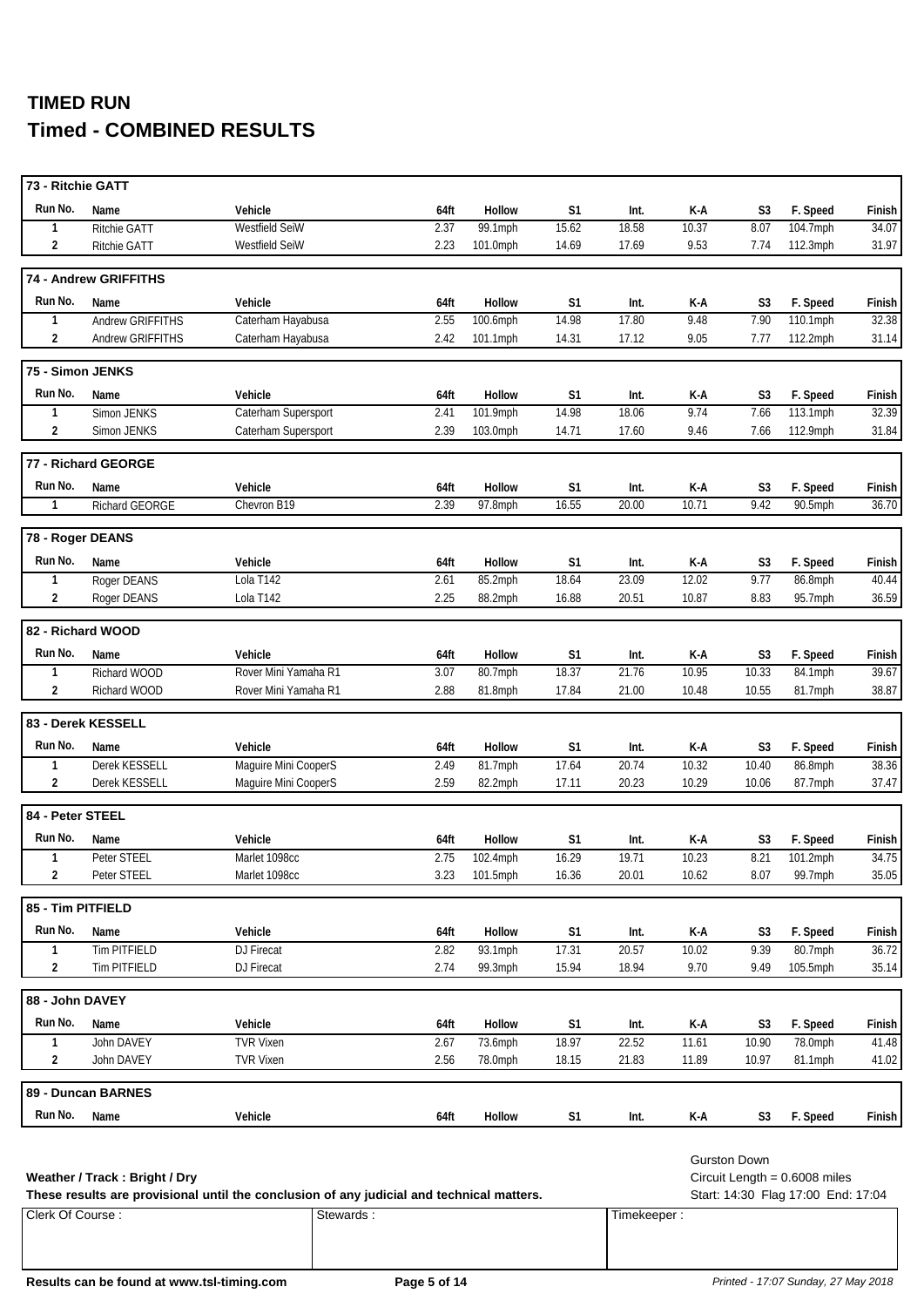# TIMED RUN

## Timed - COMBINED RESULTS

### 73 - Ritchie GATT

| Run No. | Name | Vehicle | 64ft | Hollow | S1 | Int. | K-A | S3 | F. Speed | Finish |
|---|---|---|---|---|---|---|---|---|---|---|
| 1 | Ritchie GATT | Westfield SeiW | 2.37 | 99.1mph | 15.62 | 18.58 | 10.37 | 8.07 | 104.7mph | 34.07 |
| 2 | Ritchie GATT | Westfield SeiW | 2.23 | 101.0mph | 14.69 | 17.69 | 9.53 | 7.74 | 112.3mph | 31.97 |

### 74 - Andrew GRIFFITHS

| Run No. | Name | Vehicle | 64ft | Hollow | S1 | Int. | K-A | S3 | F. Speed | Finish |
|---|---|---|---|---|---|---|---|---|---|---|
| 1 | Andrew GRIFFITHS | Caterham Hayabusa | 2.55 | 100.6mph | 14.98 | 17.80 | 9.48 | 7.90 | 110.1mph | 32.38 |
| 2 | Andrew GRIFFITHS | Caterham Hayabusa | 2.42 | 101.1mph | 14.31 | 17.12 | 9.05 | 7.77 | 112.2mph | 31.14 |

### 75 - Simon JENKS

| Run No. | Name | Vehicle | 64ft | Hollow | S1 | Int. | K-A | S3 | F. Speed | Finish |
|---|---|---|---|---|---|---|---|---|---|---|
| 1 | Simon JENKS | Caterham Supersport | 2.41 | 101.9mph | 14.98 | 18.06 | 9.74 | 7.66 | 113.1mph | 32.39 |
| 2 | Simon JENKS | Caterham Supersport | 2.39 | 103.0mph | 14.71 | 17.60 | 9.46 | 7.66 | 112.9mph | 31.84 |

### 77 - Richard GEORGE

| Run No. | Name | Vehicle | 64ft | Hollow | S1 | Int. | K-A | S3 | F. Speed | Finish |
|---|---|---|---|---|---|---|---|---|---|---|
| 1 | Richard GEORGE | Chevron B19 | 2.39 | 97.8mph | 16.55 | 20.00 | 10.71 | 9.42 | 90.5mph | 36.70 |

### 78 - Roger DEANS

| Run No. | Name | Vehicle | 64ft | Hollow | S1 | Int. | K-A | S3 | F. Speed | Finish |
|---|---|---|---|---|---|---|---|---|---|---|
| 1 | Roger DEANS | Lola T142 | 2.61 | 85.2mph | 18.64 | 23.09 | 12.02 | 9.77 | 86.8mph | 40.44 |
| 2 | Roger DEANS | Lola T142 | 2.25 | 88.2mph | 16.88 | 20.51 | 10.87 | 8.83 | 95.7mph | 36.59 |

### 82 - Richard WOOD

| Run No. | Name | Vehicle | 64ft | Hollow | S1 | Int. | K-A | S3 | F. Speed | Finish |
|---|---|---|---|---|---|---|---|---|---|---|
| 1 | Richard WOOD | Rover Mini Yamaha R1 | 3.07 | 80.7mph | 18.37 | 21.76 | 10.95 | 10.33 | 84.1mph | 39.67 |
| 2 | Richard WOOD | Rover Mini Yamaha R1 | 2.88 | 81.8mph | 17.84 | 21.00 | 10.48 | 10.55 | 81.7mph | 38.87 |

### 83 - Derek KESSELL

| Run No. | Name | Vehicle | 64ft | Hollow | S1 | Int. | K-A | S3 | F. Speed | Finish |
|---|---|---|---|---|---|---|---|---|---|---|
| 1 | Derek KESSELL | Maguire Mini CooperS | 2.49 | 81.7mph | 17.64 | 20.74 | 10.32 | 10.40 | 86.8mph | 38.36 |
| 2 | Derek KESSELL | Maguire Mini CooperS | 2.59 | 82.2mph | 17.11 | 20.23 | 10.29 | 10.06 | 87.7mph | 37.47 |

### 84 - Peter STEEL

| Run No. | Name | Vehicle | 64ft | Hollow | S1 | Int. | K-A | S3 | F. Speed | Finish |
|---|---|---|---|---|---|---|---|---|---|---|
| 1 | Peter STEEL | Marlet 1098cc | 2.75 | 102.4mph | 16.29 | 19.71 | 10.23 | 8.21 | 101.2mph | 34.75 |
| 2 | Peter STEEL | Marlet 1098cc | 3.23 | 101.5mph | 16.36 | 20.01 | 10.62 | 8.07 | 99.7mph | 35.05 |

### 85 - Tim PITFIELD

| Run No. | Name | Vehicle | 64ft | Hollow | S1 | Int. | K-A | S3 | F. Speed | Finish |
|---|---|---|---|---|---|---|---|---|---|---|
| 1 | Tim PITFIELD | DJ Firecat | 2.82 | 93.1mph | 17.31 | 20.57 | 10.02 | 9.39 | 80.7mph | 36.72 |
| 2 | Tim PITFIELD | DJ Firecat | 2.74 | 99.3mph | 15.94 | 18.94 | 9.70 | 9.49 | 105.5mph | 35.14 |

### 88 - John DAVEY

| Run No. | Name | Vehicle | 64ft | Hollow | S1 | Int. | K-A | S3 | F. Speed | Finish |
|---|---|---|---|---|---|---|---|---|---|---|
| 1 | John DAVEY | TVR Vixen | 2.67 | 73.6mph | 18.97 | 22.52 | 11.61 | 10.90 | 78.0mph | 41.48 |
| 2 | John DAVEY | TVR Vixen | 2.56 | 78.0mph | 18.15 | 21.83 | 11.89 | 10.97 | 81.1mph | 41.02 |

### 89 - Duncan BARNES

| Run No. | Name | Vehicle | 64ft | Hollow | S1 | Int. | K-A | S3 | F. Speed | Finish |
|---|---|---|---|---|---|---|---|---|---|---|

**Weather / Track : Bright / Dry**

**These results are provisional until the conclusion of any judicial and technical matters.**

Gurston Down
Circuit Length = 0.6008 miles
Start: 14:30 Flag 17:00 End: 17:04

| Clerk Of Course : | Stewards : | Timekeeper : |
|---|---|---|
| | | |

**Results can be found at www.tsl-timing.com**

*Printed - 17:07 Sunday, 27 May 2018*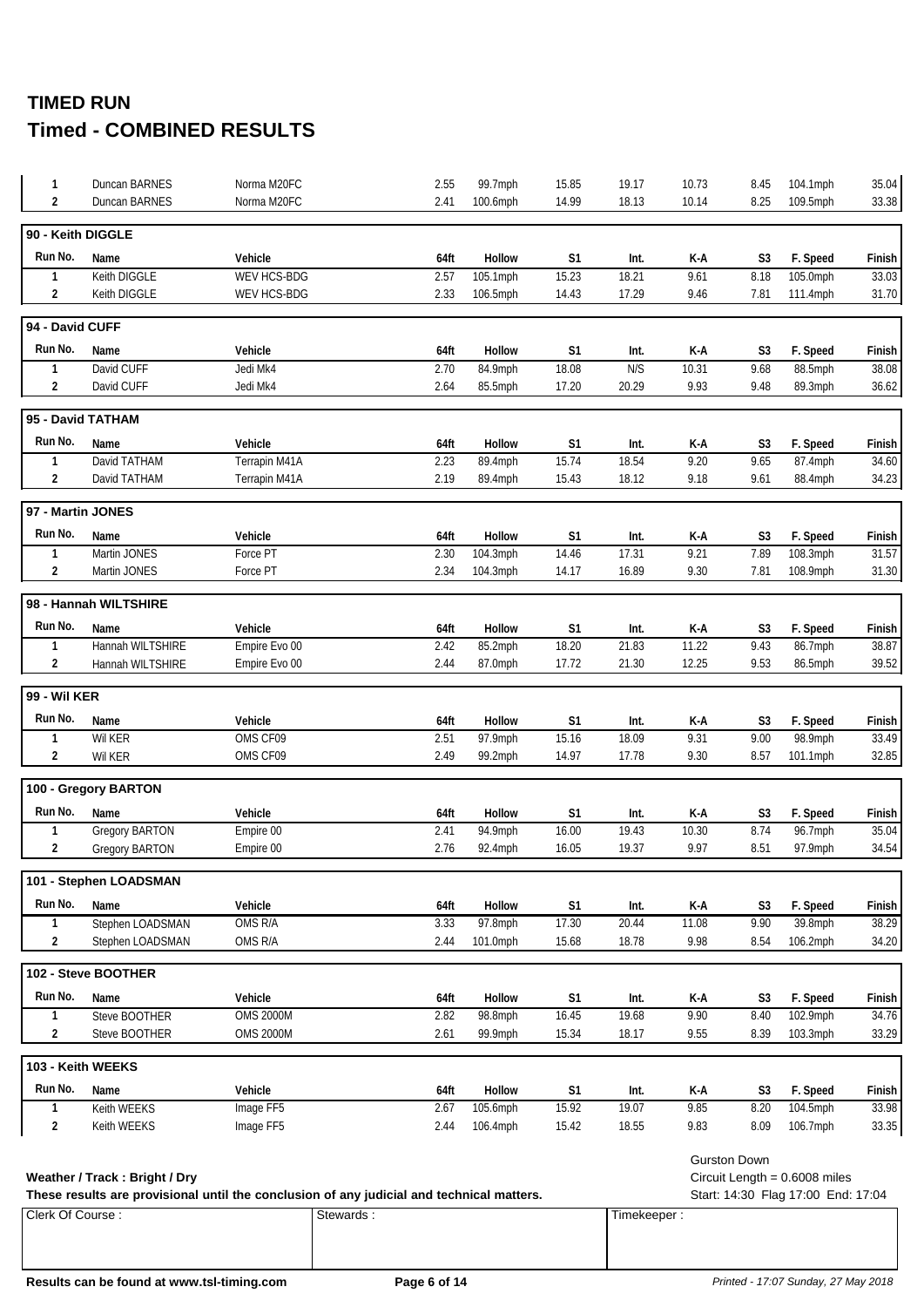# TIMED RUN

## Timed - COMBINED RESULTS

| Run No. | Name | Vehicle | 64ft | Hollow | S1 | Int. | K-A | S3 | F. Speed | Finish |
|---|---|---|---|---|---|---|---|---|---|---|
| 1 | Duncan BARNES | Norma M20FC | 2.55 | 99.7mph | 15.85 | 19.17 | 10.73 | 8.45 | 104.1mph | 35.04 |
| 2 | Duncan BARNES | Norma M20FC | 2.41 | 100.6mph | 14.99 | 18.13 | 10.14 | 8.25 | 109.5mph | 33.38 |

**90 - Keith DIGGLE**

| Run No. | Name | Vehicle | 64ft | Hollow | S1 | Int. | K-A | S3 | F. Speed | Finish |
|---|---|---|---|---|---|---|---|---|---|---|
| 1 | Keith DIGGLE | WEV HCS-BDG | 2.57 | 105.1mph | 15.23 | 18.21 | 9.61 | 8.18 | 105.0mph | 33.03 |
| 2 | Keith DIGGLE | WEV HCS-BDG | 2.33 | 106.5mph | 14.43 | 17.29 | 9.46 | 7.81 | 111.4mph | 31.70 |

**94 - David CUFF**

| Run No. | Name | Vehicle | 64ft | Hollow | S1 | Int. | K-A | S3 | F. Speed | Finish |
|---|---|---|---|---|---|---|---|---|---|---|
| 1 | David CUFF | Jedi Mk4 | 2.70 | 84.9mph | 18.08 | N/S | 10.31 | 9.68 | 88.5mph | 38.08 |
| 2 | David CUFF | Jedi Mk4 | 2.64 | 85.5mph | 17.20 | 20.29 | 9.93 | 9.48 | 89.3mph | 36.62 |

**95 - David TATHAM**

| Run No. | Name | Vehicle | 64ft | Hollow | S1 | Int. | K-A | S3 | F. Speed | Finish |
|---|---|---|---|---|---|---|---|---|---|---|
| 1 | David TATHAM | Terrapin M41A | 2.23 | 89.4mph | 15.74 | 18.54 | 9.20 | 9.65 | 87.4mph | 34.60 |
| 2 | David TATHAM | Terrapin M41A | 2.19 | 89.4mph | 15.43 | 18.12 | 9.18 | 9.61 | 88.4mph | 34.23 |

**97 - Martin JONES**

| Run No. | Name | Vehicle | 64ft | Hollow | S1 | Int. | K-A | S3 | F. Speed | Finish |
|---|---|---|---|---|---|---|---|---|---|---|
| 1 | Martin JONES | Force PT | 2.30 | 104.3mph | 14.46 | 17.31 | 9.21 | 7.89 | 108.3mph | 31.57 |
| 2 | Martin JONES | Force PT | 2.34 | 104.3mph | 14.17 | 16.89 | 9.30 | 7.81 | 108.9mph | 31.30 |

**98 - Hannah WILTSHIRE**

| Run No. | Name | Vehicle | 64ft | Hollow | S1 | Int. | K-A | S3 | F. Speed | Finish |
|---|---|---|---|---|---|---|---|---|---|---|
| 1 | Hannah WILTSHIRE | Empire Evo 00 | 2.42 | 85.2mph | 18.20 | 21.83 | 11.22 | 9.43 | 86.7mph | 38.87 |
| 2 | Hannah WILTSHIRE | Empire Evo 00 | 2.44 | 87.0mph | 17.72 | 21.30 | 12.25 | 9.53 | 86.5mph | 39.52 |

**99 - Wil KER**

| Run No. | Name | Vehicle | 64ft | Hollow | S1 | Int. | K-A | S3 | F. Speed | Finish |
|---|---|---|---|---|---|---|---|---|---|---|
| 1 | Wil KER | OMS CF09 | 2.51 | 97.9mph | 15.16 | 18.09 | 9.31 | 9.00 | 98.9mph | 33.49 |
| 2 | Wil KER | OMS CF09 | 2.49 | 99.2mph | 14.97 | 17.78 | 9.30 | 8.57 | 101.1mph | 32.85 |

**100 - Gregory BARTON**

| Run No. | Name | Vehicle | 64ft | Hollow | S1 | Int. | K-A | S3 | F. Speed | Finish |
|---|---|---|---|---|---|---|---|---|---|---|
| 1 | Gregory BARTON | Empire 00 | 2.41 | 94.9mph | 16.00 | 19.43 | 10.30 | 8.74 | 96.7mph | 35.04 |
| 2 | Gregory BARTON | Empire 00 | 2.76 | 92.4mph | 16.05 | 19.37 | 9.97 | 8.51 | 97.9mph | 34.54 |

**101 - Stephen LOADSMAN**

| Run No. | Name | Vehicle | 64ft | Hollow | S1 | Int. | K-A | S3 | F. Speed | Finish |
|---|---|---|---|---|---|---|---|---|---|---|
| 1 | Stephen LOADSMAN | OMS R/A | 3.33 | 97.8mph | 17.30 | 20.44 | 11.08 | 9.90 | 39.8mph | 38.29 |
| 2 | Stephen LOADSMAN | OMS R/A | 2.44 | 101.0mph | 15.68 | 18.78 | 9.98 | 8.54 | 106.2mph | 34.20 |

**102 - Steve BOOTHER**

| Run No. | Name | Vehicle | 64ft | Hollow | S1 | Int. | K-A | S3 | F. Speed | Finish |
|---|---|---|---|---|---|---|---|---|---|---|
| 1 | Steve BOOTHER | OMS 2000M | 2.82 | 98.8mph | 16.45 | 19.68 | 9.90 | 8.40 | 102.9mph | 34.76 |
| 2 | Steve BOOTHER | OMS 2000M | 2.61 | 99.9mph | 15.34 | 18.17 | 9.55 | 8.39 | 103.3mph | 33.29 |

**103 - Keith WEEKS**

| Run No. | Name | Vehicle | 64ft | Hollow | S1 | Int. | K-A | S3 | F. Speed | Finish |
|---|---|---|---|---|---|---|---|---|---|---|
| 1 | Keith WEEKS | Image FF5 | 2.67 | 105.6mph | 15.92 | 19.07 | 9.85 | 8.20 | 104.5mph | 33.98 |
| 2 | Keith WEEKS | Image FF5 | 2.44 | 106.4mph | 15.42 | 18.55 | 9.83 | 8.09 | 106.7mph | 33.35 |

**Weather / Track : Bright / Dry**

**These results are provisional until the conclusion of any judicial and technical matters.**

Gurston Down
Circuit Length = 0.6008 miles
Start: 14:30 Flag 17:00 End: 17:04

| Clerk Of Course : | Stewards : | Timekeeper : |
|---|---|---|
| | | |

**Results can be found at www.tsl-timing.com**

*Printed - 17:07 Sunday, 27 May 2018*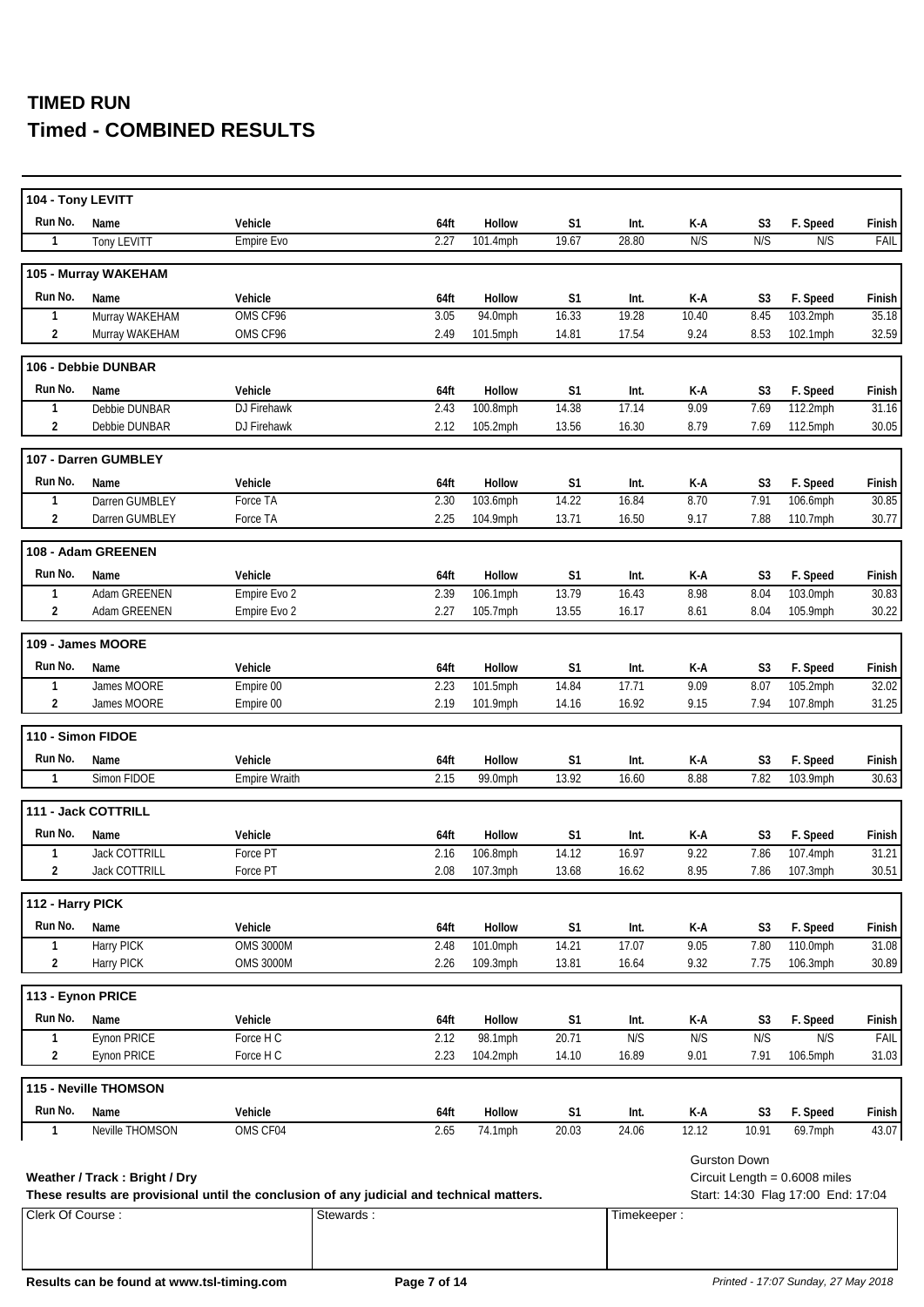# TIMED RUN
## Timed - COMBINED RESULTS

**104 - Tony LEVITT**

| Run No. | Name | Vehicle | 64ft | Hollow | S1 | Int. | K-A | S3 | F. Speed | Finish |
|---|---|---|---|---|---|---|---|---|---|---|
| 1 | Tony LEVITT | Empire Evo | 2.27 | 101.4mph | 19.67 | 28.80 | N/S | N/S | N/S | FAIL |

**105 - Murray WAKEHAM**

| Run No. | Name | Vehicle | 64ft | Hollow | S1 | Int. | K-A | S3 | F. Speed | Finish |
|---|---|---|---|---|---|---|---|---|---|---|
| 1 | Murray WAKEHAM | OMS CF96 | 3.05 | 94.0mph | 16.33 | 19.28 | 10.40 | 8.45 | 103.2mph | 35.18 |
| 2 | Murray WAKEHAM | OMS CF96 | 2.49 | 101.5mph | 14.81 | 17.54 | 9.24 | 8.53 | 102.1mph | 32.59 |

**106 - Debbie DUNBAR**

| Run No. | Name | Vehicle | 64ft | Hollow | S1 | Int. | K-A | S3 | F. Speed | Finish |
|---|---|---|---|---|---|---|---|---|---|---|
| 1 | Debbie DUNBAR | DJ Firehawk | 2.43 | 100.8mph | 14.38 | 17.14 | 9.09 | 7.69 | 112.2mph | 31.16 |
| 2 | Debbie DUNBAR | DJ Firehawk | 2.12 | 105.2mph | 13.56 | 16.30 | 8.79 | 7.69 | 112.5mph | 30.05 |

**107 - Darren GUMBLEY**

| Run No. | Name | Vehicle | 64ft | Hollow | S1 | Int. | K-A | S3 | F. Speed | Finish |
|---|---|---|---|---|---|---|---|---|---|---|
| 1 | Darren GUMBLEY | Force TA | 2.30 | 103.6mph | 14.22 | 16.84 | 8.70 | 7.91 | 106.6mph | 30.85 |
| 2 | Darren GUMBLEY | Force TA | 2.25 | 104.9mph | 13.71 | 16.50 | 9.17 | 7.88 | 110.7mph | 30.77 |

**108 - Adam GREENEN**

| Run No. | Name | Vehicle | 64ft | Hollow | S1 | Int. | K-A | S3 | F. Speed | Finish |
|---|---|---|---|---|---|---|---|---|---|---|
| 1 | Adam GREENEN | Empire Evo 2 | 2.39 | 106.1mph | 13.79 | 16.43 | 8.98 | 8.04 | 103.0mph | 30.83 |
| 2 | Adam GREENEN | Empire Evo 2 | 2.27 | 105.7mph | 13.55 | 16.17 | 8.61 | 8.04 | 105.9mph | 30.22 |

**109 - James MOORE**

| Run No. | Name | Vehicle | 64ft | Hollow | S1 | Int. | K-A | S3 | F. Speed | Finish |
|---|---|---|---|---|---|---|---|---|---|---|
| 1 | James MOORE | Empire 00 | 2.23 | 101.5mph | 14.84 | 17.71 | 9.09 | 8.07 | 105.2mph | 32.02 |
| 2 | James MOORE | Empire 00 | 2.19 | 101.9mph | 14.16 | 16.92 | 9.15 | 7.94 | 107.8mph | 31.25 |

**110 - Simon FIDOE**

| Run No. | Name | Vehicle | 64ft | Hollow | S1 | Int. | K-A | S3 | F. Speed | Finish |
|---|---|---|---|---|---|---|---|---|---|---|
| 1 | Simon FIDOE | Empire Wraith | 2.15 | 99.0mph | 13.92 | 16.60 | 8.88 | 7.82 | 103.9mph | 30.63 |

**111 - Jack COTTRILL**

| Run No. | Name | Vehicle | 64ft | Hollow | S1 | Int. | K-A | S3 | F. Speed | Finish |
|---|---|---|---|---|---|---|---|---|---|---|
| 1 | Jack COTTRILL | Force PT | 2.16 | 106.8mph | 14.12 | 16.97 | 9.22 | 7.86 | 107.4mph | 31.21 |
| 2 | Jack COTTRILL | Force PT | 2.08 | 107.3mph | 13.68 | 16.62 | 8.95 | 7.86 | 107.3mph | 30.51 |

**112 - Harry PICK**

| Run No. | Name | Vehicle | 64ft | Hollow | S1 | Int. | K-A | S3 | F. Speed | Finish |
|---|---|---|---|---|---|---|---|---|---|---|
| 1 | Harry PICK | OMS 3000M | 2.48 | 101.0mph | 14.21 | 17.07 | 9.05 | 7.80 | 110.0mph | 31.08 |
| 2 | Harry PICK | OMS 3000M | 2.26 | 109.3mph | 13.81 | 16.64 | 9.32 | 7.75 | 106.3mph | 30.89 |

**113 - Eynon PRICE**

| Run No. | Name | Vehicle | 64ft | Hollow | S1 | Int. | K-A | S3 | F. Speed | Finish |
|---|---|---|---|---|---|---|---|---|---|---|
| 1 | Eynon PRICE | Force H C | 2.12 | 98.1mph | 20.71 | N/S | N/S | N/S | N/S | FAIL |
| 2 | Eynon PRICE | Force H C | 2.23 | 104.2mph | 14.10 | 16.89 | 9.01 | 7.91 | 106.5mph | 31.03 |

**115 - Neville THOMSON**

| Run No. | Name | Vehicle | 64ft | Hollow | S1 | Int. | K-A | S3 | F. Speed | Finish |
|---|---|---|---|---|---|---|---|---|---|---|
| 1 | Neville THOMSON | OMS CF04 | 2.65 | 74.1mph | 20.03 | 24.06 | 12.12 | 10.91 | 69.7mph | 43.07 |

**Weather / Track : Bright / Dry**

**These results are provisional until the conclusion of any judicial and technical matters.**

Gurston Down
Circuit Length = 0.6008 miles
Start: 14:30 Flag 17:00 End: 17:04

| Clerk Of Course : | Stewards : | Timekeeper : |
|---|---|---|
| | | |

**Results can be found at www.tsl-timing.com**

*Printed - 17:07 Sunday, 27 May 2018*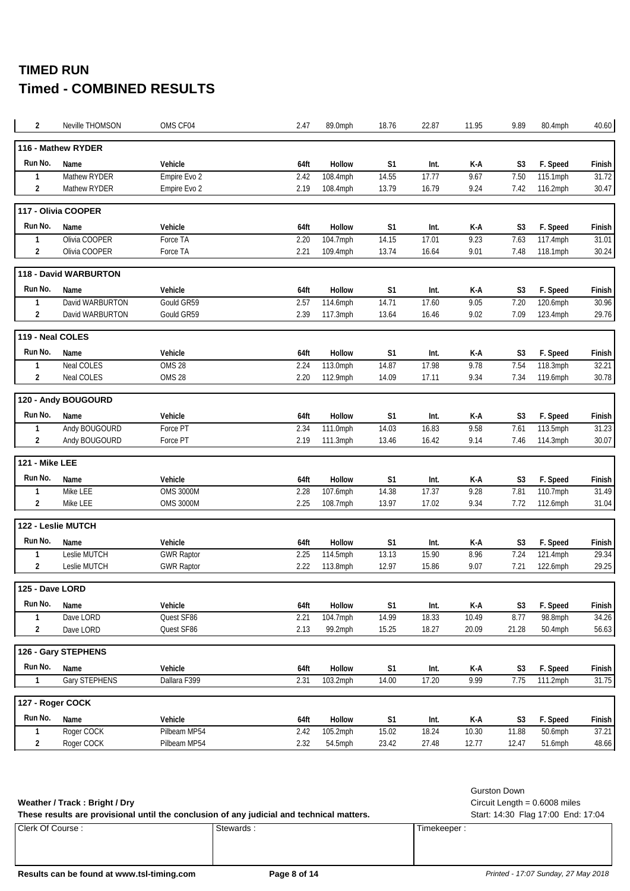# TIMED RUN

## Timed - COMBINED RESULTS

| 2 | Neville THOMSON | OMS CF04 | 2.47 | 89.0mph | 18.76 | 22.87 | 11.95 | 9.89 | 80.4mph | 40.60 |
|---|---|---|---|---|---|---|---|---|---|---|

### 116 - Mathew RYDER

| Run No. | Name | Vehicle | 64ft | Hollow | S1 | Int. | K-A | S3 | F. Speed | Finish |
|---|---|---|---|---|---|---|---|---|---|---|
| 1 | Mathew RYDER | Empire Evo 2 | 2.42 | 108.4mph | 14.55 | 17.77 | 9.67 | 7.50 | 115.1mph | 31.72 |
| 2 | Mathew RYDER | Empire Evo 2 | 2.19 | 108.4mph | 13.79 | 16.79 | 9.24 | 7.42 | 116.2mph | 30.47 |

### 117 - Olivia COOPER

| Run No. | Name | Vehicle | 64ft | Hollow | S1 | Int. | K-A | S3 | F. Speed | Finish |
|---|---|---|---|---|---|---|---|---|---|---|
| 1 | Olivia COOPER | Force TA | 2.20 | 104.7mph | 14.15 | 17.01 | 9.23 | 7.63 | 117.4mph | 31.01 |
| 2 | Olivia COOPER | Force TA | 2.21 | 109.4mph | 13.74 | 16.64 | 9.01 | 7.48 | 118.1mph | 30.24 |

### 118 - David WARBURTON

| Run No. | Name | Vehicle | 64ft | Hollow | S1 | Int. | K-A | S3 | F. Speed | Finish |
|---|---|---|---|---|---|---|---|---|---|---|
| 1 | David WARBURTON | Gould GR59 | 2.57 | 114.6mph | 14.71 | 17.60 | 9.05 | 7.20 | 120.6mph | 30.96 |
| 2 | David WARBURTON | Gould GR59 | 2.39 | 117.3mph | 13.64 | 16.46 | 9.02 | 7.09 | 123.4mph | 29.76 |

### 119 - Neal COLES

| Run No. | Name | Vehicle | 64ft | Hollow | S1 | Int. | K-A | S3 | F. Speed | Finish |
|---|---|---|---|---|---|---|---|---|---|---|
| 1 | Neal COLES | OMS 28 | 2.24 | 113.0mph | 14.87 | 17.98 | 9.78 | 7.54 | 118.3mph | 32.21 |
| 2 | Neal COLES | OMS 28 | 2.20 | 112.9mph | 14.09 | 17.11 | 9.34 | 7.34 | 119.6mph | 30.78 |

### 120 - Andy BOUGOURD

| Run No. | Name | Vehicle | 64ft | Hollow | S1 | Int. | K-A | S3 | F. Speed | Finish |
|---|---|---|---|---|---|---|---|---|---|---|
| 1 | Andy BOUGOURD | Force PT | 2.34 | 111.0mph | 14.03 | 16.83 | 9.58 | 7.61 | 113.5mph | 31.23 |
| 2 | Andy BOUGOURD | Force PT | 2.19 | 111.3mph | 13.46 | 16.42 | 9.14 | 7.46 | 114.3mph | 30.07 |

### 121 - Mike LEE

| Run No. | Name | Vehicle | 64ft | Hollow | S1 | Int. | K-A | S3 | F. Speed | Finish |
|---|---|---|---|---|---|---|---|---|---|---|
| 1 | Mike LEE | OMS 3000M | 2.28 | 107.6mph | 14.38 | 17.37 | 9.28 | 7.81 | 110.7mph | 31.49 |
| 2 | Mike LEE | OMS 3000M | 2.25 | 108.7mph | 13.97 | 17.02 | 9.34 | 7.72 | 112.6mph | 31.04 |

### 122 - Leslie MUTCH

| Run No. | Name | Vehicle | 64ft | Hollow | S1 | Int. | K-A | S3 | F. Speed | Finish |
|---|---|---|---|---|---|---|---|---|---|---|
| 1 | Leslie MUTCH | GWR Raptor | 2.25 | 114.5mph | 13.13 | 15.90 | 8.96 | 7.24 | 121.4mph | 29.34 |
| 2 | Leslie MUTCH | GWR Raptor | 2.22 | 113.8mph | 12.97 | 15.86 | 9.07 | 7.21 | 122.6mph | 29.25 |

### 125 - Dave LORD

| Run No. | Name | Vehicle | 64ft | Hollow | S1 | Int. | K-A | S3 | F. Speed | Finish |
|---|---|---|---|---|---|---|---|---|---|---|
| 1 | Dave LORD | Quest SF86 | 2.21 | 104.7mph | 14.99 | 18.33 | 10.49 | 8.77 | 98.8mph | 34.26 |
| 2 | Dave LORD | Quest SF86 | 2.13 | 99.2mph | 15.25 | 18.27 | 20.09 | 21.28 | 50.4mph | 56.63 |

### 126 - Gary STEPHENS

| Run No. | Name | Vehicle | 64ft | Hollow | S1 | Int. | K-A | S3 | F. Speed | Finish |
|---|---|---|---|---|---|---|---|---|---|---|
| 1 | Gary STEPHENS | Dallara F399 | 2.31 | 103.2mph | 14.00 | 17.20 | 9.99 | 7.75 | 111.2mph | 31.75 |

### 127 - Roger COCK

| Run No. | Name | Vehicle | 64ft | Hollow | S1 | Int. | K-A | S3 | F. Speed | Finish |
|---|---|---|---|---|---|---|---|---|---|---|
| 1 | Roger COCK | Pilbeam MP54 | 2.42 | 105.2mph | 15.02 | 18.24 | 10.30 | 11.88 | 50.6mph | 37.21 |
| 2 | Roger COCK | Pilbeam MP54 | 2.32 | 54.5mph | 23.42 | 27.48 | 12.77 | 12.47 | 51.6mph | 48.66 |

**Weather / Track : Bright / Dry**

**These results are provisional until the conclusion of any judicial and technical matters.**

Gurston Down
Circuit Length = 0.6008 miles
Start: 14:30 Flag 17:00 End: 17:04

| Clerk Of Course : | Stewards : | Timekeeper : |
|---|---|---|
| | | |

**Results can be found at www.tsl-timing.com**

*Printed - 17:07 Sunday, 27 May 2018*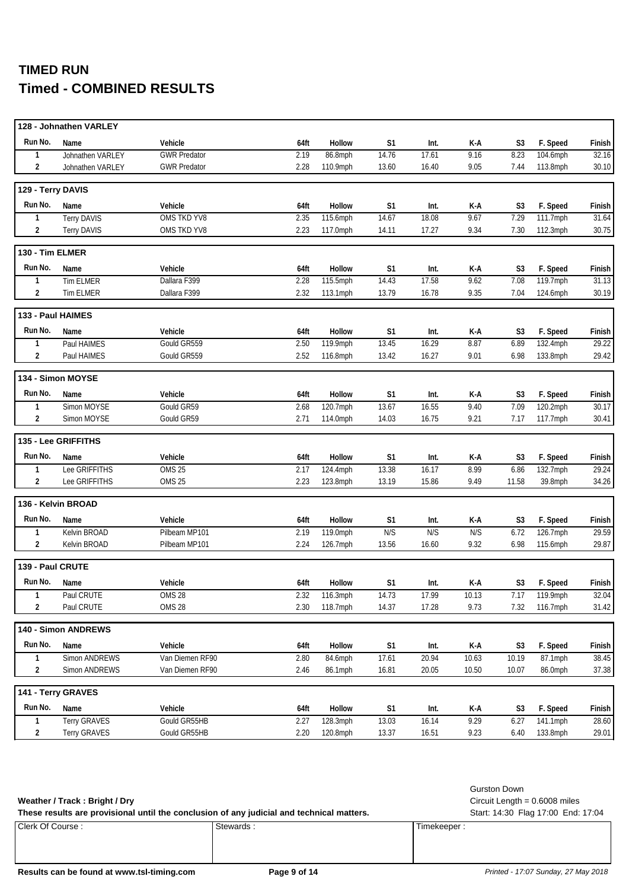# TIMED RUN

## Timed - COMBINED RESULTS

**128 - Johnathen VARLEY**

| Run No. | Name | Vehicle | 64ft | Hollow | S1 | Int. | K-A | S3 | F. Speed | Finish |
|---|---|---|---|---|---|---|---|---|---|---|
| 1 | Johnathen VARLEY | GWR Predator | 2.19 | 86.8mph | 14.76 | 17.61 | 9.16 | 8.23 | 104.6mph | 32.16 |
| 2 | Johnathen VARLEY | GWR Predator | 2.28 | 110.9mph | 13.60 | 16.40 | 9.05 | 7.44 | 113.8mph | 30.10 |

**129 - Terry DAVIS**

| Run No. | Name | Vehicle | 64ft | Hollow | S1 | Int. | K-A | S3 | F. Speed | Finish |
|---|---|---|---|---|---|---|---|---|---|---|
| 1 | Terry DAVIS | OMS TKD YV8 | 2.35 | 115.6mph | 14.67 | 18.08 | 9.67 | 7.29 | 111.7mph | 31.64 |
| 2 | Terry DAVIS | OMS TKD YV8 | 2.23 | 117.0mph | 14.11 | 17.27 | 9.34 | 7.30 | 112.3mph | 30.75 |

**130 - Tim ELMER**

| Run No. | Name | Vehicle | 64ft | Hollow | S1 | Int. | K-A | S3 | F. Speed | Finish |
|---|---|---|---|---|---|---|---|---|---|---|
| 1 | Tim ELMER | Dallara F399 | 2.28 | 115.5mph | 14.43 | 17.58 | 9.62 | 7.08 | 119.7mph | 31.13 |
| 2 | Tim ELMER | Dallara F399 | 2.32 | 113.1mph | 13.79 | 16.78 | 9.35 | 7.04 | 124.6mph | 30.19 |

**133 - Paul HAIMES**

| Run No. | Name | Vehicle | 64ft | Hollow | S1 | Int. | K-A | S3 | F. Speed | Finish |
|---|---|---|---|---|---|---|---|---|---|---|
| 1 | Paul HAIMES | Gould GR559 | 2.50 | 119.9mph | 13.45 | 16.29 | 8.87 | 6.89 | 132.4mph | 29.22 |
| 2 | Paul HAIMES | Gould GR559 | 2.52 | 116.8mph | 13.42 | 16.27 | 9.01 | 6.98 | 133.8mph | 29.42 |

**134 - Simon MOYSE**

| Run No. | Name | Vehicle | 64ft | Hollow | S1 | Int. | K-A | S3 | F. Speed | Finish |
|---|---|---|---|---|---|---|---|---|---|---|
| 1 | Simon MOYSE | Gould GR59 | 2.68 | 120.7mph | 13.67 | 16.55 | 9.40 | 7.09 | 120.2mph | 30.17 |
| 2 | Simon MOYSE | Gould GR59 | 2.71 | 114.0mph | 14.03 | 16.75 | 9.21 | 7.17 | 117.7mph | 30.41 |

**135 - Lee GRIFFITHS**

| Run No. | Name | Vehicle | 64ft | Hollow | S1 | Int. | K-A | S3 | F. Speed | Finish |
|---|---|---|---|---|---|---|---|---|---|---|
| 1 | Lee GRIFFITHS | OMS 25 | 2.17 | 124.4mph | 13.38 | 16.17 | 8.99 | 6.86 | 132.7mph | 29.24 |
| 2 | Lee GRIFFITHS | OMS 25 | 2.23 | 123.8mph | 13.19 | 15.86 | 9.49 | 11.58 | 39.8mph | 34.26 |

**136 - Kelvin BROAD**

| Run No. | Name | Vehicle | 64ft | Hollow | S1 | Int. | K-A | S3 | F. Speed | Finish |
|---|---|---|---|---|---|---|---|---|---|---|
| 1 | Kelvin BROAD | Pilbeam MP101 | 2.19 | 119.0mph | N/S | N/S | N/S | 6.72 | 126.7mph | 29.59 |
| 2 | Kelvin BROAD | Pilbeam MP101 | 2.24 | 126.7mph | 13.56 | 16.60 | 9.32 | 6.98 | 115.6mph | 29.87 |

**139 - Paul CRUTE**

| Run No. | Name | Vehicle | 64ft | Hollow | S1 | Int. | K-A | S3 | F. Speed | Finish |
|---|---|---|---|---|---|---|---|---|---|---|
| 1 | Paul CRUTE | OMS 28 | 2.32 | 116.3mph | 14.73 | 17.99 | 10.13 | 7.17 | 119.9mph | 32.04 |
| 2 | Paul CRUTE | OMS 28 | 2.30 | 118.7mph | 14.37 | 17.28 | 9.73 | 7.32 | 116.7mph | 31.42 |

**140 - Simon ANDREWS**

| Run No. | Name | Vehicle | 64ft | Hollow | S1 | Int. | K-A | S3 | F. Speed | Finish |
|---|---|---|---|---|---|---|---|---|---|---|
| 1 | Simon ANDREWS | Van Diemen RF90 | 2.80 | 84.6mph | 17.61 | 20.94 | 10.63 | 10.19 | 87.1mph | 38.45 |
| 2 | Simon ANDREWS | Van Diemen RF90 | 2.46 | 86.1mph | 16.81 | 20.05 | 10.50 | 10.07 | 86.0mph | 37.38 |

**141 - Terry GRAVES**

| Run No. | Name | Vehicle | 64ft | Hollow | S1 | Int. | K-A | S3 | F. Speed | Finish |
|---|---|---|---|---|---|---|---|---|---|---|
| 1 | Terry GRAVES | Gould GR55HB | 2.27 | 128.3mph | 13.03 | 16.14 | 9.29 | 6.27 | 141.1mph | 28.60 |
| 2 | Terry GRAVES | Gould GR55HB | 2.20 | 120.8mph | 13.37 | 16.51 | 9.23 | 6.40 | 133.8mph | 29.01 |

**Weather / Track : Bright / Dry**

**These results are provisional until the conclusion of any judicial and technical matters.**

Gurston Down
Circuit Length = 0.6008 miles
Start: 14:30 Flag 17:00 End: 17:04

| Clerk Of Course : | Stewards : | Timekeeper : |
|---|---|---|
| | | |

**Results can be found at www.tsl-timing.com**

*Printed - 17:07 Sunday, 27 May 2018*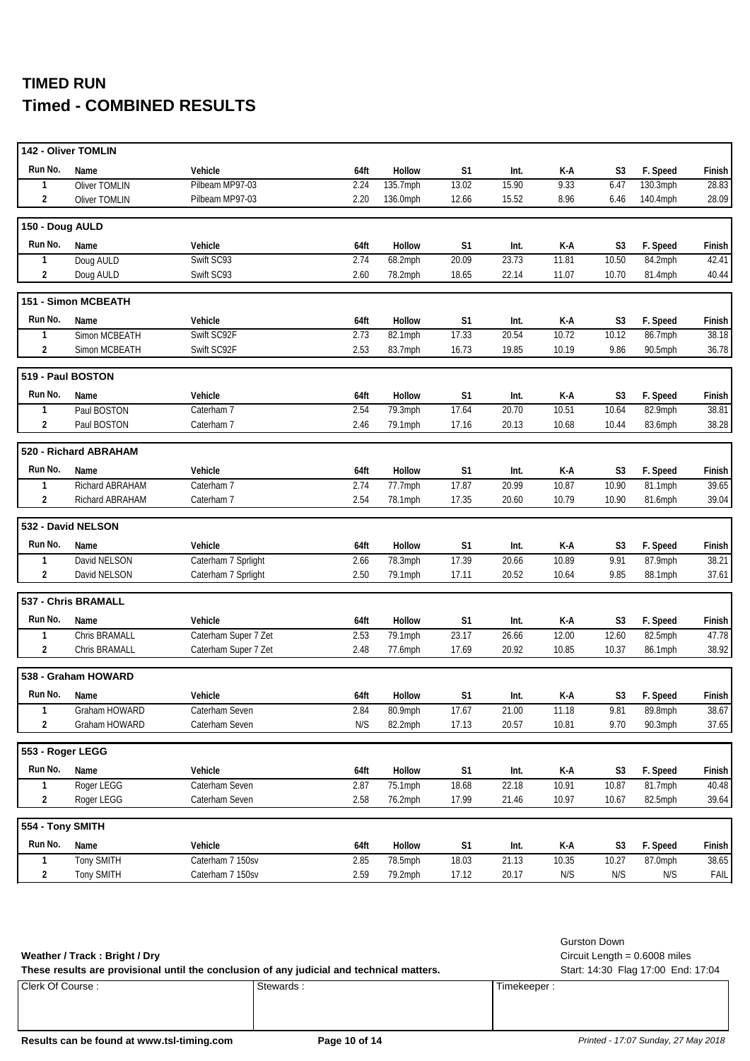# TIMED RUN
# Timed - COMBINED RESULTS

### 142 - Oliver TOMLIN

| Run No. | Name | Vehicle | 64ft | Hollow | S1 | Int. | K-A | S3 | F. Speed | Finish |
|---|---|---|---|---|---|---|---|---|---|---|
| 1 | Oliver TOMLIN | Pilbeam MP97-03 | 2.24 | 135.7mph | 13.02 | 15.90 | 9.33 | 6.47 | 130.3mph | 28.83 |
| 2 | Oliver TOMLIN | Pilbeam MP97-03 | 2.20 | 136.0mph | 12.66 | 15.52 | 8.96 | 6.46 | 140.4mph | 28.09 |

### 150 - Doug AULD

| Run No. | Name | Vehicle | 64ft | Hollow | S1 | Int. | K-A | S3 | F. Speed | Finish |
|---|---|---|---|---|---|---|---|---|---|---|
| 1 | Doug AULD | Swift SC93 | 2.74 | 68.2mph | 20.09 | 23.73 | 11.81 | 10.50 | 84.2mph | 42.41 |
| 2 | Doug AULD | Swift SC93 | 2.60 | 78.2mph | 18.65 | 22.14 | 11.07 | 10.70 | 81.4mph | 40.44 |

### 151 - Simon MCBEATH

| Run No. | Name | Vehicle | 64ft | Hollow | S1 | Int. | K-A | S3 | F. Speed | Finish |
|---|---|---|---|---|---|---|---|---|---|---|
| 1 | Simon MCBEATH | Swift SC92F | 2.73 | 82.1mph | 17.33 | 20.54 | 10.72 | 10.12 | 86.7mph | 38.18 |
| 2 | Simon MCBEATH | Swift SC92F | 2.53 | 83.7mph | 16.73 | 19.85 | 10.19 | 9.86 | 90.5mph | 36.78 |

### 519 - Paul BOSTON

| Run No. | Name | Vehicle | 64ft | Hollow | S1 | Int. | K-A | S3 | F. Speed | Finish |
|---|---|---|---|---|---|---|---|---|---|---|
| 1 | Paul BOSTON | Caterham 7 | 2.54 | 79.3mph | 17.64 | 20.70 | 10.51 | 10.64 | 82.9mph | 38.81 |
| 2 | Paul BOSTON | Caterham 7 | 2.46 | 79.1mph | 17.16 | 20.13 | 10.68 | 10.44 | 83.6mph | 38.28 |

### 520 - Richard ABRAHAM

| Run No. | Name | Vehicle | 64ft | Hollow | S1 | Int. | K-A | S3 | F. Speed | Finish |
|---|---|---|---|---|---|---|---|---|---|---|
| 1 | Richard ABRAHAM | Caterham 7 | 2.74 | 77.7mph | 17.87 | 20.99 | 10.87 | 10.90 | 81.1mph | 39.65 |
| 2 | Richard ABRAHAM | Caterham 7 | 2.54 | 78.1mph | 17.35 | 20.60 | 10.79 | 10.90 | 81.6mph | 39.04 |

### 532 - David NELSON

| Run No. | Name | Vehicle | 64ft | Hollow | S1 | Int. | K-A | S3 | F. Speed | Finish |
|---|---|---|---|---|---|---|---|---|---|---|
| 1 | David NELSON | Caterham 7 Sprlight | 2.66 | 78.3mph | 17.39 | 20.66 | 10.89 | 9.91 | 87.9mph | 38.21 |
| 2 | David NELSON | Caterham 7 Sprlight | 2.50 | 79.1mph | 17.11 | 20.52 | 10.64 | 9.85 | 88.1mph | 37.61 |

### 537 - Chris BRAMALL

| Run No. | Name | Vehicle | 64ft | Hollow | S1 | Int. | K-A | S3 | F. Speed | Finish |
|---|---|---|---|---|---|---|---|---|---|---|
| 1 | Chris BRAMALL | Caterham Super 7 Zet | 2.53 | 79.1mph | 23.17 | 26.66 | 12.00 | 12.60 | 82.5mph | 47.78 |
| 2 | Chris BRAMALL | Caterham Super 7 Zet | 2.48 | 77.6mph | 17.69 | 20.92 | 10.85 | 10.37 | 86.1mph | 38.92 |

### 538 - Graham HOWARD

| Run No. | Name | Vehicle | 64ft | Hollow | S1 | Int. | K-A | S3 | F. Speed | Finish |
|---|---|---|---|---|---|---|---|---|---|---|
| 1 | Graham HOWARD | Caterham Seven | 2.84 | 80.9mph | 17.67 | 21.00 | 11.18 | 9.81 | 89.8mph | 38.67 |
| 2 | Graham HOWARD | Caterham Seven | N/S | 82.2mph | 17.13 | 20.57 | 10.81 | 9.70 | 90.3mph | 37.65 |

### 553 - Roger LEGG

| Run No. | Name | Vehicle | 64ft | Hollow | S1 | Int. | K-A | S3 | F. Speed | Finish |
|---|---|---|---|---|---|---|---|---|---|---|
| 1 | Roger LEGG | Caterham Seven | 2.87 | 75.1mph | 18.68 | 22.18 | 10.91 | 10.87 | 81.7mph | 40.48 |
| 2 | Roger LEGG | Caterham Seven | 2.58 | 76.2mph | 17.99 | 21.46 | 10.97 | 10.67 | 82.5mph | 39.64 |

### 554 - Tony SMITH

| Run No. | Name | Vehicle | 64ft | Hollow | S1 | Int. | K-A | S3 | F. Speed | Finish |
|---|---|---|---|---|---|---|---|---|---|---|
| 1 | Tony SMITH | Caterham 7 150sv | 2.85 | 78.5mph | 18.03 | 21.13 | 10.35 | 10.27 | 87.0mph | 38.65 |
| 2 | Tony SMITH | Caterham 7 150sv | 2.59 | 79.2mph | 17.12 | 20.17 | N/S | N/S | N/S | FAIL |

**Weather / Track : Bright / Dry**

**These results are provisional until the conclusion of any judicial and technical matters.**

Gurston Down
Circuit Length = 0.6008 miles
Start: 14:30 Flag 17:00 End: 17:04

| Clerk Of Course : | Stewards : | Timekeeper : |
|---|---|---|
| | | |

**Results can be found at www.tsl-timing.com**

*Printed - 17:07 Sunday, 27 May 2018*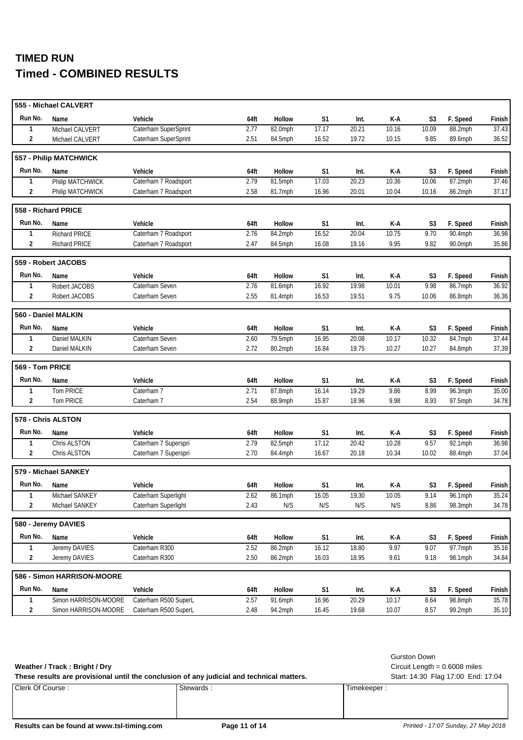# TIMED RUN

## Timed - COMBINED RESULTS

**555 - Michael CALVERT**

| Run No. | Name | Vehicle | 64ft | Hollow | S1 | Int. | K-A | S3 | F. Speed | Finish |
|---|---|---|---|---|---|---|---|---|---|---|
| 1 | Michael CALVERT | Caterham SuperSprint | 2.77 | 82.0mph | 17.17 | 20.21 | 10.16 | 10.09 | 88.2mph | 37.43 |
| 2 | Michael CALVERT | Caterham SuperSprint | 2.51 | 84.5mph | 16.52 | 19.72 | 10.15 | 9.85 | 89.6mph | 36.52 |

**557 - Philip MATCHWICK**

| Run No. | Name | Vehicle | 64ft | Hollow | S1 | Int. | K-A | S3 | F. Speed | Finish |
|---|---|---|---|---|---|---|---|---|---|---|
| 1 | Philip MATCHWICK | Caterham 7 Roadsport | 2.79 | 81.5mph | 17.03 | 20.23 | 10.36 | 10.06 | 87.2mph | 37.46 |
| 2 | Philip MATCHWICK | Caterham 7 Roadsport | 2.58 | 81.7mph | 16.96 | 20.01 | 10.04 | 10.16 | 86.2mph | 37.17 |

**558 - Richard PRICE**

| Run No. | Name | Vehicle | 64ft | Hollow | S1 | Int. | K-A | S3 | F. Speed | Finish |
|---|---|---|---|---|---|---|---|---|---|---|
| 1 | Richard PRICE | Caterham 7 Roadsport | 2.76 | 84.2mph | 16.52 | 20.04 | 10.75 | 9.70 | 90.4mph | 36.98 |
| 2 | Richard PRICE | Caterham 7 Roadsport | 2.47 | 84.5mph | 16.08 | 19.16 | 9.95 | 9.82 | 90.0mph | 35.86 |

**559 - Robert JACOBS**

| Run No. | Name | Vehicle | 64ft | Hollow | S1 | Int. | K-A | S3 | F. Speed | Finish |
|---|---|---|---|---|---|---|---|---|---|---|
| 1 | Robert JACOBS | Caterham Seven | 2.76 | 81.6mph | 16.92 | 19.98 | 10.01 | 9.98 | 86.7mph | 36.92 |
| 2 | Robert JACOBS | Caterham Seven | 2.55 | 81.4mph | 16.53 | 19.51 | 9.75 | 10.06 | 86.8mph | 36.36 |

**560 - Daniel MALKIN**

| Run No. | Name | Vehicle | 64ft | Hollow | S1 | Int. | K-A | S3 | F. Speed | Finish |
|---|---|---|---|---|---|---|---|---|---|---|
| 1 | Daniel MALKIN | Caterham Seven | 2.60 | 79.5mph | 16.95 | 20.08 | 10.17 | 10.32 | 84.7mph | 37.44 |
| 2 | Daniel MALKIN | Caterham Seven | 2.72 | 80.2mph | 16.84 | 19.75 | 10.27 | 10.27 | 84.8mph | 37.39 |

**569 - Tom PRICE**

| Run No. | Name | Vehicle | 64ft | Hollow | S1 | Int. | K-A | S3 | F. Speed | Finish |
|---|---|---|---|---|---|---|---|---|---|---|
| 1 | Tom PRICE | Caterham 7 | 2.71 | 87.8mph | 16.14 | 19.29 | 9.86 | 8.99 | 96.3mph | 35.00 |
| 2 | Tom PRICE | Caterham 7 | 2.54 | 88.9mph | 15.87 | 18.96 | 9.98 | 8.93 | 97.5mph | 34.78 |

**578 - Chris ALSTON**

| Run No. | Name | Vehicle | 64ft | Hollow | S1 | Int. | K-A | S3 | F. Speed | Finish |
|---|---|---|---|---|---|---|---|---|---|---|
| 1 | Chris ALSTON | Caterham 7 Superspri | 2.79 | 82.5mph | 17.12 | 20.42 | 10.28 | 9.57 | 92.1mph | 36.98 |
| 2 | Chris ALSTON | Caterham 7 Superspri | 2.70 | 84.4mph | 16.67 | 20.18 | 10.34 | 10.02 | 88.4mph | 37.04 |

**579 - Michael SANKEY**

| Run No. | Name | Vehicle | 64ft | Hollow | S1 | Int. | K-A | S3 | F. Speed | Finish |
|---|---|---|---|---|---|---|---|---|---|---|
| 1 | Michael SANKEY | Caterham Superlight | 2.62 | 86.1mph | 16.05 | 19.30 | 10.05 | 9.14 | 96.1mph | 35.24 |
| 2 | Michael SANKEY | Caterham Superlight | 2.43 | N/S | N/S | N/S | N/S | 8.86 | 98.3mph | 34.78 |

**580 - Jeremy DAVIES**

| Run No. | Name | Vehicle | 64ft | Hollow | S1 | Int. | K-A | S3 | F. Speed | Finish |
|---|---|---|---|---|---|---|---|---|---|---|
| 1 | Jeremy DAVIES | Caterham R300 | 2.52 | 86.2mph | 16.12 | 18.80 | 9.97 | 9.07 | 97.7mph | 35.16 |
| 2 | Jeremy DAVIES | Caterham R300 | 2.50 | 86.2mph | 16.03 | 18.95 | 9.61 | 9.18 | 98.1mph | 34.84 |

**586 - Simon HARRISON-MOORE**

| Run No. | Name | Vehicle | 64ft | Hollow | S1 | Int. | K-A | S3 | F. Speed | Finish |
|---|---|---|---|---|---|---|---|---|---|---|
| 1 | Simon HARRISON-MOORE | Caterham R500 SuperL | 2.57 | 91.6mph | 16.96 | 20.29 | 10.17 | 8.64 | 98.8mph | 35.78 |
| 2 | Simon HARRISON-MOORE | Caterham R500 SuperL | 2.48 | 94.2mph | 16.45 | 19.68 | 10.07 | 8.57 | 99.2mph | 35.10 |

**Weather / Track : Bright / Dry**

**These results are provisional until the conclusion of any judicial and technical matters.**

Gurston Down
Circuit Length = 0.6008 miles
Start: 14:30 Flag 17:00 End: 17:04

| Clerk Of Course : | Stewards : | Timekeeper : |
|---|---|---|
| | | |

**Results can be found at www.tsl-timing.com**

*Printed - 17:07 Sunday, 27 May 2018*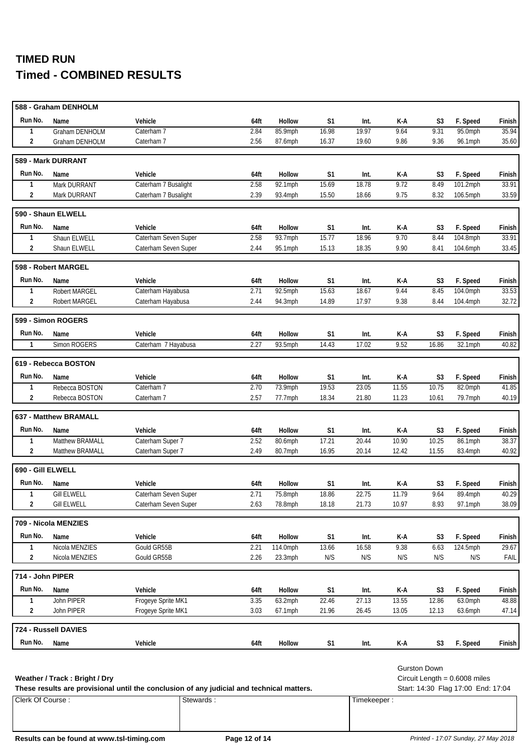# TIMED RUN
# Timed - COMBINED RESULTS

### 588 - Graham DENHOLM

| Run No. | Name | Vehicle | 64ft | Hollow | S1 | Int. | K-A | S3 | F. Speed | Finish |
|---|---|---|---|---|---|---|---|---|---|---|
| 1 | Graham DENHOLM | Caterham 7 | 2.84 | 85.9mph | 16.98 | 19.97 | 9.64 | 9.31 | 95.0mph | 35.94 |
| 2 | Graham DENHOLM | Caterham 7 | 2.56 | 87.6mph | 16.37 | 19.60 | 9.86 | 9.36 | 96.1mph | 35.60 |

### 589 - Mark DURRANT

| Run No. | Name | Vehicle | 64ft | Hollow | S1 | Int. | K-A | S3 | F. Speed | Finish |
|---|---|---|---|---|---|---|---|---|---|---|
| 1 | Mark DURRANT | Caterham 7 Busalight | 2.58 | 92.1mph | 15.69 | 18.78 | 9.72 | 8.49 | 101.2mph | 33.91 |
| 2 | Mark DURRANT | Caterham 7 Busalight | 2.39 | 93.4mph | 15.50 | 18.66 | 9.75 | 8.32 | 106.5mph | 33.59 |

### 590 - Shaun ELWELL

| Run No. | Name | Vehicle | 64ft | Hollow | S1 | Int. | K-A | S3 | F. Speed | Finish |
|---|---|---|---|---|---|---|---|---|---|---|
| 1 | Shaun ELWELL | Caterham Seven Super | 2.58 | 93.7mph | 15.77 | 18.96 | 9.70 | 8.44 | 104.8mph | 33.91 |
| 2 | Shaun ELWELL | Caterham Seven Super | 2.44 | 95.1mph | 15.13 | 18.35 | 9.90 | 8.41 | 104.6mph | 33.45 |

### 598 - Robert MARGEL

| Run No. | Name | Vehicle | 64ft | Hollow | S1 | Int. | K-A | S3 | F. Speed | Finish |
|---|---|---|---|---|---|---|---|---|---|---|
| 1 | Robert MARGEL | Caterham Hayabusa | 2.71 | 92.5mph | 15.63 | 18.67 | 9.44 | 8.45 | 104.0mph | 33.53 |
| 2 | Robert MARGEL | Caterham Hayabusa | 2.44 | 94.3mph | 14.89 | 17.97 | 9.38 | 8.44 | 104.4mph | 32.72 |

### 599 - Simon ROGERS

| Run No. | Name | Vehicle | 64ft | Hollow | S1 | Int. | K-A | S3 | F. Speed | Finish |
|---|---|---|---|---|---|---|---|---|---|---|
| 1 | Simon ROGERS | Caterham 7 Hayabusa | 2.27 | 93.5mph | 14.43 | 17.02 | 9.52 | 16.86 | 32.1mph | 40.82 |

### 619 - Rebecca BOSTON

| Run No. | Name | Vehicle | 64ft | Hollow | S1 | Int. | K-A | S3 | F. Speed | Finish |
|---|---|---|---|---|---|---|---|---|---|---|
| 1 | Rebecca BOSTON | Caterham 7 | 2.70 | 73.9mph | 19.53 | 23.05 | 11.55 | 10.75 | 82.0mph | 41.85 |
| 2 | Rebecca BOSTON | Caterham 7 | 2.57 | 77.7mph | 18.34 | 21.80 | 11.23 | 10.61 | 79.7mph | 40.19 |

### 637 - Matthew BRAMALL

| Run No. | Name | Vehicle | 64ft | Hollow | S1 | Int. | K-A | S3 | F. Speed | Finish |
|---|---|---|---|---|---|---|---|---|---|---|
| 1 | Matthew BRAMALL | Caterham Super 7 | 2.52 | 80.6mph | 17.21 | 20.44 | 10.90 | 10.25 | 86.1mph | 38.37 |
| 2 | Matthew BRAMALL | Caterham Super 7 | 2.49 | 80.7mph | 16.95 | 20.14 | 12.42 | 11.55 | 83.4mph | 40.92 |

### 690 - Gill ELWELL

| Run No. | Name | Vehicle | 64ft | Hollow | S1 | Int. | K-A | S3 | F. Speed | Finish |
|---|---|---|---|---|---|---|---|---|---|---|
| 1 | Gill ELWELL | Caterham Seven Super | 2.71 | 75.8mph | 18.86 | 22.75 | 11.79 | 9.64 | 89.4mph | 40.29 |
| 2 | Gill ELWELL | Caterham Seven Super | 2.63 | 78.8mph | 18.18 | 21.73 | 10.97 | 8.93 | 97.1mph | 38.09 |

### 709 - Nicola MENZIES

| Run No. | Name | Vehicle | 64ft | Hollow | S1 | Int. | K-A | S3 | F. Speed | Finish |
|---|---|---|---|---|---|---|---|---|---|---|
| 1 | Nicola MENZIES | Gould GR55B | 2.21 | 114.0mph | 13.66 | 16.58 | 9.38 | 6.63 | 124.5mph | 29.67 |
| 2 | Nicola MENZIES | Gould GR55B | 2.26 | 23.3mph | N/S | N/S | N/S | N/S | N/S | FAIL |

### 714 - John PIPER

| Run No. | Name | Vehicle | 64ft | Hollow | S1 | Int. | K-A | S3 | F. Speed | Finish |
|---|---|---|---|---|---|---|---|---|---|---|
| 1 | John PIPER | Frogeye Sprite MK1 | 3.35 | 63.2mph | 22.46 | 27.13 | 13.55 | 12.86 | 63.0mph | 48.88 |
| 2 | John PIPER | Frogeye Sprite MK1 | 3.03 | 67.1mph | 21.96 | 26.45 | 13.05 | 12.13 | 63.6mph | 47.14 |

### 724 - Russell DAVIES

| Run No. | Name | Vehicle | 64ft | Hollow | S1 | Int. | K-A | S3 | F. Speed | Finish |
|---|---|---|---|---|---|---|---|---|---|---|

**Weather / Track : Bright / Dry**

**These results are provisional until the conclusion of any judicial and technical matters.**

Gurston Down
Circuit Length = 0.6008 miles
Start: 14:30 Flag 17:00 End: 17:04

| Clerk Of Course : | Stewards : | Timekeeper : |
|---|---|---|
| | | |

**Results can be found at www.tsl-timing.com**

*Printed - 17:07 Sunday, 27 May 2018*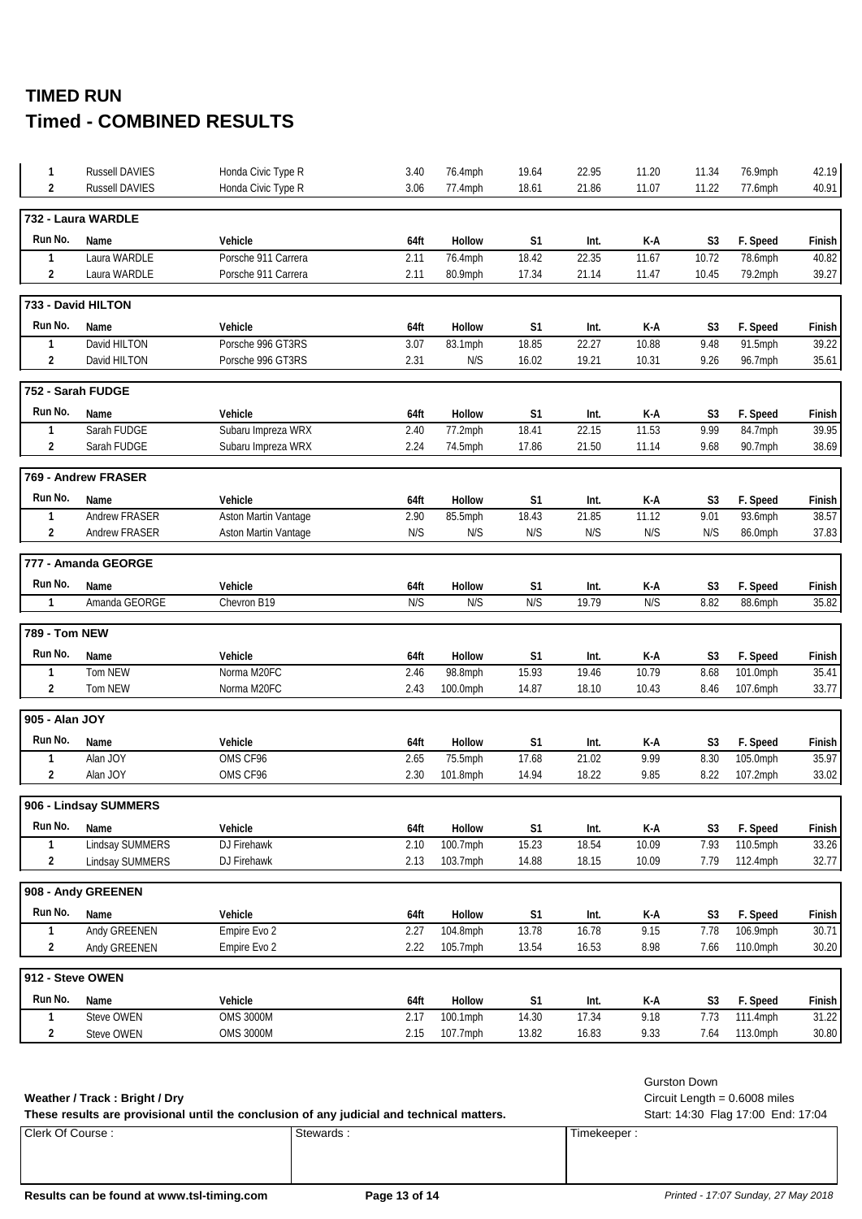# TIMED RUN
## Timed - COMBINED RESULTS

| Run No. | Name | Vehicle | 64ft | Hollow | S1 | Int. | K-A | S3 | F. Speed | Finish |
|---|---|---|---|---|---|---|---|---|---|---|
| 1 | Russell DAVIES | Honda Civic Type R | 3.40 | 76.4mph | 19.64 | 22.95 | 11.20 | 11.34 | 76.9mph | 42.19 |
| 2 | Russell DAVIES | Honda Civic Type R | 3.06 | 77.4mph | 18.61 | 21.86 | 11.07 | 11.22 | 77.6mph | 40.91 |

### 732 - Laura WARDLE

| Run No. | Name | Vehicle | 64ft | Hollow | S1 | Int. | K-A | S3 | F. Speed | Finish |
|---|---|---|---|---|---|---|---|---|---|---|
| 1 | Laura WARDLE | Porsche 911 Carrera | 2.11 | 76.4mph | 18.42 | 22.35 | 11.67 | 10.72 | 78.6mph | 40.82 |
| 2 | Laura WARDLE | Porsche 911 Carrera | 2.11 | 80.9mph | 17.34 | 21.14 | 11.47 | 10.45 | 79.2mph | 39.27 |

### 733 - David HILTON

| Run No. | Name | Vehicle | 64ft | Hollow | S1 | Int. | K-A | S3 | F. Speed | Finish |
|---|---|---|---|---|---|---|---|---|---|---|
| 1 | David HILTON | Porsche 996 GT3RS | 3.07 | 83.1mph | 18.85 | 22.27 | 10.88 | 9.48 | 91.5mph | 39.22 |
| 2 | David HILTON | Porsche 996 GT3RS | 2.31 | N/S | 16.02 | 19.21 | 10.31 | 9.26 | 96.7mph | 35.61 |

### 752 - Sarah FUDGE

| Run No. | Name | Vehicle | 64ft | Hollow | S1 | Int. | K-A | S3 | F. Speed | Finish |
|---|---|---|---|---|---|---|---|---|---|---|
| 1 | Sarah FUDGE | Subaru Impreza WRX | 2.40 | 77.2mph | 18.41 | 22.15 | 11.53 | 9.99 | 84.7mph | 39.95 |
| 2 | Sarah FUDGE | Subaru Impreza WRX | 2.24 | 74.5mph | 17.86 | 21.50 | 11.14 | 9.68 | 90.7mph | 38.69 |

### 769 - Andrew FRASER

| Run No. | Name | Vehicle | 64ft | Hollow | S1 | Int. | K-A | S3 | F. Speed | Finish |
|---|---|---|---|---|---|---|---|---|---|---|
| 1 | Andrew FRASER | Aston Martin Vantage | 2.90 | 85.5mph | 18.43 | 21.85 | 11.12 | 9.01 | 93.6mph | 38.57 |
| 2 | Andrew FRASER | Aston Martin Vantage | N/S | N/S | N/S | N/S | N/S | N/S | 86.0mph | 37.83 |

### 777 - Amanda GEORGE

| Run No. | Name | Vehicle | 64ft | Hollow | S1 | Int. | K-A | S3 | F. Speed | Finish |
|---|---|---|---|---|---|---|---|---|---|---|
| 1 | Amanda GEORGE | Chevron B19 | N/S | N/S | N/S | 19.79 | N/S | 8.82 | 88.6mph | 35.82 |

### 789 - Tom NEW

| Run No. | Name | Vehicle | 64ft | Hollow | S1 | Int. | K-A | S3 | F. Speed | Finish |
|---|---|---|---|---|---|---|---|---|---|---|
| 1 | Tom NEW | Norma M20FC | 2.46 | 98.8mph | 15.93 | 19.46 | 10.79 | 8.68 | 101.0mph | 35.41 |
| 2 | Tom NEW | Norma M20FC | 2.43 | 100.0mph | 14.87 | 18.10 | 10.43 | 8.46 | 107.6mph | 33.77 |

### 905 - Alan JOY

| Run No. | Name | Vehicle | 64ft | Hollow | S1 | Int. | K-A | S3 | F. Speed | Finish |
|---|---|---|---|---|---|---|---|---|---|---|
| 1 | Alan JOY | OMS CF96 | 2.65 | 75.5mph | 17.68 | 21.02 | 9.99 | 8.30 | 105.0mph | 35.97 |
| 2 | Alan JOY | OMS CF96 | 2.30 | 101.8mph | 14.94 | 18.22 | 9.85 | 8.22 | 107.2mph | 33.02 |

### 906 - Lindsay SUMMERS

| Run No. | Name | Vehicle | 64ft | Hollow | S1 | Int. | K-A | S3 | F. Speed | Finish |
|---|---|---|---|---|---|---|---|---|---|---|
| 1 | Lindsay SUMMERS | DJ Firehawk | 2.10 | 100.7mph | 15.23 | 18.54 | 10.09 | 7.93 | 110.5mph | 33.26 |
| 2 | Lindsay SUMMERS | DJ Firehawk | 2.13 | 103.7mph | 14.88 | 18.15 | 10.09 | 7.79 | 112.4mph | 32.77 |

### 908 - Andy GREENEN

| Run No. | Name | Vehicle | 64ft | Hollow | S1 | Int. | K-A | S3 | F. Speed | Finish |
|---|---|---|---|---|---|---|---|---|---|---|
| 1 | Andy GREENEN | Empire Evo 2 | 2.27 | 104.8mph | 13.78 | 16.78 | 9.15 | 7.78 | 106.9mph | 30.71 |
| 2 | Andy GREENEN | Empire Evo 2 | 2.22 | 105.7mph | 13.54 | 16.53 | 8.98 | 7.66 | 110.0mph | 30.20 |

### 912 - Steve OWEN

| Run No. | Name | Vehicle | 64ft | Hollow | S1 | Int. | K-A | S3 | F. Speed | Finish |
|---|---|---|---|---|---|---|---|---|---|---|
| 1 | Steve OWEN | OMS 3000M | 2.17 | 100.1mph | 14.30 | 17.34 | 9.18 | 7.73 | 111.4mph | 31.22 |
| 2 | Steve OWEN | OMS 3000M | 2.15 | 107.7mph | 13.82 | 16.83 | 9.33 | 7.64 | 113.0mph | 30.80 |

**Weather / Track : Bright / Dry**

**These results are provisional until the conclusion of any judicial and technical matters.**

Gurston Down
Circuit Length = 0.6008 miles
Start: 14:30 Flag 17:00 End: 17:04

| Clerk Of Course : | Stewards : | Timekeeper : |
|---|---|---|
| | | |

**Results can be found at www.tsl-timing.com**

*Printed - 17:07 Sunday, 27 May 2018*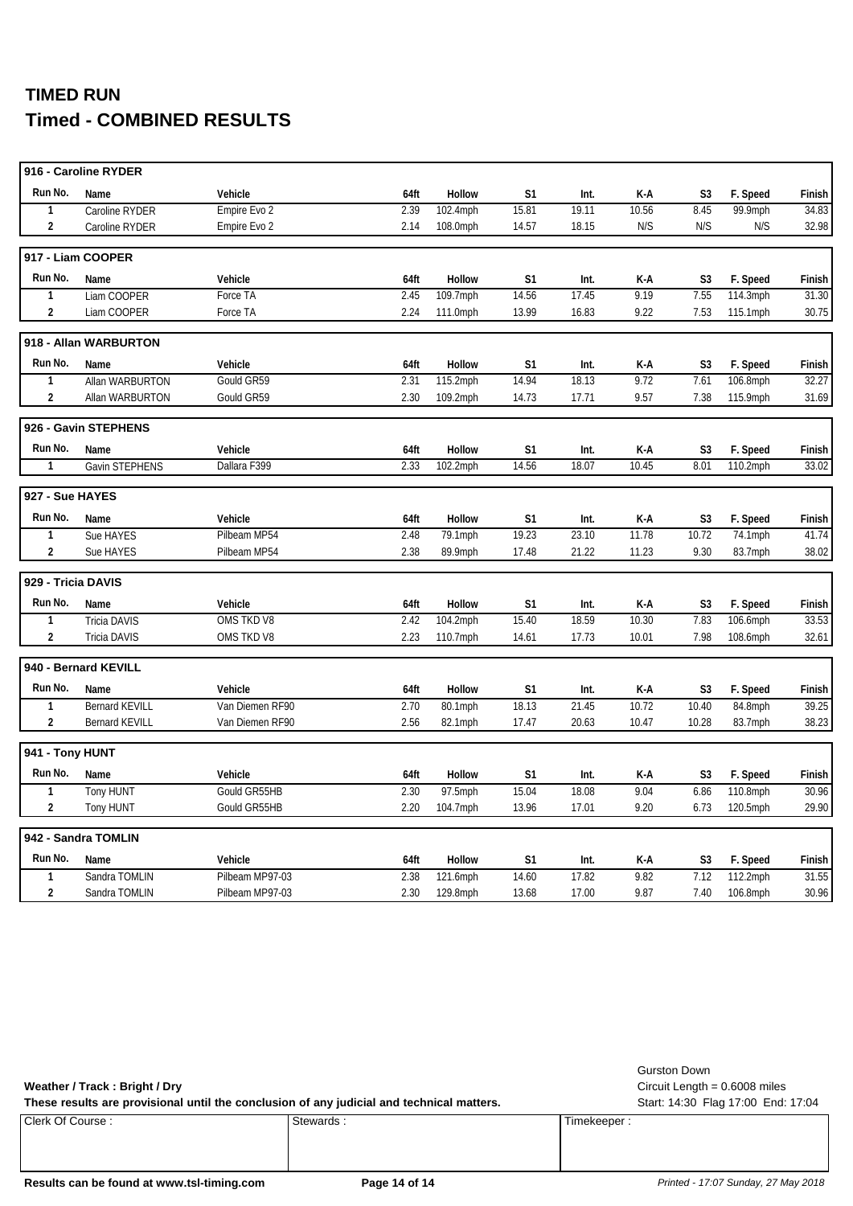# TIMED RUN
## Timed - COMBINED RESULTS

### 916 - Caroline RYDER

| Run No. | Name | Vehicle | 64ft | Hollow | S1 | Int. | K-A | S3 | F. Speed | Finish |
|---|---|---|---|---|---|---|---|---|---|---|
| 1 | Caroline RYDER | Empire Evo 2 | 2.39 | 102.4mph | 15.81 | 19.11 | 10.56 | 8.45 | 99.9mph | 34.83 |
| 2 | Caroline RYDER | Empire Evo 2 | 2.14 | 108.0mph | 14.57 | 18.15 | N/S | N/S | N/S | 32.98 |

### 917 - Liam COOPER

| Run No. | Name | Vehicle | 64ft | Hollow | S1 | Int. | K-A | S3 | F. Speed | Finish |
|---|---|---|---|---|---|---|---|---|---|---|
| 1 | Liam COOPER | Force TA | 2.45 | 109.7mph | 14.56 | 17.45 | 9.19 | 7.55 | 114.3mph | 31.30 |
| 2 | Liam COOPER | Force TA | 2.24 | 111.0mph | 13.99 | 16.83 | 9.22 | 7.53 | 115.1mph | 30.75 |

### 918 - Allan WARBURTON

| Run No. | Name | Vehicle | 64ft | Hollow | S1 | Int. | K-A | S3 | F. Speed | Finish |
|---|---|---|---|---|---|---|---|---|---|---|
| 1 | Allan WARBURTON | Gould GR59 | 2.31 | 115.2mph | 14.94 | 18.13 | 9.72 | 7.61 | 106.8mph | 32.27 |
| 2 | Allan WARBURTON | Gould GR59 | 2.30 | 109.2mph | 14.73 | 17.71 | 9.57 | 7.38 | 115.9mph | 31.69 |

### 926 - Gavin STEPHENS

| Run No. | Name | Vehicle | 64ft | Hollow | S1 | Int. | K-A | S3 | F. Speed | Finish |
|---|---|---|---|---|---|---|---|---|---|---|
| 1 | Gavin STEPHENS | Dallara F399 | 2.33 | 102.2mph | 14.56 | 18.07 | 10.45 | 8.01 | 110.2mph | 33.02 |

### 927 - Sue HAYES

| Run No. | Name | Vehicle | 64ft | Hollow | S1 | Int. | K-A | S3 | F. Speed | Finish |
|---|---|---|---|---|---|---|---|---|---|---|
| 1 | Sue HAYES | Pilbeam MP54 | 2.48 | 79.1mph | 19.23 | 23.10 | 11.78 | 10.72 | 74.1mph | 41.74 |
| 2 | Sue HAYES | Pilbeam MP54 | 2.38 | 89.9mph | 17.48 | 21.22 | 11.23 | 9.30 | 83.7mph | 38.02 |

### 929 - Tricia DAVIS

| Run No. | Name | Vehicle | 64ft | Hollow | S1 | Int. | K-A | S3 | F. Speed | Finish |
|---|---|---|---|---|---|---|---|---|---|---|
| 1 | Tricia DAVIS | OMS TKD V8 | 2.42 | 104.2mph | 15.40 | 18.59 | 10.30 | 7.83 | 106.6mph | 33.53 |
| 2 | Tricia DAVIS | OMS TKD V8 | 2.23 | 110.7mph | 14.61 | 17.73 | 10.01 | 7.98 | 108.6mph | 32.61 |

### 940 - Bernard KEVILL

| Run No. | Name | Vehicle | 64ft | Hollow | S1 | Int. | K-A | S3 | F. Speed | Finish |
|---|---|---|---|---|---|---|---|---|---|---|
| 1 | Bernard KEVILL | Van Diemen RF90 | 2.70 | 80.1mph | 18.13 | 21.45 | 10.72 | 10.40 | 84.8mph | 39.25 |
| 2 | Bernard KEVILL | Van Diemen RF90 | 2.56 | 82.1mph | 17.47 | 20.63 | 10.47 | 10.28 | 83.7mph | 38.23 |

### 941 - Tony HUNT

| Run No. | Name | Vehicle | 64ft | Hollow | S1 | Int. | K-A | S3 | F. Speed | Finish |
|---|---|---|---|---|---|---|---|---|---|---|
| 1 | Tony HUNT | Gould GR55HB | 2.30 | 97.5mph | 15.04 | 18.08 | 9.04 | 6.86 | 110.8mph | 30.96 |
| 2 | Tony HUNT | Gould GR55HB | 2.20 | 104.7mph | 13.96 | 17.01 | 9.20 | 6.73 | 120.5mph | 29.90 |

### 942 - Sandra TOMLIN

| Run No. | Name | Vehicle | 64ft | Hollow | S1 | Int. | K-A | S3 | F. Speed | Finish |
|---|---|---|---|---|---|---|---|---|---|---|
| 1 | Sandra TOMLIN | Pilbeam MP97-03 | 2.38 | 121.6mph | 14.60 | 17.82 | 9.82 | 7.12 | 112.2mph | 31.55 |
| 2 | Sandra TOMLIN | Pilbeam MP97-03 | 2.30 | 129.8mph | 13.68 | 17.00 | 9.87 | 7.40 | 106.8mph | 30.96 |

**Weather / Track : Bright / Dry**

**These results are provisional until the conclusion of any judicial and technical matters.**

Gurston Down
Circuit Length = 0.6008 miles
Start: 14:30 Flag 17:00 End: 17:04

| Clerk Of Course : | Stewards : | Timekeeper : |
|---|---|---|
| | | |

**Results can be found at www.tsl-timing.com**

*Printed - 17:07 Sunday, 27 May 2018*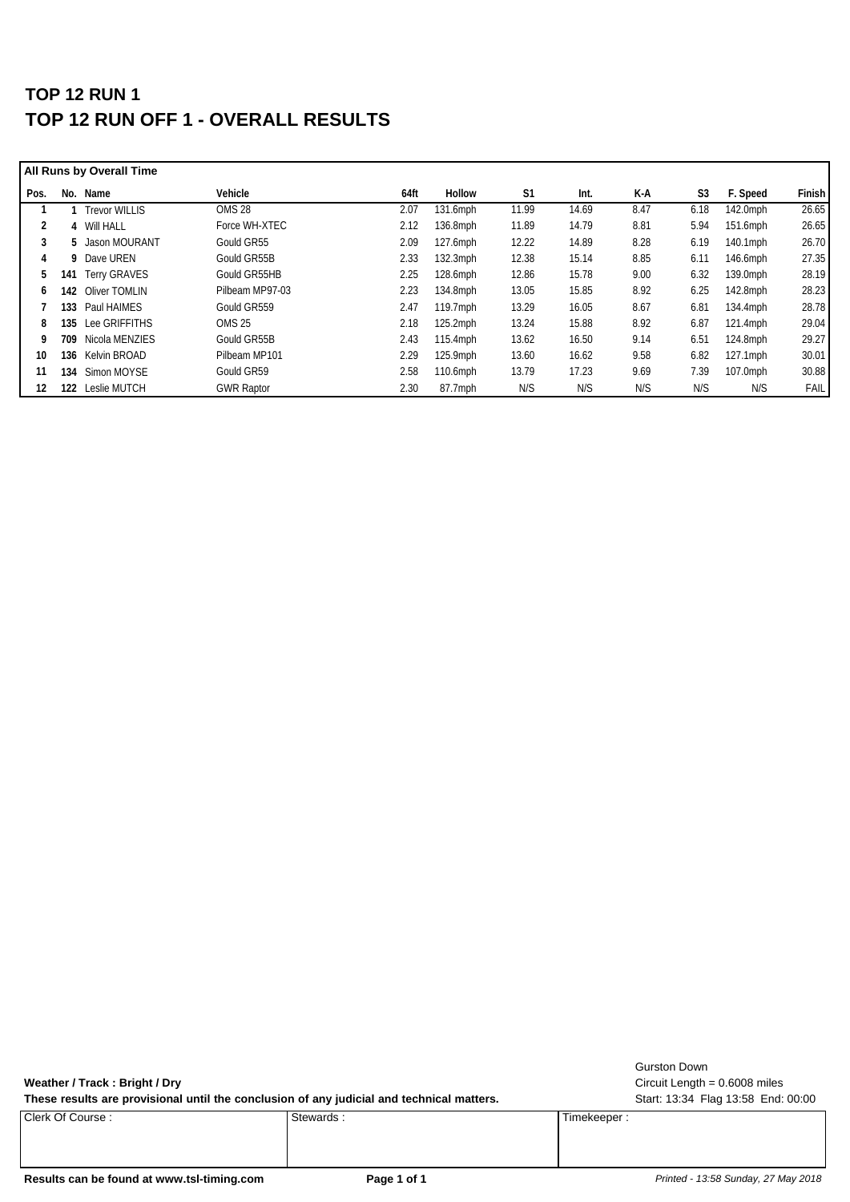# TOP 12 RUN 1

# TOP 12 RUN OFF 1 - OVERALL RESULTS

**All Runs by Overall Time**

| Pos. | No. | Name | Vehicle | 64ft | Hollow | S1 | Int. | K-A | S3 | F. Speed | Finish |
|---|---|---|---|---|---|---|---|---|---|---|---|
| 1 | 1 | Trevor WILLIS | OMS 28 | 2.07 | 131.6mph | 11.99 | 14.69 | 8.47 | 6.18 | 142.0mph | 26.65 |
| 2 | 4 | Will HALL | Force WH-XTEC | 2.12 | 136.8mph | 11.89 | 14.79 | 8.81 | 5.94 | 151.6mph | 26.65 |
| 3 | 5 | Jason MOURANT | Gould GR55 | 2.09 | 127.6mph | 12.22 | 14.89 | 8.28 | 6.19 | 140.1mph | 26.70 |
| 4 | 9 | Dave UREN | Gould GR55B | 2.33 | 132.3mph | 12.38 | 15.14 | 8.85 | 6.11 | 146.6mph | 27.35 |
| 5 | 141 | Terry GRAVES | Gould GR55HB | 2.25 | 128.6mph | 12.86 | 15.78 | 9.00 | 6.32 | 139.0mph | 28.19 |
| 6 | 142 | Oliver TOMLIN | Pilbeam MP97-03 | 2.23 | 134.8mph | 13.05 | 15.85 | 8.92 | 6.25 | 142.8mph | 28.23 |
| 7 | 133 | Paul HAIMES | Gould GR559 | 2.47 | 119.7mph | 13.29 | 16.05 | 8.67 | 6.81 | 134.4mph | 28.78 |
| 8 | 135 | Lee GRIFFITHS | OMS 25 | 2.18 | 125.2mph | 13.24 | 15.88 | 8.92 | 6.87 | 121.4mph | 29.04 |
| 9 | 709 | Nicola MENZIES | Gould GR55B | 2.43 | 115.4mph | 13.62 | 16.50 | 9.14 | 6.51 | 124.8mph | 29.27 |
| 10 | 136 | Kelvin BROAD | Pilbeam MP101 | 2.29 | 125.9mph | 13.60 | 16.62 | 9.58 | 6.82 | 127.1mph | 30.01 |
| 11 | 134 | Simon MOYSE | Gould GR59 | 2.58 | 110.6mph | 13.79 | 17.23 | 9.69 | 7.39 | 107.0mph | 30.88 |
| 12 | 122 | Leslie MUTCH | GWR Raptor | 2.30 | 87.7mph | N/S | N/S | N/S | N/S | N/S | FAIL |

**Weather / Track : Bright / Dry**

**These results are provisional until the conclusion of any judicial and technical matters.**

Gurston Down
Circuit Length = 0.6008 miles
Start: 13:34 Flag 13:58 End: 00:00

| Clerk Of Course : | Stewards : | Timekeeper : |
|---|---|---|
| | | |

**Results can be found at www.tsl-timing.com**

*Printed - 13:58 Sunday, 27 May 2018*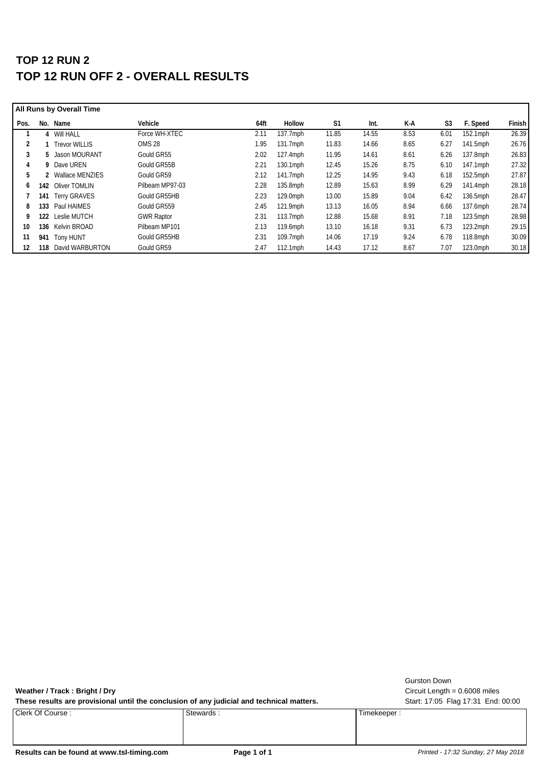# TOP 12 RUN 2

# TOP 12 RUN OFF 2 - OVERALL RESULTS

**All Runs by Overall Time**

| Pos. | No. | Name | Vehicle | 64ft | Hollow | S1 | Int. | K-A | S3 | F. Speed | Finish |
|---|---|---|---|---|---|---|---|---|---|---|---|
| 1 | 4 | Will HALL | Force WH-XTEC | 2.11 | 137.7mph | 11.85 | 14.55 | 8.53 | 6.01 | 152.1mph | 26.39 |
| 2 | 1 | Trevor WILLIS | OMS 28 | 1.95 | 131.7mph | 11.83 | 14.66 | 8.65 | 6.27 | 141.5mph | 26.76 |
| 3 | 5 | Jason MOURANT | Gould GR55 | 2.02 | 127.4mph | 11.95 | 14.61 | 8.61 | 6.26 | 137.8mph | 26.83 |
| 4 | 9 | Dave UREN | Gould GR55B | 2.21 | 130.1mph | 12.45 | 15.26 | 8.75 | 6.10 | 147.1mph | 27.32 |
| 5 | 2 | Wallace MENZIES | Gould GR59 | 2.12 | 141.7mph | 12.25 | 14.95 | 9.43 | 6.18 | 152.5mph | 27.87 |
| 6 | 142 | Oliver TOMLIN | Pilbeam MP97-03 | 2.28 | 135.8mph | 12.89 | 15.63 | 8.99 | 6.29 | 141.4mph | 28.18 |
| 7 | 141 | Terry GRAVES | Gould GR55HB | 2.23 | 129.0mph | 13.00 | 15.89 | 9.04 | 6.42 | 136.5mph | 28.47 |
| 8 | 133 | Paul HAIMES | Gould GR559 | 2.45 | 121.9mph | 13.13 | 16.05 | 8.94 | 6.66 | 137.6mph | 28.74 |
| 9 | 122 | Leslie MUTCH | GWR Raptor | 2.31 | 113.7mph | 12.88 | 15.68 | 8.91 | 7.18 | 123.5mph | 28.98 |
| 10 | 136 | Kelvin BROAD | Pilbeam MP101 | 2.13 | 119.6mph | 13.10 | 16.18 | 9.31 | 6.73 | 123.2mph | 29.15 |
| 11 | 941 | Tony HUNT | Gould GR55HB | 2.31 | 109.7mph | 14.06 | 17.19 | 9.24 | 6.78 | 118.8mph | 30.09 |
| 12 | 118 | David WARBURTON | Gould GR59 | 2.47 | 112.1mph | 14.43 | 17.12 | 8.67 | 7.07 | 123.0mph | 30.18 |

**Weather / Track : Bright / Dry**

**These results are provisional until the conclusion of any judicial and technical matters.**

Gurston Down
Circuit Length = 0.6008 miles
Start: 17:05 Flag 17:31 End: 00:00

| Clerk Of Course : | Stewards : | Timekeeper : |
|---|---|---|
| | | |

**Results can be found at www.tsl-timing.com**

*Printed - 17:32 Sunday, 27 May 2018*